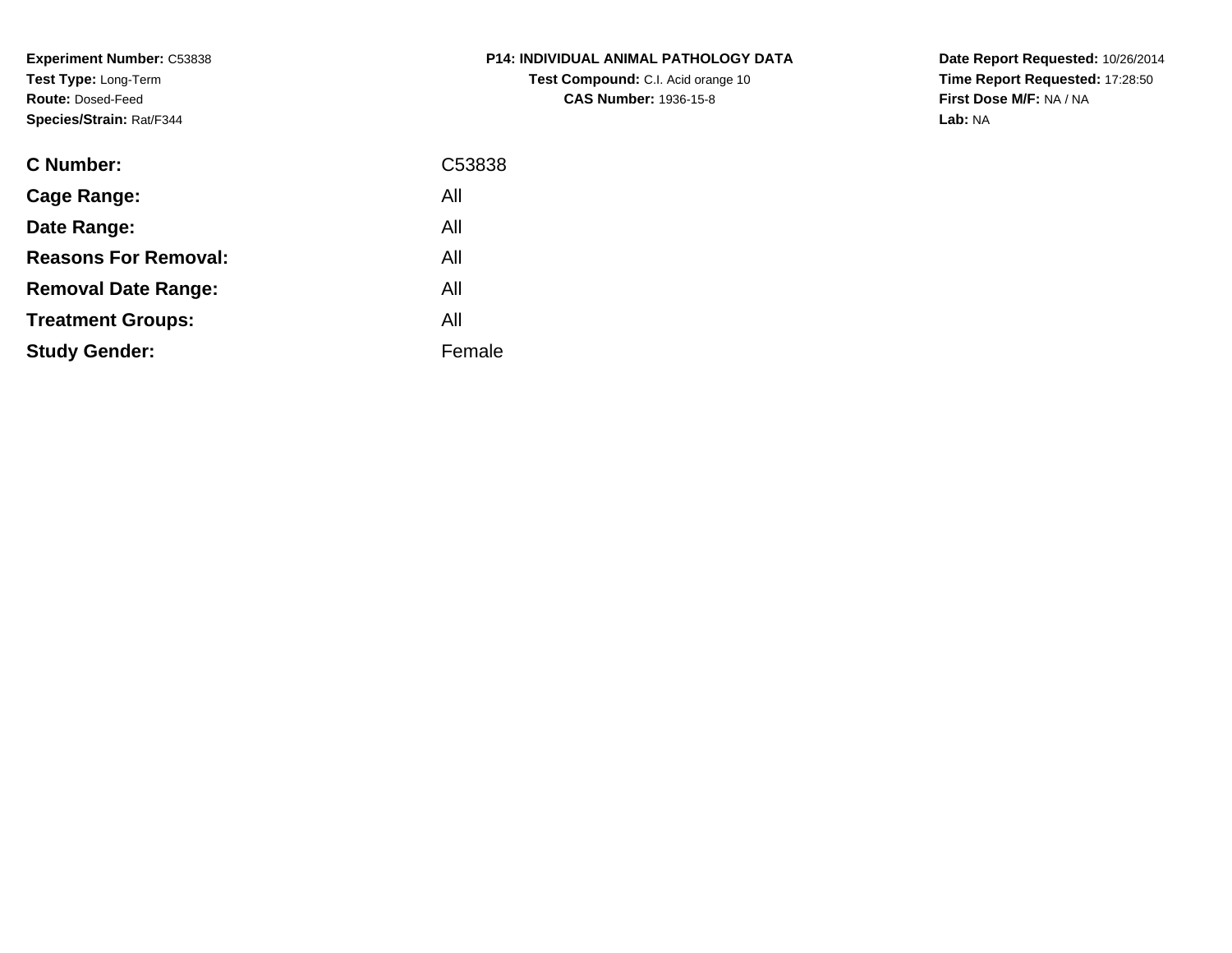**Experiment Number:** C53838
**Test Type:** Long-Term
**Route:** Dosed-Feed
**Species/Strain:** Rat/F344

**P14: INDIVIDUAL ANIMAL PATHOLOGY DATA**
**Test Compound:** C.I. Acid orange 10
**CAS Number:** 1936-15-8

**Date Report Requested:** 10/26/2014
**Time Report Requested:** 17:28:50
**First Dose M/F:** NA / NA
**Lab:** NA

| | |
|---|---|
| **C Number:** | C53838 |
| **Cage Range:** | All |
| **Date Range:** | All |
| **Reasons For Removal:** | All |
| **Removal Date Range:** | All |
| **Treatment Groups:** | All |
| **Study Gender:** | Female |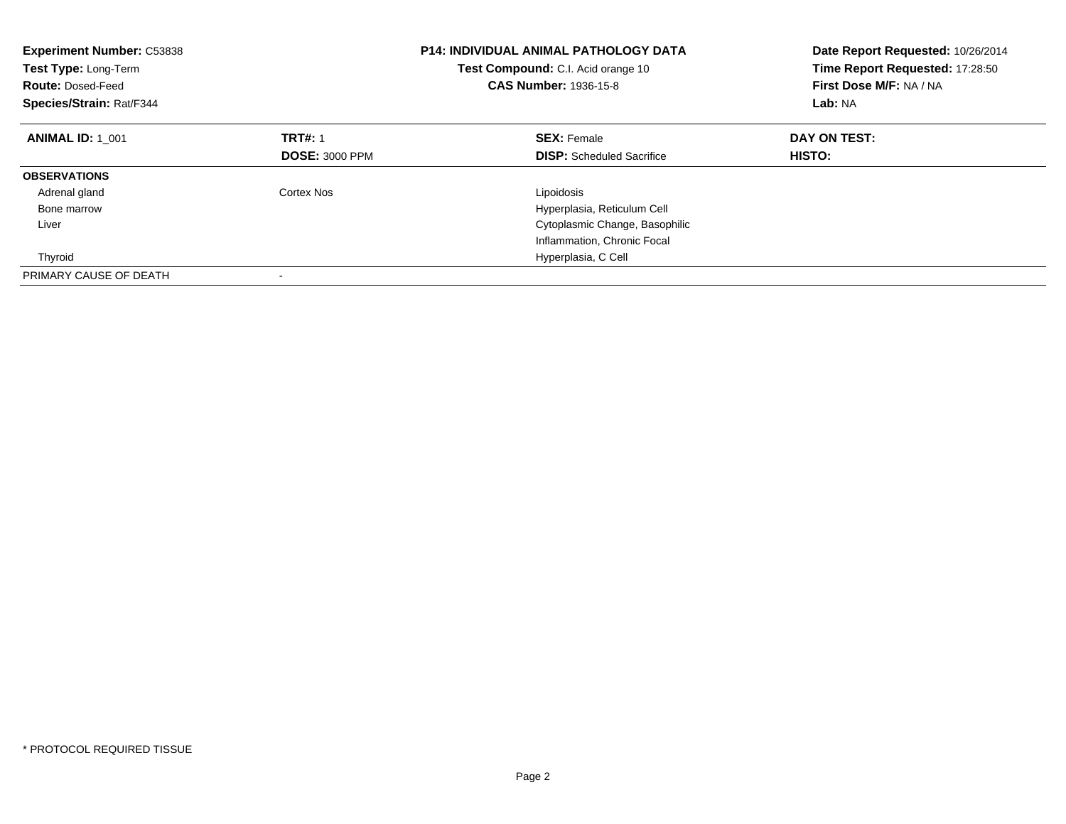**Experiment Number:** C53838
**Test Type:** Long-Term
**Route:** Dosed-Feed
**Species/Strain:** Rat/F344

**P14: INDIVIDUAL ANIMAL PATHOLOGY DATA**
**Test Compound:** C.I. Acid orange 10
**CAS Number:** 1936-15-8

**Date Report Requested:** 10/26/2014
**Time Report Requested:** 17:28:50
**First Dose M/F:** NA / NA
**Lab:** NA

| **ANIMAL ID:** 1_001 | **TRT#:** 1 | **SEX:** Female | **DAY ON TEST:** |
|---|---|---|---|
| | **DOSE:** 3000 PPM | **DISP:** Scheduled Sacrifice | **HISTO:** |
| **OBSERVATIONS** | | | |
| Adrenal gland | Cortex Nos | Lipoidosis | |
| Bone marrow | | Hyperplasia, Reticulum Cell | |
| Liver | | Cytoplasmic Change, Basophilic | |
| | | Inflammation, Chronic Focal | |
| Thyroid | | Hyperplasia, C Cell | |
| PRIMARY CAUSE OF DEATH | - | | |

* PROTOCOL REQUIRED TISSUE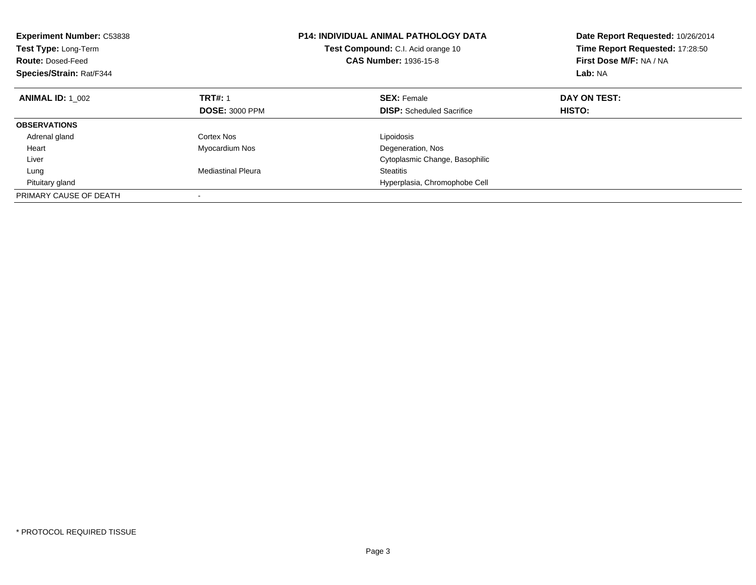**Experiment Number:** C53838
**Test Type:** Long-Term
**Route:** Dosed-Feed
**Species/Strain:** Rat/F344

**P14: INDIVIDUAL ANIMAL PATHOLOGY DATA**
**Test Compound:** C.I. Acid orange 10
**CAS Number:** 1936-15-8

**Date Report Requested:** 10/26/2014
**Time Report Requested:** 17:28:50
**First Dose M/F:** NA / NA
**Lab:** NA

| **ANIMAL ID:** 1_002 | **TRT#:** 1 | **SEX:** Female | **DAY ON TEST:** |
|---|---|---|---|
| | **DOSE:** 3000 PPM | **DISP:** Scheduled Sacrifice | **HISTO:** |
| **OBSERVATIONS** | | | |
| Adrenal gland | Cortex Nos | Lipoidosis | |
| Heart | Myocardium Nos | Degeneration, Nos | |
| Liver | | Cytoplasmic Change, Basophilic | |
| Lung | Mediastinal Pleura | Steatitis | |
| Pituitary gland | | Hyperplasia, Chromophobe Cell | |
| PRIMARY CAUSE OF DEATH | - | | |

* PROTOCOL REQUIRED TISSUE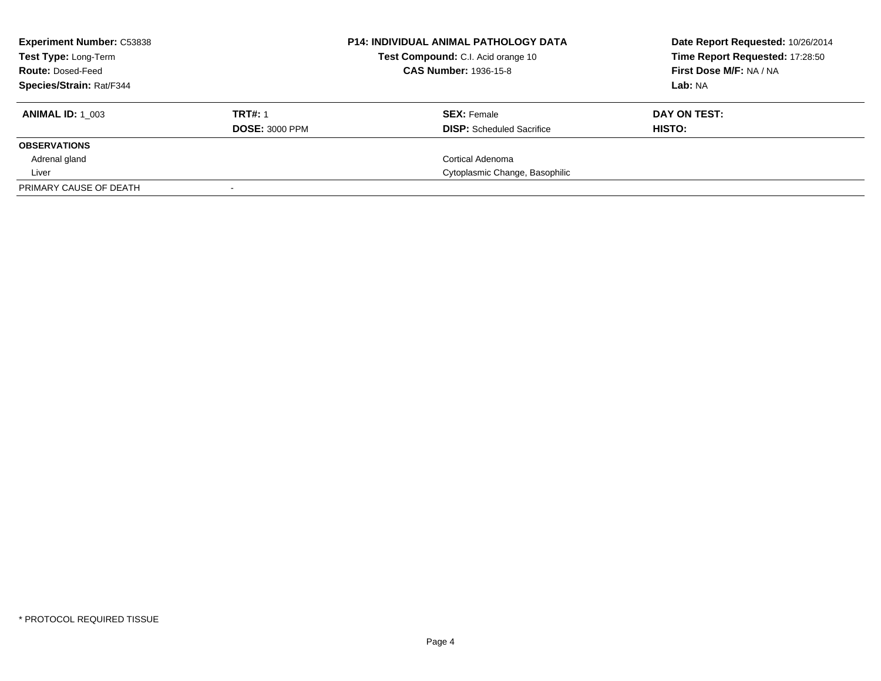**Experiment Number:** C53838
**Test Type:** Long-Term
**Route:** Dosed-Feed
**Species/Strain:** Rat/F344

**P14: INDIVIDUAL ANIMAL PATHOLOGY DATA**
**Test Compound:** C.I. Acid orange 10
**CAS Number:** 1936-15-8

**Date Report Requested:** 10/26/2014
**Time Report Requested:** 17:28:50
**First Dose M/F:** NA / NA
**Lab:** NA

| **ANIMAL ID:** 1_003 | **TRT#:** 1 | **SEX:** Female | **DAY ON TEST:** |
|---|---|---|---|
| | **DOSE:** 3000 PPM | **DISP:** Scheduled Sacrifice | **HISTO:** |
| **OBSERVATIONS** | | | |
| Adrenal gland | | Cortical Adenoma | |
| Liver | | Cytoplasmic Change, Basophilic | |
| PRIMARY CAUSE OF DEATH | - | | |

* PROTOCOL REQUIRED TISSUE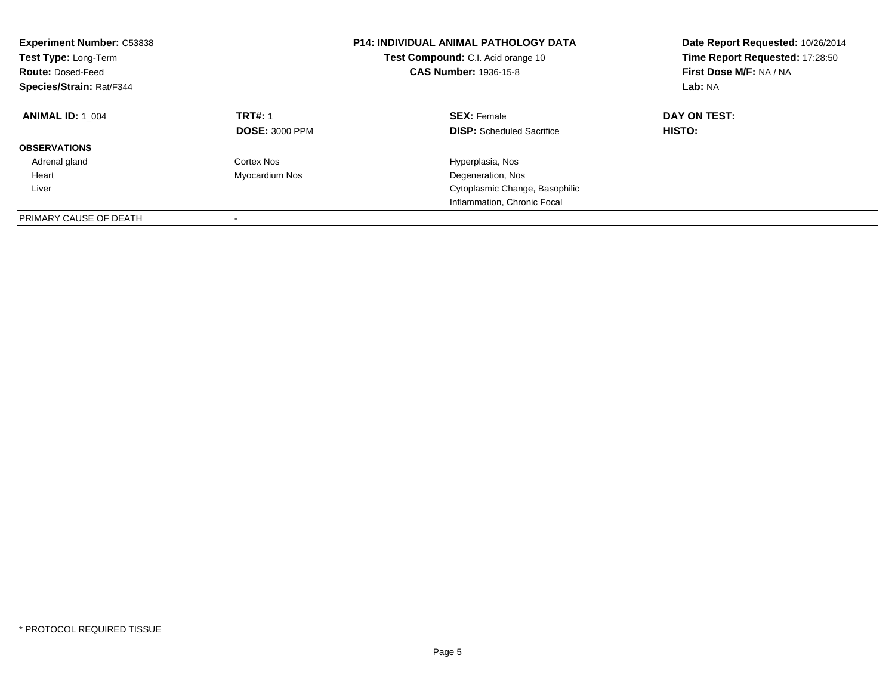**Experiment Number:** C53838
**Test Type:** Long-Term
**Route:** Dosed-Feed
**Species/Strain:** Rat/F344

**P14: INDIVIDUAL ANIMAL PATHOLOGY DATA**
**Test Compound:** C.I. Acid orange 10
**CAS Number:** 1936-15-8

**Date Report Requested:** 10/26/2014
**Time Report Requested:** 17:28:50
**First Dose M/F:** NA / NA
**Lab:** NA

| **ANIMAL ID:** 1_004 | **TRT#:** 1 | **SEX:** Female | **DAY ON TEST:** |
|---|---|---|---|
| | **DOSE:** 3000 PPM | **DISP:** Scheduled Sacrifice | **HISTO:** |
| **OBSERVATIONS** | | | |
| Adrenal gland | Cortex Nos | Hyperplasia, Nos | |
| Heart | Myocardium Nos | Degeneration, Nos | |
| Liver | | Cytoplasmic Change, Basophilic | |
| | | Inflammation, Chronic Focal | |
| PRIMARY CAUSE OF DEATH | - | | |

* PROTOCOL REQUIRED TISSUE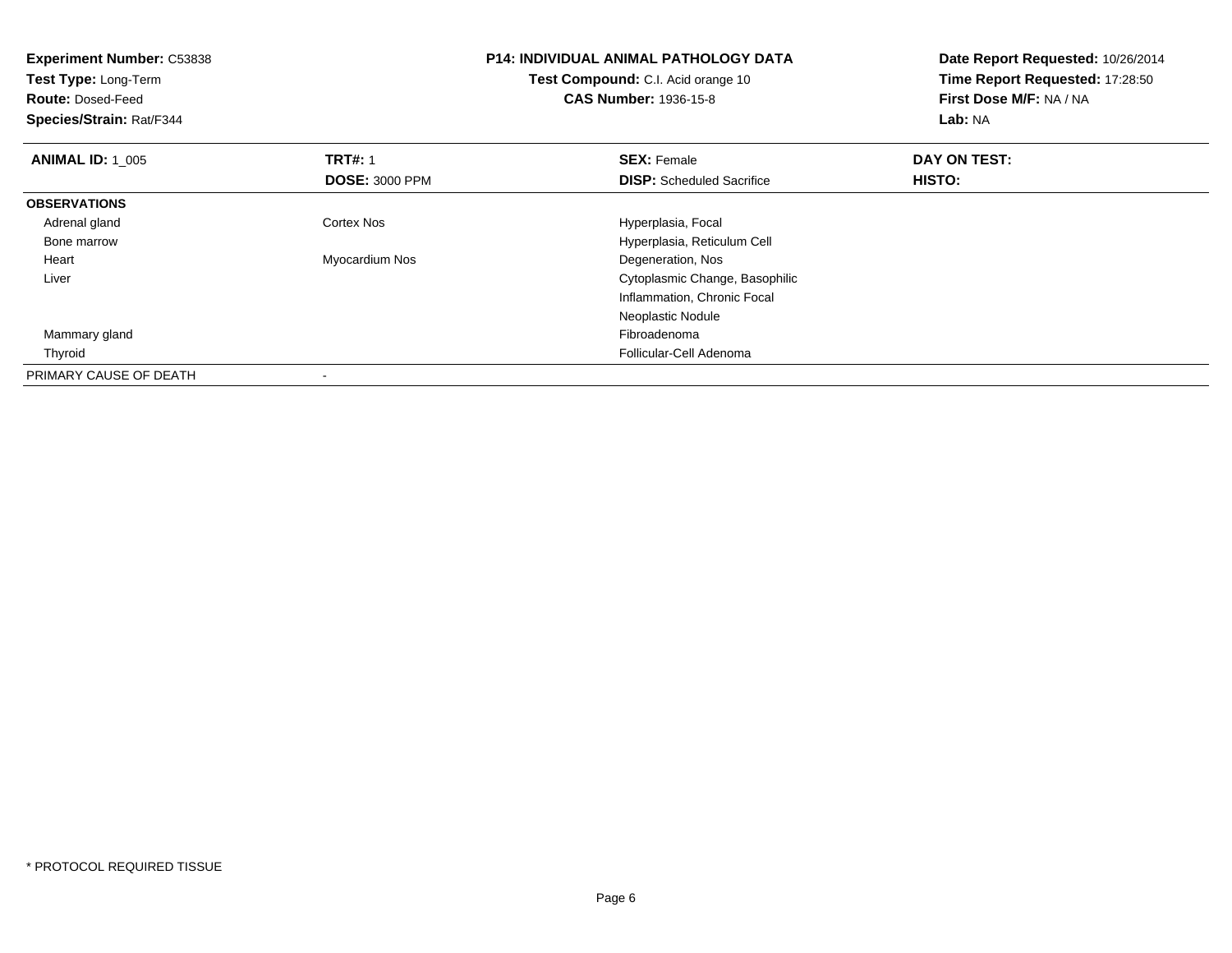**Experiment Number:** C53838
**Test Type:** Long-Term
**Route:** Dosed-Feed
**Species/Strain:** Rat/F344

**P14: INDIVIDUAL ANIMAL PATHOLOGY DATA**
**Test Compound:** C.I. Acid orange 10
**CAS Number:** 1936-15-8

**Date Report Requested:** 10/26/2014
**Time Report Requested:** 17:28:50
**First Dose M/F:** NA / NA
**Lab:** NA

| **ANIMAL ID:** 1_005 | **TRT#:** 1 | **SEX:** Female | **DAY ON TEST:** |
|---|---|---|---|
| | **DOSE:** 3000 PPM | **DISP:** Scheduled Sacrifice | **HISTO:** |
| **OBSERVATIONS** | | | |
| Adrenal gland | Cortex Nos | Hyperplasia, Focal | |
| Bone marrow | | Hyperplasia, Reticulum Cell | |
| Heart | Myocardium Nos | Degeneration, Nos | |
| Liver | | Cytoplasmic Change, Basophilic | |
| | | Inflammation, Chronic Focal | |
| | | Neoplastic Nodule | |
| Mammary gland | | Fibroadenoma | |
| Thyroid | | Follicular-Cell Adenoma | |
| PRIMARY CAUSE OF DEATH | - | | |

* PROTOCOL REQUIRED TISSUE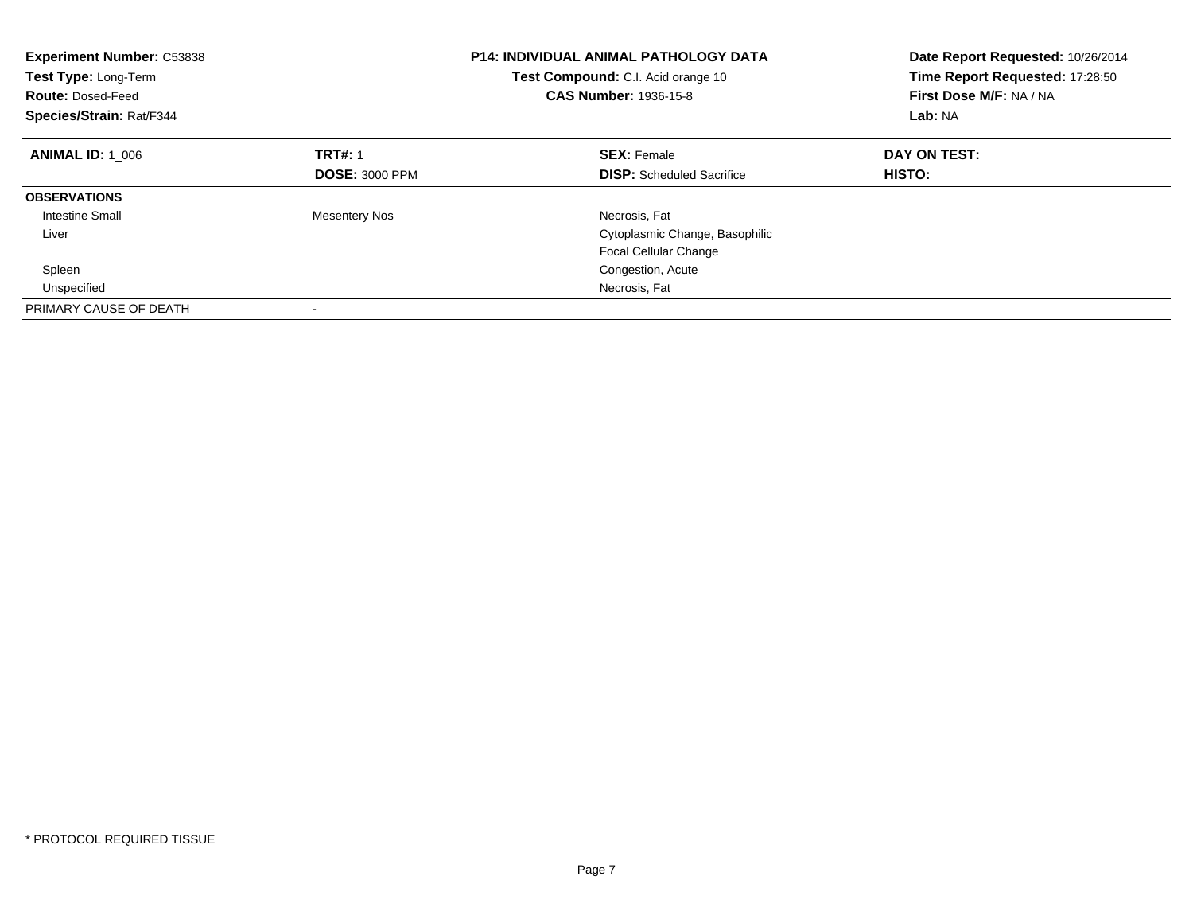**Experiment Number:** C53838
**Test Type:** Long-Term
**Route:** Dosed-Feed
**Species/Strain:** Rat/F344

**P14: INDIVIDUAL ANIMAL PATHOLOGY DATA**
**Test Compound:** C.I. Acid orange 10
**CAS Number:** 1936-15-8

**Date Report Requested:** 10/26/2014
**Time Report Requested:** 17:28:50
**First Dose M/F:** NA / NA
**Lab:** NA

| **ANIMAL ID:** 1_006 | **TRT#:** 1 | **SEX:** Female | **DAY ON TEST:** |
|---|---|---|---|
| | **DOSE:** 3000 PPM | **DISP:** Scheduled Sacrifice | **HISTO:** |
| **OBSERVATIONS** | | | |
| Intestine Small | Mesentery Nos | Necrosis, Fat | |
| Liver | | Cytoplasmic Change, Basophilic | |
| | | Focal Cellular Change | |
| Spleen | | Congestion, Acute | |
| Unspecified | | Necrosis, Fat | |
| PRIMARY CAUSE OF DEATH | - | | |

* PROTOCOL REQUIRED TISSUE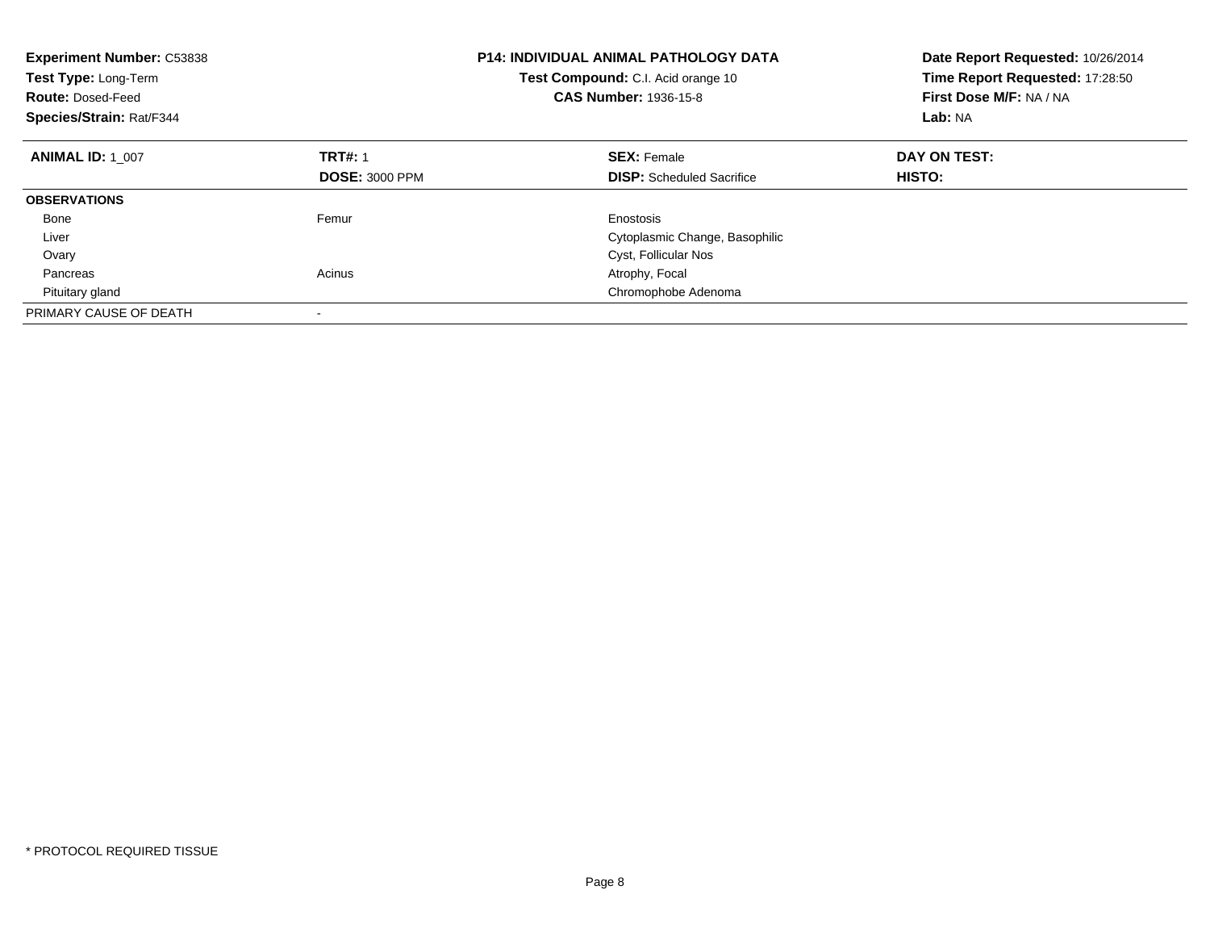**Experiment Number:** C53838
**Test Type:** Long-Term
**Route:** Dosed-Feed
**Species/Strain:** Rat/F344

**P14: INDIVIDUAL ANIMAL PATHOLOGY DATA**
**Test Compound:** C.I. Acid orange 10
**CAS Number:** 1936-15-8

**Date Report Requested:** 10/26/2014
**Time Report Requested:** 17:28:50
**First Dose M/F:** NA / NA
**Lab:** NA

| **ANIMAL ID:** 1_007 | **TRT#:** 1 | **SEX:** Female | **DAY ON TEST:** |
|---|---|---|---|
| | **DOSE:** 3000 PPM | **DISP:** Scheduled Sacrifice | **HISTO:** |
| **OBSERVATIONS** | | | |
| Bone | Femur | Enostosis | |
| Liver | | Cytoplasmic Change, Basophilic | |
| Ovary | | Cyst, Follicular Nos | |
| Pancreas | Acinus | Atrophy, Focal | |
| Pituitary gland | | Chromophobe Adenoma | |
| PRIMARY CAUSE OF DEATH | - | | |

* PROTOCOL REQUIRED TISSUE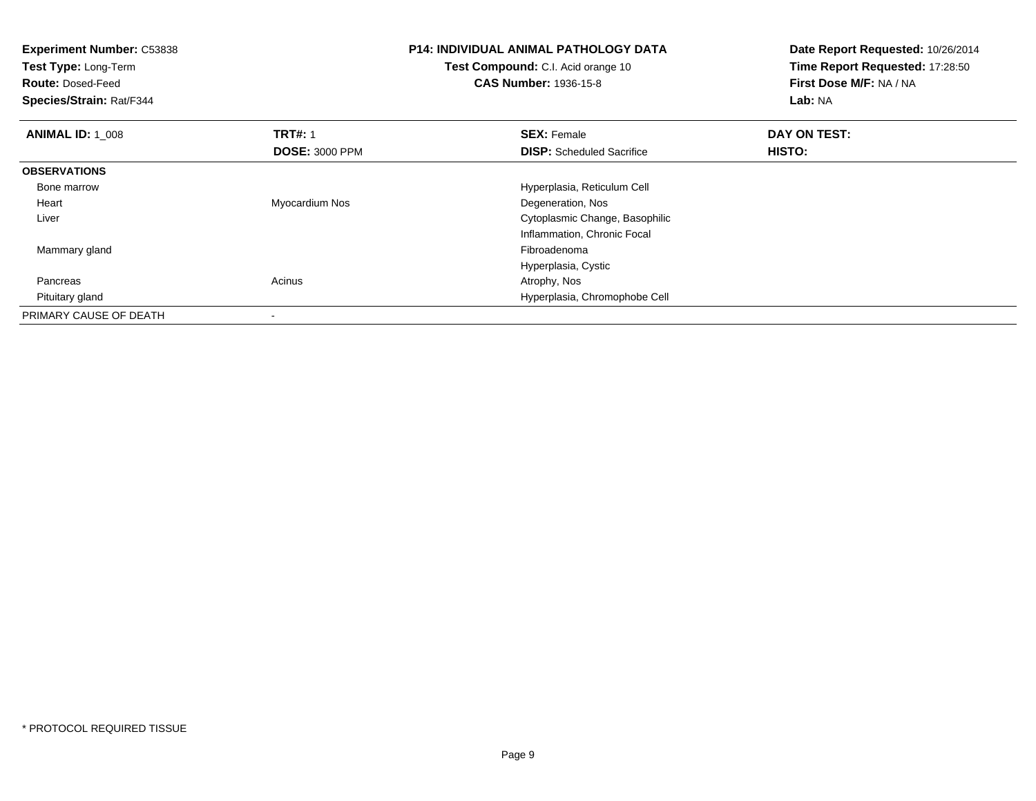**Experiment Number:** C53838
**Test Type:** Long-Term
**Route:** Dosed-Feed
**Species/Strain:** Rat/F344

**P14: INDIVIDUAL ANIMAL PATHOLOGY DATA**
**Test Compound:** C.I. Acid orange 10
**CAS Number:** 1936-15-8

**Date Report Requested:** 10/26/2014
**Time Report Requested:** 17:28:50
**First Dose M/F:** NA / NA
**Lab:** NA

| **ANIMAL ID:** 1_008 | **TRT#:** 1 | **SEX:** Female | **DAY ON TEST:** |
|---|---|---|---|
| | **DOSE:** 3000 PPM | **DISP:** Scheduled Sacrifice | **HISTO:** |
| **OBSERVATIONS** | | | |
| Bone marrow | | Hyperplasia, Reticulum Cell | |
| Heart | Myocardium Nos | Degeneration, Nos | |
| Liver | | Cytoplasmic Change, Basophilic | |
| | | Inflammation, Chronic Focal | |
| Mammary gland | | Fibroadenoma | |
| | | Hyperplasia, Cystic | |
| Pancreas | Acinus | Atrophy, Nos | |
| Pituitary gland | | Hyperplasia, Chromophobe Cell | |
| PRIMARY CAUSE OF DEATH | - | | |

* PROTOCOL REQUIRED TISSUE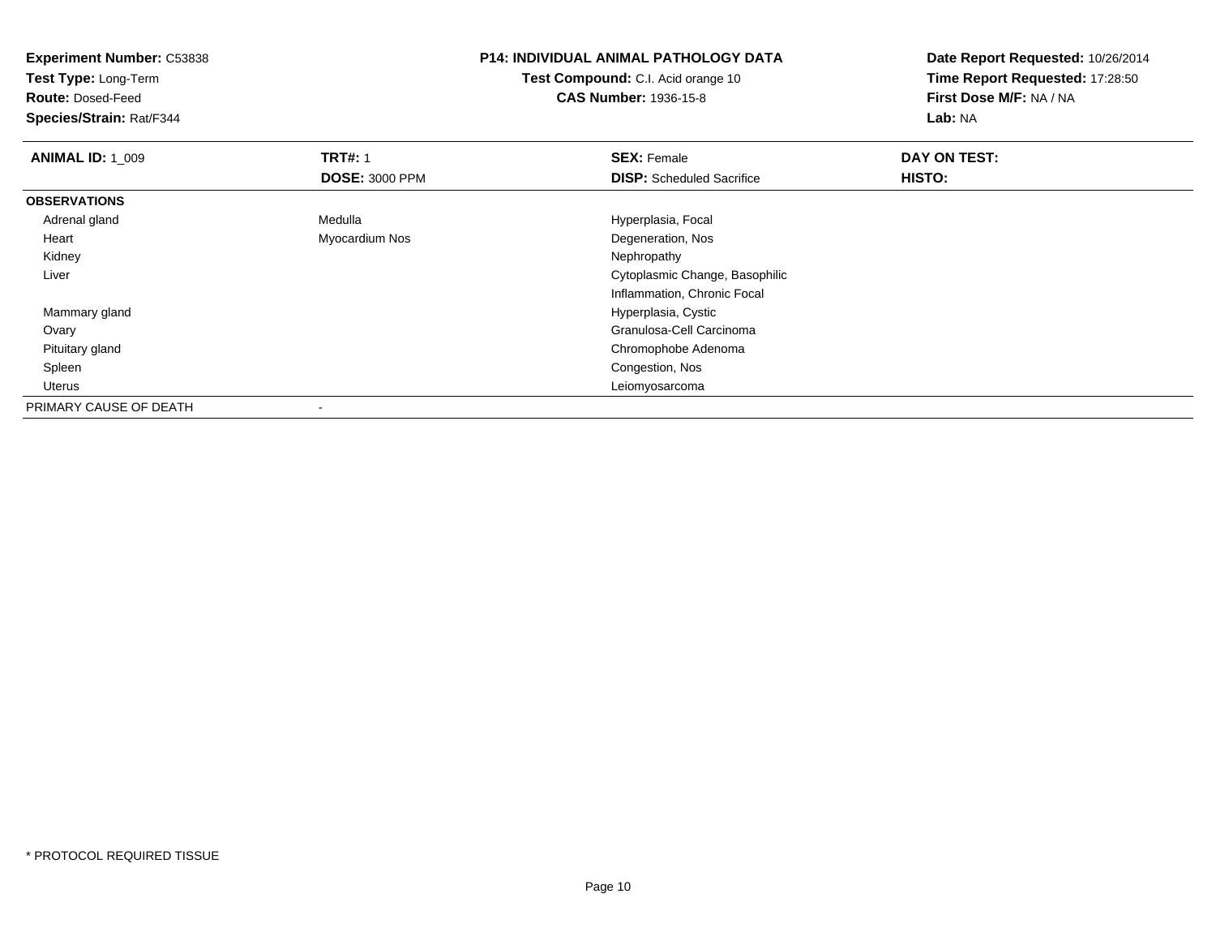**Experiment Number:** C53838
**Test Type:** Long-Term
**Route:** Dosed-Feed
**Species/Strain:** Rat/F344

**P14: INDIVIDUAL ANIMAL PATHOLOGY DATA**
**Test Compound:** C.I. Acid orange 10
**CAS Number:** 1936-15-8

**Date Report Requested:** 10/26/2014
**Time Report Requested:** 17:28:50
**First Dose M/F:** NA / NA
**Lab:** NA

| **ANIMAL ID:** 1_009 | **TRT#:** 1 | **SEX:** Female | **DAY ON TEST:** |
|---|---|---|---|
| | **DOSE:** 3000 PPM | **DISP:** Scheduled Sacrifice | **HISTO:** |
| **OBSERVATIONS** | | | |
| Adrenal gland | Medulla | Hyperplasia, Focal | |
| Heart | Myocardium Nos | Degeneration, Nos | |
| Kidney | | Nephropathy | |
| Liver | | Cytoplasmic Change, Basophilic | |
| | | Inflammation, Chronic Focal | |
| Mammary gland | | Hyperplasia, Cystic | |
| Ovary | | Granulosa-Cell Carcinoma | |
| Pituitary gland | | Chromophobe Adenoma | |
| Spleen | | Congestion, Nos | |
| Uterus | | Leiomyosarcoma | |
| PRIMARY CAUSE OF DEATH | - | | |

* PROTOCOL REQUIRED TISSUE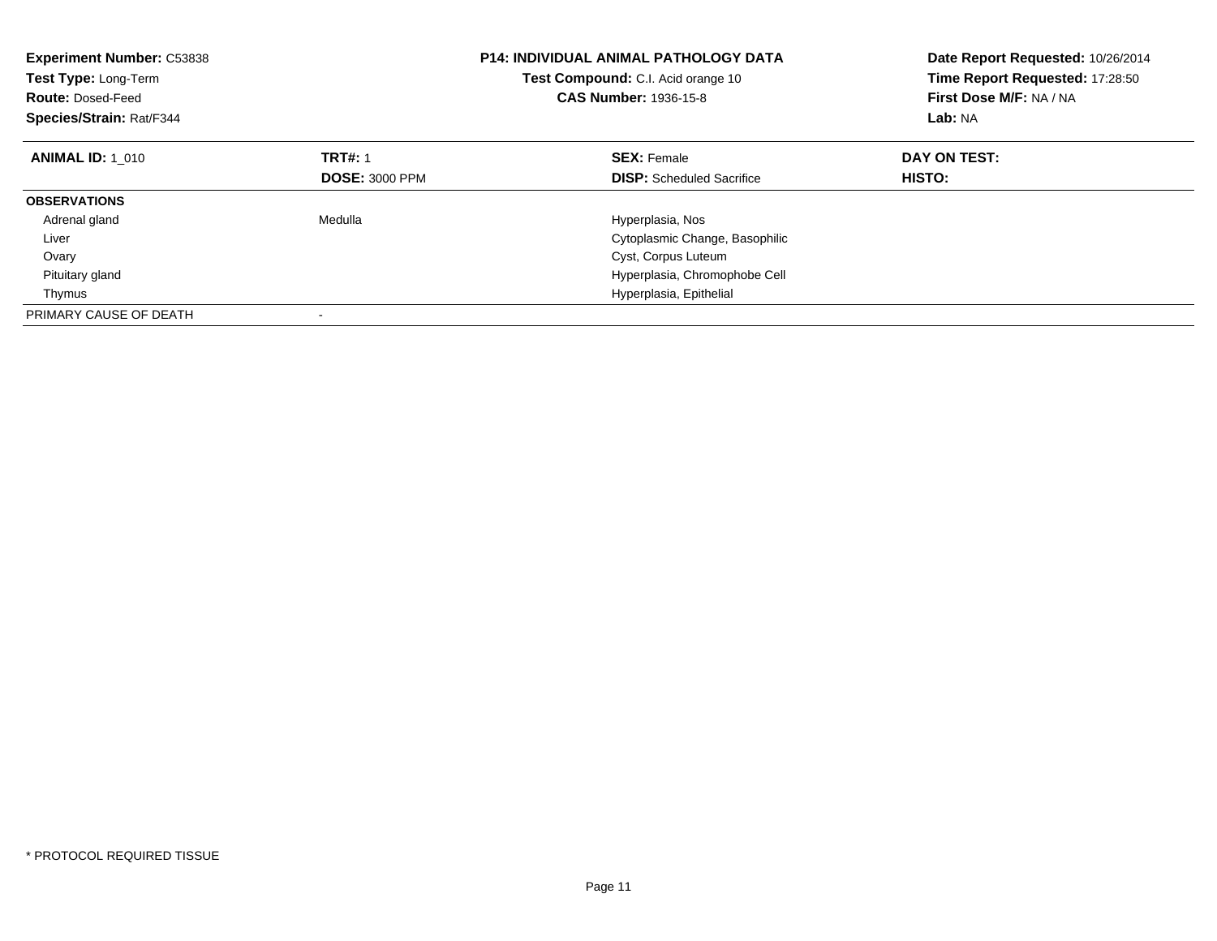**Experiment Number:** C53838
**Test Type:** Long-Term
**Route:** Dosed-Feed
**Species/Strain:** Rat/F344

**P14: INDIVIDUAL ANIMAL PATHOLOGY DATA**
**Test Compound:** C.I. Acid orange 10
**CAS Number:** 1936-15-8

**Date Report Requested:** 10/26/2014
**Time Report Requested:** 17:28:50
**First Dose M/F:** NA / NA
**Lab:** NA

| **ANIMAL ID:** 1_010 | **TRT#:** 1 | **SEX:** Female | **DAY ON TEST:** |
|---|---|---|---|
| | **DOSE:** 3000 PPM | **DISP:** Scheduled Sacrifice | **HISTO:** |
| **OBSERVATIONS** | | | |
| Adrenal gland | Medulla | Hyperplasia, Nos | |
| Liver | | Cytoplasmic Change, Basophilic | |
| Ovary | | Cyst, Corpus Luteum | |
| Pituitary gland | | Hyperplasia, Chromophobe Cell | |
| Thymus | | Hyperplasia, Epithelial | |
| PRIMARY CAUSE OF DEATH | - | | |

* PROTOCOL REQUIRED TISSUE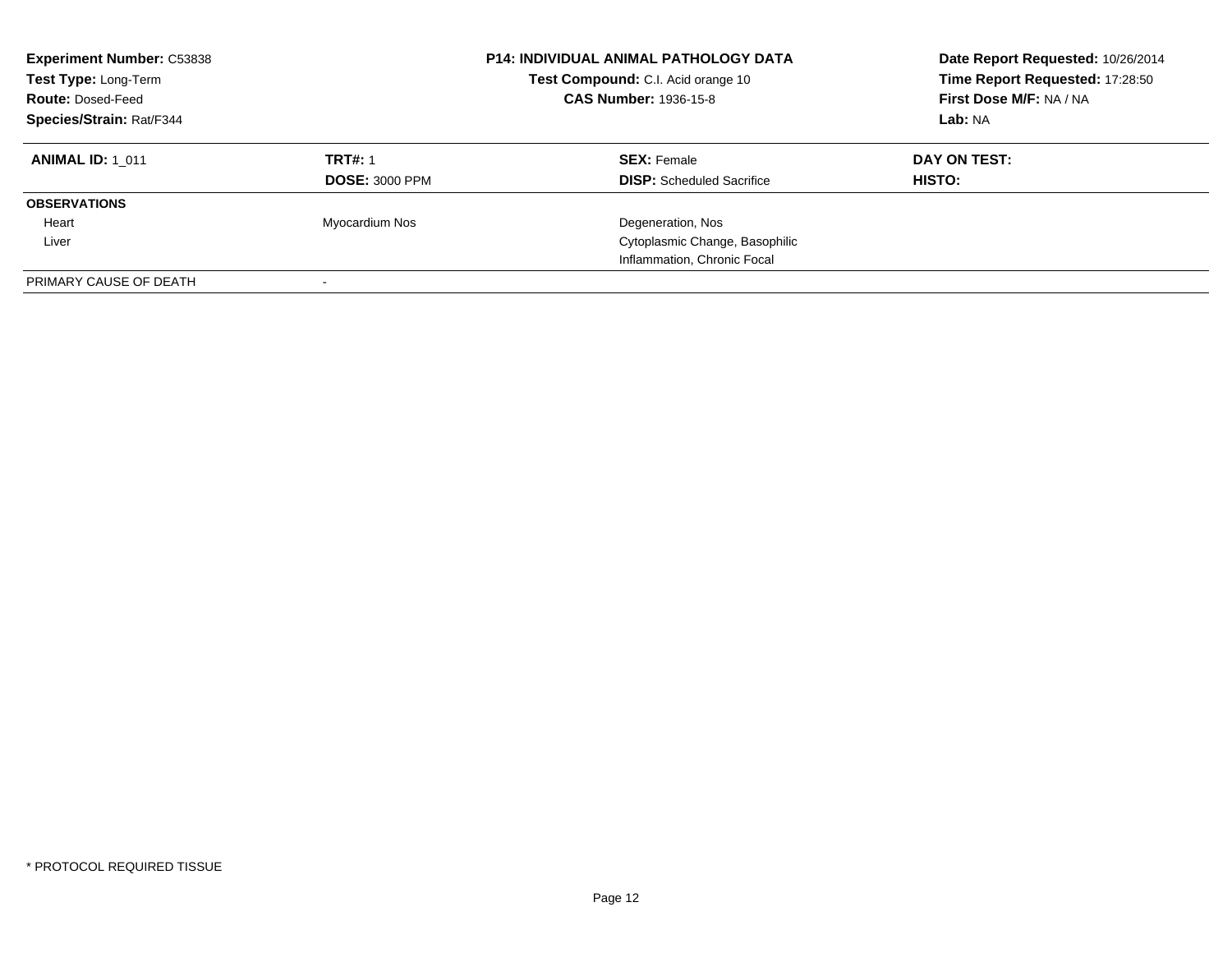**Experiment Number:** C53838
**Test Type:** Long-Term
**Route:** Dosed-Feed
**Species/Strain:** Rat/F344

**P14: INDIVIDUAL ANIMAL PATHOLOGY DATA**
**Test Compound:** C.I. Acid orange 10
**CAS Number:** 1936-15-8

**Date Report Requested:** 10/26/2014
**Time Report Requested:** 17:28:50
**First Dose M/F:** NA / NA
**Lab:** NA

| **ANIMAL ID:** 1_011 | **TRT#:** 1 | **SEX:** Female | **DAY ON TEST:** |
|---|---|---|---|
| | **DOSE:** 3000 PPM | **DISP:** Scheduled Sacrifice | **HISTO:** |
| **OBSERVATIONS** | | | |
| Heart | Myocardium Nos | Degeneration, Nos | |
| Liver | | Cytoplasmic Change, Basophilic | |
| | | Inflammation, Chronic Focal | |
| PRIMARY CAUSE OF DEATH | - | | |

* PROTOCOL REQUIRED TISSUE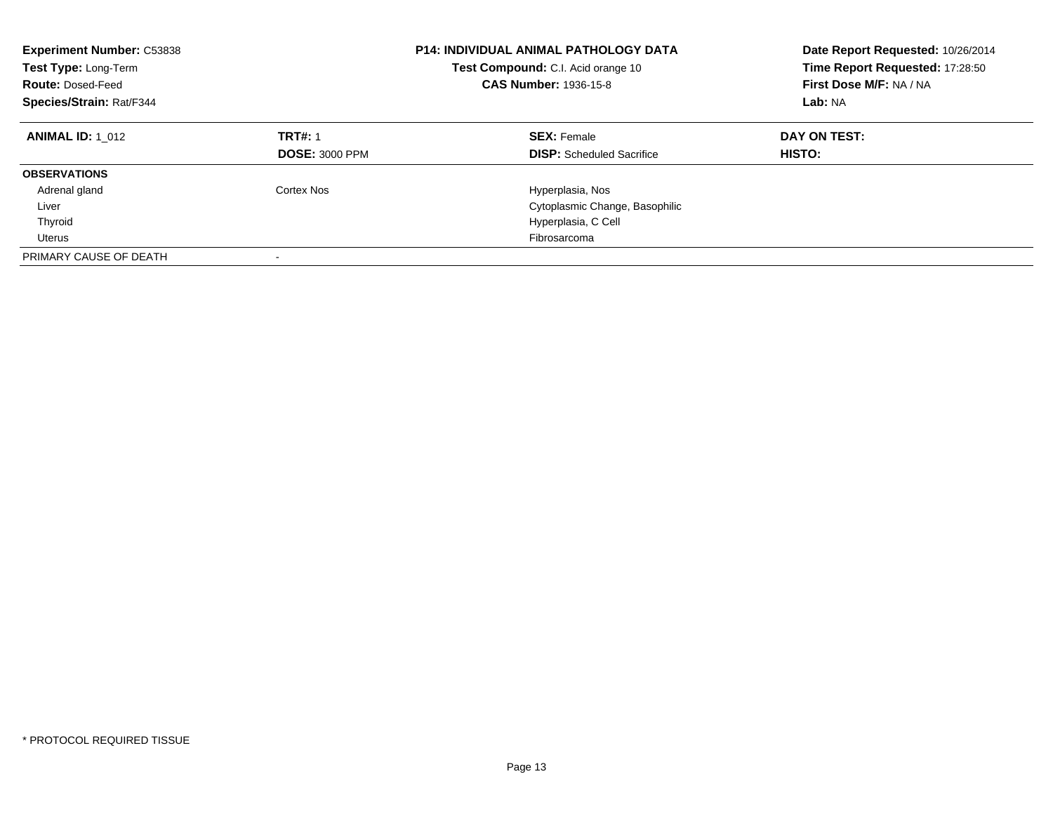**Experiment Number:** C53838
**Test Type:** Long-Term
**Route:** Dosed-Feed
**Species/Strain:** Rat/F344

**P14: INDIVIDUAL ANIMAL PATHOLOGY DATA**
**Test Compound:** C.I. Acid orange 10
**CAS Number:** 1936-15-8

**Date Report Requested:** 10/26/2014
**Time Report Requested:** 17:28:50
**First Dose M/F:** NA / NA
**Lab:** NA

| **ANIMAL ID:** 1_012 | **TRT#:** 1 | **SEX:** Female | **DAY ON TEST:** |
|---|---|---|---|
| | **DOSE:** 3000 PPM | **DISP:** Scheduled Sacrifice | **HISTO:** |
| **OBSERVATIONS** | | | |
| Adrenal gland | Cortex Nos | Hyperplasia, Nos | |
| Liver | | Cytoplasmic Change, Basophilic | |
| Thyroid | | Hyperplasia, C Cell | |
| Uterus | | Fibrosarcoma | |
| PRIMARY CAUSE OF DEATH | - | | |

* PROTOCOL REQUIRED TISSUE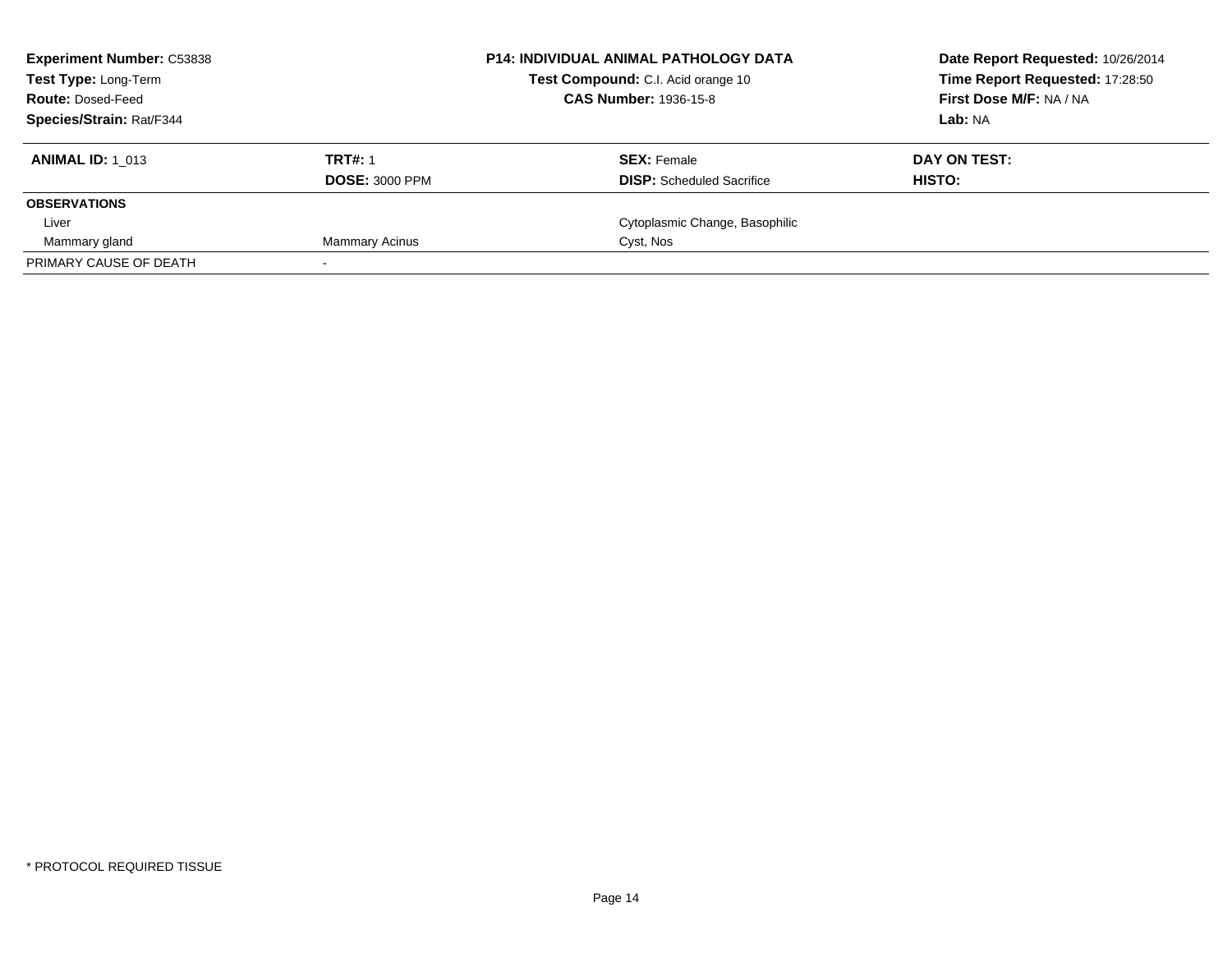**Experiment Number:** C53838
**Test Type:** Long-Term
**Route:** Dosed-Feed
**Species/Strain:** Rat/F344

**P14: INDIVIDUAL ANIMAL PATHOLOGY DATA**
**Test Compound:** C.I. Acid orange 10
**CAS Number:** 1936-15-8

**Date Report Requested:** 10/26/2014
**Time Report Requested:** 17:28:50
**First Dose M/F:** NA / NA
**Lab:** NA

| **ANIMAL ID:** 1_013 | **TRT#:** 1 | **SEX:** Female | **DAY ON TEST:** |
|---|---|---|---|
| | **DOSE:** 3000 PPM | **DISP:** Scheduled Sacrifice | **HISTO:** |
| **OBSERVATIONS** | | | |
| Liver | | Cytoplasmic Change, Basophilic | |
| Mammary gland | Mammary Acinus | Cyst, Nos | |
| PRIMARY CAUSE OF DEATH | - | | |

* PROTOCOL REQUIRED TISSUE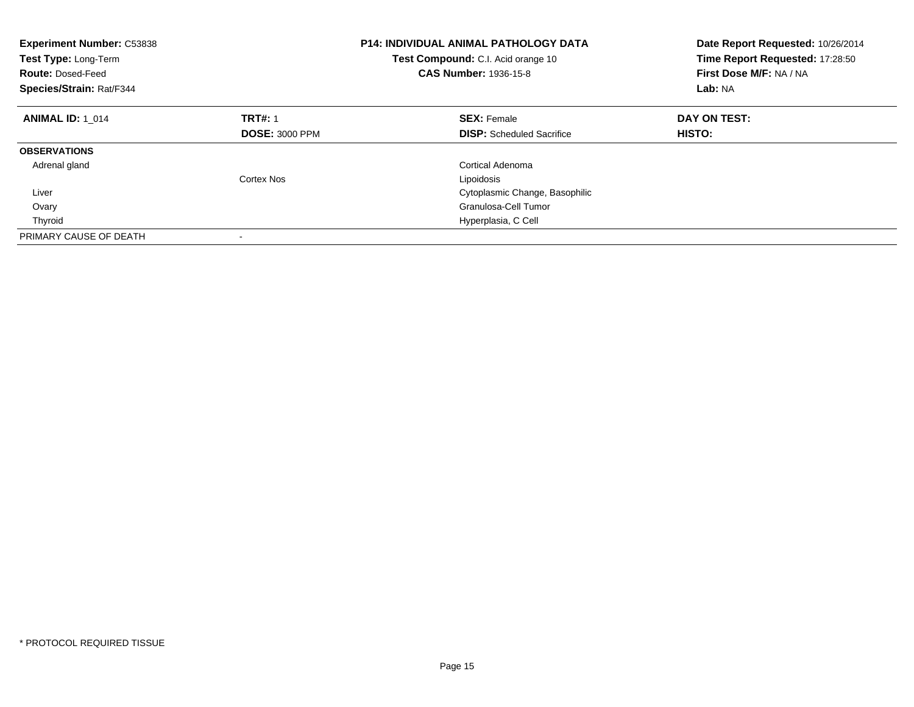**Experiment Number:** C53838
**Test Type:** Long-Term
**Route:** Dosed-Feed
**Species/Strain:** Rat/F344

**P14: INDIVIDUAL ANIMAL PATHOLOGY DATA**
**Test Compound:** C.I. Acid orange 10
**CAS Number:** 1936-15-8

**Date Report Requested:** 10/26/2014
**Time Report Requested:** 17:28:50
**First Dose M/F:** NA / NA
**Lab:** NA

| **ANIMAL ID:** 1_014 | **TRT#:** 1 | **SEX:** Female | **DAY ON TEST:** |
|---|---|---|---|
| | **DOSE:** 3000 PPM | **DISP:** Scheduled Sacrifice | **HISTO:** |
| **OBSERVATIONS** | | | |
| Adrenal gland | | Cortical Adenoma | |
| | Cortex Nos | Lipoidosis | |
| Liver | | Cytoplasmic Change, Basophilic | |
| Ovary | | Granulosa-Cell Tumor | |
| Thyroid | | Hyperplasia, C Cell | |
| PRIMARY CAUSE OF DEATH | - | | |

\* PROTOCOL REQUIRED TISSUE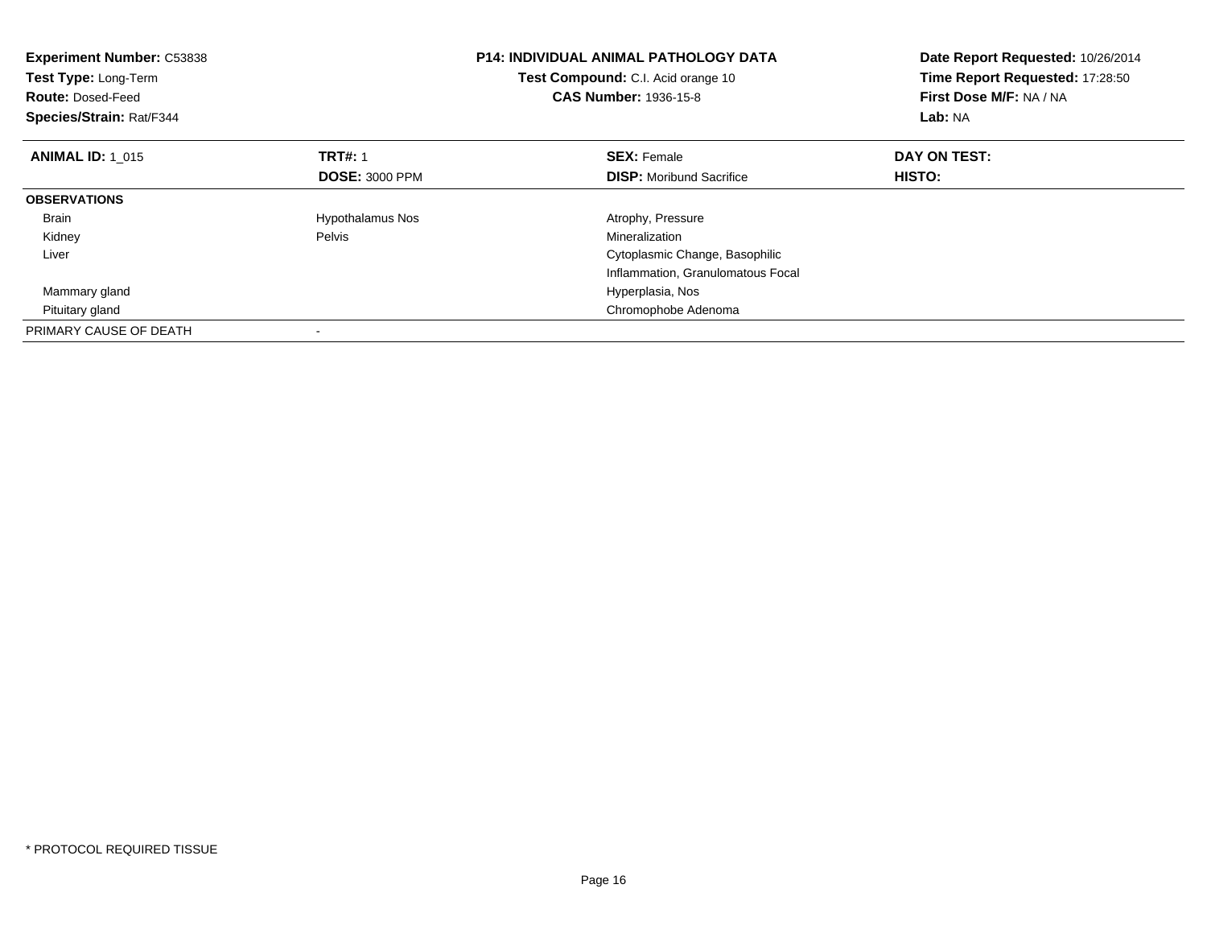**Experiment Number:** C53838
**Test Type:** Long-Term
**Route:** Dosed-Feed
**Species/Strain:** Rat/F344

**P14: INDIVIDUAL ANIMAL PATHOLOGY DATA**
**Test Compound:** C.I. Acid orange 10
**CAS Number:** 1936-15-8

**Date Report Requested:** 10/26/2014
**Time Report Requested:** 17:28:50
**First Dose M/F:** NA / NA
**Lab:** NA

| **ANIMAL ID:** 1_015 | **TRT#:** 1 | **SEX:** Female | **DAY ON TEST:** |
|---|---|---|---|
| | **DOSE:** 3000 PPM | **DISP:** Moribund Sacrifice | **HISTO:** |
| **OBSERVATIONS** | | | |
| Brain | Hypothalamus Nos | Atrophy, Pressure | |
| Kidney | Pelvis | Mineralization | |
| Liver | | Cytoplasmic Change, Basophilic | |
| | | Inflammation, Granulomatous Focal | |
| Mammary gland | | Hyperplasia, Nos | |
| Pituitary gland | | Chromophobe Adenoma | |
| PRIMARY CAUSE OF DEATH | - | | |

* PROTOCOL REQUIRED TISSUE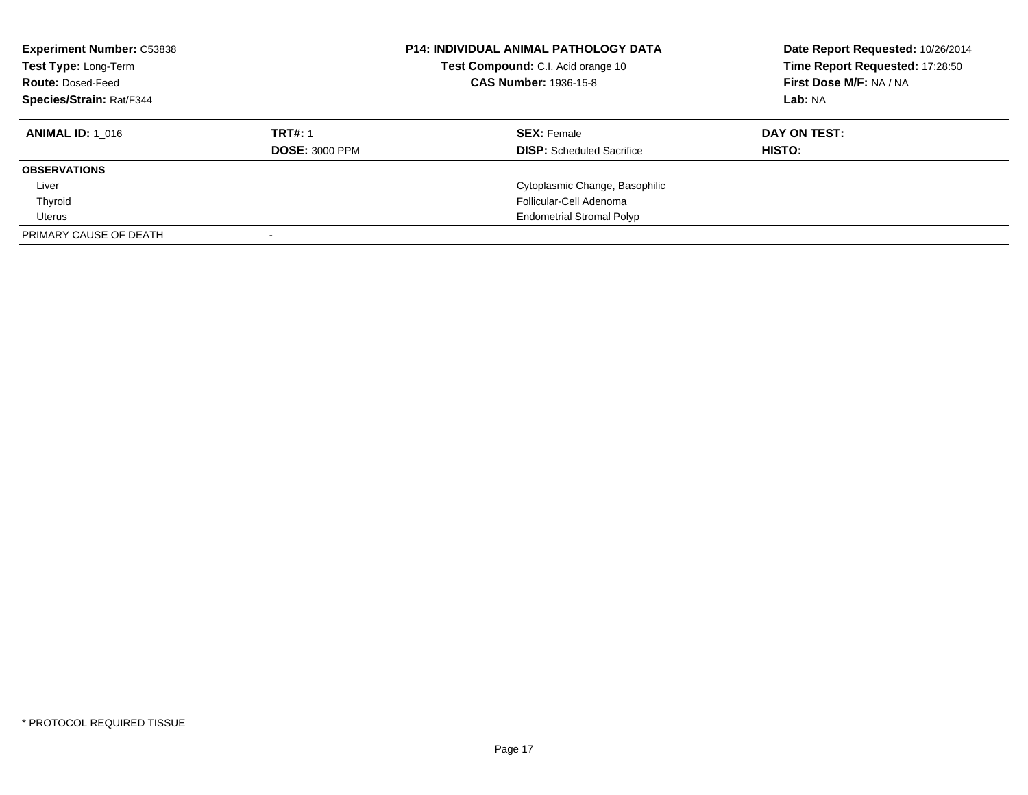**Experiment Number:** C53838
**Test Type:** Long-Term
**Route:** Dosed-Feed
**Species/Strain:** Rat/F344

**P14: INDIVIDUAL ANIMAL PATHOLOGY DATA**
**Test Compound:** C.I. Acid orange 10
**CAS Number:** 1936-15-8

**Date Report Requested:** 10/26/2014
**Time Report Requested:** 17:28:50
**First Dose M/F:** NA / NA
**Lab:** NA

| **ANIMAL ID:** 1_016 | **TRT#:** 1 | **SEX:** Female | **DAY ON TEST:** |
|---|---|---|---|
| | **DOSE:** 3000 PPM | **DISP:** Scheduled Sacrifice | **HISTO:** |
| **OBSERVATIONS** | | | |
| Liver | | Cytoplasmic Change, Basophilic | |
| Thyroid | | Follicular-Cell Adenoma | |
| Uterus | | Endometrial Stromal Polyp | |
| PRIMARY CAUSE OF DEATH | - | | |

* PROTOCOL REQUIRED TISSUE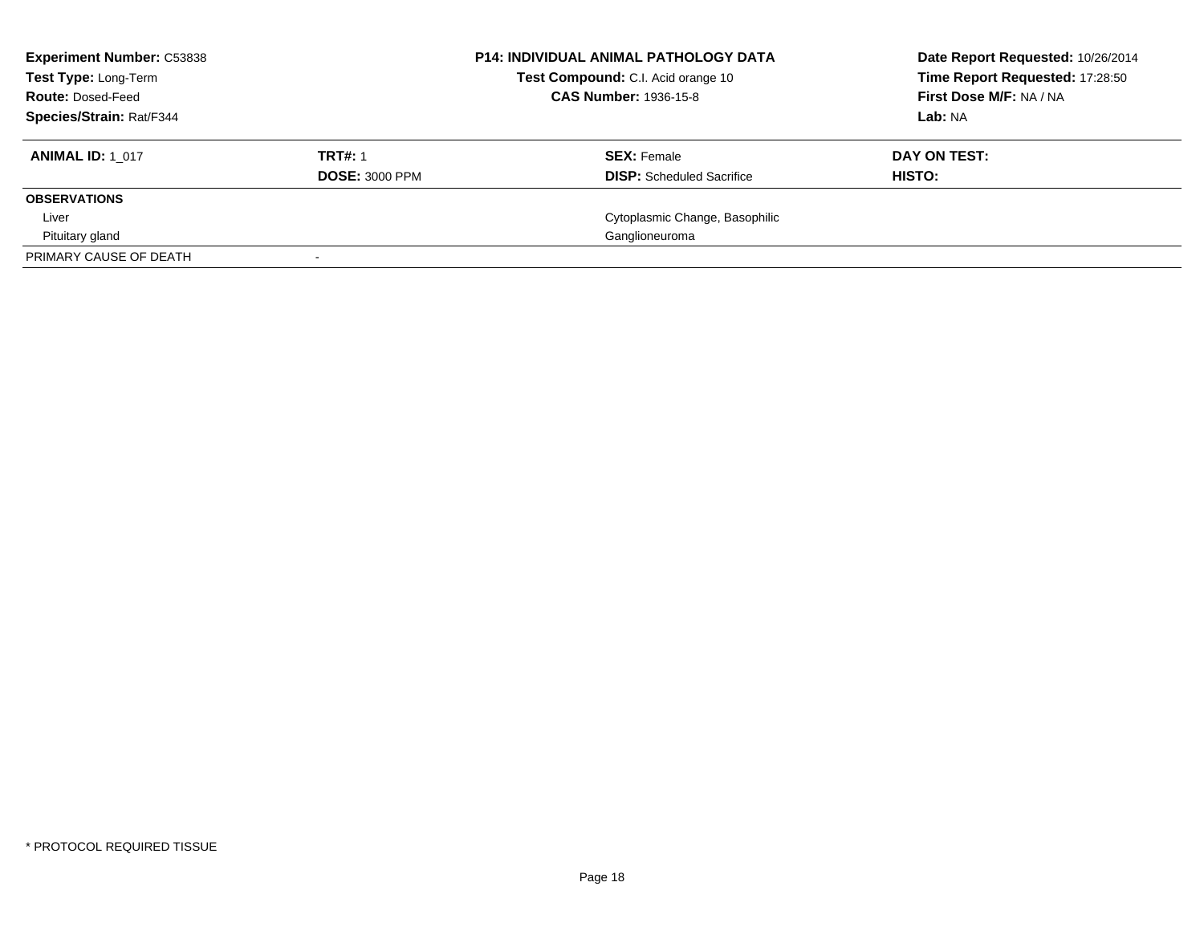| **Experiment Number:** C53838 | **P14: INDIVIDUAL ANIMAL PATHOLOGY DATA** | **Date Report Requested:** 10/26/2014 |
|---|---|---|
| **Test Type:** Long-Term | **Test Compound:** C.I. Acid orange 10 | **Time Report Requested:** 17:28:50 |
| **Route:** Dosed-Feed | **CAS Number:** 1936-15-8 | **First Dose M/F:** NA / NA |
| **Species/Strain:** Rat/F344 | | **Lab:** NA |

| **ANIMAL ID:** 1_017 | **TRT#:** 1 | **SEX:** Female | **DAY ON TEST:** |
|---|---|---|---|
| | **DOSE:** 3000 PPM | **DISP:** Scheduled Sacrifice | **HISTO:** |
| **OBSERVATIONS** | | | |
| Liver | | Cytoplasmic Change, Basophilic | |
| Pituitary gland | | Ganglioneuroma | |
| PRIMARY CAUSE OF DEATH | - | | |

* PROTOCOL REQUIRED TISSUE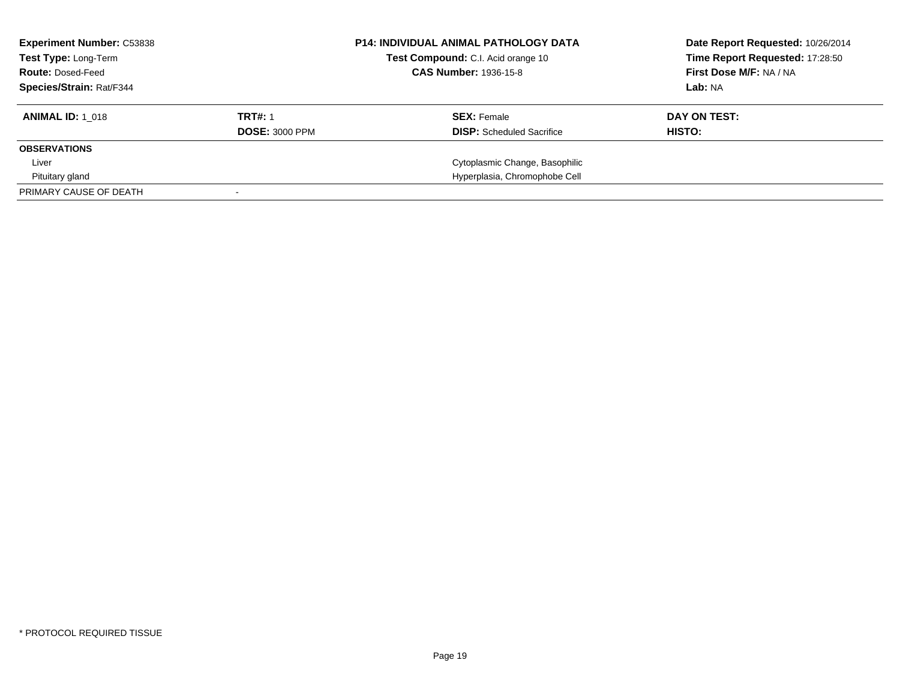**Experiment Number:** C53838
**Test Type:** Long-Term
**Route:** Dosed-Feed
**Species/Strain:** Rat/F344

**P14: INDIVIDUAL ANIMAL PATHOLOGY DATA**
**Test Compound:** C.I. Acid orange 10
**CAS Number:** 1936-15-8

**Date Report Requested:** 10/26/2014
**Time Report Requested:** 17:28:50
**First Dose M/F:** NA / NA
**Lab:** NA

| **ANIMAL ID:** 1_018 | **TRT#:** 1 | **SEX:** Female | **DAY ON TEST:** |
|---|---|---|---|
| | **DOSE:** 3000 PPM | **DISP:** Scheduled Sacrifice | **HISTO:** |
| **OBSERVATIONS** | | | |
| Liver | | Cytoplasmic Change, Basophilic | |
| Pituitary gland | | Hyperplasia, Chromophobe Cell | |
| PRIMARY CAUSE OF DEATH | - | | |

* PROTOCOL REQUIRED TISSUE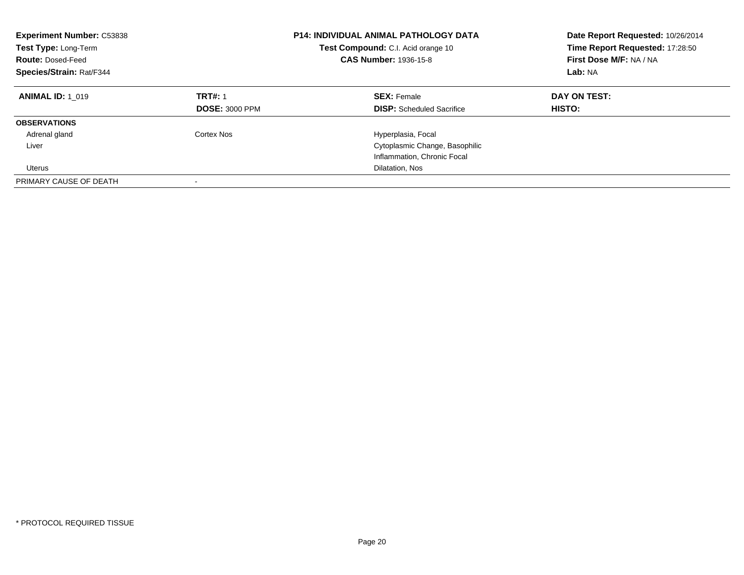**Experiment Number:** C53838
**Test Type:** Long-Term
**Route:** Dosed-Feed
**Species/Strain:** Rat/F344

**P14: INDIVIDUAL ANIMAL PATHOLOGY DATA**
**Test Compound:** C.I. Acid orange 10
**CAS Number:** 1936-15-8

**Date Report Requested:** 10/26/2014
**Time Report Requested:** 17:28:50
**First Dose M/F:** NA / NA
**Lab:** NA

| **ANIMAL ID:** 1_019 | **TRT#:** 1 | **SEX:** Female | **DAY ON TEST:** |
|---|---|---|---|
| | **DOSE:** 3000 PPM | **DISP:** Scheduled Sacrifice | **HISTO:** |
| **OBSERVATIONS** | | | |
| Adrenal gland | Cortex Nos | Hyperplasia, Focal | |
| Liver | | Cytoplasmic Change, Basophilic | |
| | | Inflammation, Chronic Focal | |
| Uterus | | Dilatation, Nos | |
| PRIMARY CAUSE OF DEATH | - | | |

* PROTOCOL REQUIRED TISSUE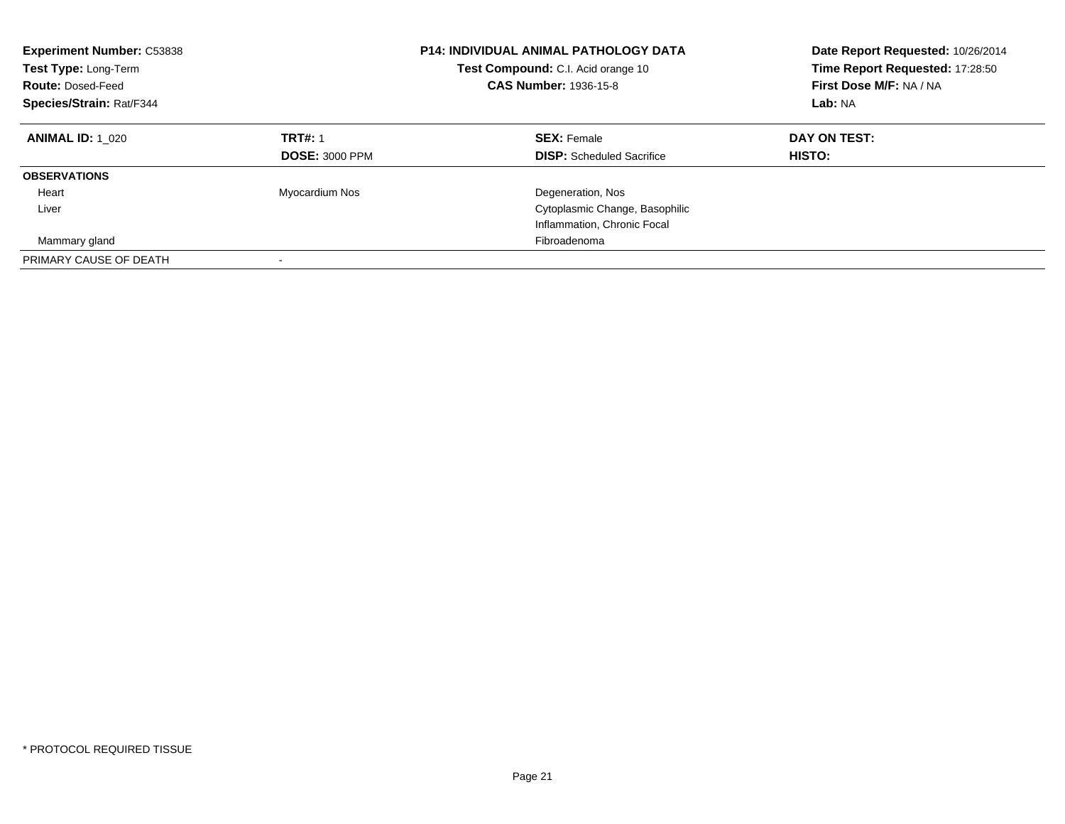**Experiment Number:** C53838
**Test Type:** Long-Term
**Route:** Dosed-Feed
**Species/Strain:** Rat/F344

**P14: INDIVIDUAL ANIMAL PATHOLOGY DATA**
**Test Compound:** C.I. Acid orange 10
**CAS Number:** 1936-15-8

**Date Report Requested:** 10/26/2014
**Time Report Requested:** 17:28:50
**First Dose M/F:** NA / NA
**Lab:** NA

| **ANIMAL ID:** 1_020 | **TRT#:** 1 | **SEX:** Female | **DAY ON TEST:** |
|---|---|---|---|
| | **DOSE:** 3000 PPM | **DISP:** Scheduled Sacrifice | **HISTO:** |
| **OBSERVATIONS** | | | |
| Heart | Myocardium Nos | Degeneration, Nos | |
| Liver | | Cytoplasmic Change, Basophilic | |
| | | Inflammation, Chronic Focal | |
| Mammary gland | | Fibroadenoma | |
| PRIMARY CAUSE OF DEATH | - | | |

* PROTOCOL REQUIRED TISSUE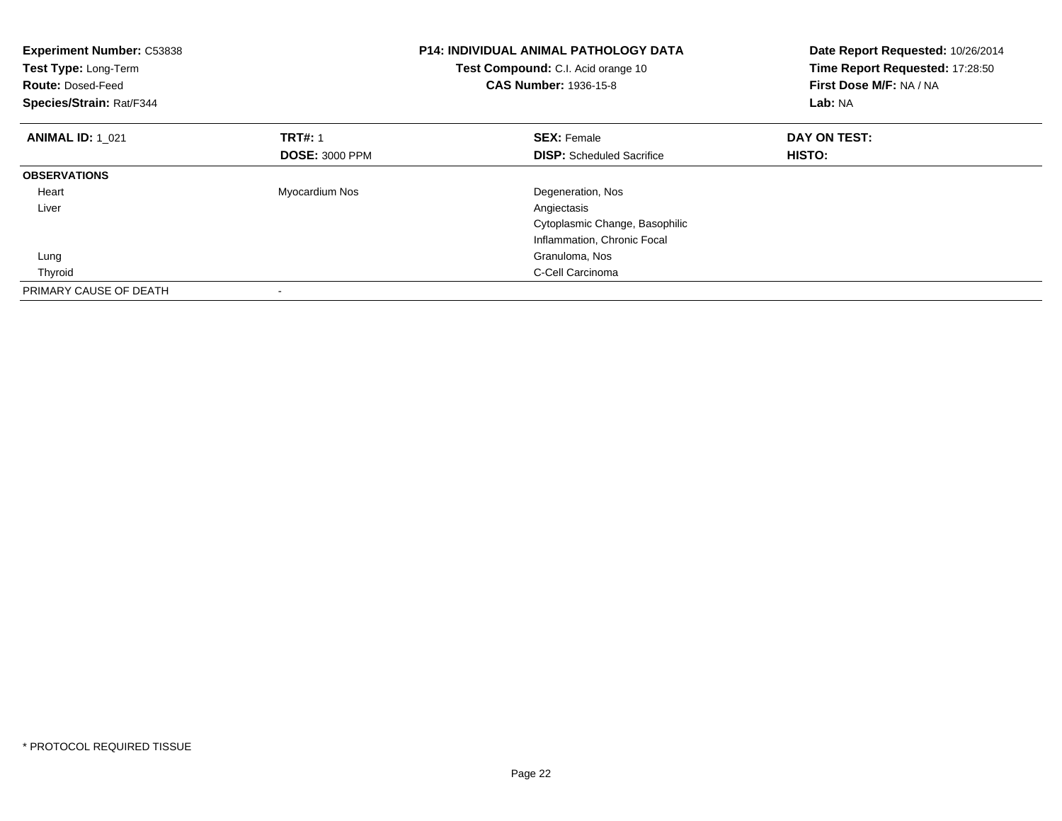**Experiment Number:** C53838
**Test Type:** Long-Term
**Route:** Dosed-Feed
**Species/Strain:** Rat/F344

**P14: INDIVIDUAL ANIMAL PATHOLOGY DATA**
**Test Compound:** C.I. Acid orange 10
**CAS Number:** 1936-15-8

**Date Report Requested:** 10/26/2014
**Time Report Requested:** 17:28:50
**First Dose M/F:** NA / NA
**Lab:** NA

| **ANIMAL ID:** 1_021 | **TRT#:** 1 | **SEX:** Female | **DAY ON TEST:** |
|---|---|---|---|
| | **DOSE:** 3000 PPM | **DISP:** Scheduled Sacrifice | **HISTO:** |
| **OBSERVATIONS** | | | |
| Heart | Myocardium Nos | Degeneration, Nos | |
| Liver | | Angiectasis | |
| | | Cytoplasmic Change, Basophilic | |
| | | Inflammation, Chronic Focal | |
| Lung | | Granuloma, Nos | |
| Thyroid | | C-Cell Carcinoma | |
| PRIMARY CAUSE OF DEATH | - | | |

* PROTOCOL REQUIRED TISSUE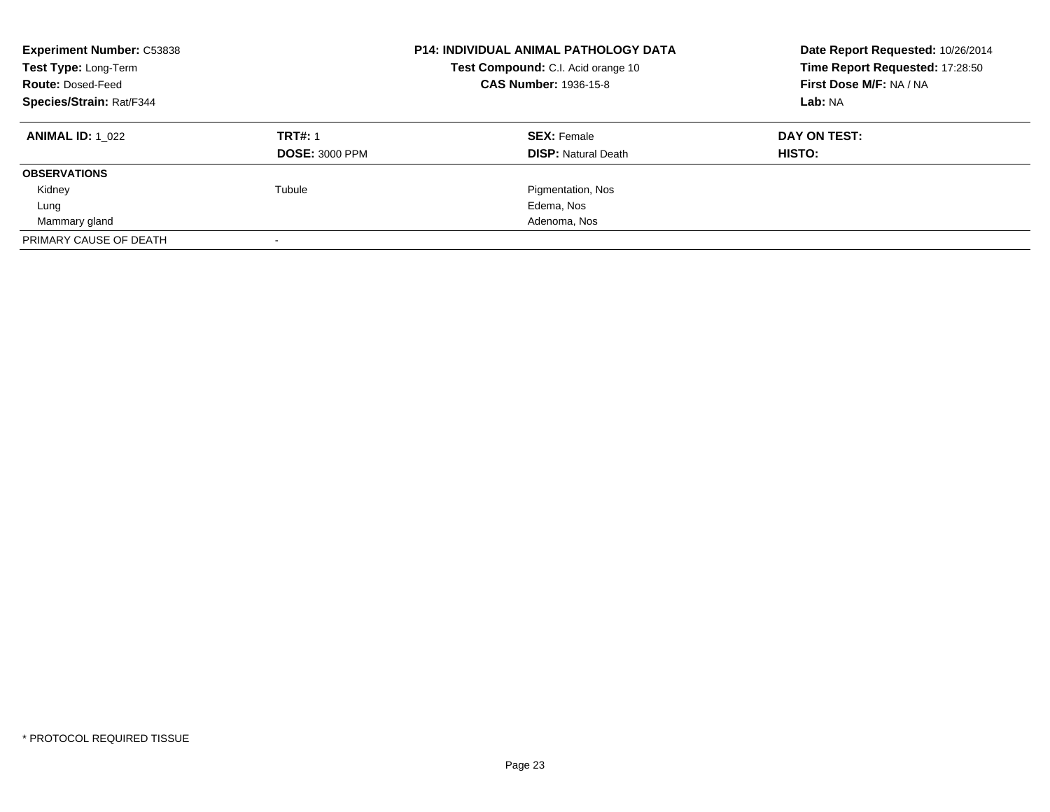**Experiment Number:** C53838
**Test Type:** Long-Term
**Route:** Dosed-Feed
**Species/Strain:** Rat/F344

**P14: INDIVIDUAL ANIMAL PATHOLOGY DATA**
**Test Compound:** C.I. Acid orange 10
**CAS Number:** 1936-15-8

**Date Report Requested:** 10/26/2014
**Time Report Requested:** 17:28:50
**First Dose M/F:** NA / NA
**Lab:** NA

| **ANIMAL ID:** 1_022 | **TRT#:** 1 | **SEX:** Female | **DAY ON TEST:** |
|---|---|---|---|
| | **DOSE:** 3000 PPM | **DISP:** Natural Death | **HISTO:** |
| **OBSERVATIONS** | | | |
| Kidney | Tubule | Pigmentation, Nos | |
| Lung | | Edema, Nos | |
| Mammary gland | | Adenoma, Nos | |
| PRIMARY CAUSE OF DEATH | - | | |

* PROTOCOL REQUIRED TISSUE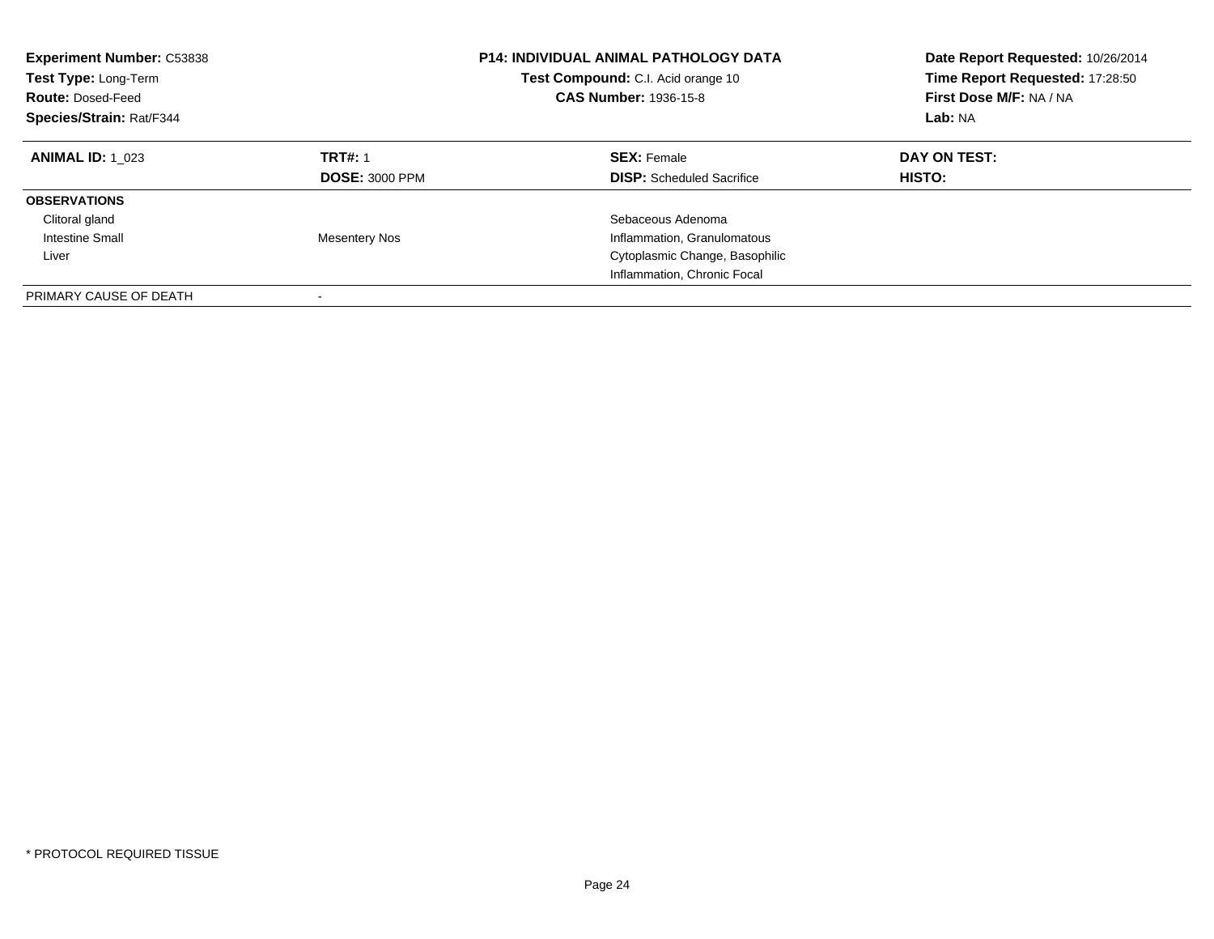**Experiment Number:** C53838
**Test Type:** Long-Term
**Route:** Dosed-Feed
**Species/Strain:** Rat/F344

**P14: INDIVIDUAL ANIMAL PATHOLOGY DATA**
**Test Compound:** C.I. Acid orange 10
**CAS Number:** 1936-15-8

**Date Report Requested:** 10/26/2014
**Time Report Requested:** 17:28:50
**First Dose M/F:** NA / NA
**Lab:** NA

| **ANIMAL ID:** 1_023 | **TRT#:** 1 | **SEX:** Female | **DAY ON TEST:** |
|---|---|---|---|
| | **DOSE:** 3000 PPM | **DISP:** Scheduled Sacrifice | **HISTO:** |
| **OBSERVATIONS** | | | |
| Clitoral gland | | Sebaceous Adenoma | |
| Intestine Small | Mesentery Nos | Inflammation, Granulomatous | |
| Liver | | Cytoplasmic Change, Basophilic | |
| | | Inflammation, Chronic Focal | |
| PRIMARY CAUSE OF DEATH | - | | |

* PROTOCOL REQUIRED TISSUE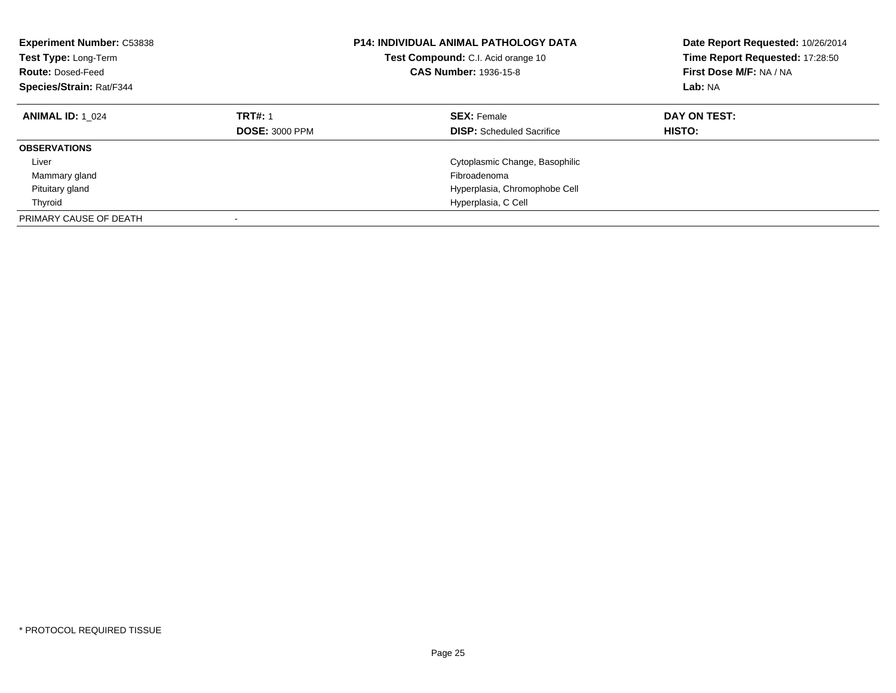**Experiment Number:** C53838
**Test Type:** Long-Term
**Route:** Dosed-Feed
**Species/Strain:** Rat/F344

**P14: INDIVIDUAL ANIMAL PATHOLOGY DATA**
**Test Compound:** C.I. Acid orange 10
**CAS Number:** 1936-15-8

**Date Report Requested:** 10/26/2014
**Time Report Requested:** 17:28:50
**First Dose M/F:** NA / NA
**Lab:** NA

| **ANIMAL ID:** 1_024 | **TRT#:** 1 | **SEX:** Female | **DAY ON TEST:** |
|---|---|---|---|
| | **DOSE:** 3000 PPM | **DISP:** Scheduled Sacrifice | **HISTO:** |
| **OBSERVATIONS** | | | |
| Liver | | Cytoplasmic Change, Basophilic | |
| Mammary gland | | Fibroadenoma | |
| Pituitary gland | | Hyperplasia, Chromophobe Cell | |
| Thyroid | | Hyperplasia, C Cell | |
| PRIMARY CAUSE OF DEATH | - | | |

* PROTOCOL REQUIRED TISSUE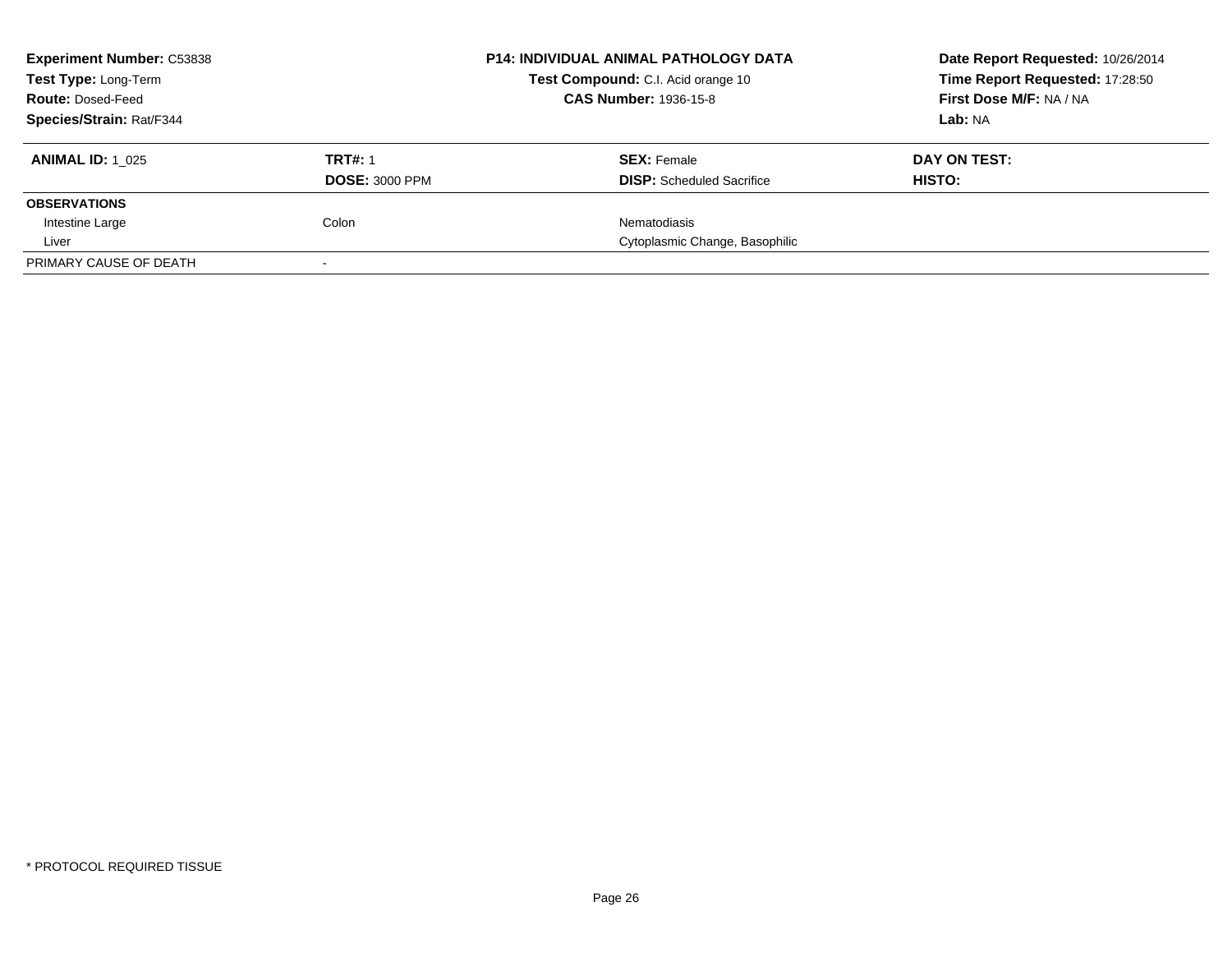**Experiment Number:** C53838
**Test Type:** Long-Term
**Route:** Dosed-Feed
**Species/Strain:** Rat/F344

**P14: INDIVIDUAL ANIMAL PATHOLOGY DATA**
**Test Compound:** C.I. Acid orange 10
**CAS Number:** 1936-15-8

**Date Report Requested:** 10/26/2014
**Time Report Requested:** 17:28:50
**First Dose M/F:** NA / NA
**Lab:** NA

| **ANIMAL ID:** 1_025 | **TRT#:** 1 | **SEX:** Female | **DAY ON TEST:** |
|---|---|---|---|
| | **DOSE:** 3000 PPM | **DISP:** Scheduled Sacrifice | **HISTO:** |
| **OBSERVATIONS** | | | |
| Intestine Large | Colon | Nematodiasis | |
| Liver | | Cytoplasmic Change, Basophilic | |
| PRIMARY CAUSE OF DEATH | - | | |

* PROTOCOL REQUIRED TISSUE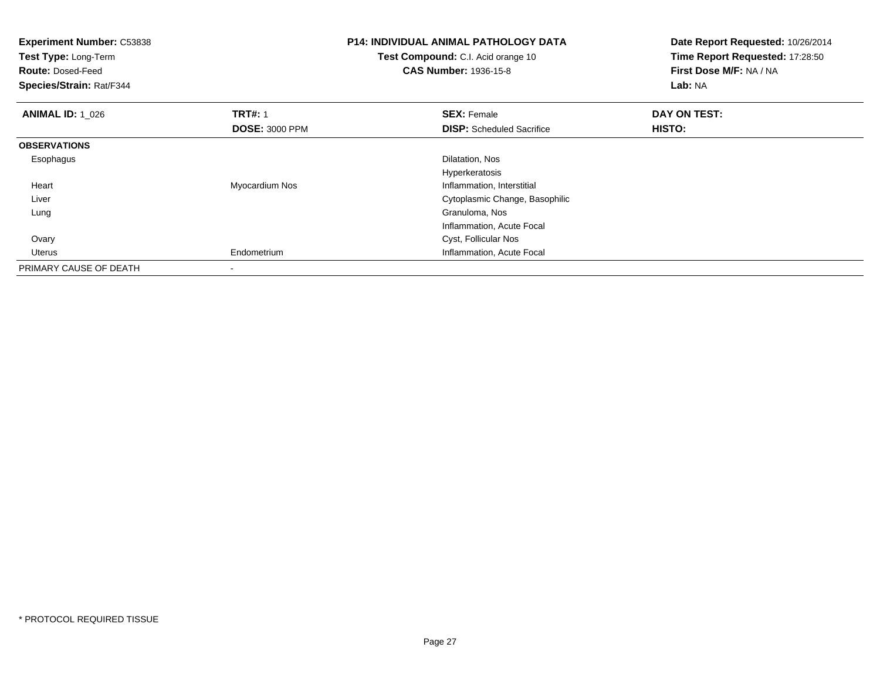**Experiment Number:** C53838
**Test Type:** Long-Term
**Route:** Dosed-Feed
**Species/Strain:** Rat/F344

**P14: INDIVIDUAL ANIMAL PATHOLOGY DATA**
**Test Compound:** C.I. Acid orange 10
**CAS Number:** 1936-15-8

**Date Report Requested:** 10/26/2014
**Time Report Requested:** 17:28:50
**First Dose M/F:** NA / NA
**Lab:** NA

| **ANIMAL ID:** 1_026 | **TRT#:** 1 | **SEX:** Female | **DAY ON TEST:** |
|---|---|---|---|
| | **DOSE:** 3000 PPM | **DISP:** Scheduled Sacrifice | **HISTO:** |
| **OBSERVATIONS** | | | |
| Esophagus | | Dilatation, Nos | |
| | | Hyperkeratosis | |
| Heart | Myocardium Nos | Inflammation, Interstitial | |
| Liver | | Cytoplasmic Change, Basophilic | |
| Lung | | Granuloma, Nos | |
| | | Inflammation, Acute Focal | |
| Ovary | | Cyst, Follicular Nos | |
| Uterus | Endometrium | Inflammation, Acute Focal | |
| PRIMARY CAUSE OF DEATH | - | | |

* PROTOCOL REQUIRED TISSUE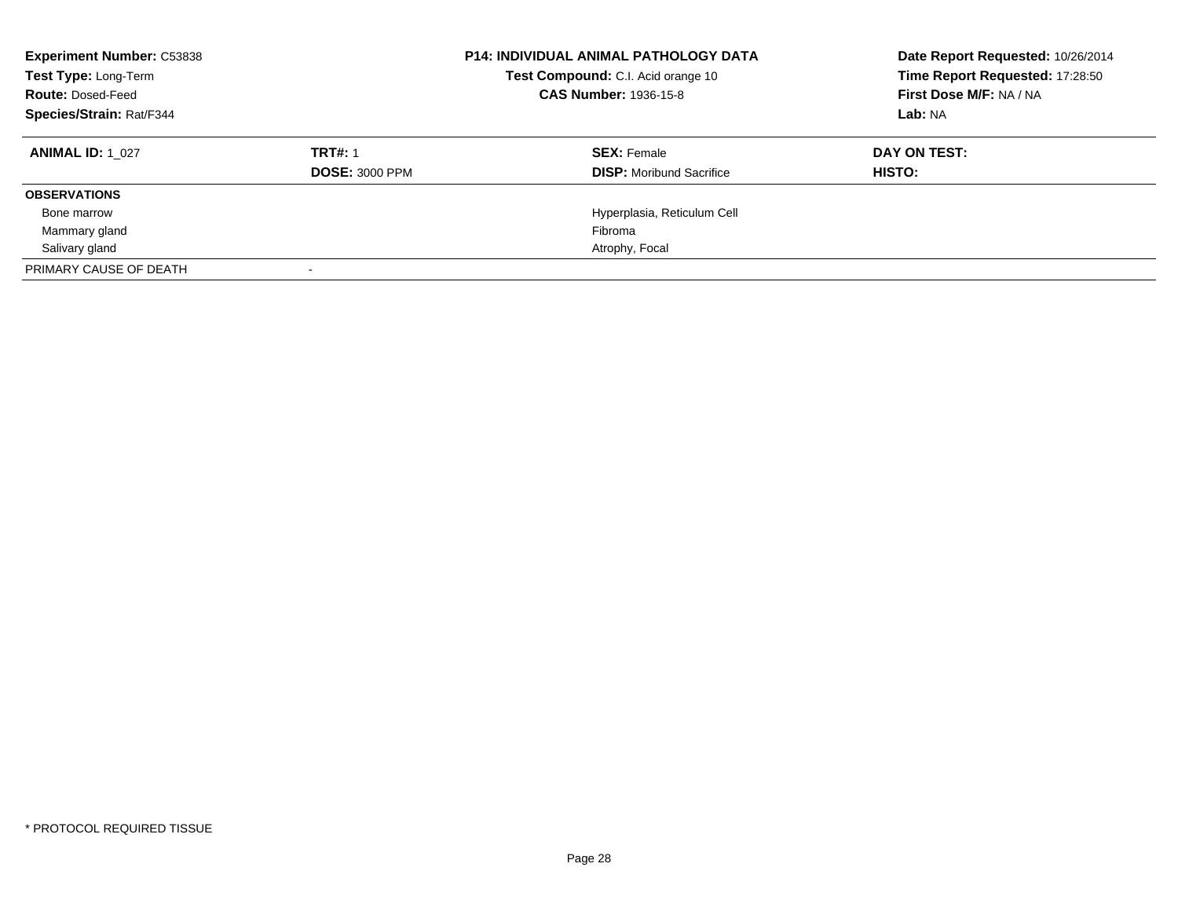**Experiment Number:** C53838
**Test Type:** Long-Term
**Route:** Dosed-Feed
**Species/Strain:** Rat/F344

**P14: INDIVIDUAL ANIMAL PATHOLOGY DATA**
**Test Compound:** C.I. Acid orange 10
**CAS Number:** 1936-15-8

**Date Report Requested:** 10/26/2014
**Time Report Requested:** 17:28:50
**First Dose M/F:** NA / NA
**Lab:** NA

| **ANIMAL ID:** 1_027 | **TRT#:** 1 | **SEX:** Female | **DAY ON TEST:** |
|---|---|---|---|
| | **DOSE:** 3000 PPM | **DISP:** Moribund Sacrifice | **HISTO:** |
| **OBSERVATIONS** | | | |
| Bone marrow | | Hyperplasia, Reticulum Cell | |
| Mammary gland | | Fibroma | |
| Salivary gland | | Atrophy, Focal | |
| PRIMARY CAUSE OF DEATH | - | | |

* PROTOCOL REQUIRED TISSUE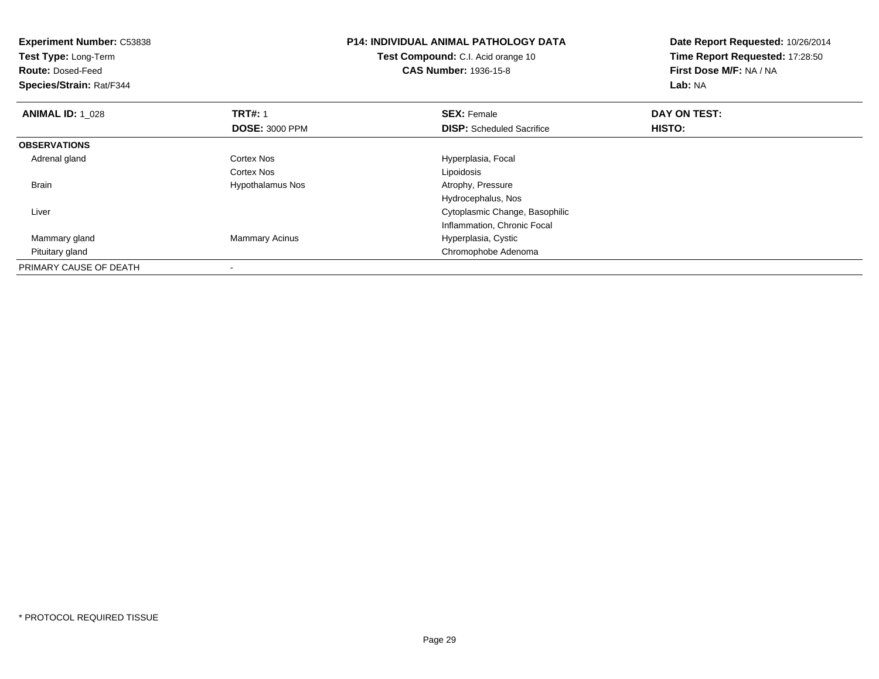**Experiment Number:** C53838
**Test Type:** Long-Term
**Route:** Dosed-Feed
**Species/Strain:** Rat/F344

**P14: INDIVIDUAL ANIMAL PATHOLOGY DATA**
**Test Compound:** C.I. Acid orange 10
**CAS Number:** 1936-15-8

**Date Report Requested:** 10/26/2014
**Time Report Requested:** 17:28:50
**First Dose M/F:** NA / NA
**Lab:** NA

| **ANIMAL ID:** 1_028 | **TRT#:** 1 | **SEX:** Female | **DAY ON TEST:** |
|---|---|---|---|
| | **DOSE:** 3000 PPM | **DISP:** Scheduled Sacrifice | **HISTO:** |
| **OBSERVATIONS** | | | |
| Adrenal gland | Cortex Nos | Hyperplasia, Focal | |
| | Cortex Nos | Lipoidosis | |
| Brain | Hypothalamus Nos | Atrophy, Pressure | |
| | | Hydrocephalus, Nos | |
| Liver | | Cytoplasmic Change, Basophilic | |
| | | Inflammation, Chronic Focal | |
| Mammary gland | Mammary Acinus | Hyperplasia, Cystic | |
| Pituitary gland | | Chromophobe Adenoma | |
| PRIMARY CAUSE OF DEATH | - | | |

* PROTOCOL REQUIRED TISSUE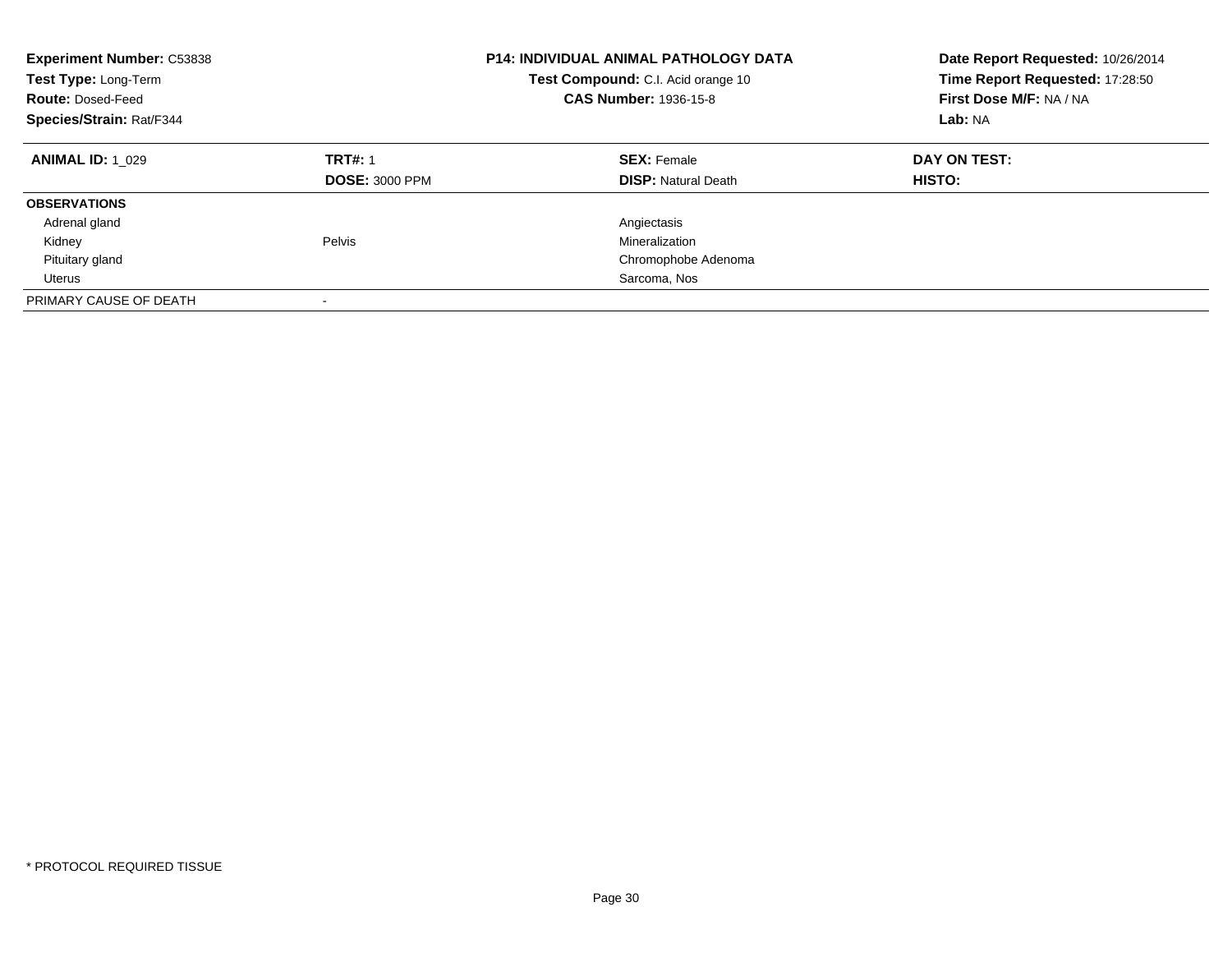**Experiment Number:** C53838
**Test Type:** Long-Term
**Route:** Dosed-Feed
**Species/Strain:** Rat/F344

**P14: INDIVIDUAL ANIMAL PATHOLOGY DATA**
**Test Compound:** C.I. Acid orange 10
**CAS Number:** 1936-15-8

**Date Report Requested:** 10/26/2014
**Time Report Requested:** 17:28:50
**First Dose M/F:** NA / NA
**Lab:** NA

| **ANIMAL ID:** 1_029 | **TRT#:** 1 | **SEX:** Female | **DAY ON TEST:** |
|---|---|---|---|
| | **DOSE:** 3000 PPM | **DISP:** Natural Death | **HISTO:** |
| **OBSERVATIONS** | | | |
| Adrenal gland | | Angiectasis | |
| Kidney | Pelvis | Mineralization | |
| Pituitary gland | | Chromophobe Adenoma | |
| Uterus | | Sarcoma, Nos | |
| PRIMARY CAUSE OF DEATH | - | | |

* PROTOCOL REQUIRED TISSUE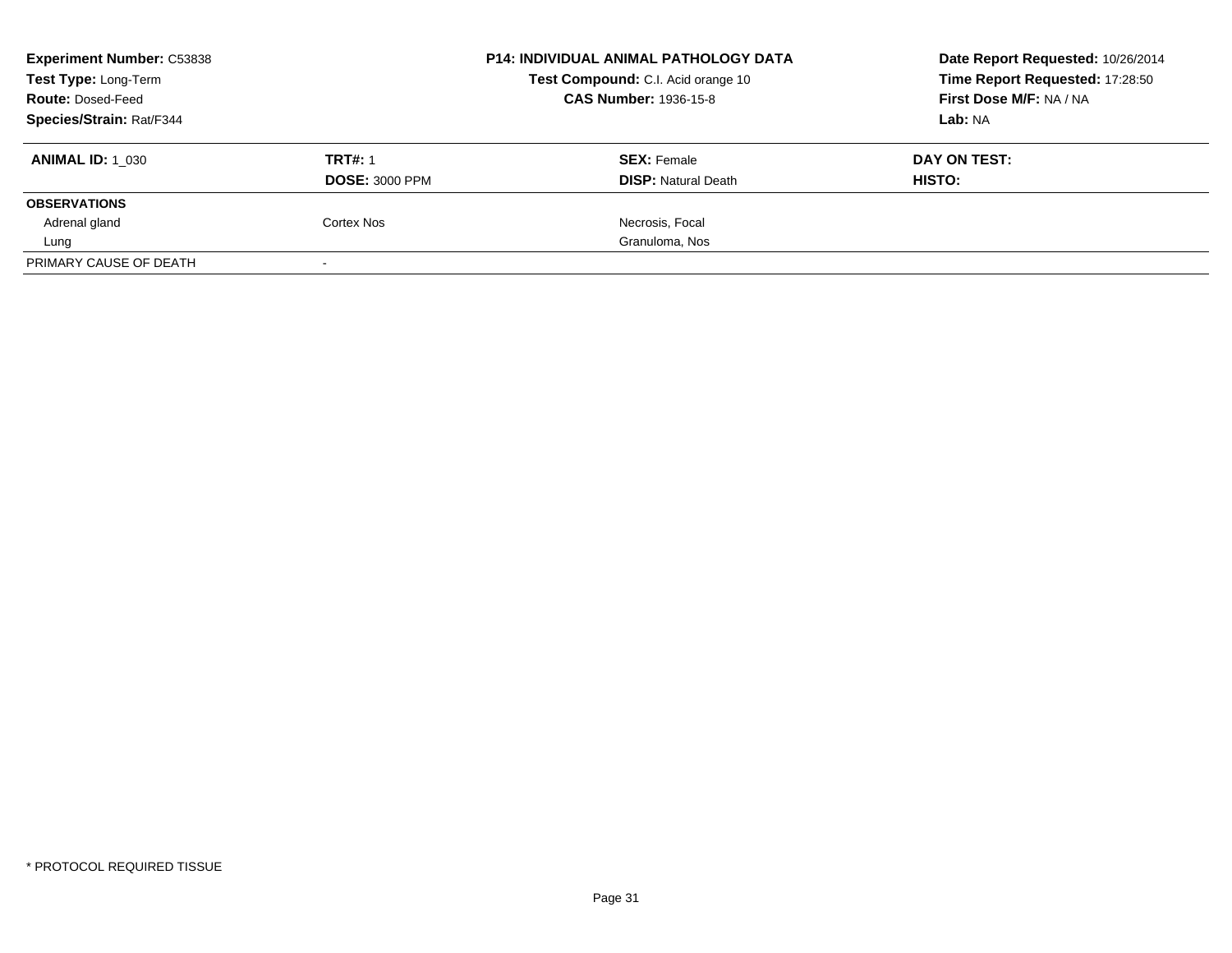**Experiment Number:** C53838
**Test Type:** Long-Term
**Route:** Dosed-Feed
**Species/Strain:** Rat/F344

**P14: INDIVIDUAL ANIMAL PATHOLOGY DATA**
**Test Compound:** C.I. Acid orange 10
**CAS Number:** 1936-15-8

**Date Report Requested:** 10/26/2014
**Time Report Requested:** 17:28:50
**First Dose M/F:** NA / NA
**Lab:** NA

| **ANIMAL ID:** 1_030 | **TRT#:** 1 | **SEX:** Female | **DAY ON TEST:** |
|---|---|---|---|
| | **DOSE:** 3000 PPM | **DISP:** Natural Death | **HISTO:** |
| **OBSERVATIONS** | | | |
| Adrenal gland | Cortex Nos | Necrosis, Focal | |
| Lung | | Granuloma, Nos | |
| PRIMARY CAUSE OF DEATH | - | | |

* PROTOCOL REQUIRED TISSUE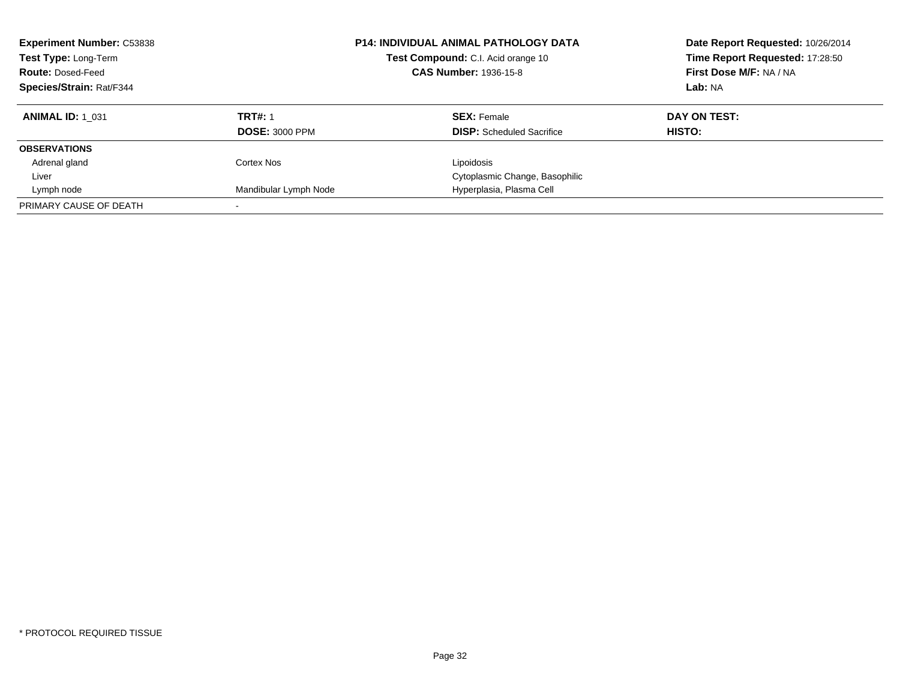**Experiment Number:** C53838
**Test Type:** Long-Term
**Route:** Dosed-Feed
**Species/Strain:** Rat/F344

**P14: INDIVIDUAL ANIMAL PATHOLOGY DATA**
**Test Compound:** C.I. Acid orange 10
**CAS Number:** 1936-15-8

**Date Report Requested:** 10/26/2014
**Time Report Requested:** 17:28:50
**First Dose M/F:** NA / NA
**Lab:** NA

| **ANIMAL ID:** 1_031 | **TRT#:** 1 | **SEX:** Female | **DAY ON TEST:** |
|---|---|---|---|
| | **DOSE:** 3000 PPM | **DISP:** Scheduled Sacrifice | **HISTO:** |
| **OBSERVATIONS** | | | |
| Adrenal gland | Cortex Nos | Lipoidosis | |
| Liver | | Cytoplasmic Change, Basophilic | |
| Lymph node | Mandibular Lymph Node | Hyperplasia, Plasma Cell | |
| PRIMARY CAUSE OF DEATH | - | | |

* PROTOCOL REQUIRED TISSUE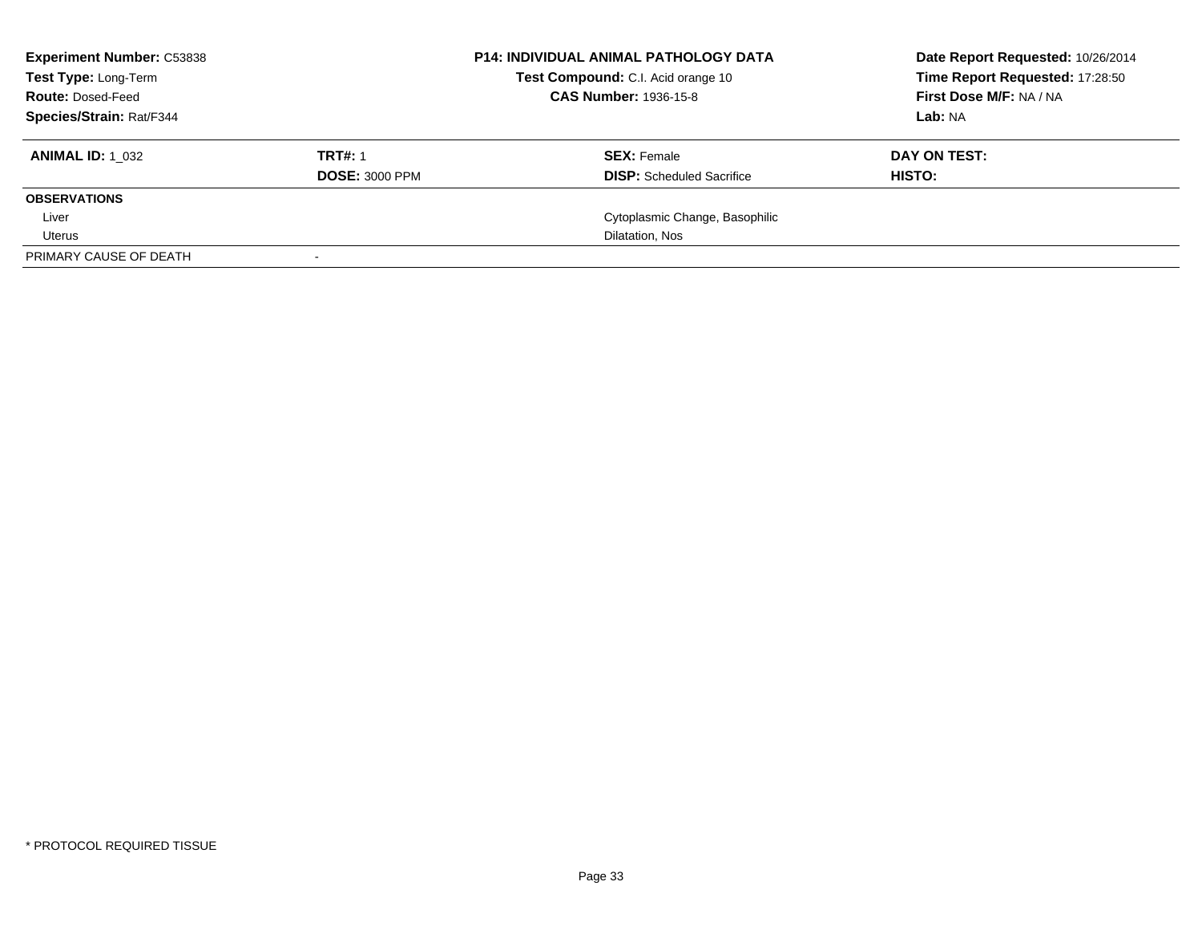**Experiment Number:** C53838
**Test Type:** Long-Term
**Route:** Dosed-Feed
**Species/Strain:** Rat/F344

**P14: INDIVIDUAL ANIMAL PATHOLOGY DATA**
**Test Compound:** C.I. Acid orange 10
**CAS Number:** 1936-15-8

**Date Report Requested:** 10/26/2014
**Time Report Requested:** 17:28:50
**First Dose M/F:** NA / NA
**Lab:** NA

| **ANIMAL ID:** 1_032 | **TRT#:** 1 | **SEX:** Female | **DAY ON TEST:** |
|---|---|---|---|
| | **DOSE:** 3000 PPM | **DISP:** Scheduled Sacrifice | **HISTO:** |
| **OBSERVATIONS** | | | |
| Liver | | Cytoplasmic Change, Basophilic | |
| Uterus | | Dilatation, Nos | |
| PRIMARY CAUSE OF DEATH | - | | |

* PROTOCOL REQUIRED TISSUE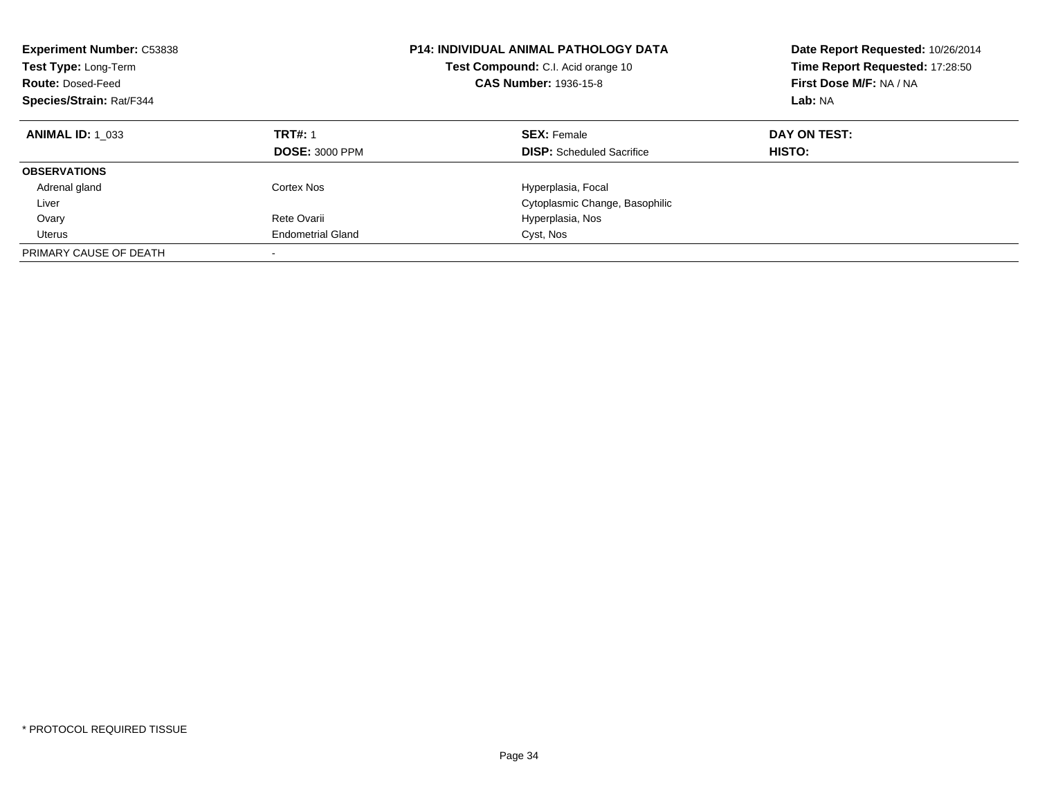**Experiment Number:** C53838
**Test Type:** Long-Term
**Route:** Dosed-Feed
**Species/Strain:** Rat/F344

**P14: INDIVIDUAL ANIMAL PATHOLOGY DATA**
**Test Compound:** C.I. Acid orange 10
**CAS Number:** 1936-15-8

**Date Report Requested:** 10/26/2014
**Time Report Requested:** 17:28:50
**First Dose M/F:** NA / NA
**Lab:** NA

| **ANIMAL ID:** 1_033 | **TRT#:** 1 | **SEX:** Female | **DAY ON TEST:** |
|---|---|---|---|
| | **DOSE:** 3000 PPM | **DISP:** Scheduled Sacrifice | **HISTO:** |
| **OBSERVATIONS** | | | |
| Adrenal gland | Cortex Nos | Hyperplasia, Focal | |
| Liver | | Cytoplasmic Change, Basophilic | |
| Ovary | Rete Ovarii | Hyperplasia, Nos | |
| Uterus | Endometrial Gland | Cyst, Nos | |
| PRIMARY CAUSE OF DEATH | - | | |

* PROTOCOL REQUIRED TISSUE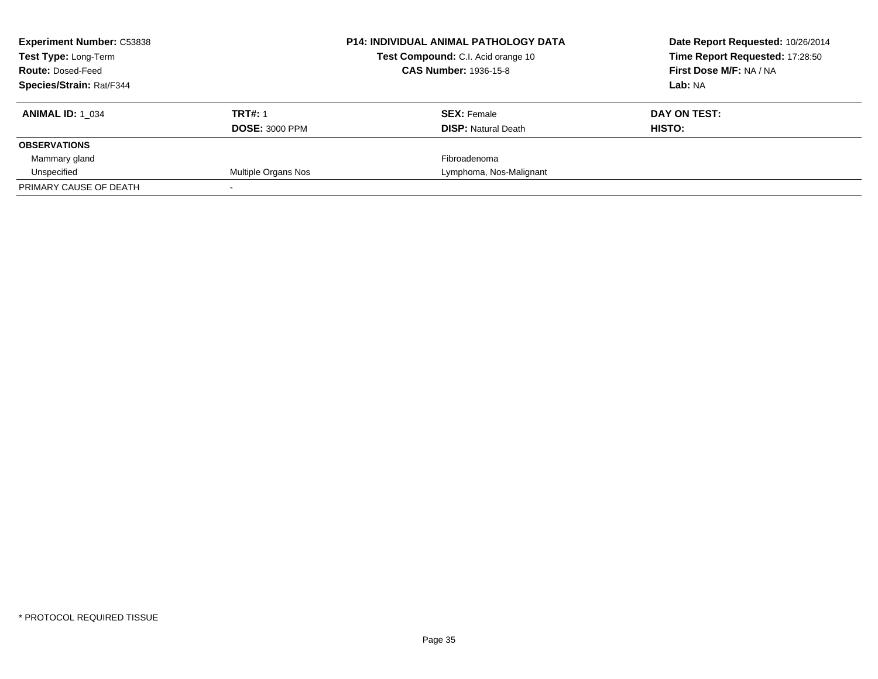**Experiment Number:** C53838
**Test Type:** Long-Term
**Route:** Dosed-Feed
**Species/Strain:** Rat/F344

**P14: INDIVIDUAL ANIMAL PATHOLOGY DATA**
**Test Compound:** C.I. Acid orange 10
**CAS Number:** 1936-15-8

**Date Report Requested:** 10/26/2014
**Time Report Requested:** 17:28:50
**First Dose M/F:** NA / NA
**Lab:** NA

| **ANIMAL ID:** 1_034 | **TRT#:** 1 | **SEX:** Female | **DAY ON TEST:** |
|---|---|---|---|
| | **DOSE:** 3000 PPM | **DISP:** Natural Death | **HISTO:** |
| **OBSERVATIONS** | | | |
| Mammary gland | | Fibroadenoma | |
| Unspecified | Multiple Organs Nos | Lymphoma, Nos-Malignant | |
| PRIMARY CAUSE OF DEATH | - | | |

* PROTOCOL REQUIRED TISSUE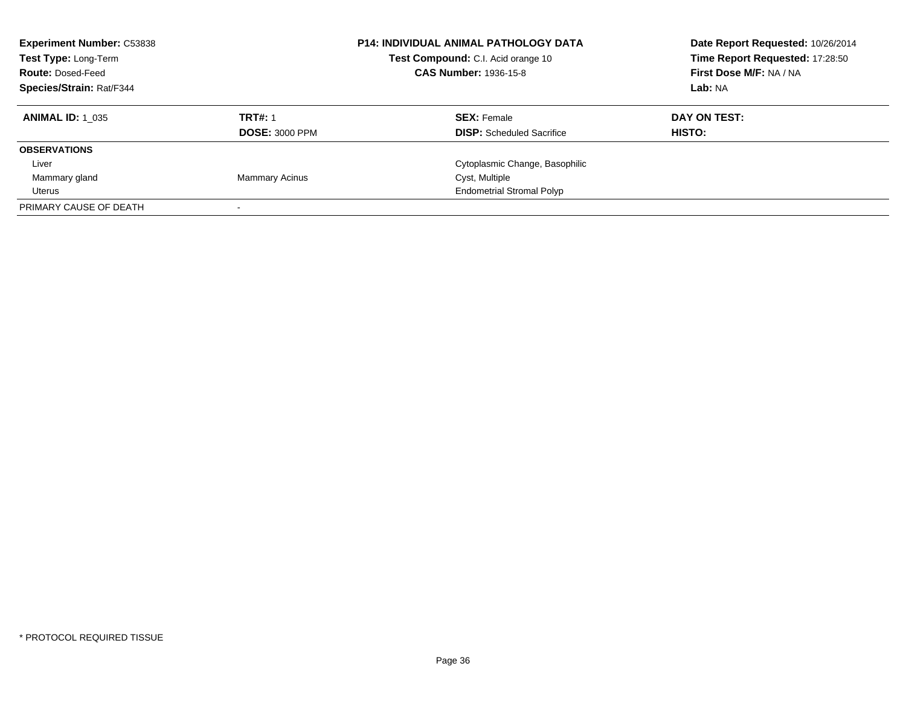**Experiment Number:** C53838
**Test Type:** Long-Term
**Route:** Dosed-Feed
**Species/Strain:** Rat/F344

**P14: INDIVIDUAL ANIMAL PATHOLOGY DATA**
**Test Compound:** C.I. Acid orange 10
**CAS Number:** 1936-15-8

**Date Report Requested:** 10/26/2014
**Time Report Requested:** 17:28:50
**First Dose M/F:** NA / NA
**Lab:** NA

| **ANIMAL ID:** 1_035 | **TRT#:** 1 | **SEX:** Female | **DAY ON TEST:** |
|---|---|---|---|
| | **DOSE:** 3000 PPM | **DISP:** Scheduled Sacrifice | **HISTO:** |
| **OBSERVATIONS** | | | |
| Liver | | Cytoplasmic Change, Basophilic | |
| Mammary gland | Mammary Acinus | Cyst, Multiple | |
| Uterus | | Endometrial Stromal Polyp | |
| PRIMARY CAUSE OF DEATH | - | | |

* PROTOCOL REQUIRED TISSUE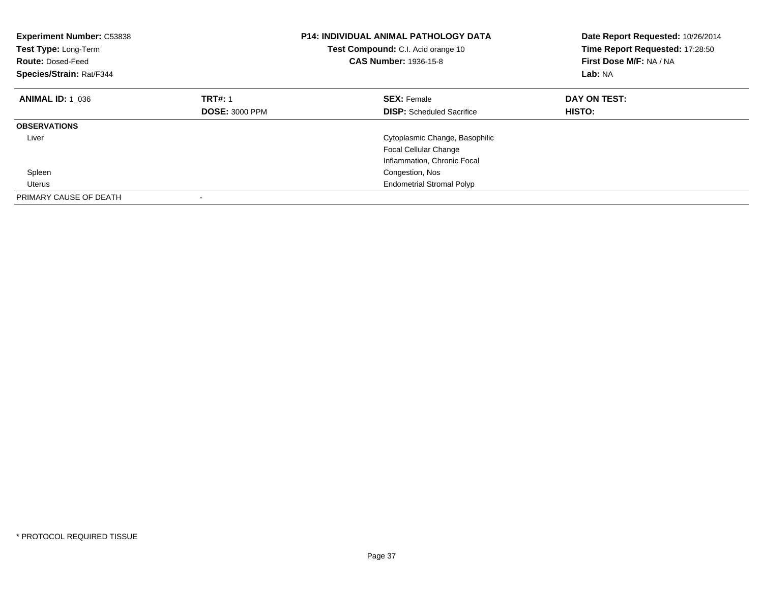**Experiment Number:** C53838
**Test Type:** Long-Term
**Route:** Dosed-Feed
**Species/Strain:** Rat/F344

**P14: INDIVIDUAL ANIMAL PATHOLOGY DATA**
**Test Compound:** C.I. Acid orange 10
**CAS Number:** 1936-15-8

**Date Report Requested:** 10/26/2014
**Time Report Requested:** 17:28:50
**First Dose M/F:** NA / NA
**Lab:** NA

| **ANIMAL ID:** 1_036 | **TRT#:** 1 | **SEX:** Female | **DAY ON TEST:** |
|---|---|---|---|
| | **DOSE:** 3000 PPM | **DISP:** Scheduled Sacrifice | **HISTO:** |
| **OBSERVATIONS** | | | |
| Liver | | Cytoplasmic Change, Basophilic | |
| | | Focal Cellular Change | |
| | | Inflammation, Chronic Focal | |
| Spleen | | Congestion, Nos | |
| Uterus | | Endometrial Stromal Polyp | |
| PRIMARY CAUSE OF DEATH | - | | |

* PROTOCOL REQUIRED TISSUE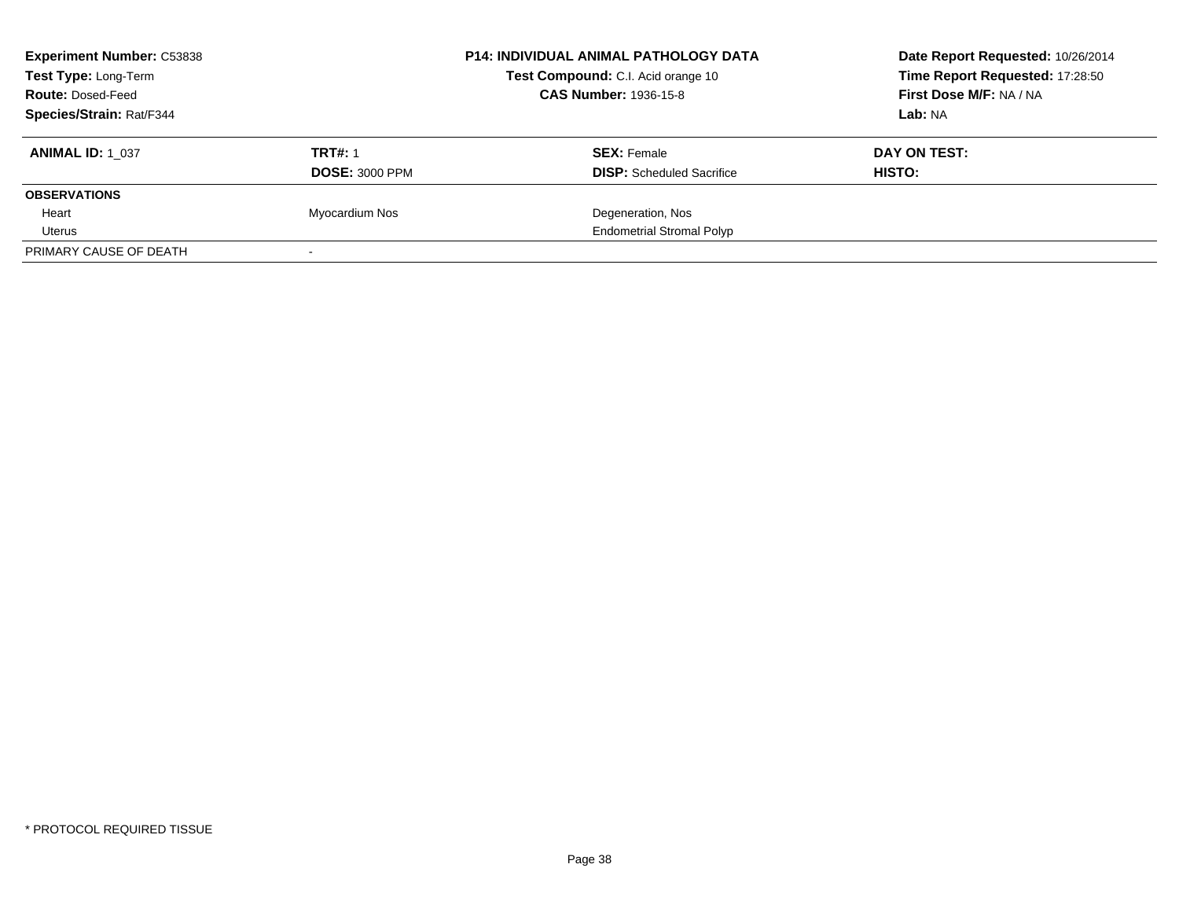**Experiment Number:** C53838
**Test Type:** Long-Term
**Route:** Dosed-Feed
**Species/Strain:** Rat/F344

**P14: INDIVIDUAL ANIMAL PATHOLOGY DATA**
**Test Compound:** C.I. Acid orange 10
**CAS Number:** 1936-15-8

**Date Report Requested:** 10/26/2014
**Time Report Requested:** 17:28:50
**First Dose M/F:** NA / NA
**Lab:** NA

| **ANIMAL ID:** 1_037 | **TRT#:** 1 | **SEX:** Female | **DAY ON TEST:** |
|---|---|---|---|
| | **DOSE:** 3000 PPM | **DISP:** Scheduled Sacrifice | **HISTO:** |
| **OBSERVATIONS** | | | |
| Heart | Myocardium Nos | Degeneration, Nos | |
| Uterus | | Endometrial Stromal Polyp | |
| PRIMARY CAUSE OF DEATH | - | | |

* PROTOCOL REQUIRED TISSUE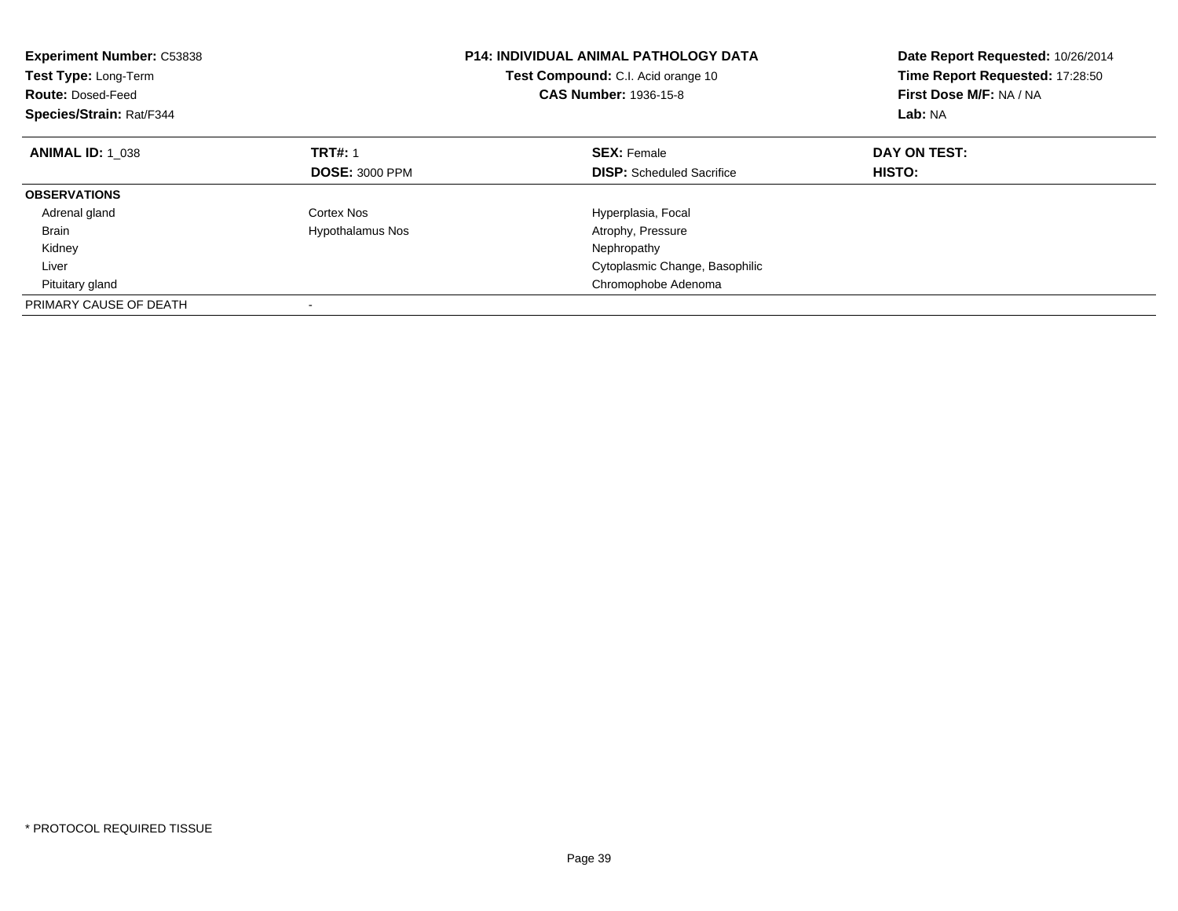**Experiment Number:** C53838
**Test Type:** Long-Term
**Route:** Dosed-Feed
**Species/Strain:** Rat/F344

**P14: INDIVIDUAL ANIMAL PATHOLOGY DATA**
**Test Compound:** C.I. Acid orange 10
**CAS Number:** 1936-15-8

**Date Report Requested:** 10/26/2014
**Time Report Requested:** 17:28:50
**First Dose M/F:** NA / NA
**Lab:** NA

| **ANIMAL ID:** 1_038 | **TRT#:** 1<br>**DOSE:** 3000 PPM | **SEX:** Female<br>**DISP:** Scheduled Sacrifice | **DAY ON TEST:**<br>**HISTO:** |
|---|---|---|---|
| **OBSERVATIONS** | | | |
| Adrenal gland | Cortex Nos | Hyperplasia, Focal | |
| Brain | Hypothalamus Nos | Atrophy, Pressure | |
| Kidney | | Nephropathy | |
| Liver | | Cytoplasmic Change, Basophilic | |
| Pituitary gland | | Chromophobe Adenoma | |
| PRIMARY CAUSE OF DEATH | - | | |

* PROTOCOL REQUIRED TISSUE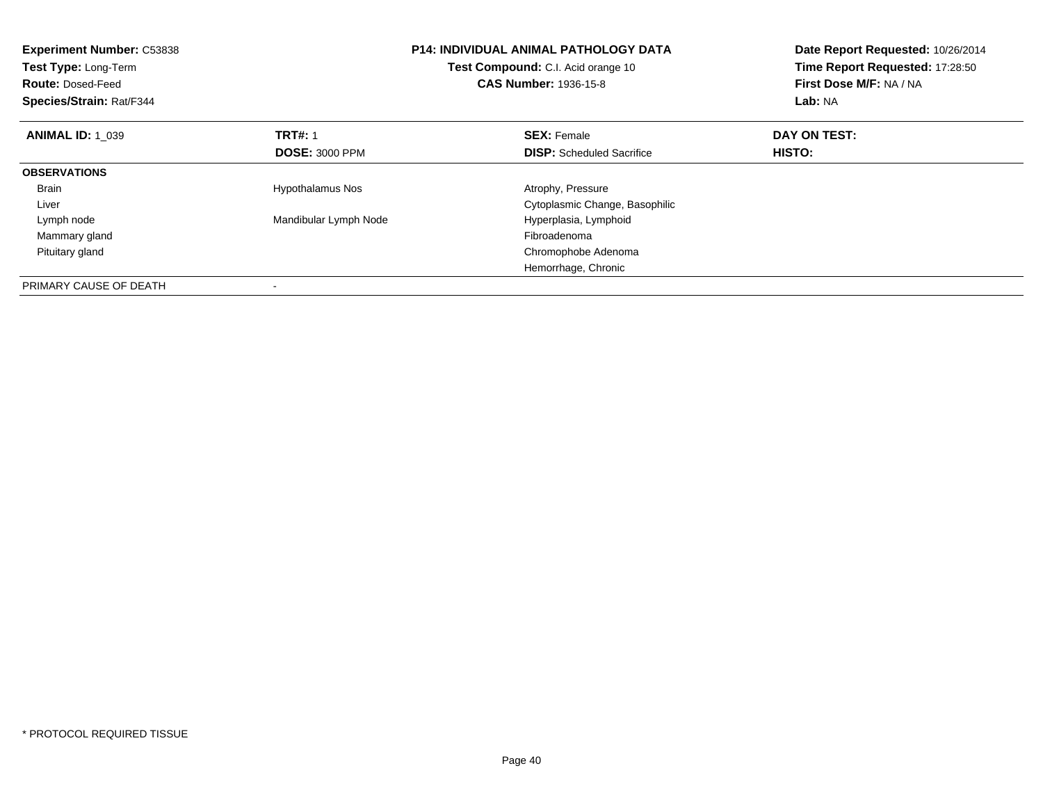**Experiment Number:** C53838
**Test Type:** Long-Term
**Route:** Dosed-Feed
**Species/Strain:** Rat/F344

**P14: INDIVIDUAL ANIMAL PATHOLOGY DATA**
**Test Compound:** C.I. Acid orange 10
**CAS Number:** 1936-15-8

**Date Report Requested:** 10/26/2014
**Time Report Requested:** 17:28:50
**First Dose M/F:** NA / NA
**Lab:** NA

| **ANIMAL ID:** 1_039 | **TRT#:** 1 | **SEX:** Female | **DAY ON TEST:** |
|---|---|---|---|
| | **DOSE:** 3000 PPM | **DISP:** Scheduled Sacrifice | **HISTO:** |
| **OBSERVATIONS** | | | |
| Brain | Hypothalamus Nos | Atrophy, Pressure | |
| Liver | | Cytoplasmic Change, Basophilic | |
| Lymph node | Mandibular Lymph Node | Hyperplasia, Lymphoid | |
| Mammary gland | | Fibroadenoma | |
| Pituitary gland | | Chromophobe Adenoma | |
| | | Hemorrhage, Chronic | |
| PRIMARY CAUSE OF DEATH | - | | |

* PROTOCOL REQUIRED TISSUE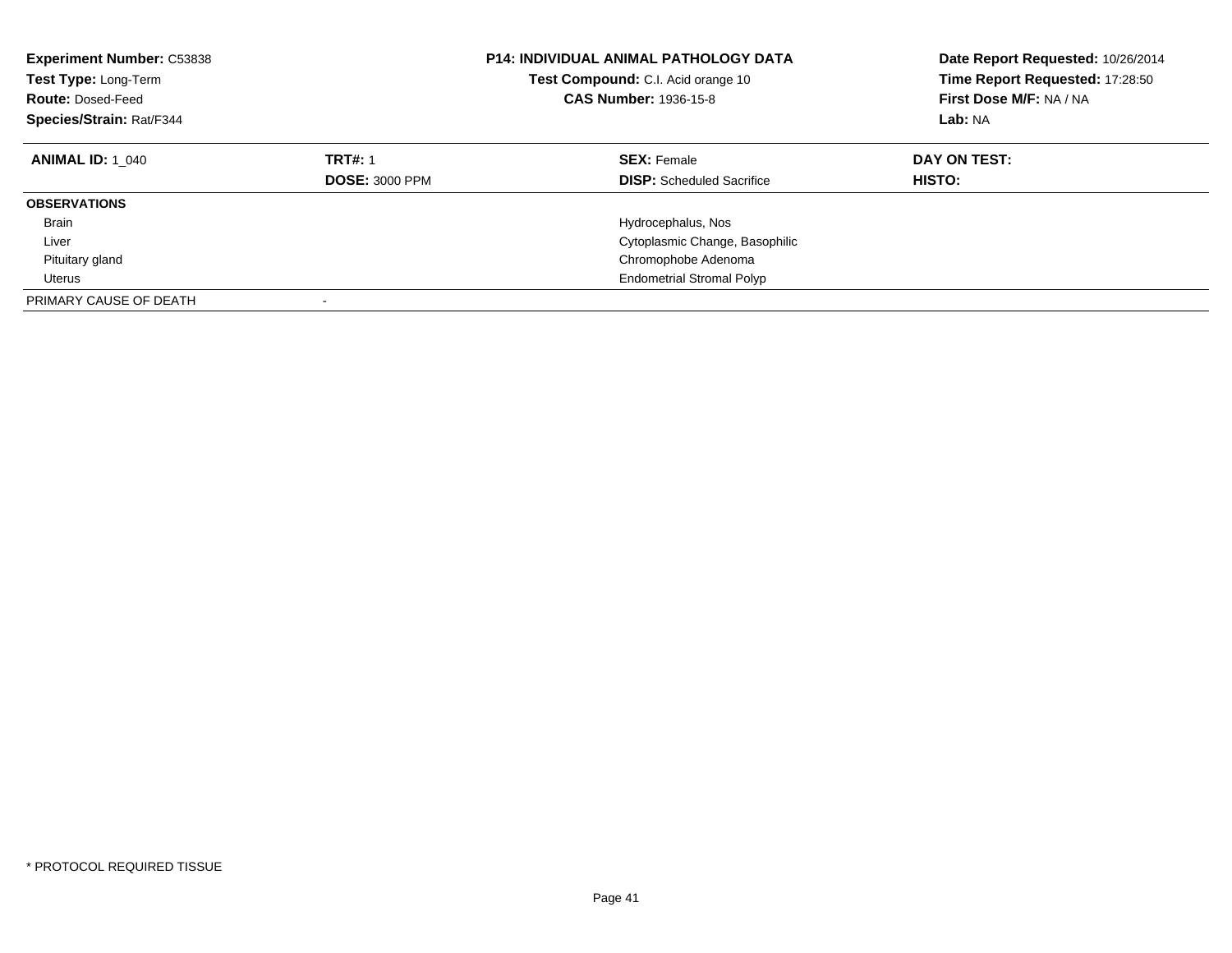**Experiment Number:** C53838
**Test Type:** Long-Term
**Route:** Dosed-Feed
**Species/Strain:** Rat/F344

**P14: INDIVIDUAL ANIMAL PATHOLOGY DATA**
**Test Compound:** C.I. Acid orange 10
**CAS Number:** 1936-15-8

**Date Report Requested:** 10/26/2014
**Time Report Requested:** 17:28:50
**First Dose M/F:** NA / NA
**Lab:** NA

| **ANIMAL ID:** 1_040 | **TRT#:** 1 | **SEX:** Female | **DAY ON TEST:** |
|---|---|---|---|
| | **DOSE:** 3000 PPM | **DISP:** Scheduled Sacrifice | **HISTO:** |
| **OBSERVATIONS** | | | |
| Brain | | Hydrocephalus, Nos | |
| Liver | | Cytoplasmic Change, Basophilic | |
| Pituitary gland | | Chromophobe Adenoma | |
| Uterus | | Endometrial Stromal Polyp | |
| PRIMARY CAUSE OF DEATH | - | | |

* PROTOCOL REQUIRED TISSUE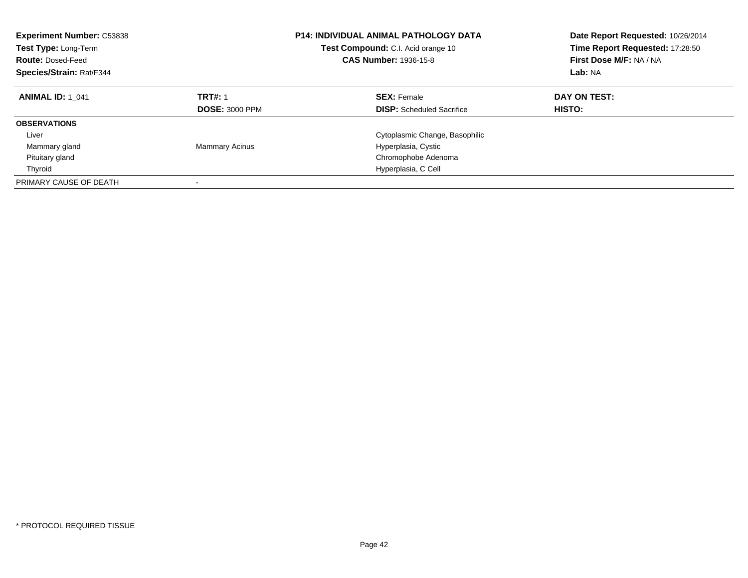**Experiment Number:** C53838
**Test Type:** Long-Term
**Route:** Dosed-Feed
**Species/Strain:** Rat/F344

**P14: INDIVIDUAL ANIMAL PATHOLOGY DATA**
**Test Compound:** C.I. Acid orange 10
**CAS Number:** 1936-15-8

**Date Report Requested:** 10/26/2014
**Time Report Requested:** 17:28:50
**First Dose M/F:** NA / NA
**Lab:** NA

| **ANIMAL ID:** 1_041 | **TRT#:** 1 | **SEX:** Female | **DAY ON TEST:** |
|---|---|---|---|
| | **DOSE:** 3000 PPM | **DISP:** Scheduled Sacrifice | **HISTO:** |
| **OBSERVATIONS** | | | |
| Liver | | Cytoplasmic Change, Basophilic | |
| Mammary gland | Mammary Acinus | Hyperplasia, Cystic | |
| Pituitary gland | | Chromophobe Adenoma | |
| Thyroid | | Hyperplasia, C Cell | |
| PRIMARY CAUSE OF DEATH | - | | |

* PROTOCOL REQUIRED TISSUE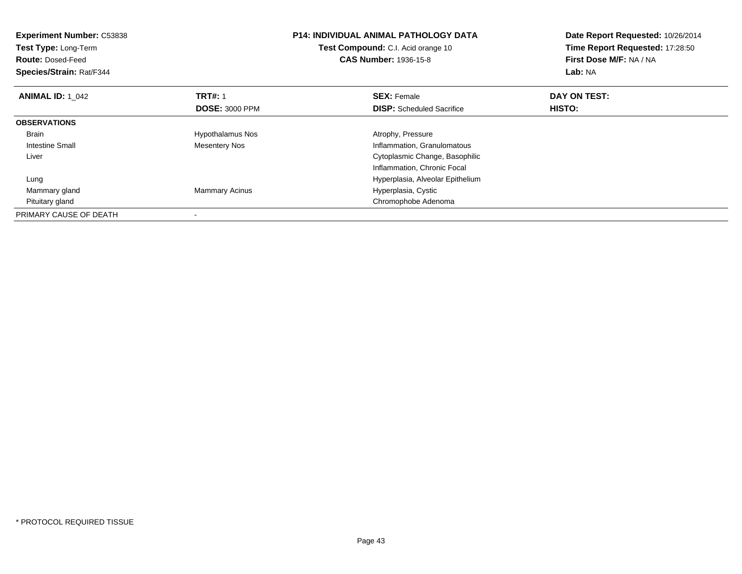**Experiment Number:** C53838
**Test Type:** Long-Term
**Route:** Dosed-Feed
**Species/Strain:** Rat/F344

**P14: INDIVIDUAL ANIMAL PATHOLOGY DATA**
**Test Compound:** C.I. Acid orange 10
**CAS Number:** 1936-15-8

**Date Report Requested:** 10/26/2014
**Time Report Requested:** 17:28:50
**First Dose M/F:** NA / NA
**Lab:** NA

| **ANIMAL ID:** 1_042 | **TRT#:** 1 | **SEX:** Female | **DAY ON TEST:** |
|---|---|---|---|
| | **DOSE:** 3000 PPM | **DISP:** Scheduled Sacrifice | **HISTO:** |
| **OBSERVATIONS** | | | |
| Brain | Hypothalamus Nos | Atrophy, Pressure | |
| Intestine Small | Mesentery Nos | Inflammation, Granulomatous | |
| Liver | | Cytoplasmic Change, Basophilic | |
| | | Inflammation, Chronic Focal | |
| Lung | | Hyperplasia, Alveolar Epithelium | |
| Mammary gland | Mammary Acinus | Hyperplasia, Cystic | |
| Pituitary gland | | Chromophobe Adenoma | |
| PRIMARY CAUSE OF DEATH | - | | |

* PROTOCOL REQUIRED TISSUE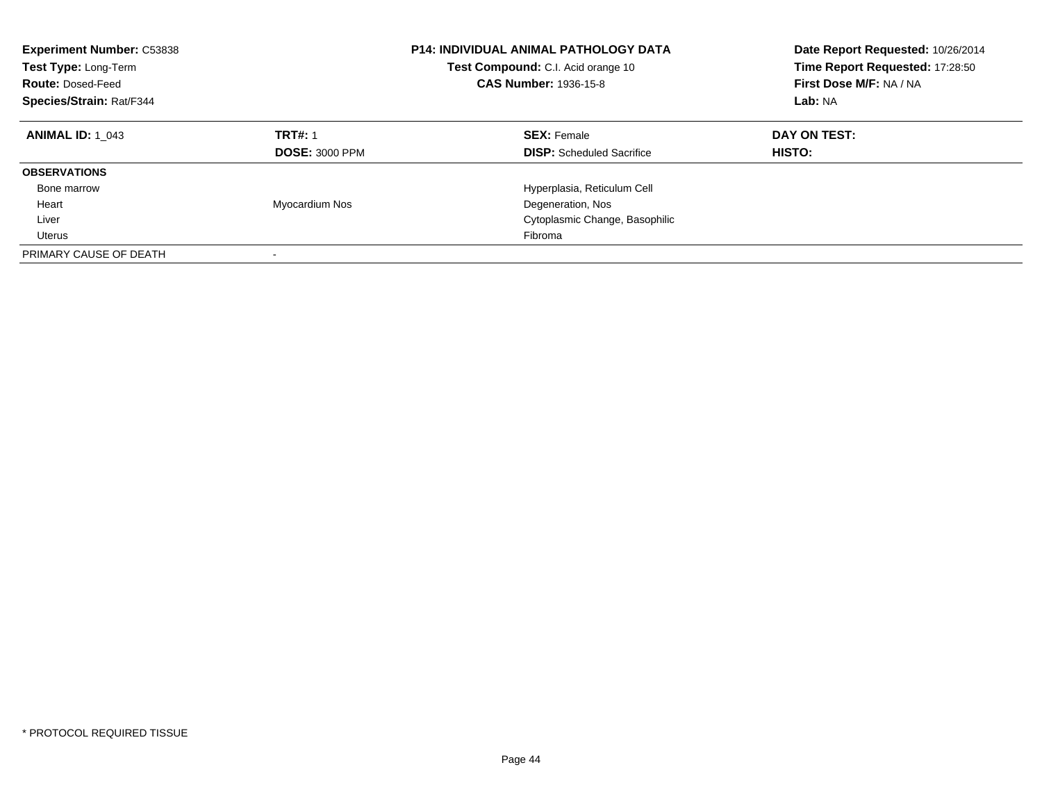| **Experiment Number:** C53838 | **P14: INDIVIDUAL ANIMAL PATHOLOGY DATA** | **Date Report Requested:** 10/26/2014 |
|---|---|---|
| **Test Type:** Long-Term | **Test Compound:** C.I. Acid orange 10 | **Time Report Requested:** 17:28:50 |
| **Route:** Dosed-Feed | **CAS Number:** 1936-15-8 | **First Dose M/F:** NA / NA |
| **Species/Strain:** Rat/F344 | | **Lab:** NA |

| **ANIMAL ID:** 1_043 | **TRT#:** 1 | **SEX:** Female | **DAY ON TEST:** |
|---|---|---|---|
| | **DOSE:** 3000 PPM | **DISP:** Scheduled Sacrifice | **HISTO:** |
| **OBSERVATIONS** | | | |
| Bone marrow | | Hyperplasia, Reticulum Cell | |
| Heart | Myocardium Nos | Degeneration, Nos | |
| Liver | | Cytoplasmic Change, Basophilic | |
| Uterus | | Fibroma | |
| PRIMARY CAUSE OF DEATH | - | | |

* PROTOCOL REQUIRED TISSUE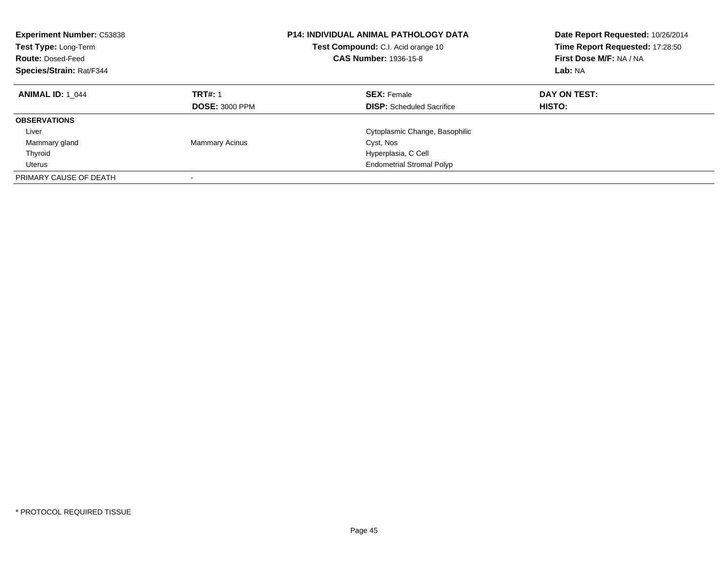**Experiment Number:** C53838
**Test Type:** Long-Term
**Route:** Dosed-Feed
**Species/Strain:** Rat/F344

**P14: INDIVIDUAL ANIMAL PATHOLOGY DATA**
**Test Compound:** C.I. Acid orange 10
**CAS Number:** 1936-15-8

**Date Report Requested:** 10/26/2014
**Time Report Requested:** 17:28:50
**First Dose M/F:** NA / NA
**Lab:** NA

| **ANIMAL ID:** 1_044 | **TRT#:** 1 | **SEX:** Female | **DAY ON TEST:** |
|---|---|---|---|
| | **DOSE:** 3000 PPM | **DISP:** Scheduled Sacrifice | **HISTO:** |
| **OBSERVATIONS** | | | |
| Liver | | Cytoplasmic Change, Basophilic | |
| Mammary gland | Mammary Acinus | Cyst, Nos | |
| Thyroid | | Hyperplasia, C Cell | |
| Uterus | | Endometrial Stromal Polyp | |
| PRIMARY CAUSE OF DEATH | - | | |

* PROTOCOL REQUIRED TISSUE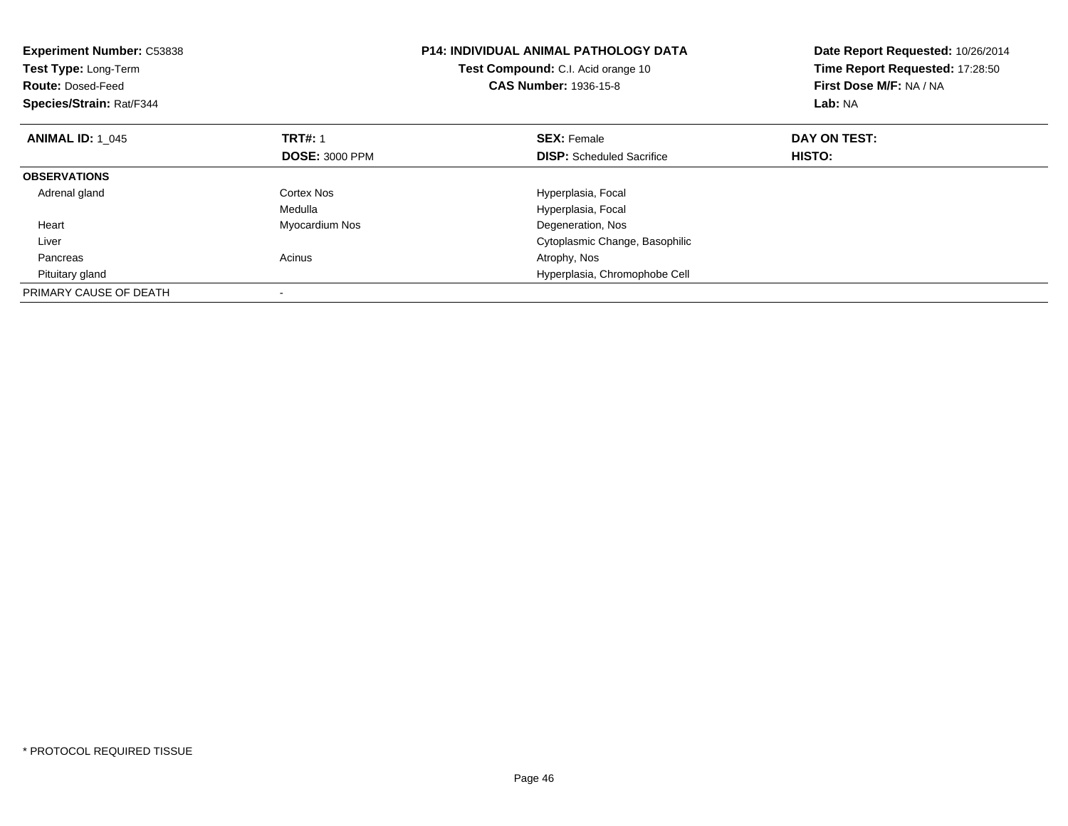**Experiment Number:** C53838
**Test Type:** Long-Term
**Route:** Dosed-Feed
**Species/Strain:** Rat/F344

**P14: INDIVIDUAL ANIMAL PATHOLOGY DATA**
**Test Compound:** C.I. Acid orange 10
**CAS Number:** 1936-15-8

**Date Report Requested:** 10/26/2014
**Time Report Requested:** 17:28:50
**First Dose M/F:** NA / NA
**Lab:** NA

| **ANIMAL ID:** 1_045 | **TRT#:** 1 | **SEX:** Female | **DAY ON TEST:** |
|---|---|---|---|
| | **DOSE:** 3000 PPM | **DISP:** Scheduled Sacrifice | **HISTO:** |
| **OBSERVATIONS** | | | |
| Adrenal gland | Cortex Nos | Hyperplasia, Focal | |
| | Medulla | Hyperplasia, Focal | |
| Heart | Myocardium Nos | Degeneration, Nos | |
| Liver | | Cytoplasmic Change, Basophilic | |
| Pancreas | Acinus | Atrophy, Nos | |
| Pituitary gland | | Hyperplasia, Chromophobe Cell | |
| PRIMARY CAUSE OF DEATH | - | | |

\* PROTOCOL REQUIRED TISSUE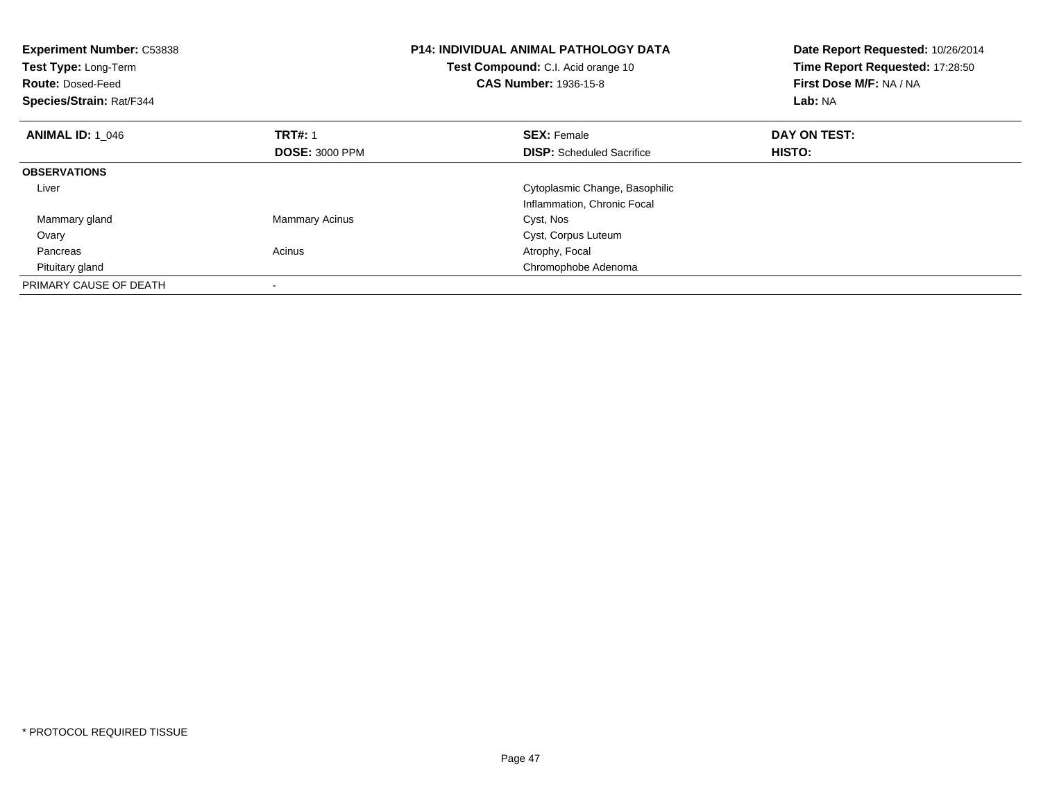**Experiment Number:** C53838
**Test Type:** Long-Term
**Route:** Dosed-Feed
**Species/Strain:** Rat/F344

**P14: INDIVIDUAL ANIMAL PATHOLOGY DATA**
**Test Compound:** C.I. Acid orange 10
**CAS Number:** 1936-15-8

**Date Report Requested:** 10/26/2014
**Time Report Requested:** 17:28:50
**First Dose M/F:** NA / NA
**Lab:** NA

| **ANIMAL ID:** 1_046 | **TRT#:** 1 | **SEX:** Female | **DAY ON TEST:** |
|---|---|---|---|
| | **DOSE:** 3000 PPM | **DISP:** Scheduled Sacrifice | **HISTO:** |
| **OBSERVATIONS** | | | |
| Liver | | Cytoplasmic Change, Basophilic | |
| | | Inflammation, Chronic Focal | |
| Mammary gland | Mammary Acinus | Cyst, Nos | |
| Ovary | | Cyst, Corpus Luteum | |
| Pancreas | Acinus | Atrophy, Focal | |
| Pituitary gland | | Chromophobe Adenoma | |
| PRIMARY CAUSE OF DEATH | - | | |

* PROTOCOL REQUIRED TISSUE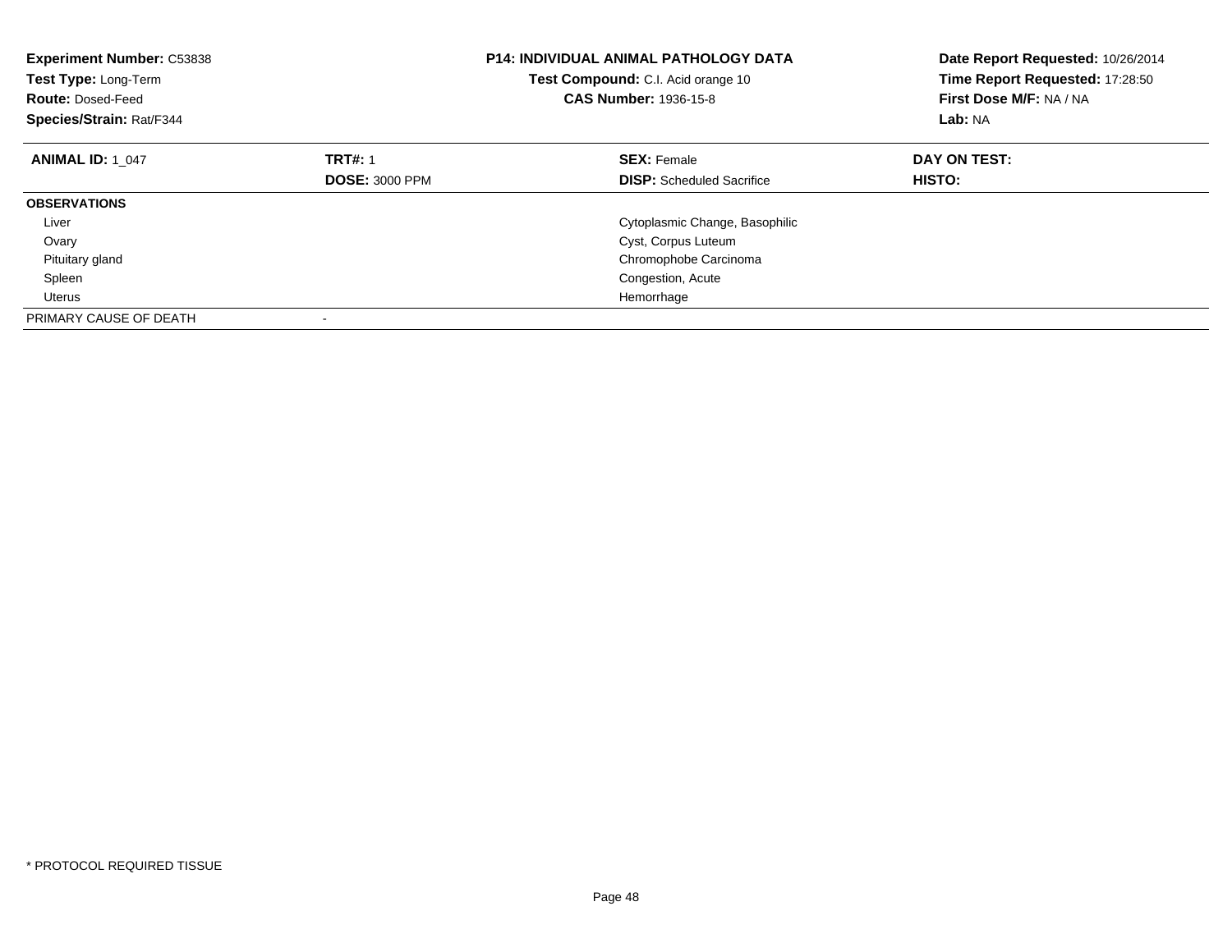**Experiment Number:** C53838
**Test Type:** Long-Term
**Route:** Dosed-Feed
**Species/Strain:** Rat/F344

**P14: INDIVIDUAL ANIMAL PATHOLOGY DATA**
**Test Compound:** C.I. Acid orange 10
**CAS Number:** 1936-15-8

**Date Report Requested:** 10/26/2014
**Time Report Requested:** 17:28:50
**First Dose M/F:** NA / NA
**Lab:** NA

| **ANIMAL ID:** 1_047 | **TRT#:** 1 | **SEX:** Female | **DAY ON TEST:** |
|---|---|---|---|
| | **DOSE:** 3000 PPM | **DISP:** Scheduled Sacrifice | **HISTO:** |
| **OBSERVATIONS** | | | |
| Liver | | Cytoplasmic Change, Basophilic | |
| Ovary | | Cyst, Corpus Luteum | |
| Pituitary gland | | Chromophobe Carcinoma | |
| Spleen | | Congestion, Acute | |
| Uterus | | Hemorrhage | |
| PRIMARY CAUSE OF DEATH | - | | |

* PROTOCOL REQUIRED TISSUE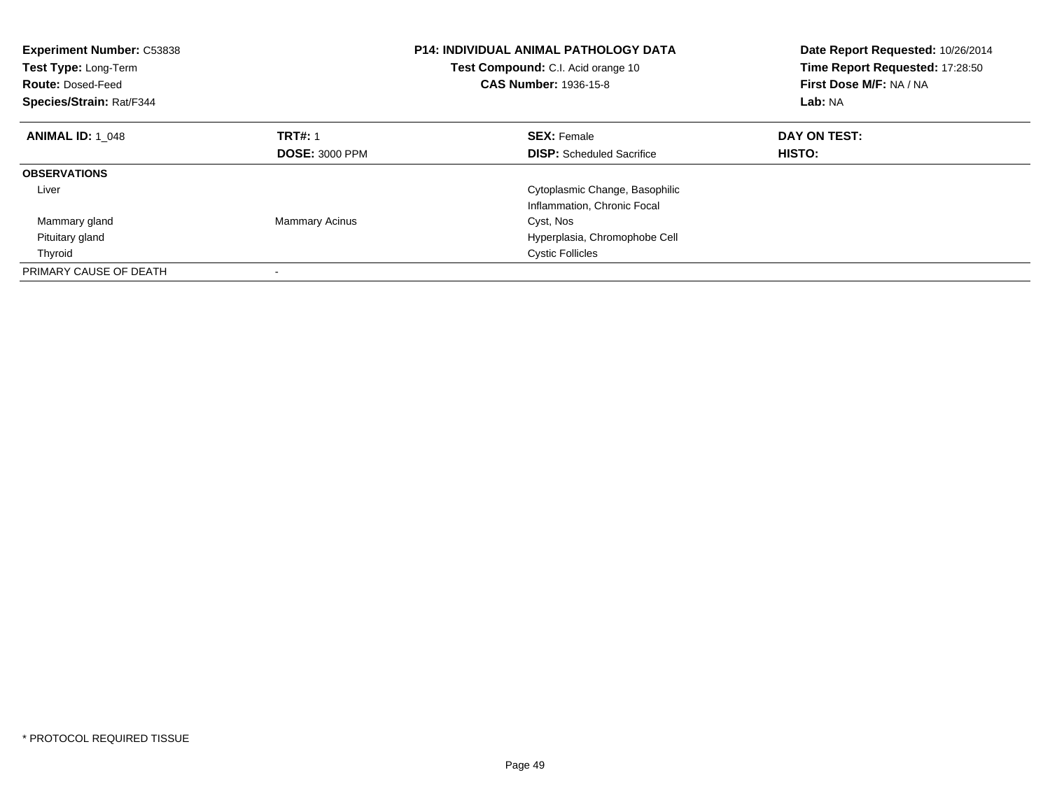**Experiment Number:** C53838
**Test Type:** Long-Term
**Route:** Dosed-Feed
**Species/Strain:** Rat/F344

**P14: INDIVIDUAL ANIMAL PATHOLOGY DATA**
**Test Compound:** C.I. Acid orange 10
**CAS Number:** 1936-15-8

**Date Report Requested:** 10/26/2014
**Time Report Requested:** 17:28:50
**First Dose M/F:** NA / NA
**Lab:** NA

| **ANIMAL ID:** 1_048 | **TRT#:** 1 | **SEX:** Female | **DAY ON TEST:** |
|---|---|---|---|
| | **DOSE:** 3000 PPM | **DISP:** Scheduled Sacrifice | **HISTO:** |
| **OBSERVATIONS** | | | |
| Liver | | Cytoplasmic Change, Basophilic | |
| | | Inflammation, Chronic Focal | |
| Mammary gland | Mammary Acinus | Cyst, Nos | |
| Pituitary gland | | Hyperplasia, Chromophobe Cell | |
| Thyroid | | Cystic Follicles | |
| PRIMARY CAUSE OF DEATH | - | | |

* PROTOCOL REQUIRED TISSUE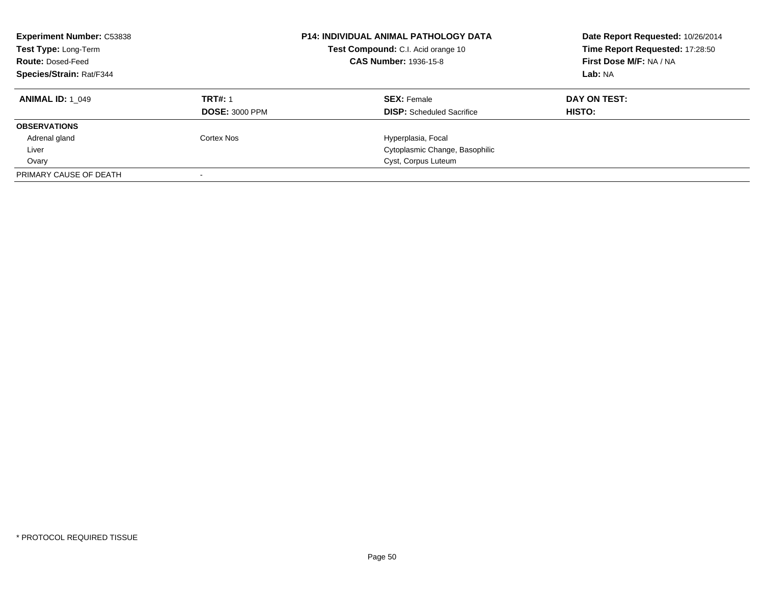**Experiment Number:** C53838
**Test Type:** Long-Term
**Route:** Dosed-Feed
**Species/Strain:** Rat/F344

**P14: INDIVIDUAL ANIMAL PATHOLOGY DATA**
**Test Compound:** C.I. Acid orange 10
**CAS Number:** 1936-15-8

**Date Report Requested:** 10/26/2014
**Time Report Requested:** 17:28:50
**First Dose M/F:** NA / NA
**Lab:** NA

| **ANIMAL ID:** 1_049 | **TRT#:** 1 | **SEX:** Female | **DAY ON TEST:** |
|---|---|---|---|
| | **DOSE:** 3000 PPM | **DISP:** Scheduled Sacrifice | **HISTO:** |
| **OBSERVATIONS** | | | |
| Adrenal gland | Cortex Nos | Hyperplasia, Focal | |
| Liver | | Cytoplasmic Change, Basophilic | |
| Ovary | | Cyst, Corpus Luteum | |
| PRIMARY CAUSE OF DEATH | - | | |

* PROTOCOL REQUIRED TISSUE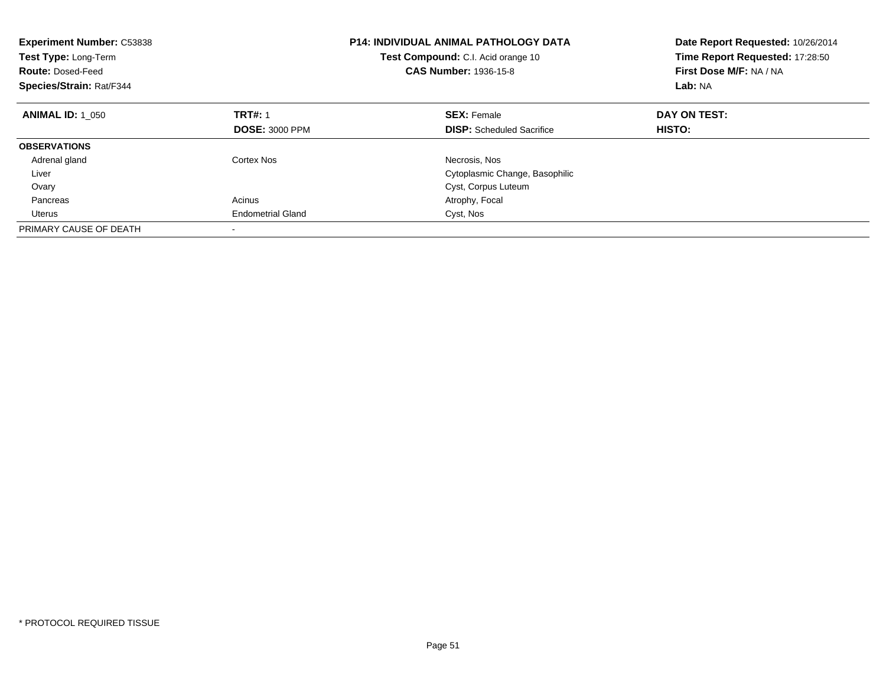**Experiment Number:** C53838
**Test Type:** Long-Term
**Route:** Dosed-Feed
**Species/Strain:** Rat/F344

**P14: INDIVIDUAL ANIMAL PATHOLOGY DATA**
**Test Compound:** C.I. Acid orange 10
**CAS Number:** 1936-15-8

**Date Report Requested:** 10/26/2014
**Time Report Requested:** 17:28:50
**First Dose M/F:** NA / NA
**Lab:** NA

| **ANIMAL ID:** 1_050 | **TRT#:** 1 | **SEX:** Female | **DAY ON TEST:** |
|---|---|---|---|
| | **DOSE:** 3000 PPM | **DISP:** Scheduled Sacrifice | **HISTO:** |
| **OBSERVATIONS** | | | |
| Adrenal gland | Cortex Nos | Necrosis, Nos | |
| Liver | | Cytoplasmic Change, Basophilic | |
| Ovary | | Cyst, Corpus Luteum | |
| Pancreas | Acinus | Atrophy, Focal | |
| Uterus | Endometrial Gland | Cyst, Nos | |
| PRIMARY CAUSE OF DEATH | - | | |

* PROTOCOL REQUIRED TISSUE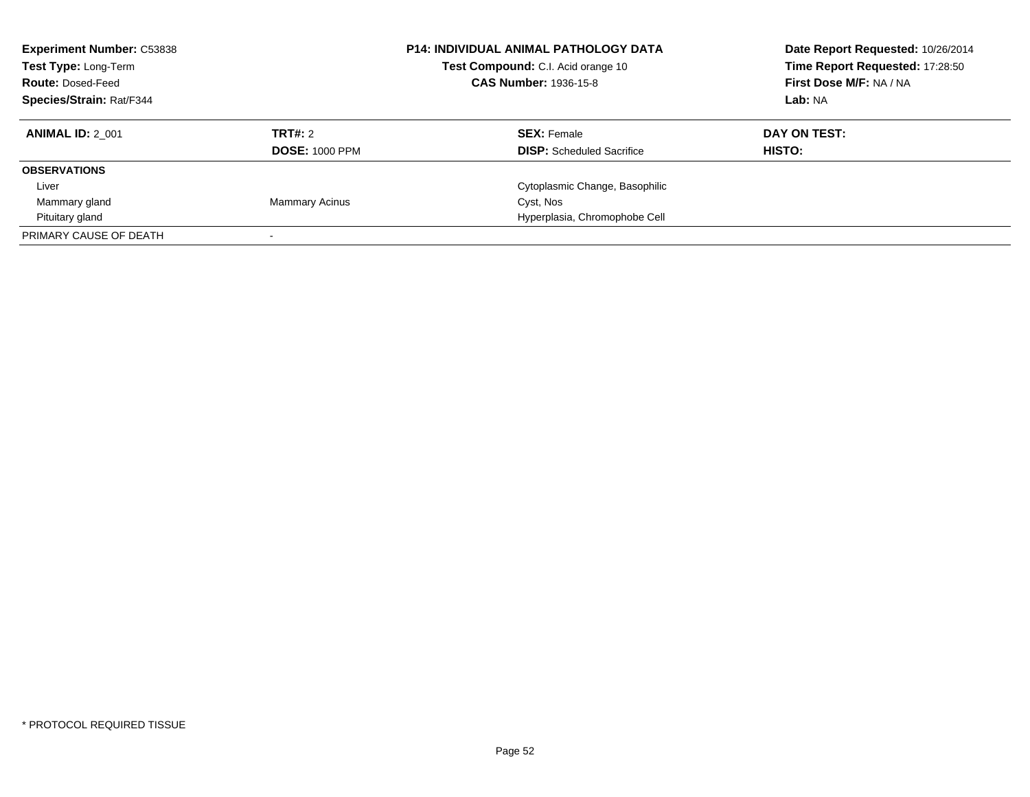**Experiment Number:** C53838
**Test Type:** Long-Term
**Route:** Dosed-Feed
**Species/Strain:** Rat/F344

**P14: INDIVIDUAL ANIMAL PATHOLOGY DATA**
**Test Compound:** C.I. Acid orange 10
**CAS Number:** 1936-15-8

**Date Report Requested:** 10/26/2014
**Time Report Requested:** 17:28:50
**First Dose M/F:** NA / NA
**Lab:** NA

| **ANIMAL ID:** 2_001 | **TRT#:** 2 | **SEX:** Female | **DAY ON TEST:** |
|---|---|---|---|
| | **DOSE:** 1000 PPM | **DISP:** Scheduled Sacrifice | **HISTO:** |
| **OBSERVATIONS** | | | |
| Liver | | Cytoplasmic Change, Basophilic | |
| Mammary gland | Mammary Acinus | Cyst, Nos | |
| Pituitary gland | | Hyperplasia, Chromophobe Cell | |
| PRIMARY CAUSE OF DEATH | - | | |

* PROTOCOL REQUIRED TISSUE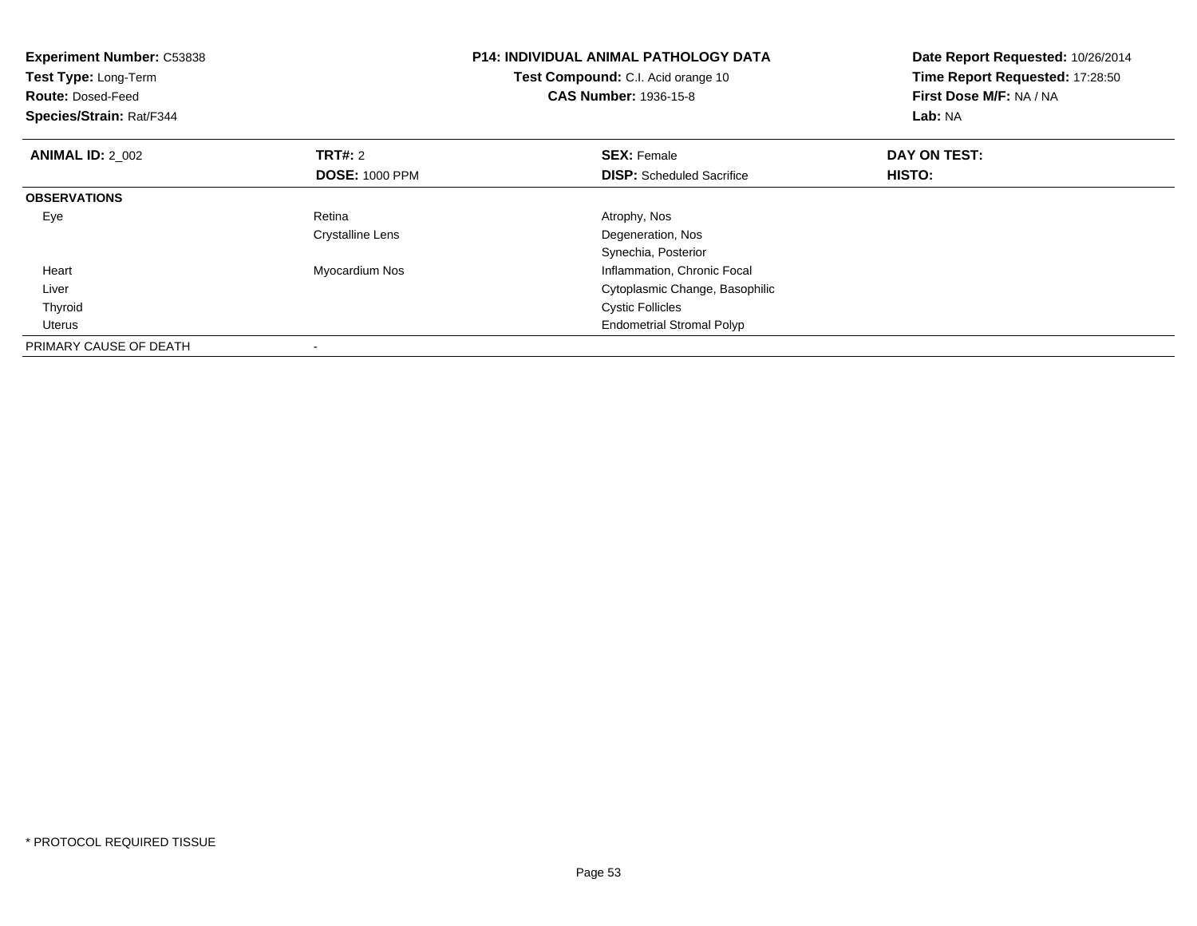**Experiment Number:** C53838
**Test Type:** Long-Term
**Route:** Dosed-Feed
**Species/Strain:** Rat/F344

**P14: INDIVIDUAL ANIMAL PATHOLOGY DATA**
**Test Compound:** C.I. Acid orange 10
**CAS Number:** 1936-15-8

**Date Report Requested:** 10/26/2014
**Time Report Requested:** 17:28:50
**First Dose M/F:** NA / NA
**Lab:** NA

| **ANIMAL ID:** 2_002 | **TRT#:** 2 | **SEX:** Female | **DAY ON TEST:** |
|---|---|---|---|
| | **DOSE:** 1000 PPM | **DISP:** Scheduled Sacrifice | **HISTO:** |
| **OBSERVATIONS** | | | |
| Eye | Retina | Atrophy, Nos | |
| | Crystalline Lens | Degeneration, Nos | |
| | | Synechia, Posterior | |
| Heart | Myocardium Nos | Inflammation, Chronic Focal | |
| Liver | | Cytoplasmic Change, Basophilic | |
| Thyroid | | Cystic Follicles | |
| Uterus | | Endometrial Stromal Polyp | |
| PRIMARY CAUSE OF DEATH | - | | |

* PROTOCOL REQUIRED TISSUE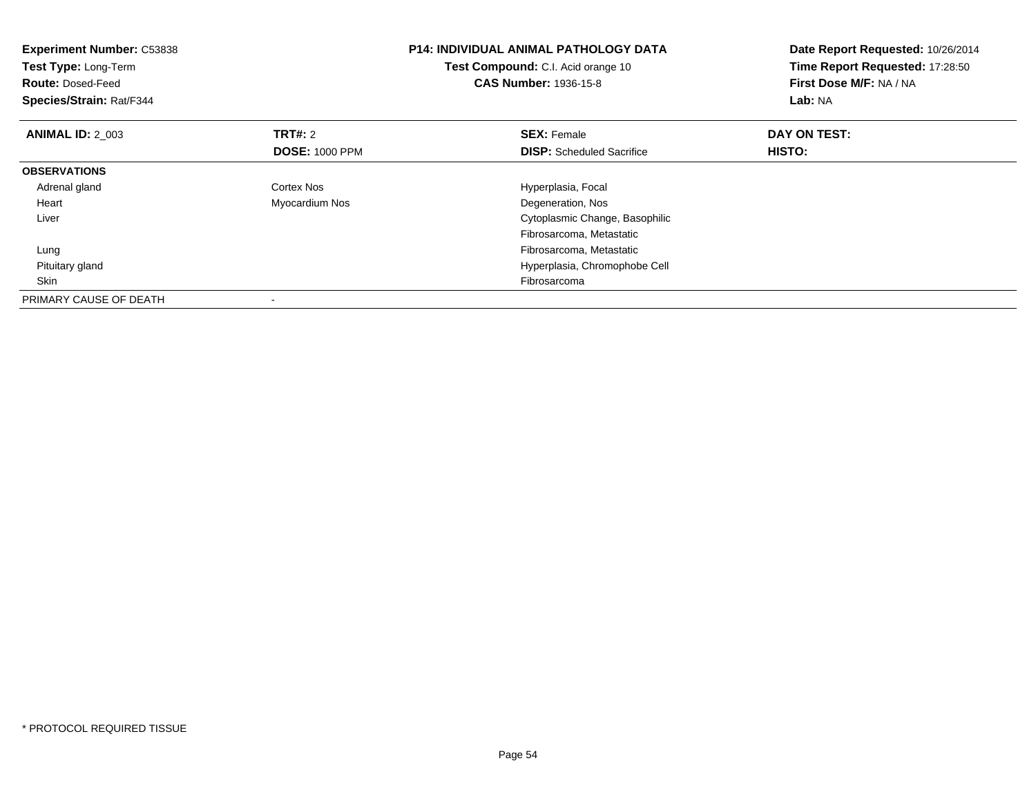**Experiment Number:** C53838
**Test Type:** Long-Term
**Route:** Dosed-Feed
**Species/Strain:** Rat/F344

**P14: INDIVIDUAL ANIMAL PATHOLOGY DATA**
**Test Compound:** C.I. Acid orange 10
**CAS Number:** 1936-15-8

**Date Report Requested:** 10/26/2014
**Time Report Requested:** 17:28:50
**First Dose M/F:** NA / NA
**Lab:** NA

| **ANIMAL ID:** 2_003 | **TRT#:** 2 | **SEX:** Female | **DAY ON TEST:** |
|---|---|---|---|
| | **DOSE:** 1000 PPM | **DISP:** Scheduled Sacrifice | **HISTO:** |
| **OBSERVATIONS** | | | |
| Adrenal gland | Cortex Nos | Hyperplasia, Focal | |
| Heart | Myocardium Nos | Degeneration, Nos | |
| Liver | | Cytoplasmic Change, Basophilic | |
| | | Fibrosarcoma, Metastatic | |
| Lung | | Fibrosarcoma, Metastatic | |
| Pituitary gland | | Hyperplasia, Chromophobe Cell | |
| Skin | | Fibrosarcoma | |
| PRIMARY CAUSE OF DEATH | - | | |

* PROTOCOL REQUIRED TISSUE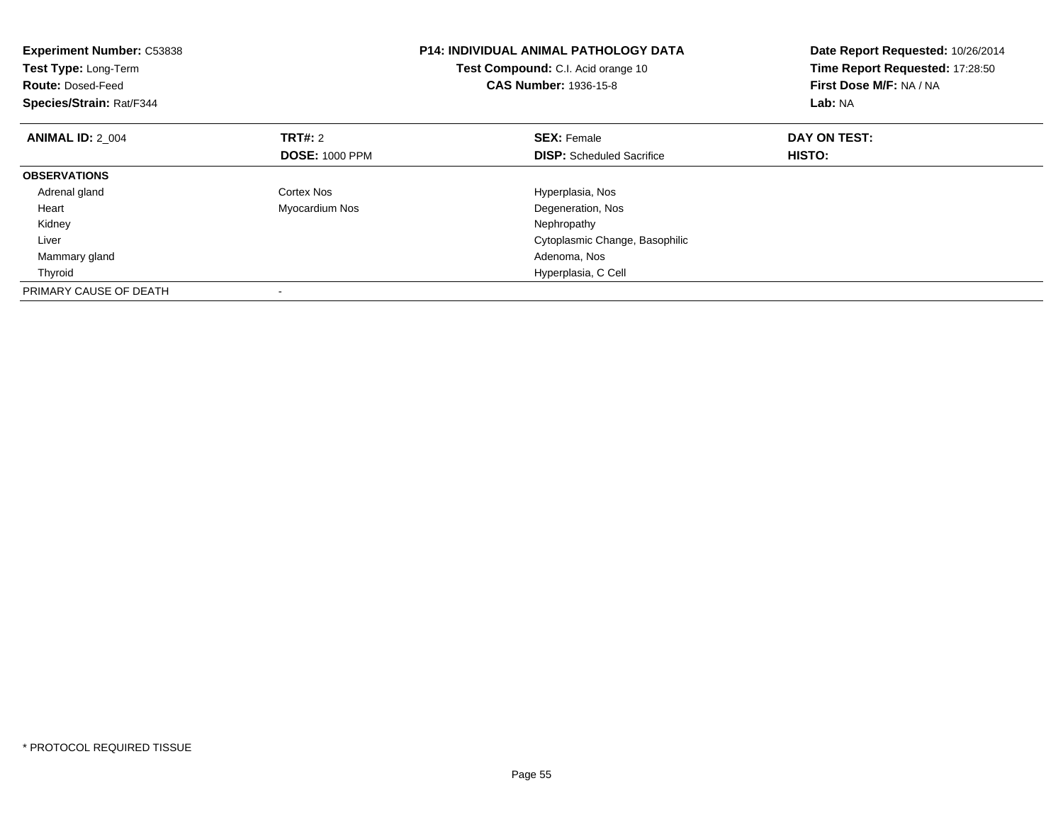**Experiment Number:** C53838
**Test Type:** Long-Term
**Route:** Dosed-Feed
**Species/Strain:** Rat/F344

**P14: INDIVIDUAL ANIMAL PATHOLOGY DATA**
**Test Compound:** C.I. Acid orange 10
**CAS Number:** 1936-15-8

**Date Report Requested:** 10/26/2014
**Time Report Requested:** 17:28:50
**First Dose M/F:** NA / NA
**Lab:** NA

| **ANIMAL ID:** 2_004 | **TRT#:** 2 | **SEX:** Female | **DAY ON TEST:** |
|---|---|---|---|
| | **DOSE:** 1000 PPM | **DISP:** Scheduled Sacrifice | **HISTO:** |
| **OBSERVATIONS** | | | |
| Adrenal gland | Cortex Nos | Hyperplasia, Nos | |
| Heart | Myocardium Nos | Degeneration, Nos | |
| Kidney | | Nephropathy | |
| Liver | | Cytoplasmic Change, Basophilic | |
| Mammary gland | | Adenoma, Nos | |
| Thyroid | | Hyperplasia, C Cell | |
| PRIMARY CAUSE OF DEATH | - | | |

* PROTOCOL REQUIRED TISSUE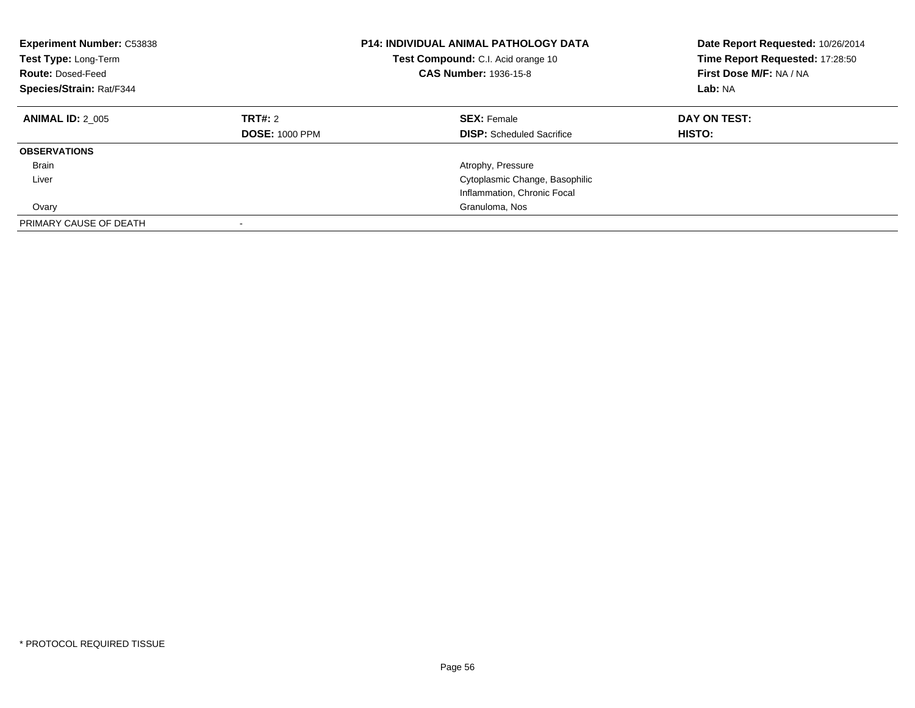**Experiment Number:** C53838
**Test Type:** Long-Term
**Route:** Dosed-Feed
**Species/Strain:** Rat/F344

**P14: INDIVIDUAL ANIMAL PATHOLOGY DATA**
**Test Compound:** C.I. Acid orange 10
**CAS Number:** 1936-15-8

**Date Report Requested:** 10/26/2014
**Time Report Requested:** 17:28:50
**First Dose M/F:** NA / NA
**Lab:** NA

| **ANIMAL ID:** 2_005 | **TRT#:** 2 | **SEX:** Female | **DAY ON TEST:** |
|---|---|---|---|
| | **DOSE:** 1000 PPM | **DISP:** Scheduled Sacrifice | **HISTO:** |
| **OBSERVATIONS** | | | |
| Brain | | Atrophy, Pressure | |
| Liver | | Cytoplasmic Change, Basophilic | |
| | | Inflammation, Chronic Focal | |
| Ovary | | Granuloma, Nos | |
| PRIMARY CAUSE OF DEATH | - | | |

* PROTOCOL REQUIRED TISSUE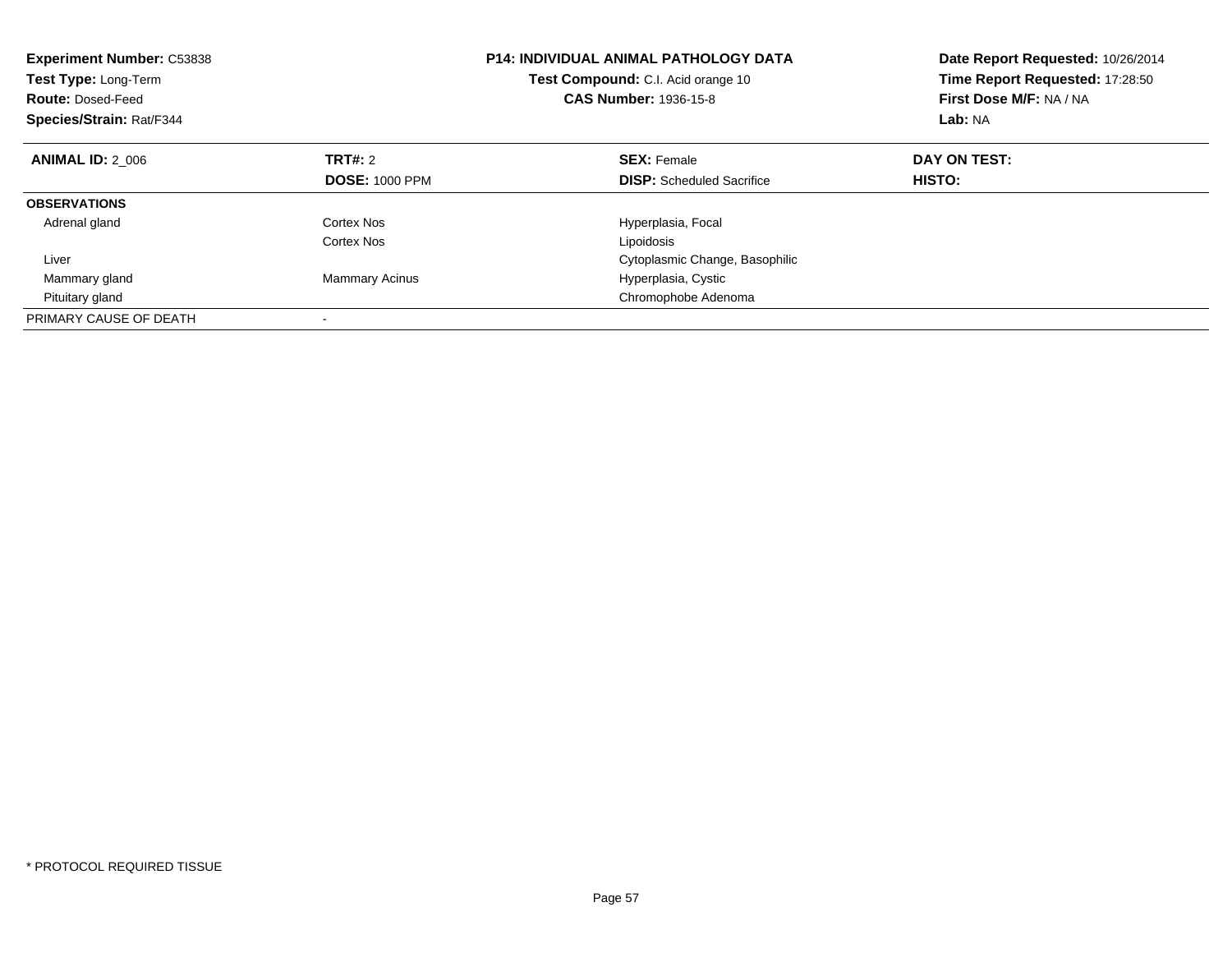**Experiment Number:** C53838
**Test Type:** Long-Term
**Route:** Dosed-Feed
**Species/Strain:** Rat/F344

**P14: INDIVIDUAL ANIMAL PATHOLOGY DATA**
**Test Compound:** C.I. Acid orange 10
**CAS Number:** 1936-15-8

**Date Report Requested:** 10/26/2014
**Time Report Requested:** 17:28:50
**First Dose M/F:** NA / NA
**Lab:** NA

| **ANIMAL ID:** 2_006 | **TRT#:** 2 | **SEX:** Female | **DAY ON TEST:** |
|---|---|---|---|
| | **DOSE:** 1000 PPM | **DISP:** Scheduled Sacrifice | **HISTO:** |
| **OBSERVATIONS** | | | |
| Adrenal gland | Cortex Nos | Hyperplasia, Focal | |
| | Cortex Nos | Lipoidosis | |
| Liver | | Cytoplasmic Change, Basophilic | |
| Mammary gland | Mammary Acinus | Hyperplasia, Cystic | |
| Pituitary gland | | Chromophobe Adenoma | |
| PRIMARY CAUSE OF DEATH | - | | |

* PROTOCOL REQUIRED TISSUE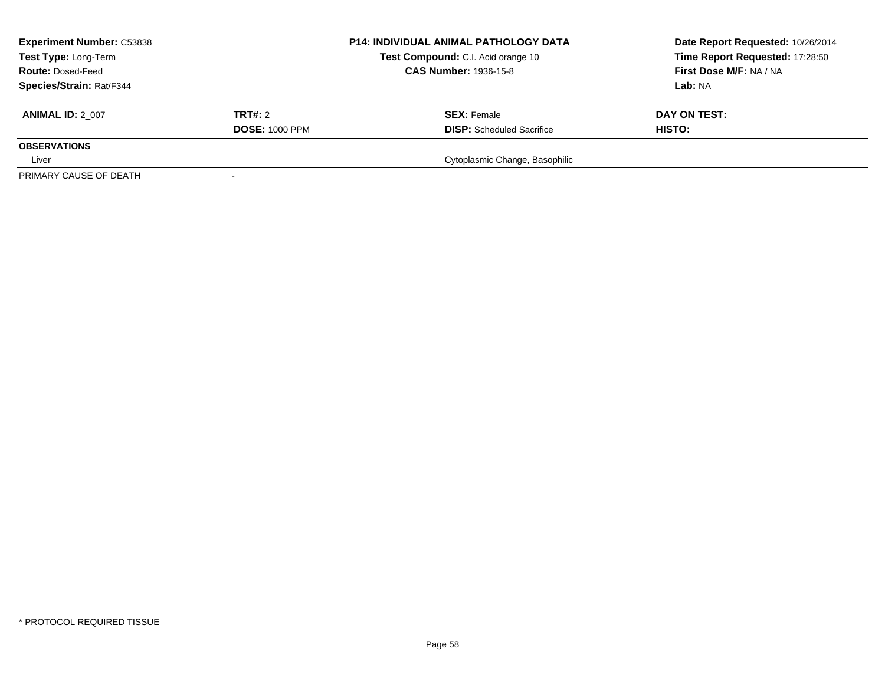**Experiment Number:** C53838
**Test Type:** Long-Term
**Route:** Dosed-Feed
**Species/Strain:** Rat/F344

**P14: INDIVIDUAL ANIMAL PATHOLOGY DATA**
**Test Compound:** C.I. Acid orange 10
**CAS Number:** 1936-15-8

**Date Report Requested:** 10/26/2014
**Time Report Requested:** 17:28:50
**First Dose M/F:** NA / NA
**Lab:** NA

| **ANIMAL ID:** 2_007 | **TRT#:** 2 | **SEX:** Female | **DAY ON TEST:** |
|---|---|---|---|
| | **DOSE:** 1000 PPM | **DISP:** Scheduled Sacrifice | **HISTO:** |
| **OBSERVATIONS** | | | |
| Liver | | Cytoplasmic Change, Basophilic | |
| PRIMARY CAUSE OF DEATH | - | | |

* PROTOCOL REQUIRED TISSUE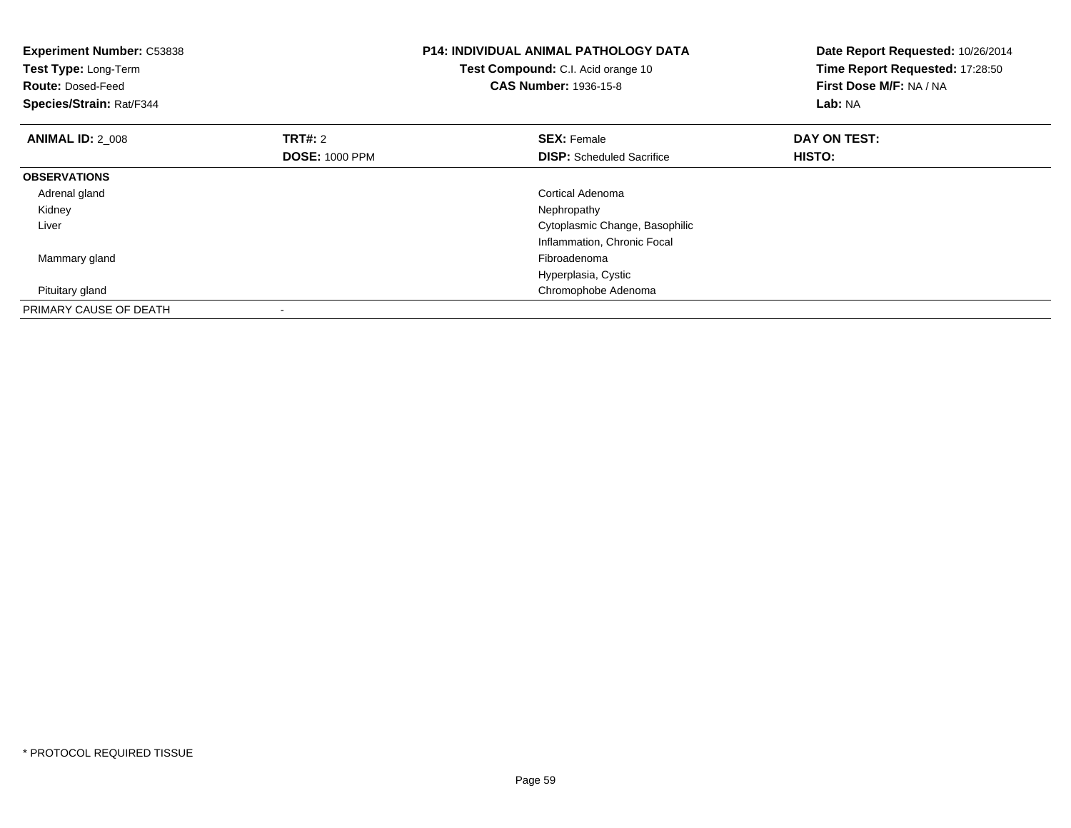**Experiment Number:** C53838
**Test Type:** Long-Term
**Route:** Dosed-Feed
**Species/Strain:** Rat/F344

**P14: INDIVIDUAL ANIMAL PATHOLOGY DATA**
**Test Compound:** C.I. Acid orange 10
**CAS Number:** 1936-15-8

**Date Report Requested:** 10/26/2014
**Time Report Requested:** 17:28:50
**First Dose M/F:** NA / NA
**Lab:** NA

| **ANIMAL ID:** 2_008 | **TRT#:** 2 | **SEX:** Female | **DAY ON TEST:** |
|---|---|---|---|
| | **DOSE:** 1000 PPM | **DISP:** Scheduled Sacrifice | **HISTO:** |
| **OBSERVATIONS** | | | |
| Adrenal gland | | Cortical Adenoma | |
| Kidney | | Nephropathy | |
| Liver | | Cytoplasmic Change, Basophilic | |
| | | Inflammation, Chronic Focal | |
| Mammary gland | | Fibroadenoma | |
| | | Hyperplasia, Cystic | |
| Pituitary gland | | Chromophobe Adenoma | |
| PRIMARY CAUSE OF DEATH | - | | |

* PROTOCOL REQUIRED TISSUE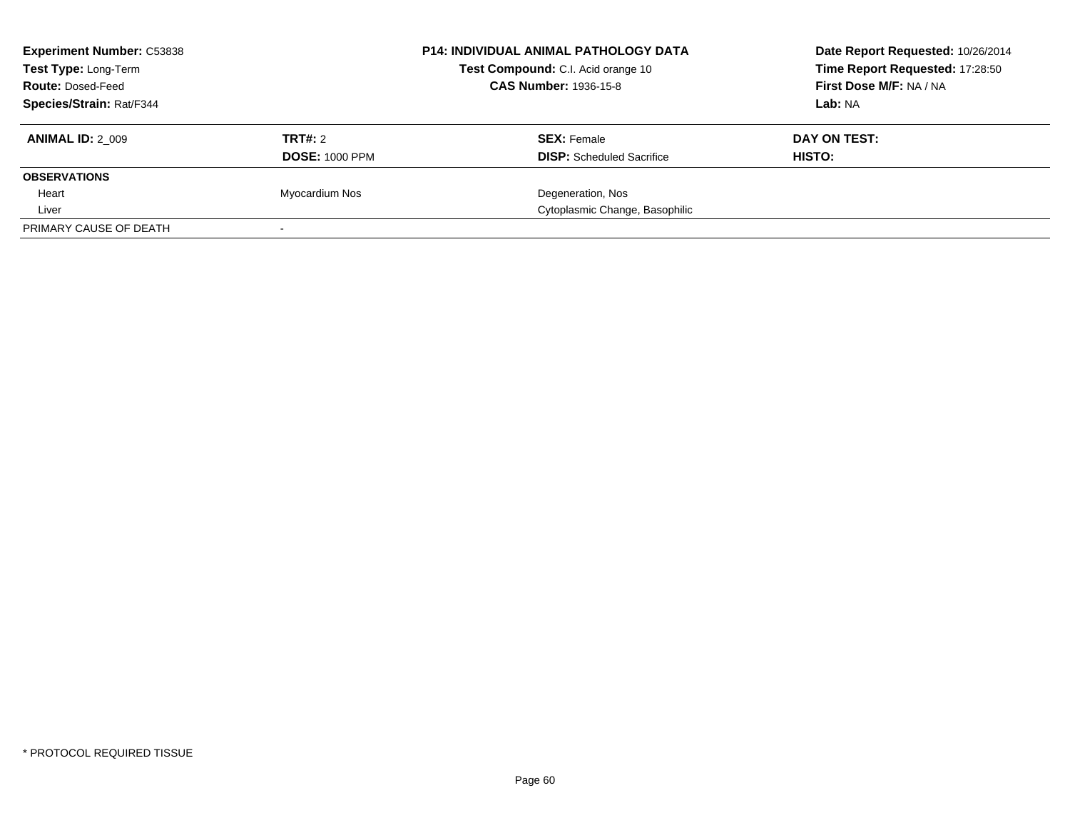**Experiment Number:** C53838
**Test Type:** Long-Term
**Route:** Dosed-Feed
**Species/Strain:** Rat/F344

**P14: INDIVIDUAL ANIMAL PATHOLOGY DATA**
**Test Compound:** C.I. Acid orange 10
**CAS Number:** 1936-15-8

**Date Report Requested:** 10/26/2014
**Time Report Requested:** 17:28:50
**First Dose M/F:** NA / NA
**Lab:** NA

| **ANIMAL ID:** 2_009 | **TRT#:** 2 | **SEX:** Female | **DAY ON TEST:** |
|---|---|---|---|
| | **DOSE:** 1000 PPM | **DISP:** Scheduled Sacrifice | **HISTO:** |
| **OBSERVATIONS** | | | |
| Heart | Myocardium Nos | Degeneration, Nos | |
| Liver | | Cytoplasmic Change, Basophilic | |
| PRIMARY CAUSE OF DEATH | - | | |

* PROTOCOL REQUIRED TISSUE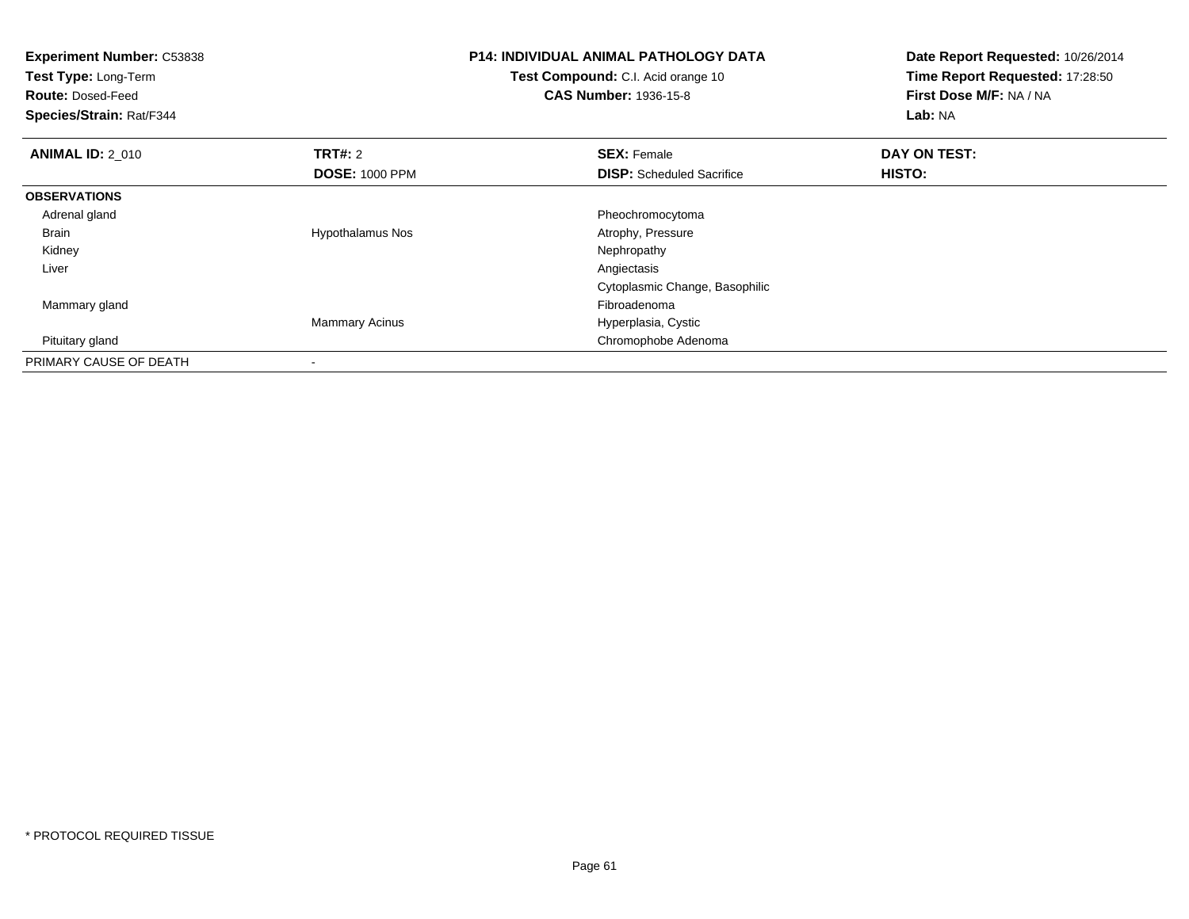**Experiment Number:** C53838
**Test Type:** Long-Term
**Route:** Dosed-Feed
**Species/Strain:** Rat/F344

**P14: INDIVIDUAL ANIMAL PATHOLOGY DATA**
**Test Compound:** C.I. Acid orange 10
**CAS Number:** 1936-15-8

**Date Report Requested:** 10/26/2014
**Time Report Requested:** 17:28:50
**First Dose M/F:** NA / NA
**Lab:** NA

| **ANIMAL ID:** 2_010 | **TRT#:** 2 | **SEX:** Female | **DAY ON TEST:** |
|---|---|---|---|
| | **DOSE:** 1000 PPM | **DISP:** Scheduled Sacrifice | **HISTO:** |
| **OBSERVATIONS** | | | |
| Adrenal gland | | Pheochromocytoma | |
| Brain | Hypothalamus Nos | Atrophy, Pressure | |
| Kidney | | Nephropathy | |
| Liver | | Angiectasis | |
| | | Cytoplasmic Change, Basophilic | |
| Mammary gland | | Fibroadenoma | |
| | Mammary Acinus | Hyperplasia, Cystic | |
| Pituitary gland | | Chromophobe Adenoma | |
| PRIMARY CAUSE OF DEATH | - | | |

* PROTOCOL REQUIRED TISSUE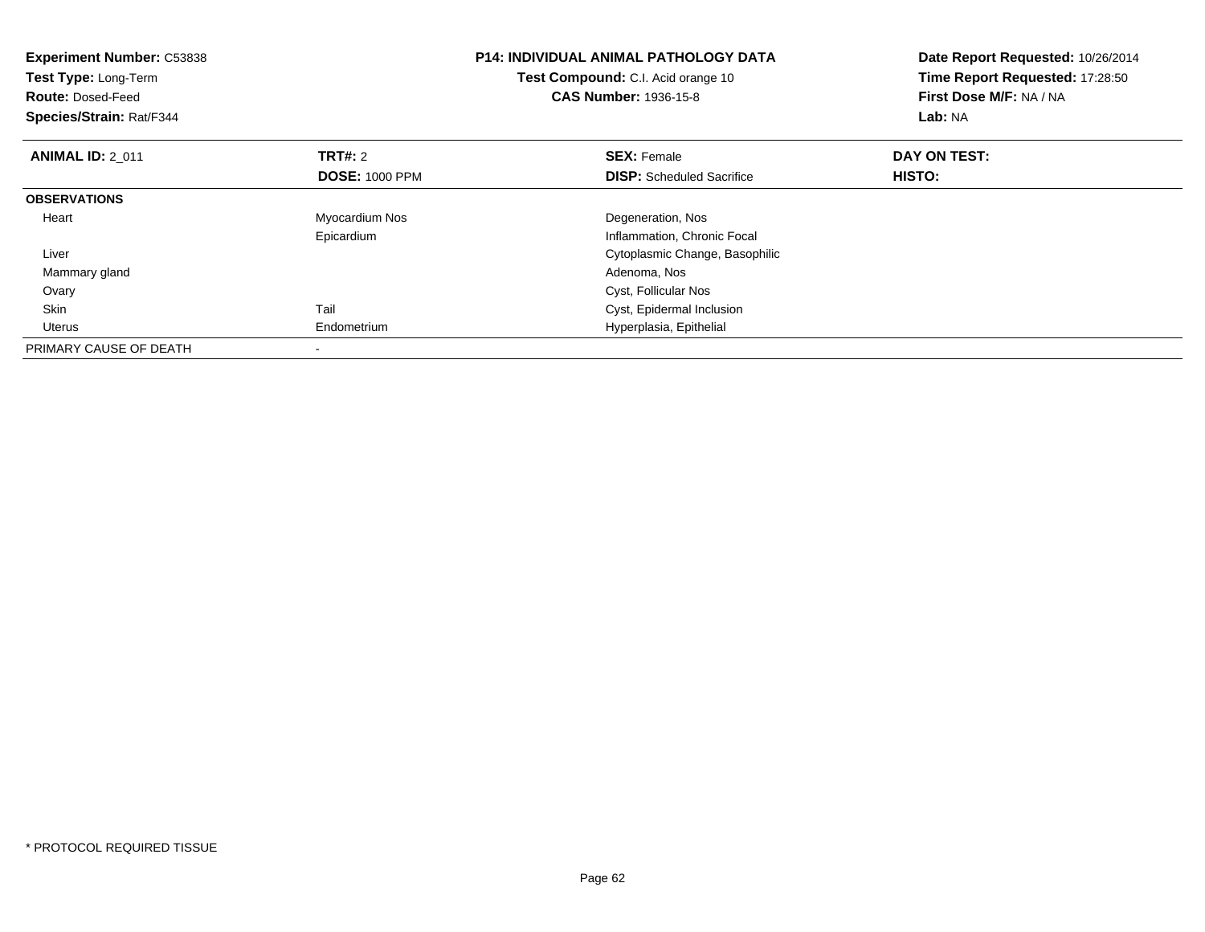**Experiment Number:** C53838
**Test Type:** Long-Term
**Route:** Dosed-Feed
**Species/Strain:** Rat/F344

**P14: INDIVIDUAL ANIMAL PATHOLOGY DATA**
**Test Compound:** C.I. Acid orange 10
**CAS Number:** 1936-15-8

**Date Report Requested:** 10/26/2014
**Time Report Requested:** 17:28:50
**First Dose M/F:** NA / NA
**Lab:** NA

| **ANIMAL ID:** 2_011 | **TRT#:** 2 | **SEX:** Female | **DAY ON TEST:** |
|---|---|---|---|
| | **DOSE:** 1000 PPM | **DISP:** Scheduled Sacrifice | **HISTO:** |
| **OBSERVATIONS** | | | |
| Heart | Myocardium Nos | Degeneration, Nos | |
| | Epicardium | Inflammation, Chronic Focal | |
| Liver | | Cytoplasmic Change, Basophilic | |
| Mammary gland | | Adenoma, Nos | |
| Ovary | | Cyst, Follicular Nos | |
| Skin | Tail | Cyst, Epidermal Inclusion | |
| Uterus | Endometrium | Hyperplasia, Epithelial | |
| PRIMARY CAUSE OF DEATH | - | | |

* PROTOCOL REQUIRED TISSUE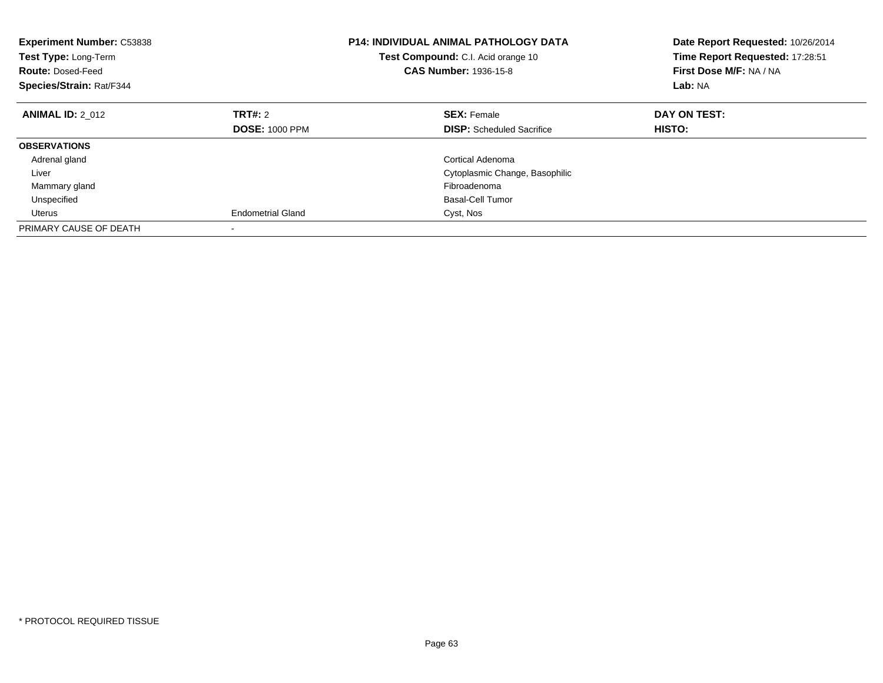**Experiment Number:** C53838
**Test Type:** Long-Term
**Route:** Dosed-Feed
**Species/Strain:** Rat/F344

**P14: INDIVIDUAL ANIMAL PATHOLOGY DATA**
**Test Compound:** C.I. Acid orange 10
**CAS Number:** 1936-15-8

**Date Report Requested:** 10/26/2014
**Time Report Requested:** 17:28:51
**First Dose M/F:** NA / NA
**Lab:** NA

| **ANIMAL ID:** 2_012 | **TRT#:** 2 | **SEX:** Female | **DAY ON TEST:** |
|---|---|---|---|
| | **DOSE:** 1000 PPM | **DISP:** Scheduled Sacrifice | **HISTO:** |
| **OBSERVATIONS** | | | |
| Adrenal gland | | Cortical Adenoma | |
| Liver | | Cytoplasmic Change, Basophilic | |
| Mammary gland | | Fibroadenoma | |
| Unspecified | | Basal-Cell Tumor | |
| Uterus | Endometrial Gland | Cyst, Nos | |
| PRIMARY CAUSE OF DEATH | - | | |

* PROTOCOL REQUIRED TISSUE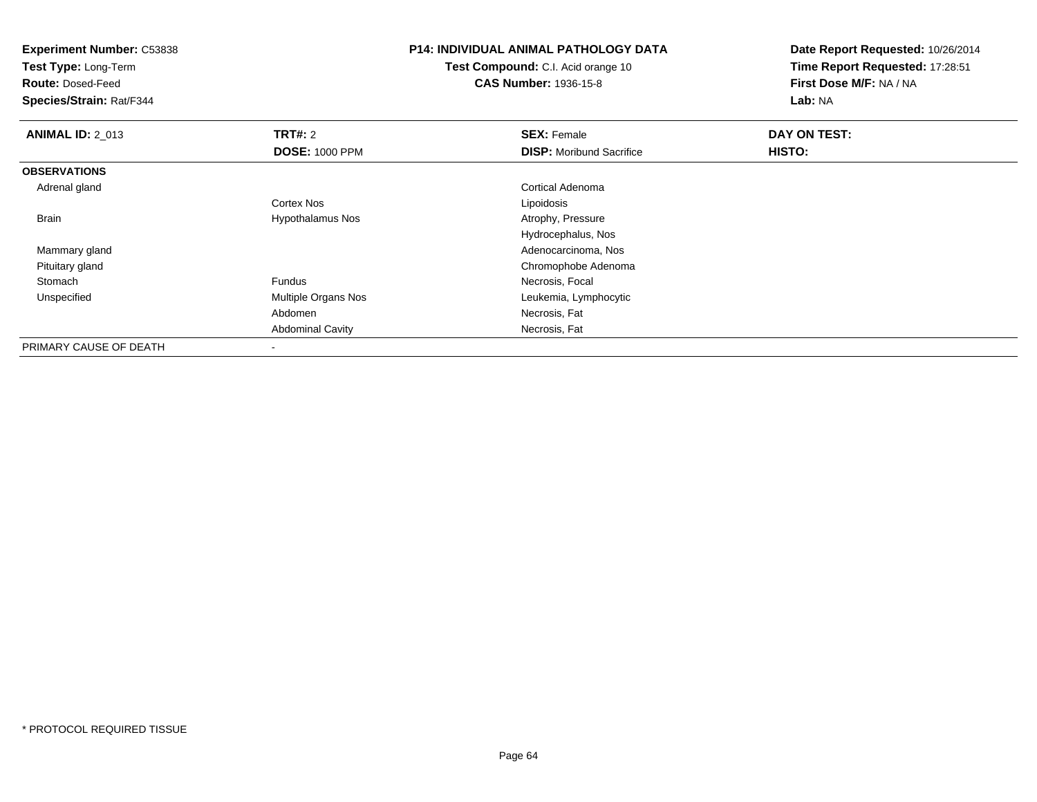**Experiment Number:** C53838
**Test Type:** Long-Term
**Route:** Dosed-Feed
**Species/Strain:** Rat/F344

**P14: INDIVIDUAL ANIMAL PATHOLOGY DATA**
**Test Compound:** C.I. Acid orange 10
**CAS Number:** 1936-15-8

**Date Report Requested:** 10/26/2014
**Time Report Requested:** 17:28:51
**First Dose M/F:** NA / NA
**Lab:** NA

| **ANIMAL ID:** 2_013 | **TRT#:** 2 | **SEX:** Female | **DAY ON TEST:** |
|---|---|---|---|
| | **DOSE:** 1000 PPM | **DISP:** Moribund Sacrifice | **HISTO:** |
| **OBSERVATIONS** | | | |
| Adrenal gland | | Cortical Adenoma | |
| | Cortex Nos | Lipoidosis | |
| Brain | Hypothalamus Nos | Atrophy, Pressure | |
| | | Hydrocephalus, Nos | |
| Mammary gland | | Adenocarcinoma, Nos | |
| Pituitary gland | | Chromophobe Adenoma | |
| Stomach | Fundus | Necrosis, Focal | |
| Unspecified | Multiple Organs Nos | Leukemia, Lymphocytic | |
| | Abdomen | Necrosis, Fat | |
| | Abdominal Cavity | Necrosis, Fat | |
| PRIMARY CAUSE OF DEATH | - | | |

* PROTOCOL REQUIRED TISSUE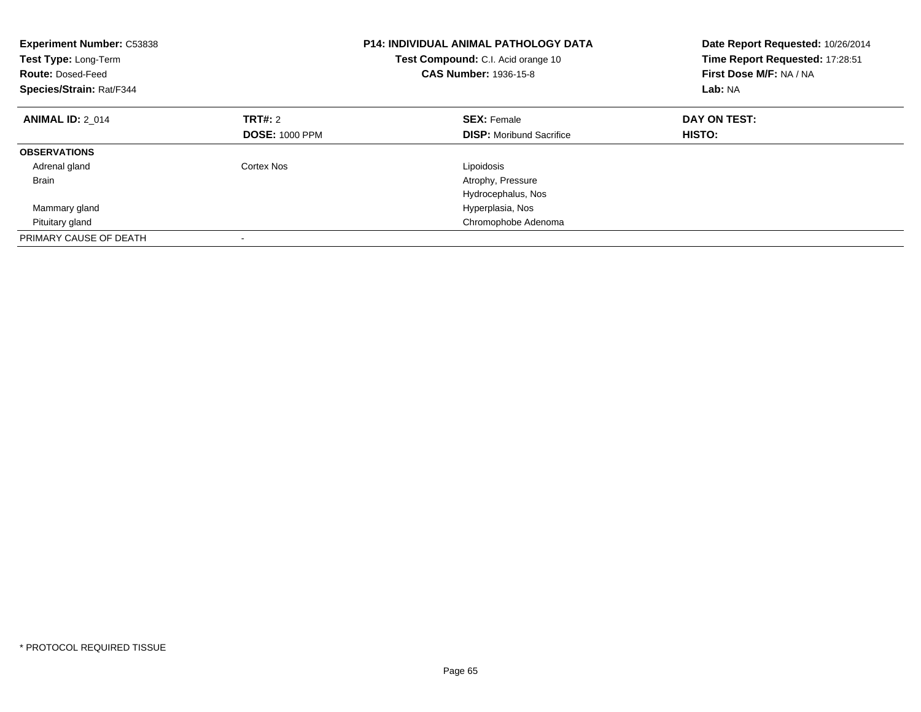**Experiment Number:** C53838
**Test Type:** Long-Term
**Route:** Dosed-Feed
**Species/Strain:** Rat/F344

**P14: INDIVIDUAL ANIMAL PATHOLOGY DATA**
**Test Compound:** C.I. Acid orange 10
**CAS Number:** 1936-15-8

**Date Report Requested:** 10/26/2014
**Time Report Requested:** 17:28:51
**First Dose M/F:** NA / NA
**Lab:** NA

| **ANIMAL ID:** 2_014 | **TRT#:** 2 | **SEX:** Female | **DAY ON TEST:** |
|---|---|---|---|
| | **DOSE:** 1000 PPM | **DISP:** Moribund Sacrifice | **HISTO:** |
| **OBSERVATIONS** | | | |
| Adrenal gland | Cortex Nos | Lipoidosis | |
| Brain | | Atrophy, Pressure | |
| | | Hydrocephalus, Nos | |
| Mammary gland | | Hyperplasia, Nos | |
| Pituitary gland | | Chromophobe Adenoma | |
| PRIMARY CAUSE OF DEATH | - | | |

* PROTOCOL REQUIRED TISSUE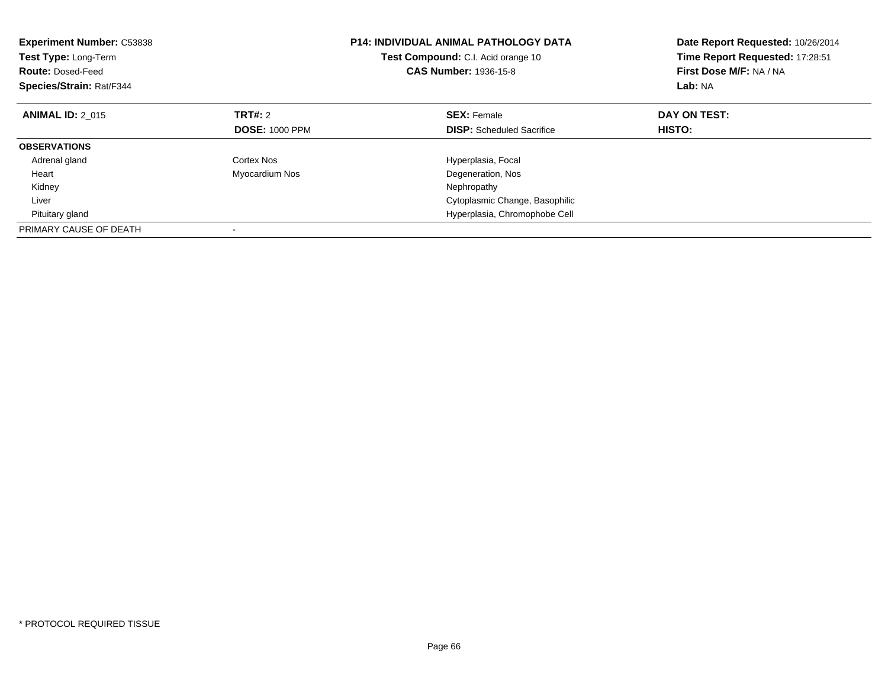**Experiment Number:** C53838
**Test Type:** Long-Term
**Route:** Dosed-Feed
**Species/Strain:** Rat/F344

**P14: INDIVIDUAL ANIMAL PATHOLOGY DATA**
**Test Compound:** C.I. Acid orange 10
**CAS Number:** 1936-15-8

**Date Report Requested:** 10/26/2014
**Time Report Requested:** 17:28:51
**First Dose M/F:** NA / NA
**Lab:** NA

| **ANIMAL ID:** 2_015 | **TRT#:** 2 | **SEX:** Female | **DAY ON TEST:** |
|---|---|---|---|
| | **DOSE:** 1000 PPM | **DISP:** Scheduled Sacrifice | **HISTO:** |
| **OBSERVATIONS** | | | |
| Adrenal gland | Cortex Nos | Hyperplasia, Focal | |
| Heart | Myocardium Nos | Degeneration, Nos | |
| Kidney | | Nephropathy | |
| Liver | | Cytoplasmic Change, Basophilic | |
| Pituitary gland | | Hyperplasia, Chromophobe Cell | |
| PRIMARY CAUSE OF DEATH | - | | |

* PROTOCOL REQUIRED TISSUE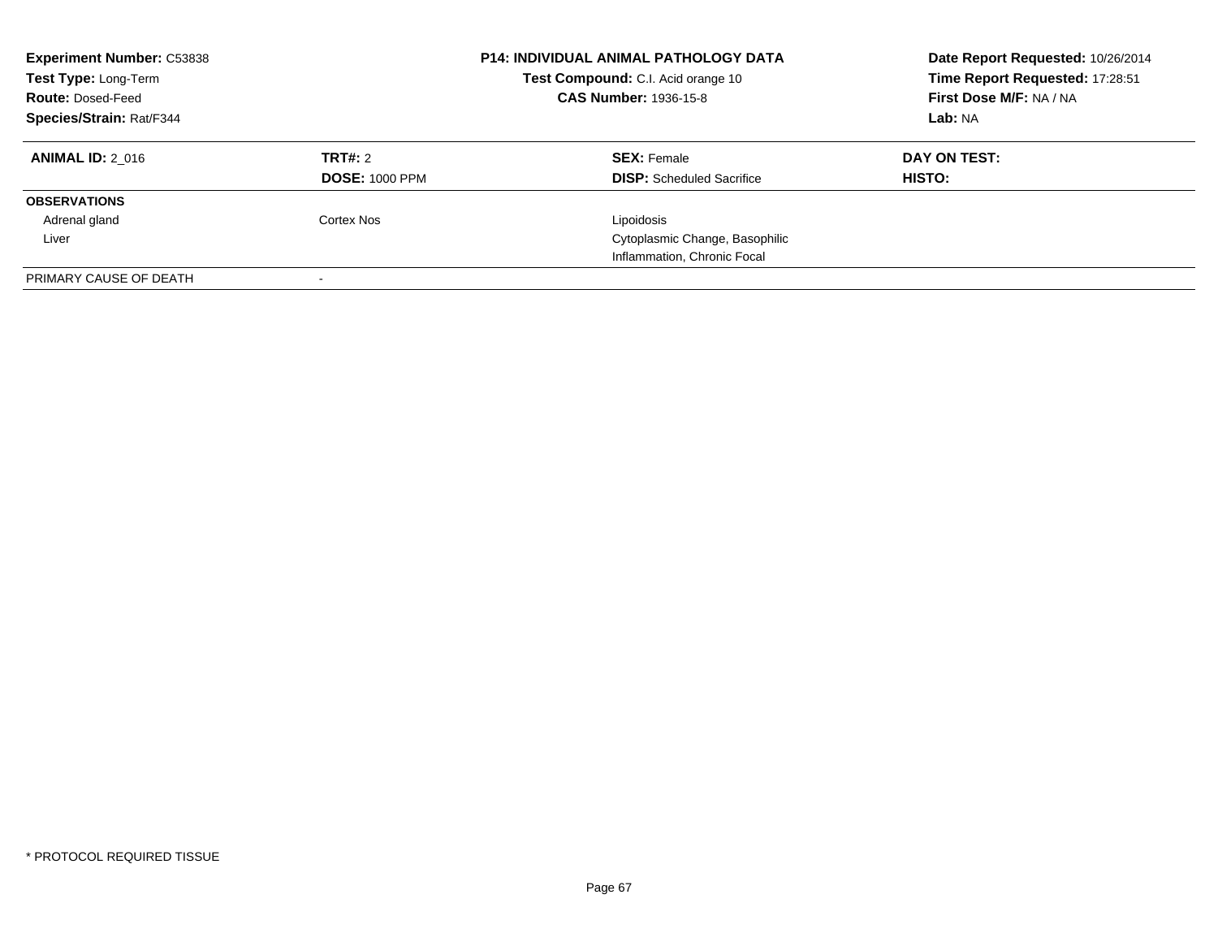**Experiment Number:** C53838
**Test Type:** Long-Term
**Route:** Dosed-Feed
**Species/Strain:** Rat/F344

**P14: INDIVIDUAL ANIMAL PATHOLOGY DATA**
**Test Compound:** C.I. Acid orange 10
**CAS Number:** 1936-15-8

**Date Report Requested:** 10/26/2014
**Time Report Requested:** 17:28:51
**First Dose M/F:** NA / NA
**Lab:** NA

| **ANIMAL ID:** 2_016 | **TRT#:** 2 | **SEX:** Female | **DAY ON TEST:** |
|---|---|---|---|
| | **DOSE:** 1000 PPM | **DISP:** Scheduled Sacrifice | **HISTO:** |
| **OBSERVATIONS** | | | |
| Adrenal gland | Cortex Nos | Lipoidosis | |
| Liver | | Cytoplasmic Change, Basophilic | |
| | | Inflammation, Chronic Focal | |
| PRIMARY CAUSE OF DEATH | - | | |

* PROTOCOL REQUIRED TISSUE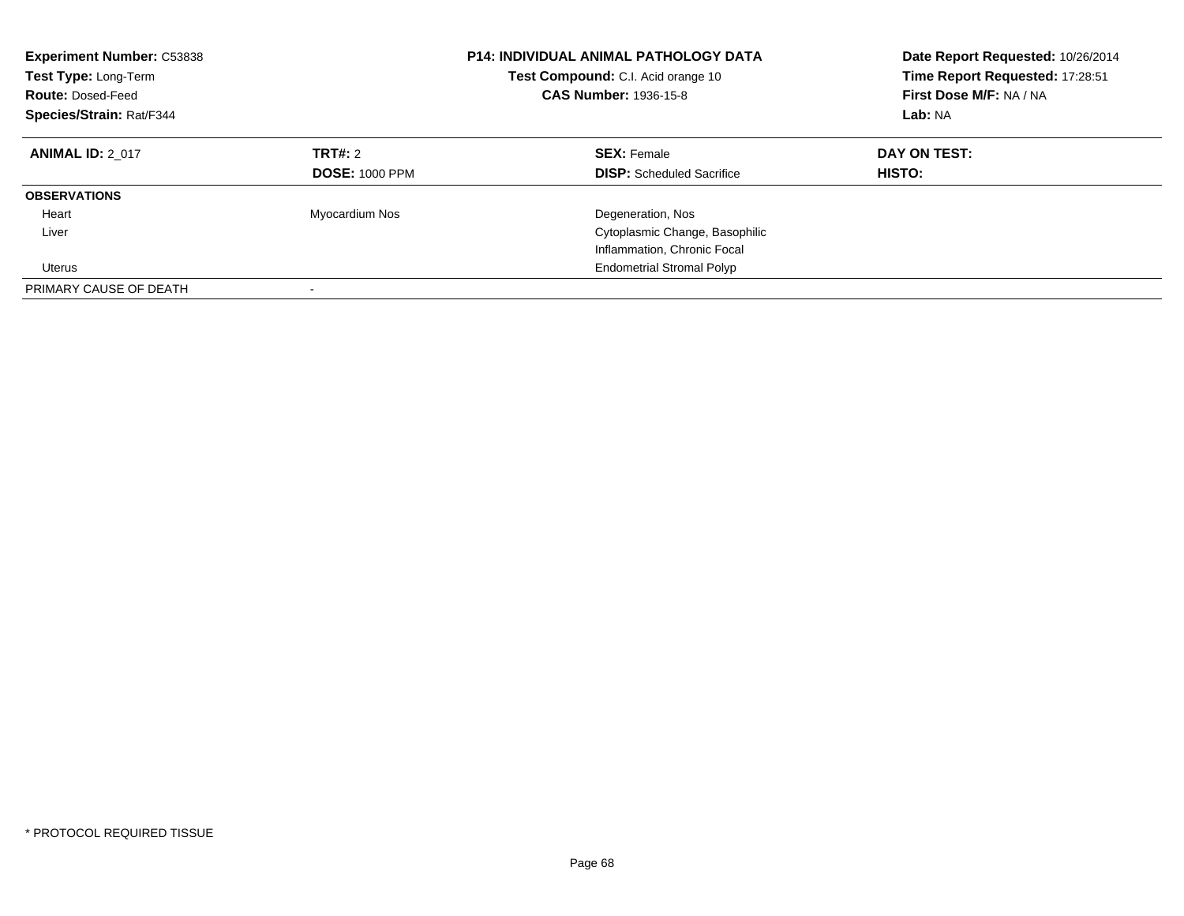**Experiment Number:** C53838
**Test Type:** Long-Term
**Route:** Dosed-Feed
**Species/Strain:** Rat/F344

**P14: INDIVIDUAL ANIMAL PATHOLOGY DATA**
**Test Compound:** C.I. Acid orange 10
**CAS Number:** 1936-15-8

**Date Report Requested:** 10/26/2014
**Time Report Requested:** 17:28:51
**First Dose M/F:** NA / NA
**Lab:** NA

| **ANIMAL ID:** 2_017 | **TRT#:** 2 | **SEX:** Female | **DAY ON TEST:** |
|---|---|---|---|
| | **DOSE:** 1000 PPM | **DISP:** Scheduled Sacrifice | **HISTO:** |
| **OBSERVATIONS** | | | |
| Heart | Myocardium Nos | Degeneration, Nos | |
| Liver | | Cytoplasmic Change, Basophilic | |
| | | Inflammation, Chronic Focal | |
| Uterus | | Endometrial Stromal Polyp | |
| PRIMARY CAUSE OF DEATH | - | | |

* PROTOCOL REQUIRED TISSUE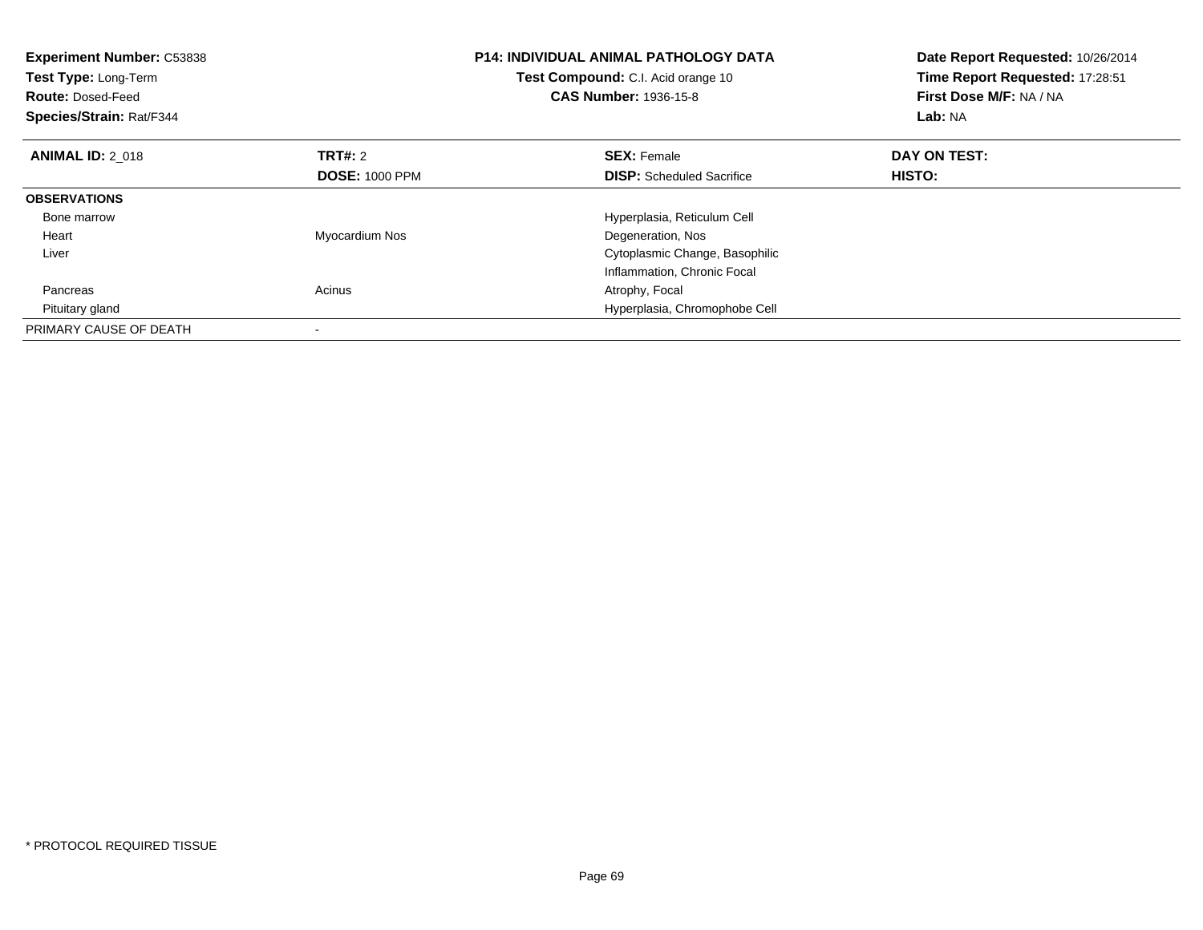**Experiment Number:** C53838
**Test Type:** Long-Term
**Route:** Dosed-Feed
**Species/Strain:** Rat/F344

**P14: INDIVIDUAL ANIMAL PATHOLOGY DATA**
**Test Compound:** C.I. Acid orange 10
**CAS Number:** 1936-15-8

**Date Report Requested:** 10/26/2014
**Time Report Requested:** 17:28:51
**First Dose M/F:** NA / NA
**Lab:** NA

| **ANIMAL ID:** 2_018 | **TRT#:** 2 | **SEX:** Female | **DAY ON TEST:** |
|---|---|---|---|
| | **DOSE:** 1000 PPM | **DISP:** Scheduled Sacrifice | **HISTO:** |
| **OBSERVATIONS** | | | |
| Bone marrow | | Hyperplasia, Reticulum Cell | |
| Heart | Myocardium Nos | Degeneration, Nos | |
| Liver | | Cytoplasmic Change, Basophilic | |
| | | Inflammation, Chronic Focal | |
| Pancreas | Acinus | Atrophy, Focal | |
| Pituitary gland | | Hyperplasia, Chromophobe Cell | |
| PRIMARY CAUSE OF DEATH | - | | |

* PROTOCOL REQUIRED TISSUE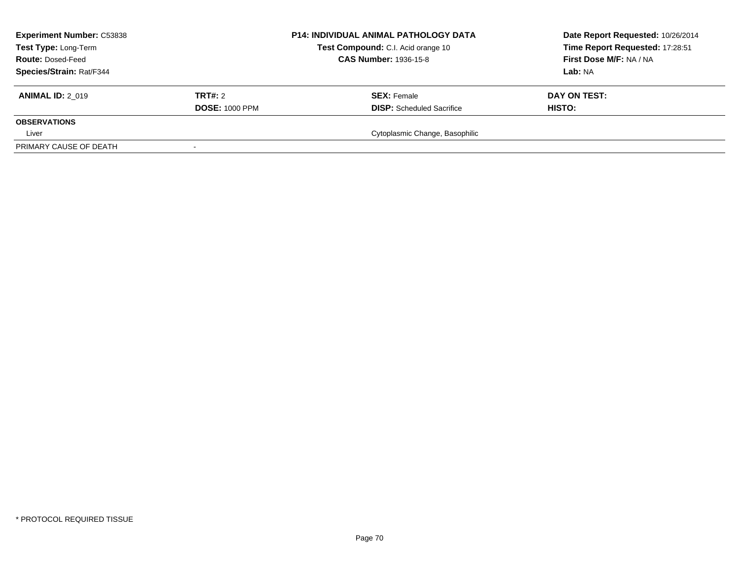| **Experiment Number:** C53838 | | **P14: INDIVIDUAL ANIMAL PATHOLOGY DATA** | **Date Report Requested:** 10/26/2014 |
|---|---|---|---|
| **Test Type:** Long-Term | | **Test Compound:** C.I. Acid orange 10 | **Time Report Requested:** 17:28:51 |
| **Route:** Dosed-Feed | | **CAS Number:** 1936-15-8 | **First Dose M/F:** NA / NA |
| **Species/Strain:** Rat/F344 | | | **Lab:** NA |

| **ANIMAL ID:** 2_019 | **TRT#:** 2 | **SEX:** Female | **DAY ON TEST:** |
|---|---|---|---|
| | **DOSE:** 1000 PPM | **DISP:** Scheduled Sacrifice | **HISTO:** |
| **OBSERVATIONS** | | | |
| Liver | | Cytoplasmic Change, Basophilic | |
| PRIMARY CAUSE OF DEATH | - | | |

* PROTOCOL REQUIRED TISSUE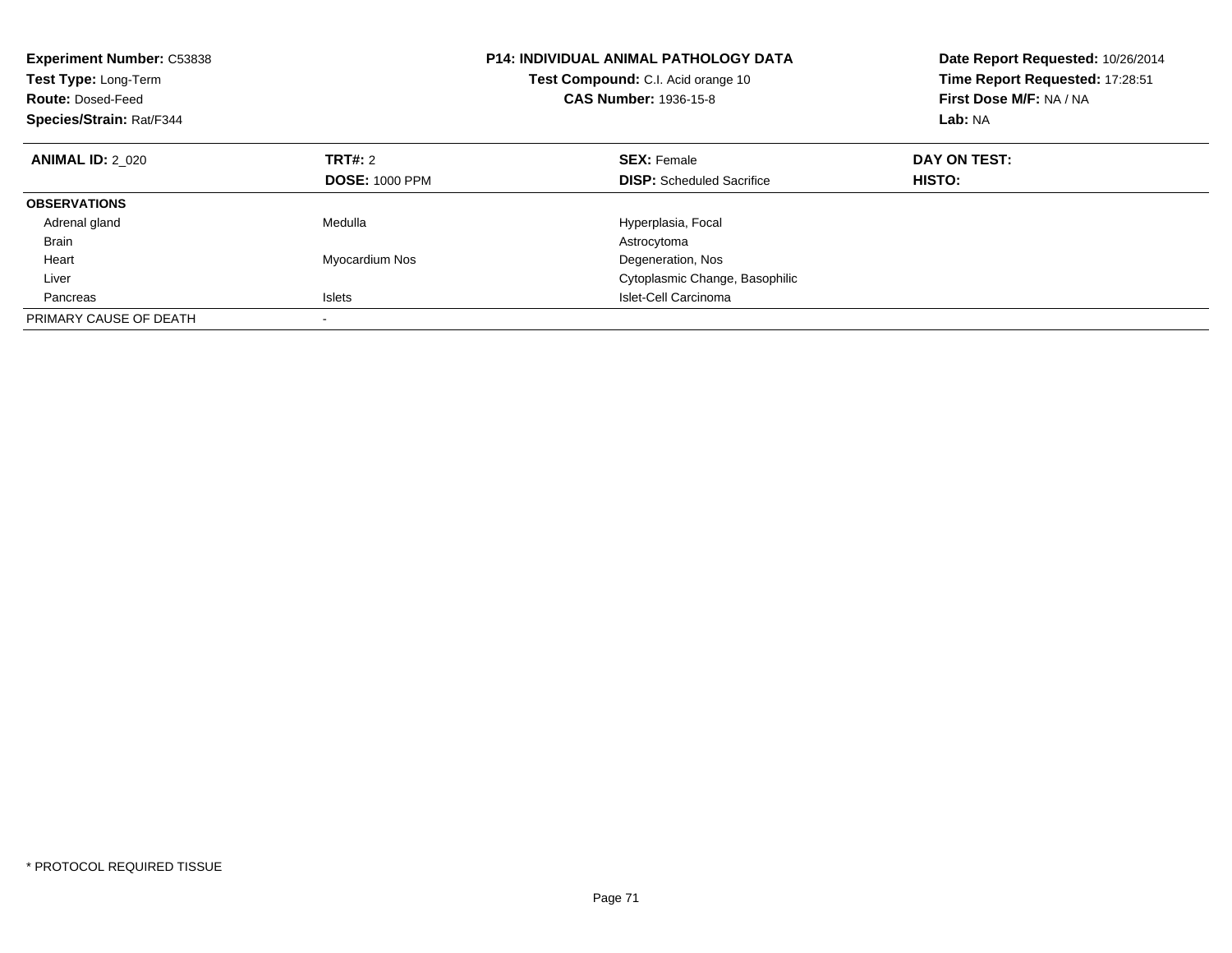**Experiment Number:** C53838
**Test Type:** Long-Term
**Route:** Dosed-Feed
**Species/Strain:** Rat/F344

**P14: INDIVIDUAL ANIMAL PATHOLOGY DATA**
**Test Compound:** C.I. Acid orange 10
**CAS Number:** 1936-15-8

**Date Report Requested:** 10/26/2014
**Time Report Requested:** 17:28:51
**First Dose M/F:** NA / NA
**Lab:** NA

| **ANIMAL ID:** 2_020 | **TRT#:** 2 | **SEX:** Female | **DAY ON TEST:** |
|---|---|---|---|
| | **DOSE:** 1000 PPM | **DISP:** Scheduled Sacrifice | **HISTO:** |
| **OBSERVATIONS** | | | |
| Adrenal gland | Medulla | Hyperplasia, Focal | |
| Brain | | Astrocytoma | |
| Heart | Myocardium Nos | Degeneration, Nos | |
| Liver | | Cytoplasmic Change, Basophilic | |
| Pancreas | Islets | Islet-Cell Carcinoma | |
| PRIMARY CAUSE OF DEATH | - | | |

* PROTOCOL REQUIRED TISSUE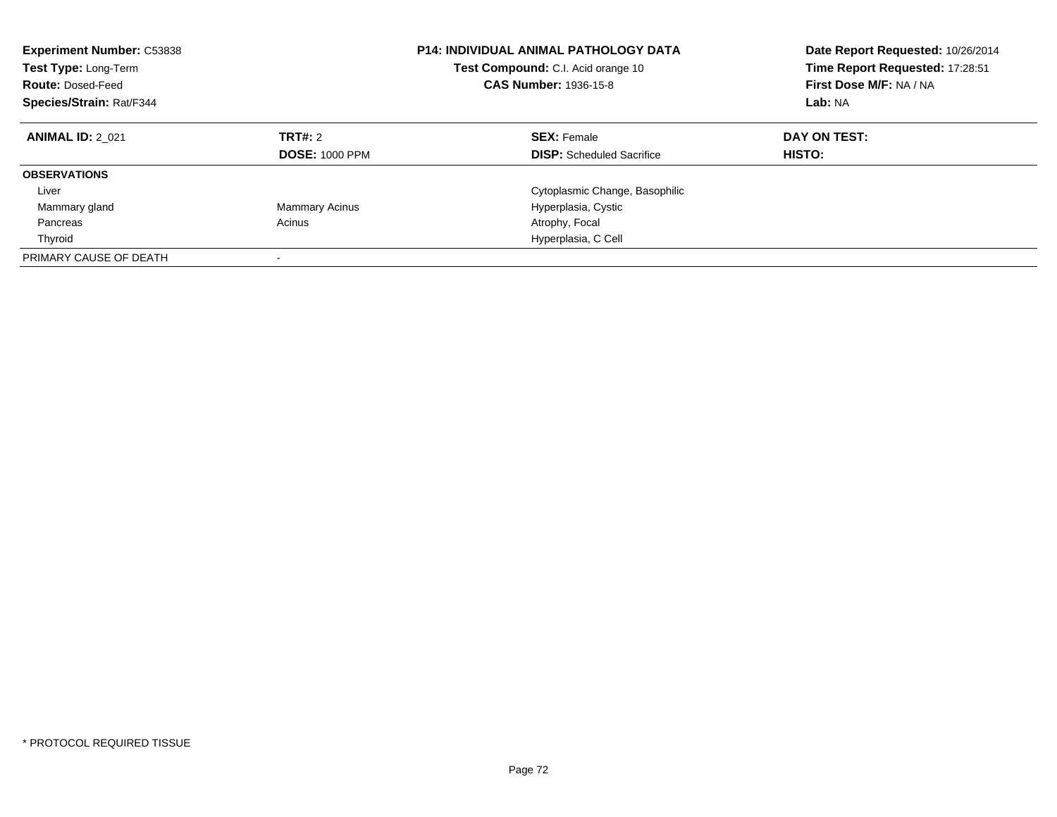**Experiment Number:** C53838
**Test Type:** Long-Term
**Route:** Dosed-Feed
**Species/Strain:** Rat/F344

**P14: INDIVIDUAL ANIMAL PATHOLOGY DATA**
**Test Compound:** C.I. Acid orange 10
**CAS Number:** 1936-15-8

**Date Report Requested:** 10/26/2014
**Time Report Requested:** 17:28:51
**First Dose M/F:** NA / NA
**Lab:** NA

| **ANIMAL ID:** 2_021 | **TRT#:** 2 | **SEX:** Female | **DAY ON TEST:** |
|---|---|---|---|
| | **DOSE:** 1000 PPM | **DISP:** Scheduled Sacrifice | **HISTO:** |
| **OBSERVATIONS** | | | |
| Liver | | Cytoplasmic Change, Basophilic | |
| Mammary gland | Mammary Acinus | Hyperplasia, Cystic | |
| Pancreas | Acinus | Atrophy, Focal | |
| Thyroid | | Hyperplasia, C Cell | |
| PRIMARY CAUSE OF DEATH | - | | |

* PROTOCOL REQUIRED TISSUE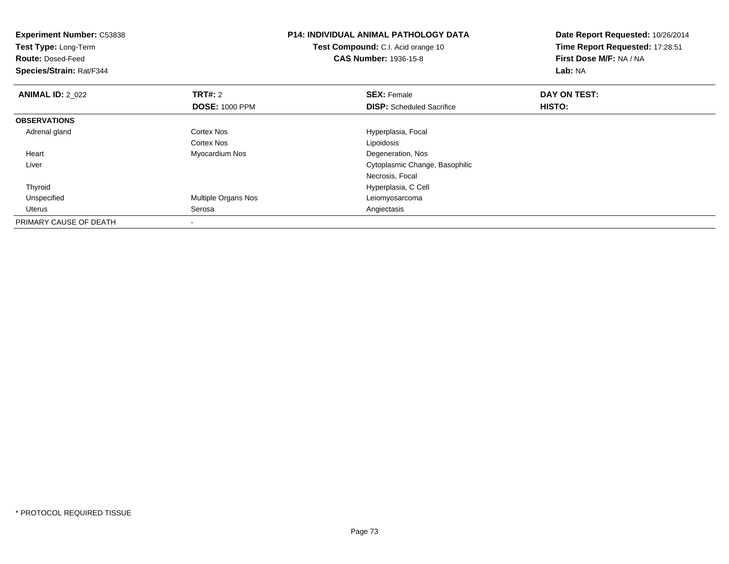**Experiment Number:** C53838
**Test Type:** Long-Term
**Route:** Dosed-Feed
**Species/Strain:** Rat/F344

**P14: INDIVIDUAL ANIMAL PATHOLOGY DATA**
**Test Compound:** C.I. Acid orange 10
**CAS Number:** 1936-15-8

**Date Report Requested:** 10/26/2014
**Time Report Requested:** 17:28:51
**First Dose M/F:** NA / NA
**Lab:** NA

| **ANIMAL ID:** 2_022 | **TRT#:** 2 | **SEX:** Female | **DAY ON TEST:** |
|---|---|---|---|
| | **DOSE:** 1000 PPM | **DISP:** Scheduled Sacrifice | **HISTO:** |
| **OBSERVATIONS** | | | |
| Adrenal gland | Cortex Nos | Hyperplasia, Focal | |
| | Cortex Nos | Lipoidosis | |
| Heart | Myocardium Nos | Degeneration, Nos | |
| Liver | | Cytoplasmic Change, Basophilic | |
| | | Necrosis, Focal | |
| Thyroid | | Hyperplasia, C Cell | |
| Unspecified | Multiple Organs Nos | Leiomyosarcoma | |
| Uterus | Serosa | Angiectasis | |
| PRIMARY CAUSE OF DEATH | - | | |

\* PROTOCOL REQUIRED TISSUE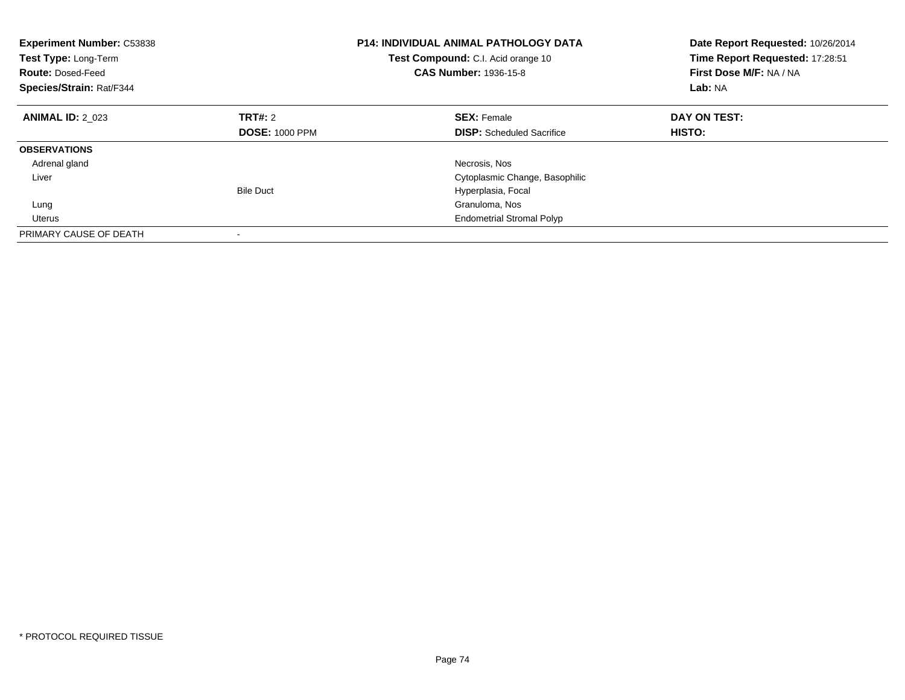**Experiment Number:** C53838
**Test Type:** Long-Term
**Route:** Dosed-Feed
**Species/Strain:** Rat/F344

**P14: INDIVIDUAL ANIMAL PATHOLOGY DATA**
**Test Compound:** C.I. Acid orange 10
**CAS Number:** 1936-15-8

**Date Report Requested:** 10/26/2014
**Time Report Requested:** 17:28:51
**First Dose M/F:** NA / NA
**Lab:** NA

| **ANIMAL ID:** 2_023 | **TRT#:** 2 | **SEX:** Female | **DAY ON TEST:** |
|---|---|---|---|
| | **DOSE:** 1000 PPM | **DISP:** Scheduled Sacrifice | **HISTO:** |
| **OBSERVATIONS** | | | |
| Adrenal gland | | Necrosis, Nos | |
| Liver | | Cytoplasmic Change, Basophilic | |
| | Bile Duct | Hyperplasia, Focal | |
| Lung | | Granuloma, Nos | |
| Uterus | | Endometrial Stromal Polyp | |
| PRIMARY CAUSE OF DEATH | - | | |

* PROTOCOL REQUIRED TISSUE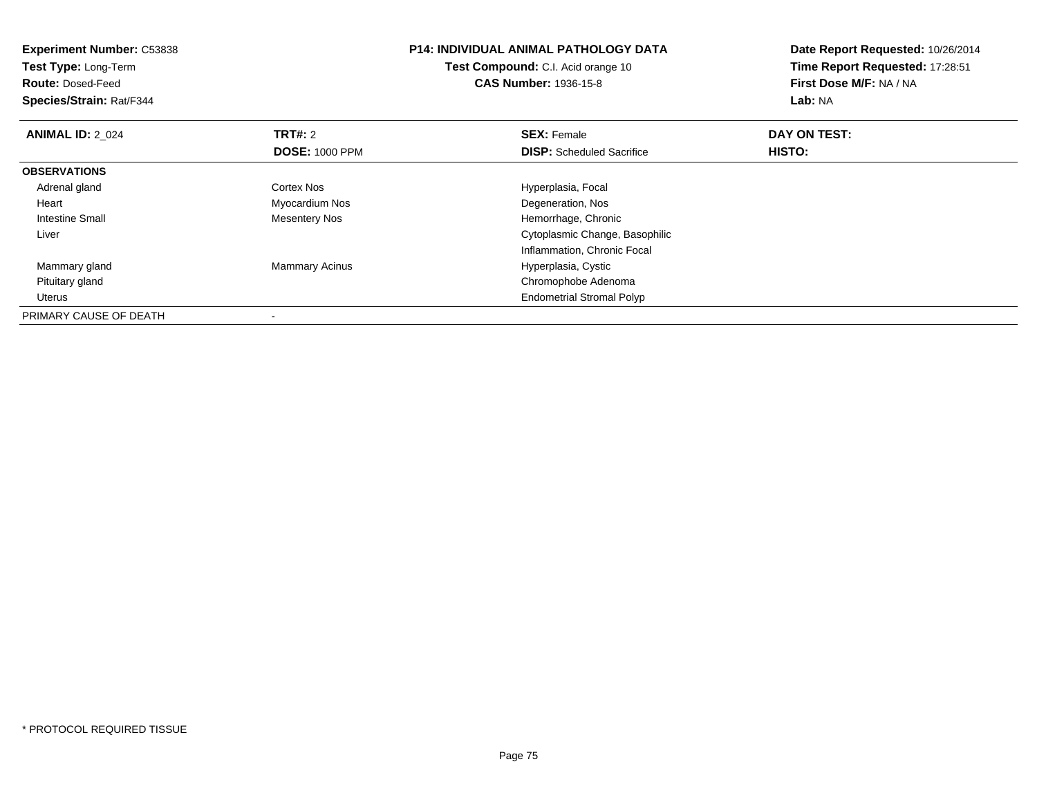**Experiment Number:** C53838
**Test Type:** Long-Term
**Route:** Dosed-Feed
**Species/Strain:** Rat/F344

**P14: INDIVIDUAL ANIMAL PATHOLOGY DATA**
**Test Compound:** C.I. Acid orange 10
**CAS Number:** 1936-15-8

**Date Report Requested:** 10/26/2014
**Time Report Requested:** 17:28:51
**First Dose M/F:** NA / NA
**Lab:** NA

| **ANIMAL ID:** 2_024 | **TRT#:** 2 | **SEX:** Female | **DAY ON TEST:** |
|---|---|---|---|
| | **DOSE:** 1000 PPM | **DISP:** Scheduled Sacrifice | **HISTO:** |
| **OBSERVATIONS** | | | |
| Adrenal gland | Cortex Nos | Hyperplasia, Focal | |
| Heart | Myocardium Nos | Degeneration, Nos | |
| Intestine Small | Mesentery Nos | Hemorrhage, Chronic | |
| Liver | | Cytoplasmic Change, Basophilic | |
| | | Inflammation, Chronic Focal | |
| Mammary gland | Mammary Acinus | Hyperplasia, Cystic | |
| Pituitary gland | | Chromophobe Adenoma | |
| Uterus | | Endometrial Stromal Polyp | |
| PRIMARY CAUSE OF DEATH | - | | |

* PROTOCOL REQUIRED TISSUE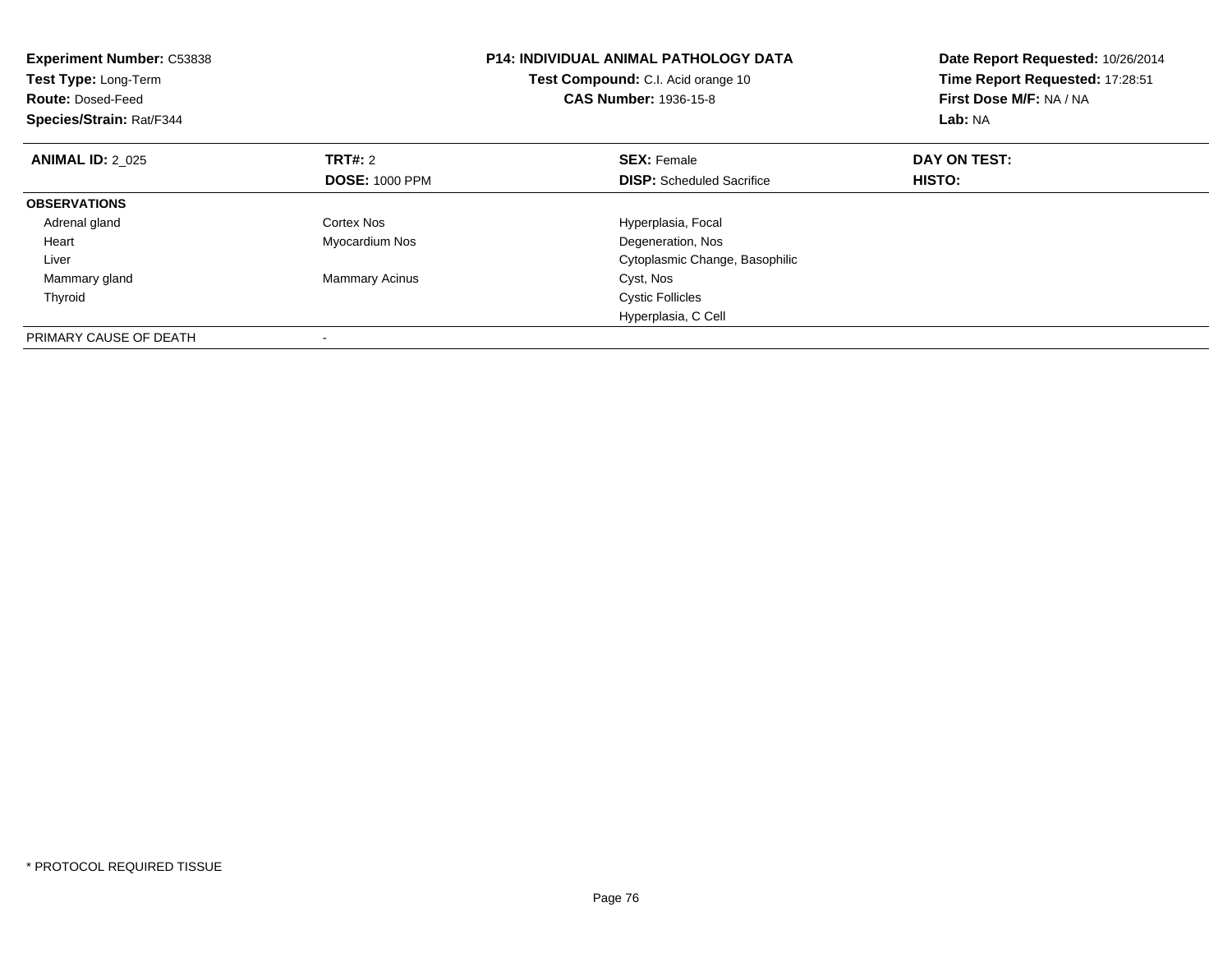**Experiment Number:** C53838
**Test Type:** Long-Term
**Route:** Dosed-Feed
**Species/Strain:** Rat/F344

**P14: INDIVIDUAL ANIMAL PATHOLOGY DATA**
**Test Compound:** C.I. Acid orange 10
**CAS Number:** 1936-15-8

**Date Report Requested:** 10/26/2014
**Time Report Requested:** 17:28:51
**First Dose M/F:** NA / NA
**Lab:** NA

| **ANIMAL ID:** 2_025 | **TRT#:** 2 | **SEX:** Female | **DAY ON TEST:** |
|---|---|---|---|
| | **DOSE:** 1000 PPM | **DISP:** Scheduled Sacrifice | **HISTO:** |
| **OBSERVATIONS** | | | |
| Adrenal gland | Cortex Nos | Hyperplasia, Focal | |
| Heart | Myocardium Nos | Degeneration, Nos | |
| Liver | | Cytoplasmic Change, Basophilic | |
| Mammary gland | Mammary Acinus | Cyst, Nos | |
| Thyroid | | Cystic Follicles | |
| | | Hyperplasia, C Cell | |
| PRIMARY CAUSE OF DEATH | - | | |

* PROTOCOL REQUIRED TISSUE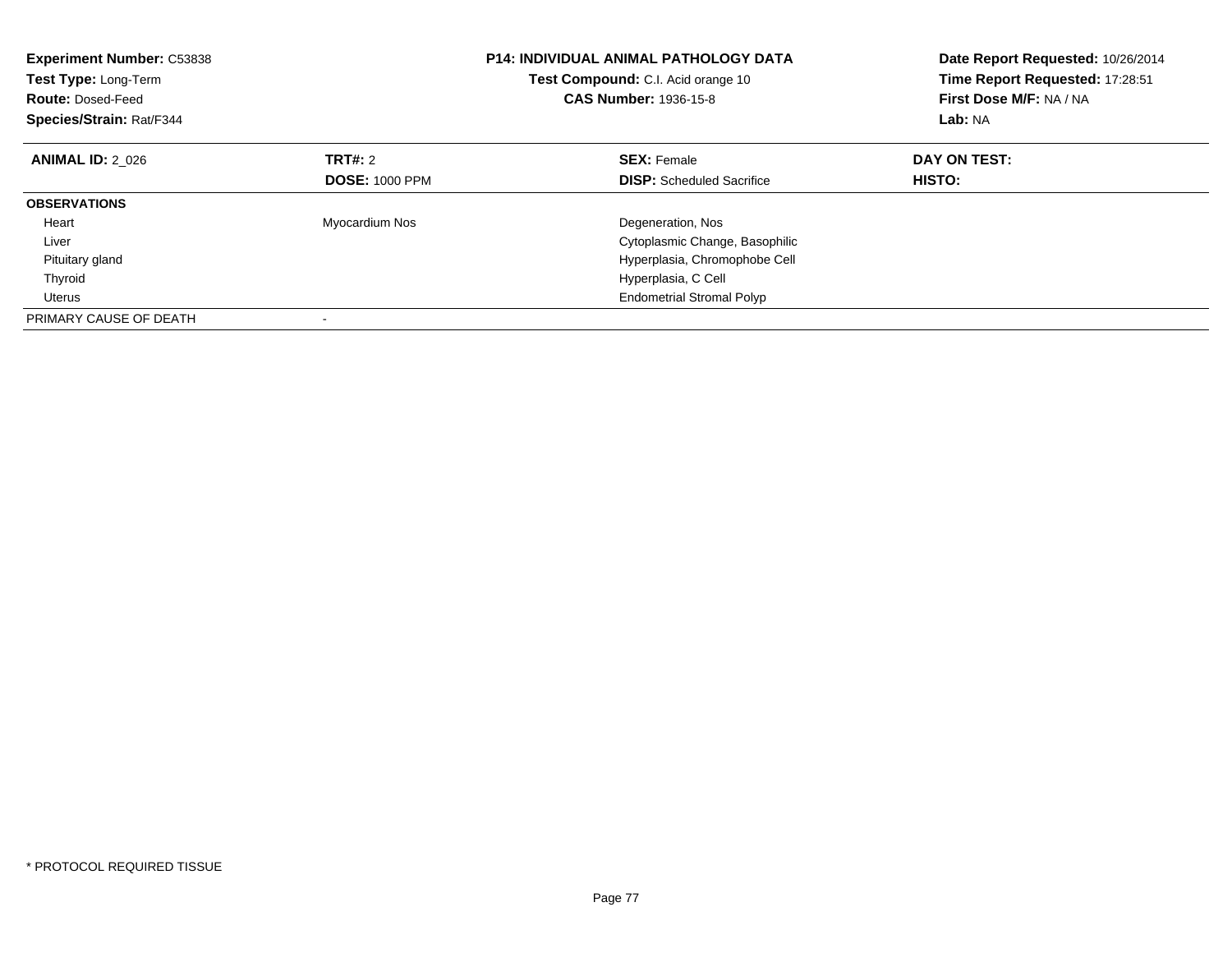**Experiment Number:** C53838
**Test Type:** Long-Term
**Route:** Dosed-Feed
**Species/Strain:** Rat/F344

**P14: INDIVIDUAL ANIMAL PATHOLOGY DATA**
**Test Compound:** C.I. Acid orange 10
**CAS Number:** 1936-15-8

**Date Report Requested:** 10/26/2014
**Time Report Requested:** 17:28:51
**First Dose M/F:** NA / NA
**Lab:** NA

| **ANIMAL ID:** 2_026 | **TRT#:** 2 | **SEX:** Female | **DAY ON TEST:** |
|---|---|---|---|
| | **DOSE:** 1000 PPM | **DISP:** Scheduled Sacrifice | **HISTO:** |
| **OBSERVATIONS** | | | |
| Heart | Myocardium Nos | Degeneration, Nos | |
| Liver | | Cytoplasmic Change, Basophilic | |
| Pituitary gland | | Hyperplasia, Chromophobe Cell | |
| Thyroid | | Hyperplasia, C Cell | |
| Uterus | | Endometrial Stromal Polyp | |
| PRIMARY CAUSE OF DEATH | - | | |

* PROTOCOL REQUIRED TISSUE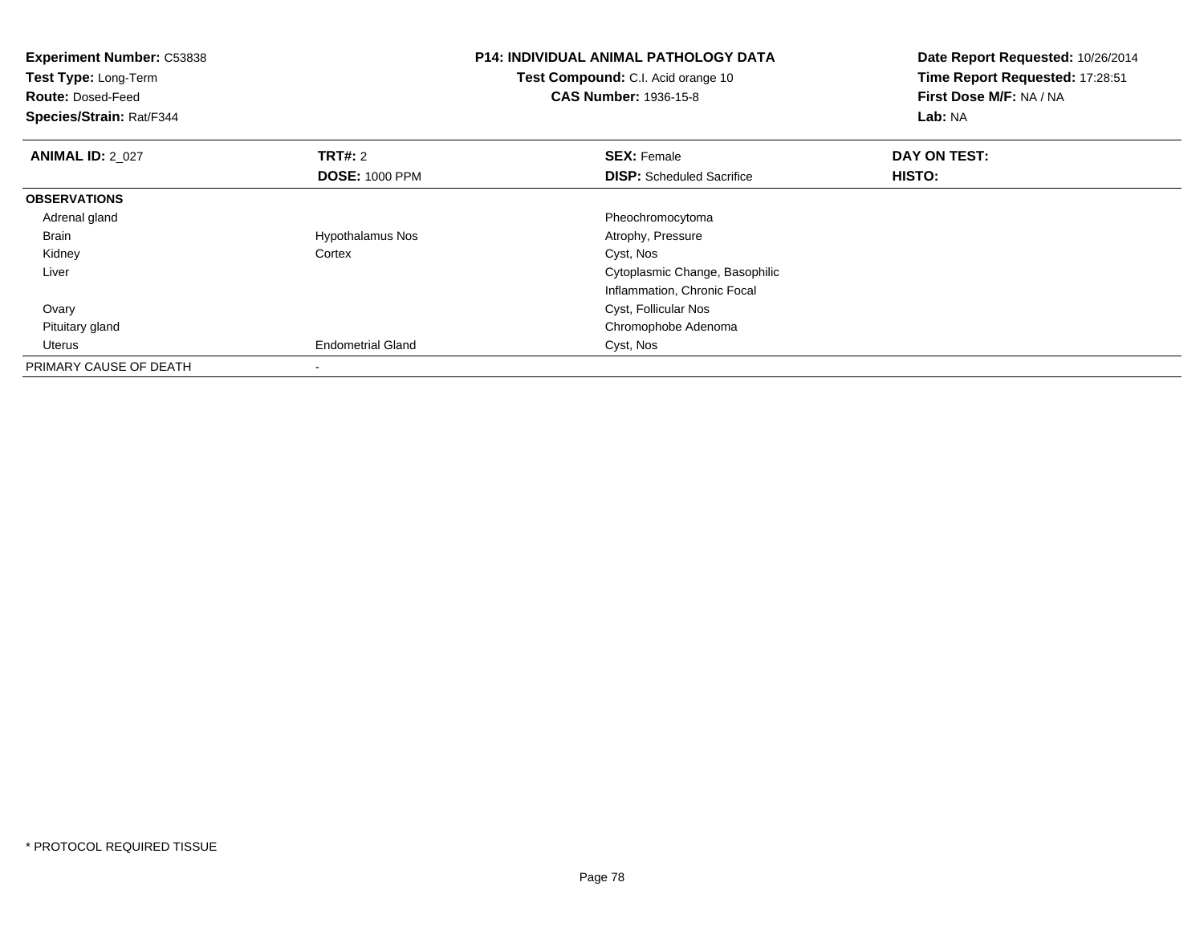**Experiment Number:** C53838
**Test Type:** Long-Term
**Route:** Dosed-Feed
**Species/Strain:** Rat/F344

**P14: INDIVIDUAL ANIMAL PATHOLOGY DATA**
**Test Compound:** C.I. Acid orange 10
**CAS Number:** 1936-15-8

**Date Report Requested:** 10/26/2014
**Time Report Requested:** 17:28:51
**First Dose M/F:** NA / NA
**Lab:** NA

| **ANIMAL ID:** 2_027 | **TRT#:** 2 | **SEX:** Female | **DAY ON TEST:** |
|---|---|---|---|
| | **DOSE:** 1000 PPM | **DISP:** Scheduled Sacrifice | **HISTO:** |
| **OBSERVATIONS** | | | |
| Adrenal gland | | Pheochromocytoma | |
| Brain | Hypothalamus Nos | Atrophy, Pressure | |
| Kidney | Cortex | Cyst, Nos | |
| Liver | | Cytoplasmic Change, Basophilic | |
| | | Inflammation, Chronic Focal | |
| Ovary | | Cyst, Follicular Nos | |
| Pituitary gland | | Chromophobe Adenoma | |
| Uterus | Endometrial Gland | Cyst, Nos | |
| PRIMARY CAUSE OF DEATH | - | | |

* PROTOCOL REQUIRED TISSUE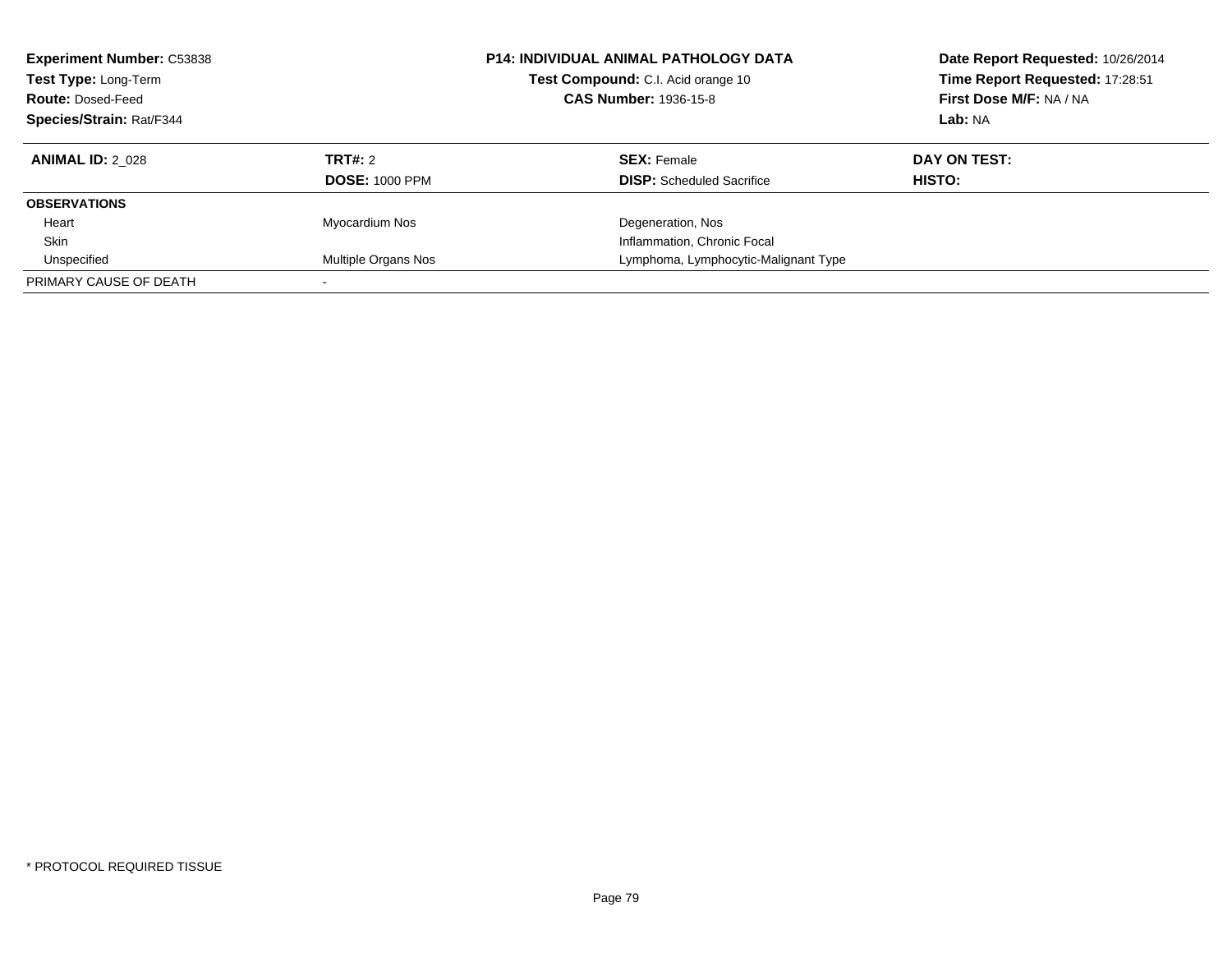**Experiment Number:** C53838
**Test Type:** Long-Term
**Route:** Dosed-Feed
**Species/Strain:** Rat/F344

**P14: INDIVIDUAL ANIMAL PATHOLOGY DATA**
**Test Compound:** C.I. Acid orange 10
**CAS Number:** 1936-15-8

**Date Report Requested:** 10/26/2014
**Time Report Requested:** 17:28:51
**First Dose M/F:** NA / NA
**Lab:** NA

| **ANIMAL ID:** 2_028 | **TRT#:** 2 | **SEX:** Female | **DAY ON TEST:** |
|---|---|---|---|
| | **DOSE:** 1000 PPM | **DISP:** Scheduled Sacrifice | **HISTO:** |
| **OBSERVATIONS** | | | |
| Heart | Myocardium Nos | Degeneration, Nos | |
| Skin | | Inflammation, Chronic Focal | |
| Unspecified | Multiple Organs Nos | Lymphoma, Lymphocytic-Malignant Type | |
| PRIMARY CAUSE OF DEATH | - | | |

* PROTOCOL REQUIRED TISSUE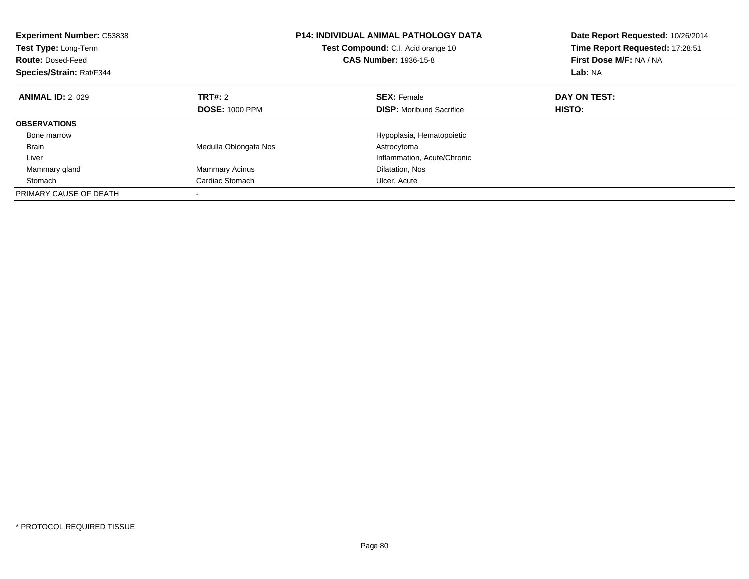**Experiment Number:** C53838
**Test Type:** Long-Term
**Route:** Dosed-Feed
**Species/Strain:** Rat/F344

**P14: INDIVIDUAL ANIMAL PATHOLOGY DATA**
**Test Compound:** C.I. Acid orange 10
**CAS Number:** 1936-15-8

**Date Report Requested:** 10/26/2014
**Time Report Requested:** 17:28:51
**First Dose M/F:** NA / NA
**Lab:** NA

| **ANIMAL ID:** 2_029 | **TRT#:** 2 | **SEX:** Female | **DAY ON TEST:** |
|---|---|---|---|
| | **DOSE:** 1000 PPM | **DISP:** Moribund Sacrifice | **HISTO:** |
| **OBSERVATIONS** | | | |
| Bone marrow | | Hypoplasia, Hematopoietic | |
| Brain | Medulla Oblongata Nos | Astrocytoma | |
| Liver | | Inflammation, Acute/Chronic | |
| Mammary gland | Mammary Acinus | Dilatation, Nos | |
| Stomach | Cardiac Stomach | Ulcer, Acute | |
| PRIMARY CAUSE OF DEATH | - | | |

* PROTOCOL REQUIRED TISSUE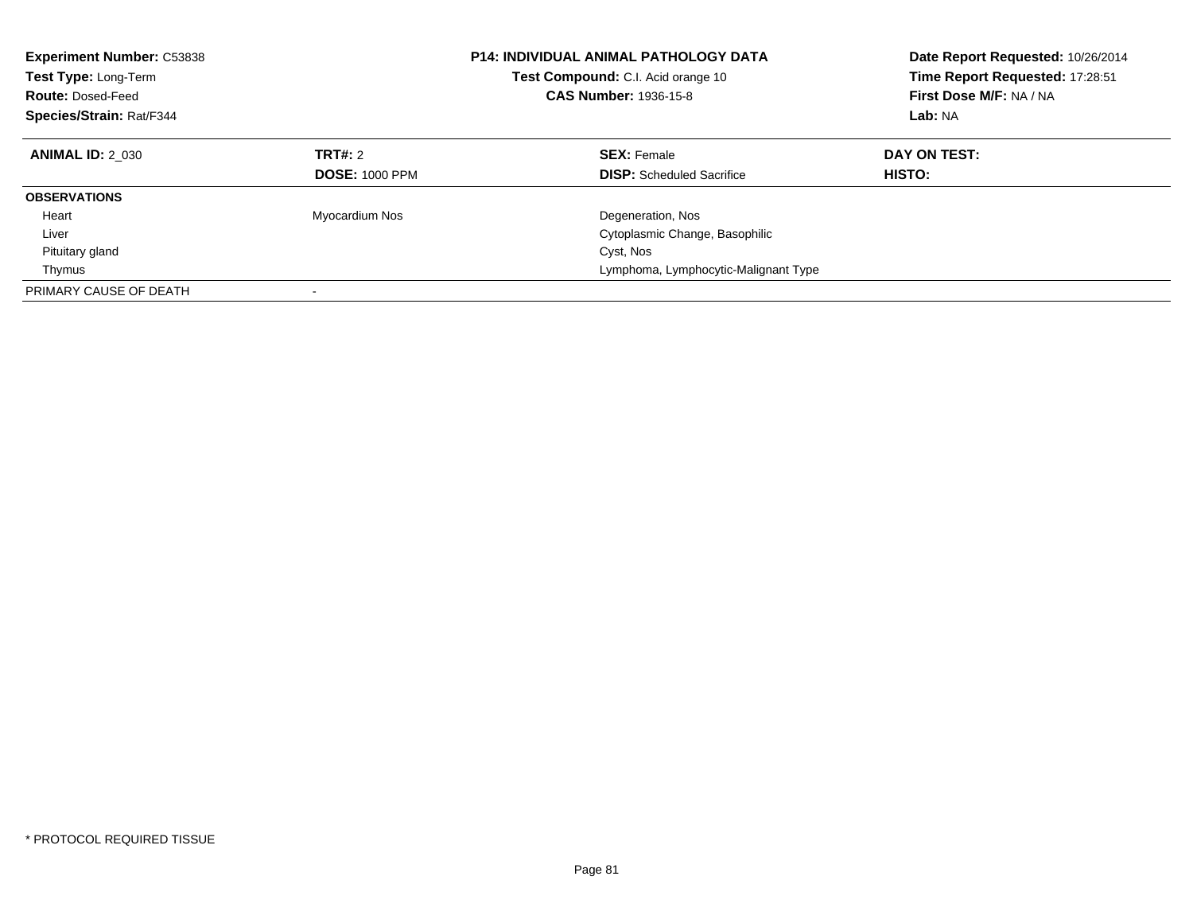**Experiment Number:** C53838
**Test Type:** Long-Term
**Route:** Dosed-Feed
**Species/Strain:** Rat/F344

**P14: INDIVIDUAL ANIMAL PATHOLOGY DATA**
**Test Compound:** C.I. Acid orange 10
**CAS Number:** 1936-15-8

**Date Report Requested:** 10/26/2014
**Time Report Requested:** 17:28:51
**First Dose M/F:** NA / NA
**Lab:** NA

| **ANIMAL ID:** 2_030 | **TRT#:** 2 | **SEX:** Female | **DAY ON TEST:** |
|---|---|---|---|
| | **DOSE:** 1000 PPM | **DISP:** Scheduled Sacrifice | **HISTO:** |
| **OBSERVATIONS** | | | |
| Heart | Myocardium Nos | Degeneration, Nos | |
| Liver | | Cytoplasmic Change, Basophilic | |
| Pituitary gland | | Cyst, Nos | |
| Thymus | | Lymphoma, Lymphocytic-Malignant Type | |
| PRIMARY CAUSE OF DEATH | - | | |

* PROTOCOL REQUIRED TISSUE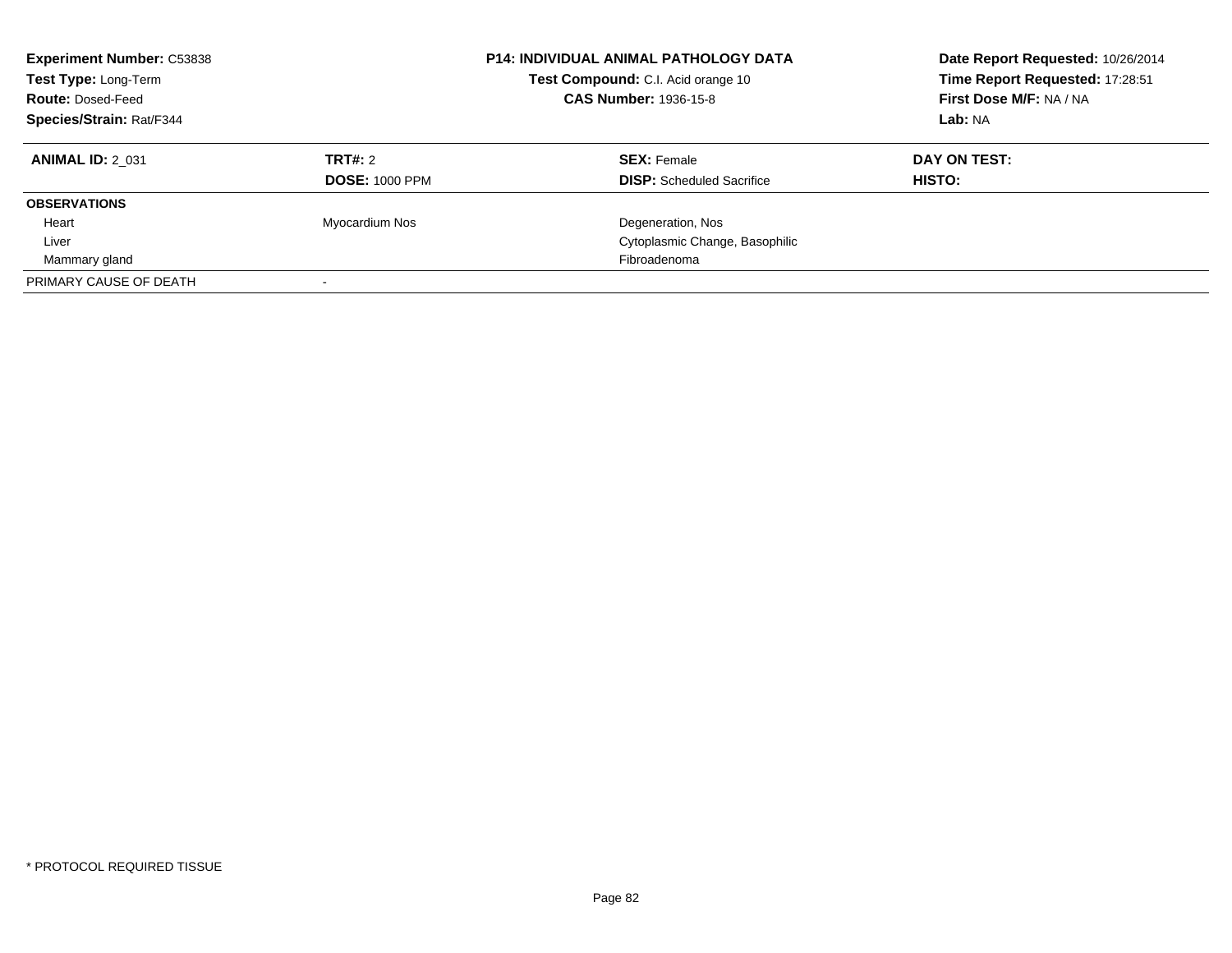**Experiment Number:** C53838
**Test Type:** Long-Term
**Route:** Dosed-Feed
**Species/Strain:** Rat/F344

**P14: INDIVIDUAL ANIMAL PATHOLOGY DATA**
**Test Compound:** C.I. Acid orange 10
**CAS Number:** 1936-15-8

**Date Report Requested:** 10/26/2014
**Time Report Requested:** 17:28:51
**First Dose M/F:** NA / NA
**Lab:** NA

| **ANIMAL ID:** 2_031 | **TRT#:** 2 | **SEX:** Female | **DAY ON TEST:** |
|---|---|---|---|
| | **DOSE:** 1000 PPM | **DISP:** Scheduled Sacrifice | **HISTO:** |
| **OBSERVATIONS** | | | |
| Heart | Myocardium Nos | Degeneration, Nos | |
| Liver | | Cytoplasmic Change, Basophilic | |
| Mammary gland | | Fibroadenoma | |
| PRIMARY CAUSE OF DEATH | - | | |

* PROTOCOL REQUIRED TISSUE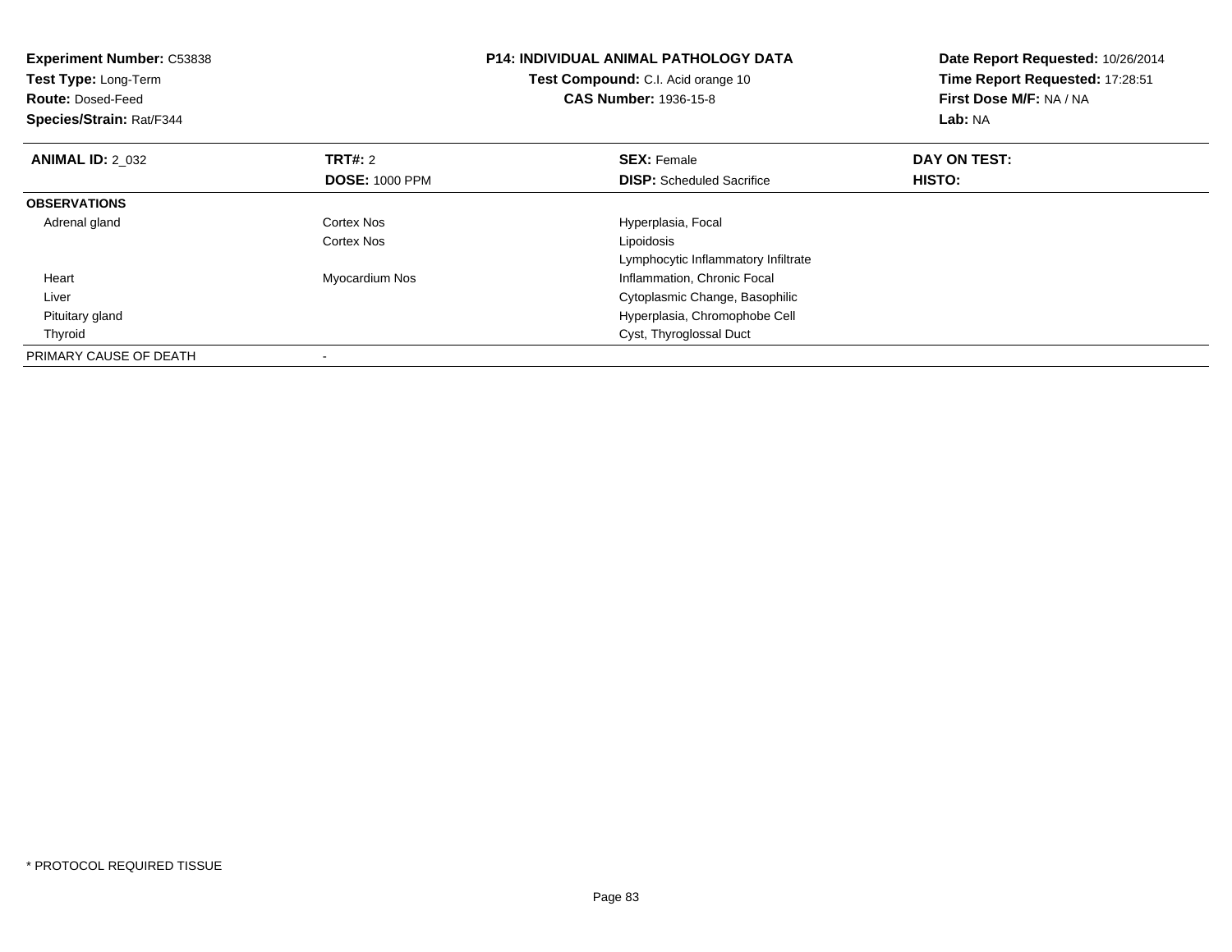**Experiment Number:** C53838
**Test Type:** Long-Term
**Route:** Dosed-Feed
**Species/Strain:** Rat/F344

**P14: INDIVIDUAL ANIMAL PATHOLOGY DATA**
**Test Compound:** C.I. Acid orange 10
**CAS Number:** 1936-15-8

**Date Report Requested:** 10/26/2014
**Time Report Requested:** 17:28:51
**First Dose M/F:** NA / NA
**Lab:** NA

| **ANIMAL ID:** 2_032 | **TRT#:** 2 | **SEX:** Female | **DAY ON TEST:** |
|---|---|---|---|
| | **DOSE:** 1000 PPM | **DISP:** Scheduled Sacrifice | **HISTO:** |
| **OBSERVATIONS** | | | |
| Adrenal gland | Cortex Nos | Hyperplasia, Focal | |
| | Cortex Nos | Lipoidosis | |
| | | Lymphocytic Inflammatory Infiltrate | |
| Heart | Myocardium Nos | Inflammation, Chronic Focal | |
| Liver | | Cytoplasmic Change, Basophilic | |
| Pituitary gland | | Hyperplasia, Chromophobe Cell | |
| Thyroid | | Cyst, Thyroglossal Duct | |
| PRIMARY CAUSE OF DEATH | - | | |

\* PROTOCOL REQUIRED TISSUE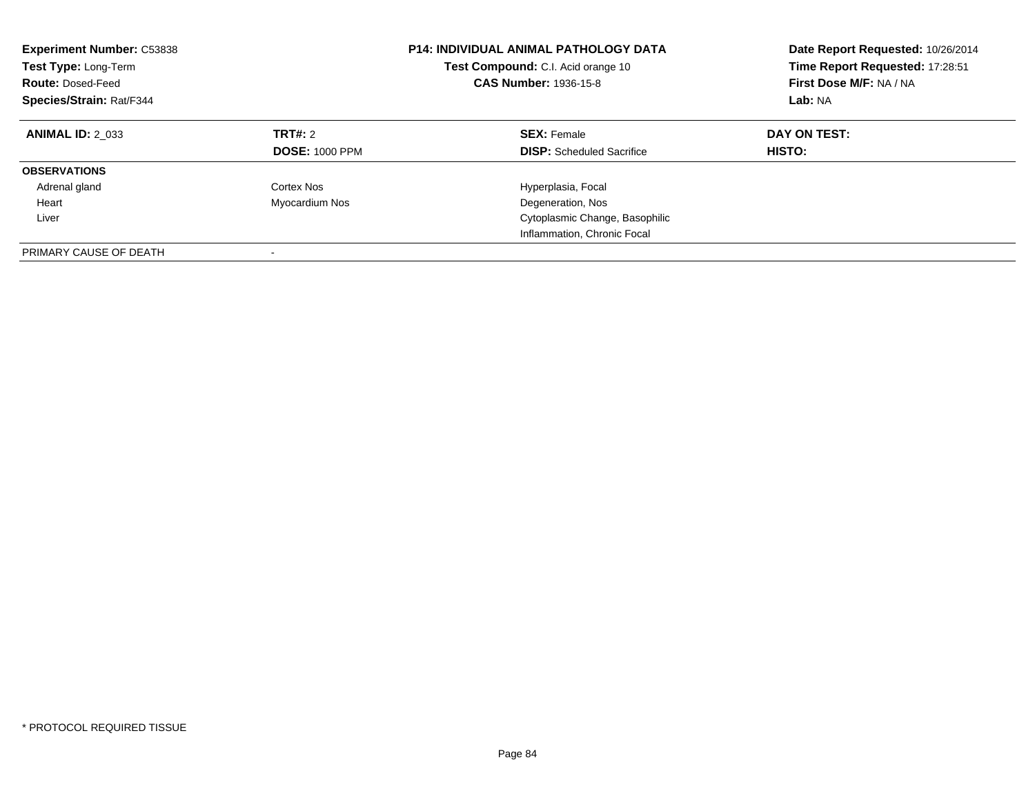**Experiment Number:** C53838
**Test Type:** Long-Term
**Route:** Dosed-Feed
**Species/Strain:** Rat/F344

**P14: INDIVIDUAL ANIMAL PATHOLOGY DATA**
**Test Compound:** C.I. Acid orange 10
**CAS Number:** 1936-15-8

**Date Report Requested:** 10/26/2014
**Time Report Requested:** 17:28:51
**First Dose M/F:** NA / NA
**Lab:** NA

| **ANIMAL ID:** 2_033 | **TRT#:** 2 | **SEX:** Female | **DAY ON TEST:** |
|---|---|---|---|
| | **DOSE:** 1000 PPM | **DISP:** Scheduled Sacrifice | **HISTO:** |
| **OBSERVATIONS** | | | |
| Adrenal gland | Cortex Nos | Hyperplasia, Focal | |
| Heart | Myocardium Nos | Degeneration, Nos | |
| Liver | | Cytoplasmic Change, Basophilic | |
| | | Inflammation, Chronic Focal | |
| PRIMARY CAUSE OF DEATH | - | | |

* PROTOCOL REQUIRED TISSUE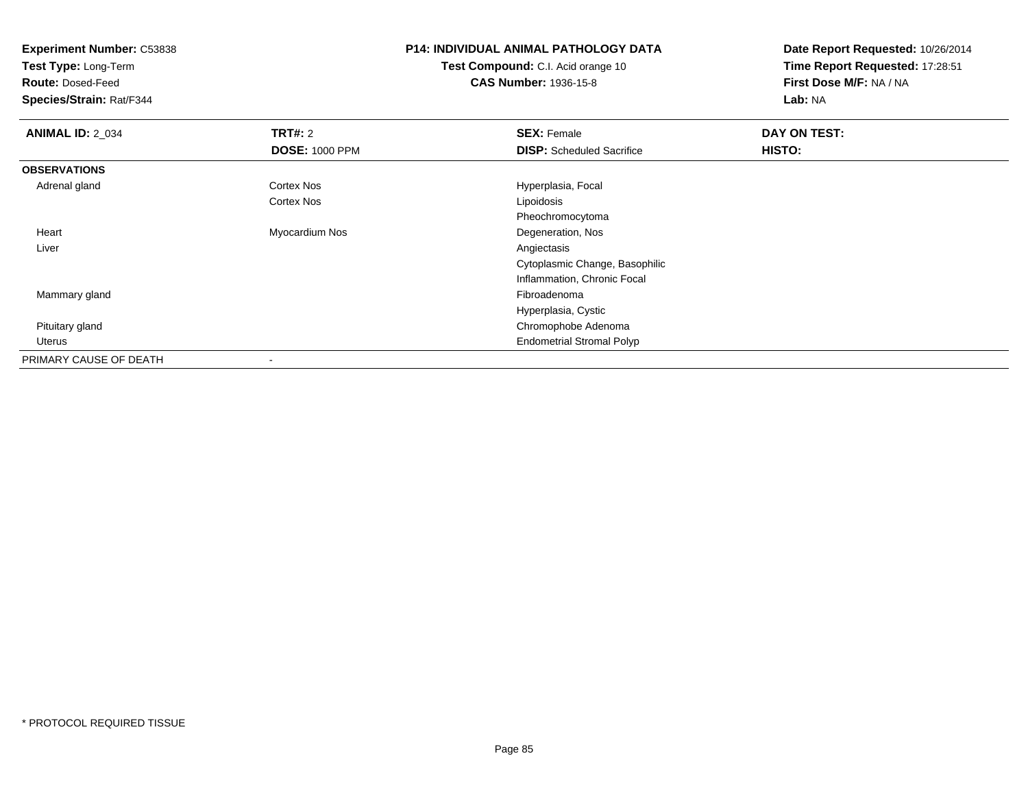**Experiment Number:** C53838
**Test Type:** Long-Term
**Route:** Dosed-Feed
**Species/Strain:** Rat/F344

**P14: INDIVIDUAL ANIMAL PATHOLOGY DATA**
**Test Compound:** C.I. Acid orange 10
**CAS Number:** 1936-15-8

**Date Report Requested:** 10/26/2014
**Time Report Requested:** 17:28:51
**First Dose M/F:** NA / NA
**Lab:** NA

| **ANIMAL ID:** 2_034 | **TRT#:** 2 | **SEX:** Female | **DAY ON TEST:** |
|---|---|---|---|
| | **DOSE:** 1000 PPM | **DISP:** Scheduled Sacrifice | **HISTO:** |
| **OBSERVATIONS** | | | |
| Adrenal gland | Cortex Nos | Hyperplasia, Focal | |
| | Cortex Nos | Lipoidosis | |
| | | Pheochromocytoma | |
| Heart | Myocardium Nos | Degeneration, Nos | |
| Liver | | Angiectasis | |
| | | Cytoplasmic Change, Basophilic | |
| | | Inflammation, Chronic Focal | |
| Mammary gland | | Fibroadenoma | |
| | | Hyperplasia, Cystic | |
| Pituitary gland | | Chromophobe Adenoma | |
| Uterus | | Endometrial Stromal Polyp | |
| PRIMARY CAUSE OF DEATH | - | | |

* PROTOCOL REQUIRED TISSUE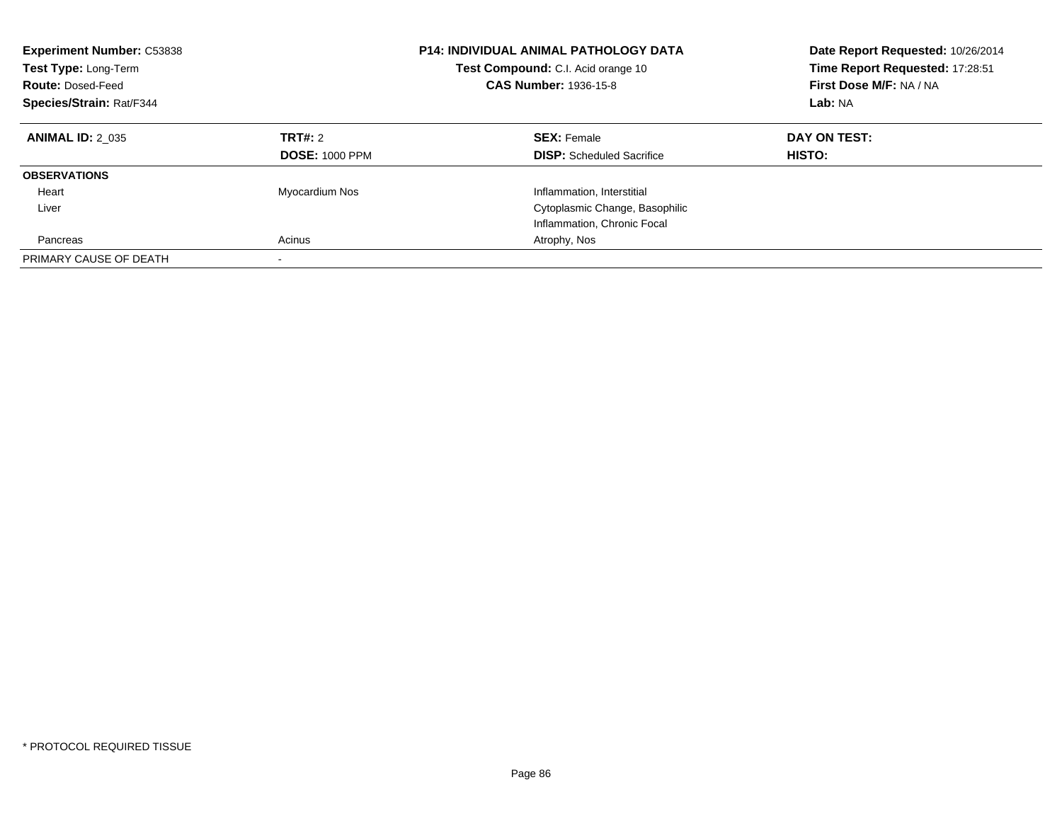**Experiment Number:** C53838
**Test Type:** Long-Term
**Route:** Dosed-Feed
**Species/Strain:** Rat/F344

**P14: INDIVIDUAL ANIMAL PATHOLOGY DATA**
**Test Compound:** C.I. Acid orange 10
**CAS Number:** 1936-15-8

**Date Report Requested:** 10/26/2014
**Time Report Requested:** 17:28:51
**First Dose M/F:** NA / NA
**Lab:** NA

| **ANIMAL ID:** 2_035 | **TRT#:** 2 | **SEX:** Female | **DAY ON TEST:** |
|---|---|---|---|
| | **DOSE:** 1000 PPM | **DISP:** Scheduled Sacrifice | **HISTO:** |
| **OBSERVATIONS** | | | |
| Heart | Myocardium Nos | Inflammation, Interstitial | |
| Liver | | Cytoplasmic Change, Basophilic | |
| | | Inflammation, Chronic Focal | |
| Pancreas | Acinus | Atrophy, Nos | |
| PRIMARY CAUSE OF DEATH | - | | |

* PROTOCOL REQUIRED TISSUE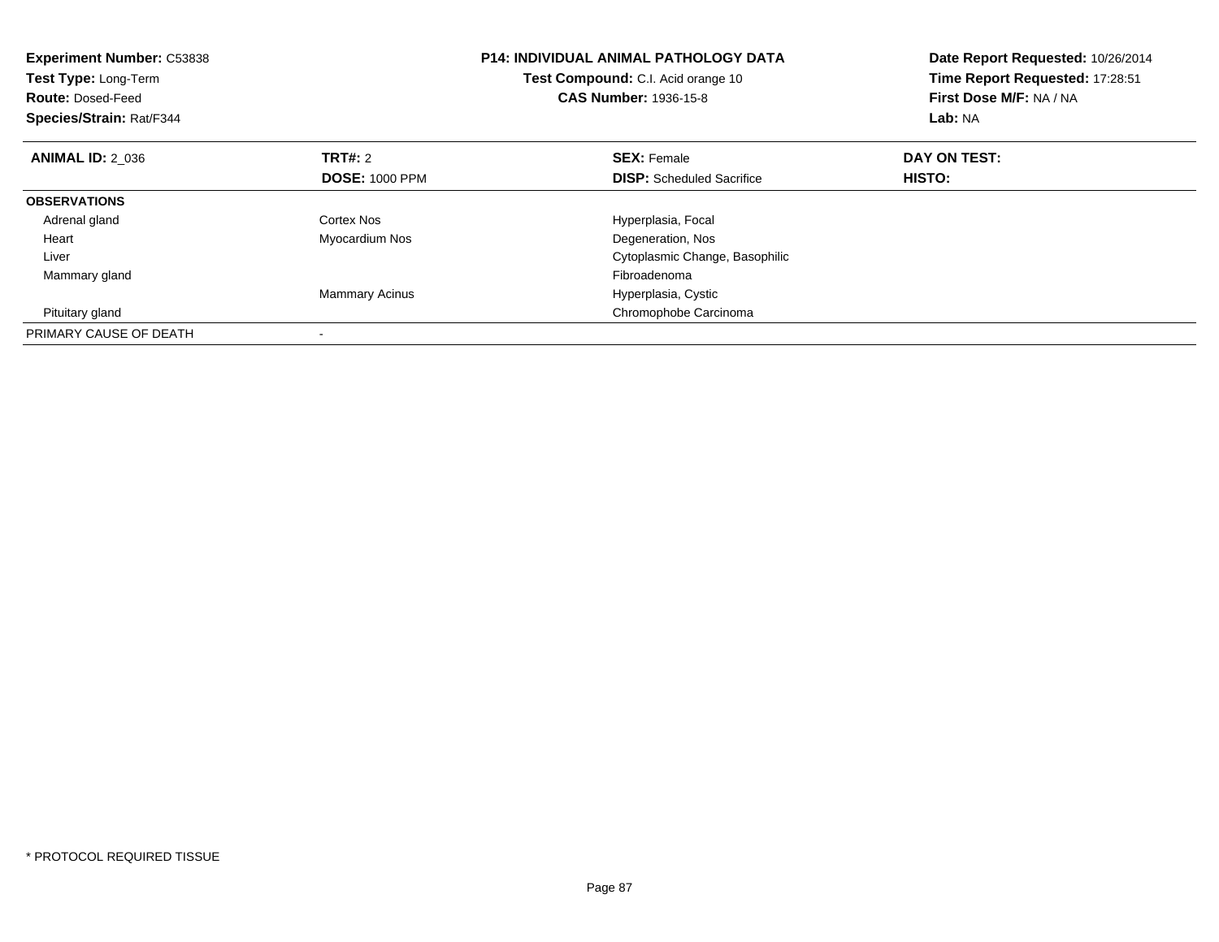**Experiment Number:** C53838
**Test Type:** Long-Term
**Route:** Dosed-Feed
**Species/Strain:** Rat/F344

**P14: INDIVIDUAL ANIMAL PATHOLOGY DATA**
**Test Compound:** C.I. Acid orange 10
**CAS Number:** 1936-15-8

**Date Report Requested:** 10/26/2014
**Time Report Requested:** 17:28:51
**First Dose M/F:** NA / NA
**Lab:** NA

| **ANIMAL ID:** 2_036 | **TRT#:** 2 | **SEX:** Female | **DAY ON TEST:** |
|---|---|---|---|
| | **DOSE:** 1000 PPM | **DISP:** Scheduled Sacrifice | **HISTO:** |
| **OBSERVATIONS** | | | |
| Adrenal gland | Cortex Nos | Hyperplasia, Focal | |
| Heart | Myocardium Nos | Degeneration, Nos | |
| Liver | | Cytoplasmic Change, Basophilic | |
| Mammary gland | | Fibroadenoma | |
| | Mammary Acinus | Hyperplasia, Cystic | |
| Pituitary gland | | Chromophobe Carcinoma | |
| PRIMARY CAUSE OF DEATH | - | | |

* PROTOCOL REQUIRED TISSUE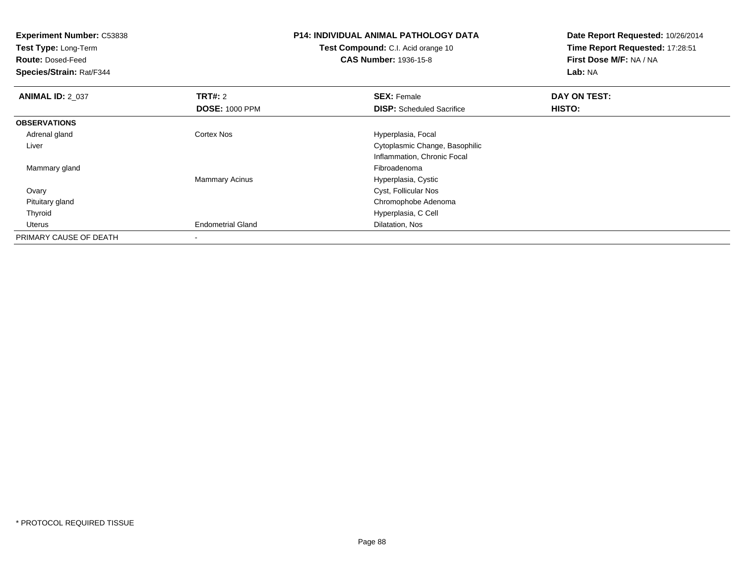**Experiment Number:** C53838
**Test Type:** Long-Term
**Route:** Dosed-Feed
**Species/Strain:** Rat/F344

**P14: INDIVIDUAL ANIMAL PATHOLOGY DATA**
**Test Compound:** C.I. Acid orange 10
**CAS Number:** 1936-15-8

**Date Report Requested:** 10/26/2014
**Time Report Requested:** 17:28:51
**First Dose M/F:** NA / NA
**Lab:** NA

| **ANIMAL ID:** 2_037 | **TRT#:** 2 | **SEX:** Female | **DAY ON TEST:** |
|---|---|---|---|
| | **DOSE:** 1000 PPM | **DISP:** Scheduled Sacrifice | **HISTO:** |
| **OBSERVATIONS** | | | |
| Adrenal gland | Cortex Nos | Hyperplasia, Focal | |
| Liver | | Cytoplasmic Change, Basophilic | |
| | | Inflammation, Chronic Focal | |
| Mammary gland | | Fibroadenoma | |
| | Mammary Acinus | Hyperplasia, Cystic | |
| Ovary | | Cyst, Follicular Nos | |
| Pituitary gland | | Chromophobe Adenoma | |
| Thyroid | | Hyperplasia, C Cell | |
| Uterus | Endometrial Gland | Dilatation, Nos | |
| PRIMARY CAUSE OF DEATH | - | | |

* PROTOCOL REQUIRED TISSUE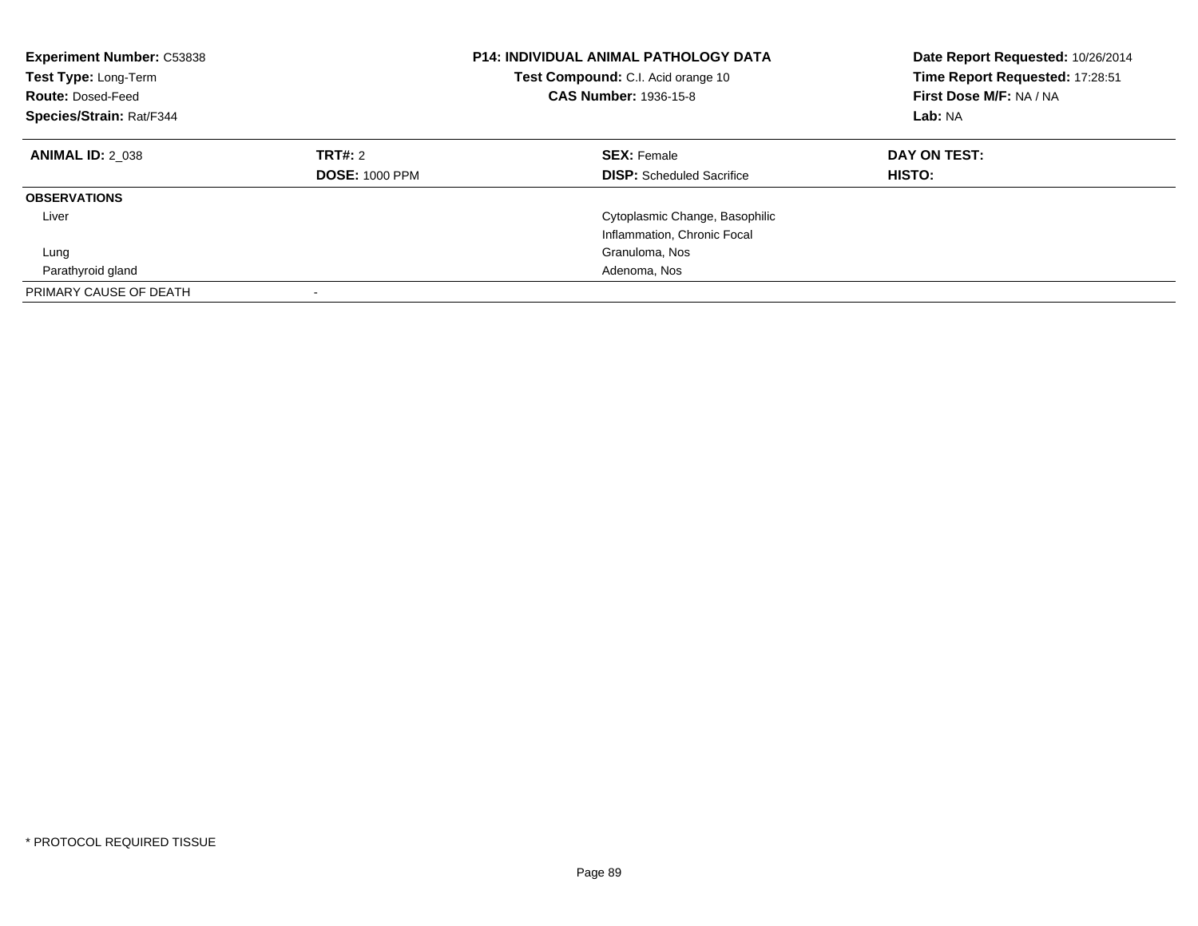**Experiment Number:** C53838
**Test Type:** Long-Term
**Route:** Dosed-Feed
**Species/Strain:** Rat/F344

**P14: INDIVIDUAL ANIMAL PATHOLOGY DATA**
**Test Compound:** C.I. Acid orange 10
**CAS Number:** 1936-15-8

**Date Report Requested:** 10/26/2014
**Time Report Requested:** 17:28:51
**First Dose M/F:** NA / NA
**Lab:** NA

| **ANIMAL ID:** 2_038 | **TRT#:** 2 | **SEX:** Female | **DAY ON TEST:** |
|---|---|---|---|
| | **DOSE:** 1000 PPM | **DISP:** Scheduled Sacrifice | **HISTO:** |
| **OBSERVATIONS** | | | |
| Liver | | Cytoplasmic Change, Basophilic | |
| | | Inflammation, Chronic Focal | |
| Lung | | Granuloma, Nos | |
| Parathyroid gland | | Adenoma, Nos | |
| PRIMARY CAUSE OF DEATH | - | | |

* PROTOCOL REQUIRED TISSUE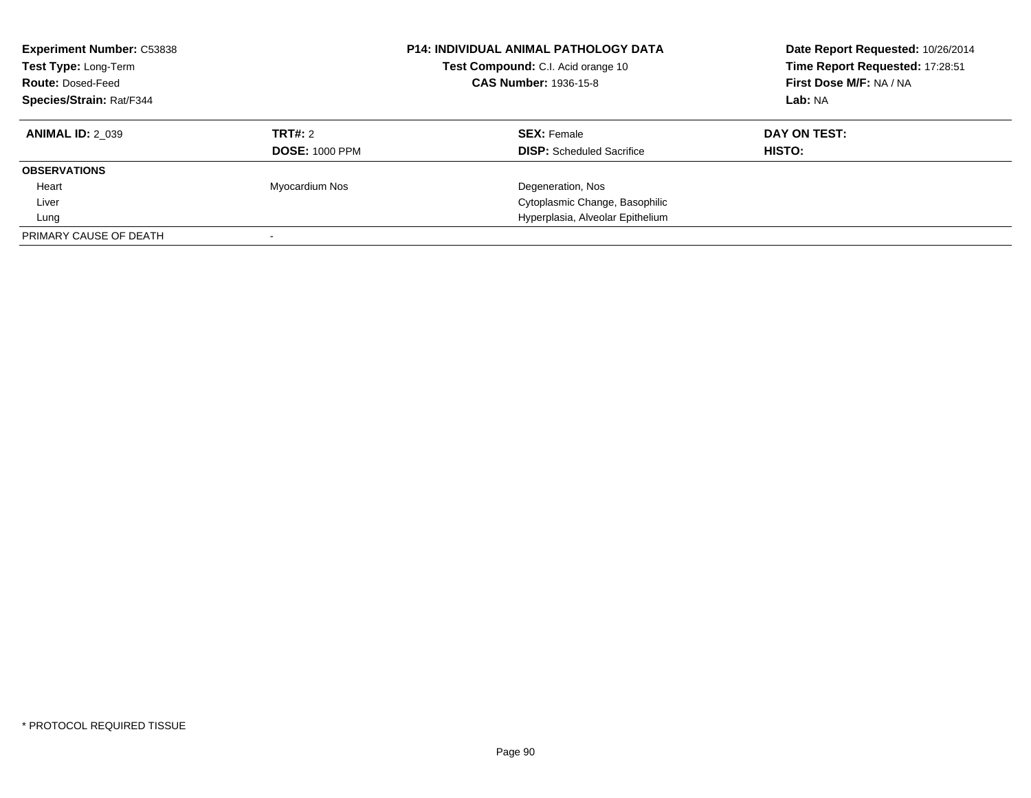**Experiment Number:** C53838
**Test Type:** Long-Term
**Route:** Dosed-Feed
**Species/Strain:** Rat/F344

**P14: INDIVIDUAL ANIMAL PATHOLOGY DATA**
**Test Compound:** C.I. Acid orange 10
**CAS Number:** 1936-15-8

**Date Report Requested:** 10/26/2014
**Time Report Requested:** 17:28:51
**First Dose M/F:** NA / NA
**Lab:** NA

| **ANIMAL ID:** 2_039 | **TRT#:** 2 | **SEX:** Female | **DAY ON TEST:** |
|---|---|---|---|
| | **DOSE:** 1000 PPM | **DISP:** Scheduled Sacrifice | **HISTO:** |
| **OBSERVATIONS** | | | |
| Heart | Myocardium Nos | Degeneration, Nos | |
| Liver | | Cytoplasmic Change, Basophilic | |
| Lung | | Hyperplasia, Alveolar Epithelium | |
| PRIMARY CAUSE OF DEATH | - | | |

* PROTOCOL REQUIRED TISSUE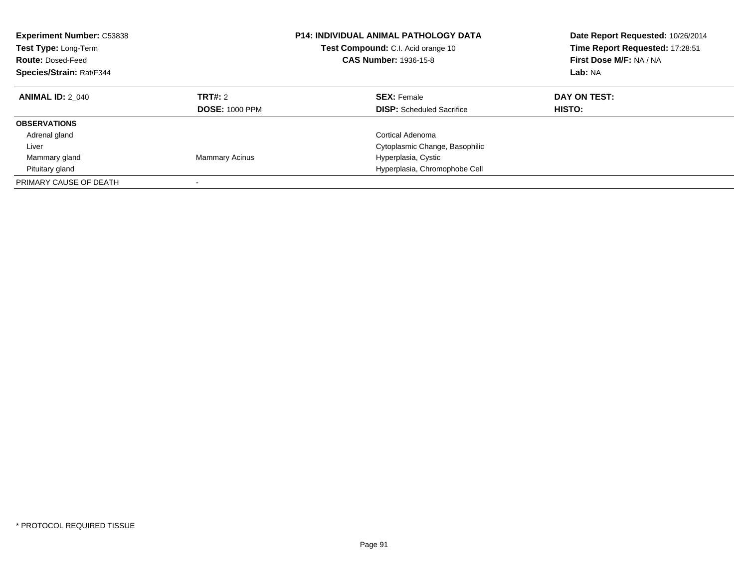**Experiment Number:** C53838
**Test Type:** Long-Term
**Route:** Dosed-Feed
**Species/Strain:** Rat/F344

**P14: INDIVIDUAL ANIMAL PATHOLOGY DATA**
**Test Compound:** C.I. Acid orange 10
**CAS Number:** 1936-15-8

**Date Report Requested:** 10/26/2014
**Time Report Requested:** 17:28:51
**First Dose M/F:** NA / NA
**Lab:** NA

| **ANIMAL ID:** 2_040 | **TRT#:** 2 | **SEX:** Female | **DAY ON TEST:** |
|---|---|---|---|
| | **DOSE:** 1000 PPM | **DISP:** Scheduled Sacrifice | **HISTO:** |
| **OBSERVATIONS** | | | |
| Adrenal gland | | Cortical Adenoma | |
| Liver | | Cytoplasmic Change, Basophilic | |
| Mammary gland | Mammary Acinus | Hyperplasia, Cystic | |
| Pituitary gland | | Hyperplasia, Chromophobe Cell | |
| PRIMARY CAUSE OF DEATH | - | | |

* PROTOCOL REQUIRED TISSUE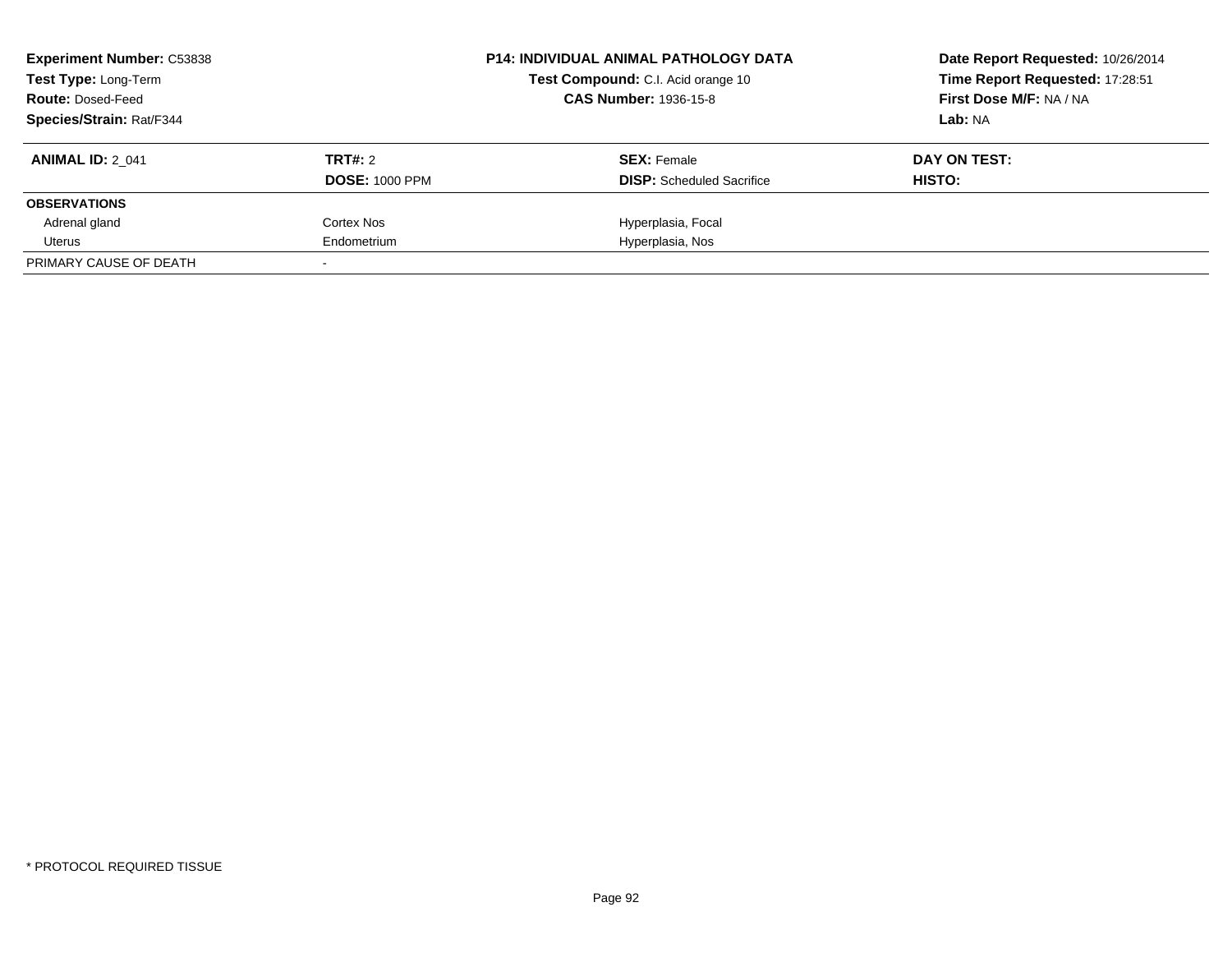**Experiment Number:** C53838
**Test Type:** Long-Term
**Route:** Dosed-Feed
**Species/Strain:** Rat/F344

**P14: INDIVIDUAL ANIMAL PATHOLOGY DATA**
**Test Compound:** C.I. Acid orange 10
**CAS Number:** 1936-15-8

**Date Report Requested:** 10/26/2014
**Time Report Requested:** 17:28:51
**First Dose M/F:** NA / NA
**Lab:** NA

| **ANIMAL ID:** 2_041 | **TRT#:** 2 | **SEX:** Female | **DAY ON TEST:** |
|---|---|---|---|
| | **DOSE:** 1000 PPM | **DISP:** Scheduled Sacrifice | **HISTO:** |
| **OBSERVATIONS** | | | |
| Adrenal gland | Cortex Nos | Hyperplasia, Focal | |
| Uterus | Endometrium | Hyperplasia, Nos | |
| PRIMARY CAUSE OF DEATH | - | | |

* PROTOCOL REQUIRED TISSUE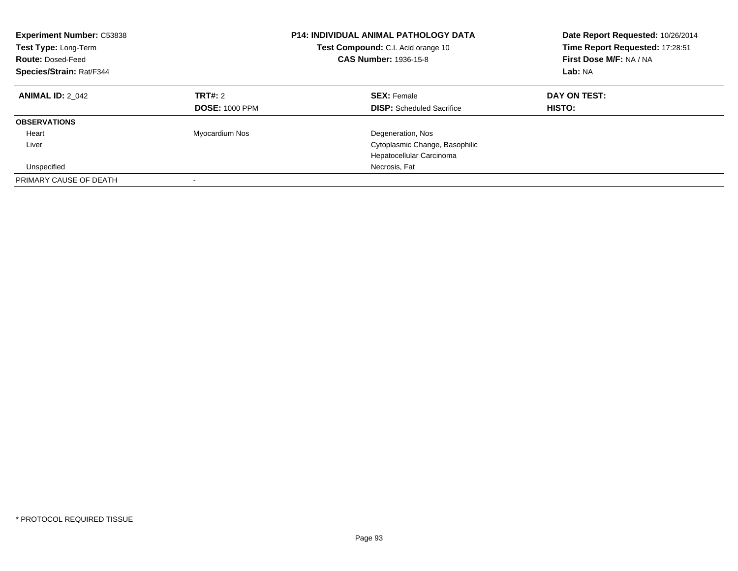**Experiment Number:** C53838
**Test Type:** Long-Term
**Route:** Dosed-Feed
**Species/Strain:** Rat/F344

**P14: INDIVIDUAL ANIMAL PATHOLOGY DATA**
**Test Compound:** C.I. Acid orange 10
**CAS Number:** 1936-15-8

**Date Report Requested:** 10/26/2014
**Time Report Requested:** 17:28:51
**First Dose M/F:** NA / NA
**Lab:** NA

| **ANIMAL ID:** 2_042 | **TRT#:** 2 | **SEX:** Female | **DAY ON TEST:** |
|---|---|---|---|
| | **DOSE:** 1000 PPM | **DISP:** Scheduled Sacrifice | **HISTO:** |
| **OBSERVATIONS** | | | |
| Heart | Myocardium Nos | Degeneration, Nos | |
| Liver | | Cytoplasmic Change, Basophilic | |
| | | Hepatocellular Carcinoma | |
| Unspecified | | Necrosis, Fat | |
| PRIMARY CAUSE OF DEATH | - | | |

* PROTOCOL REQUIRED TISSUE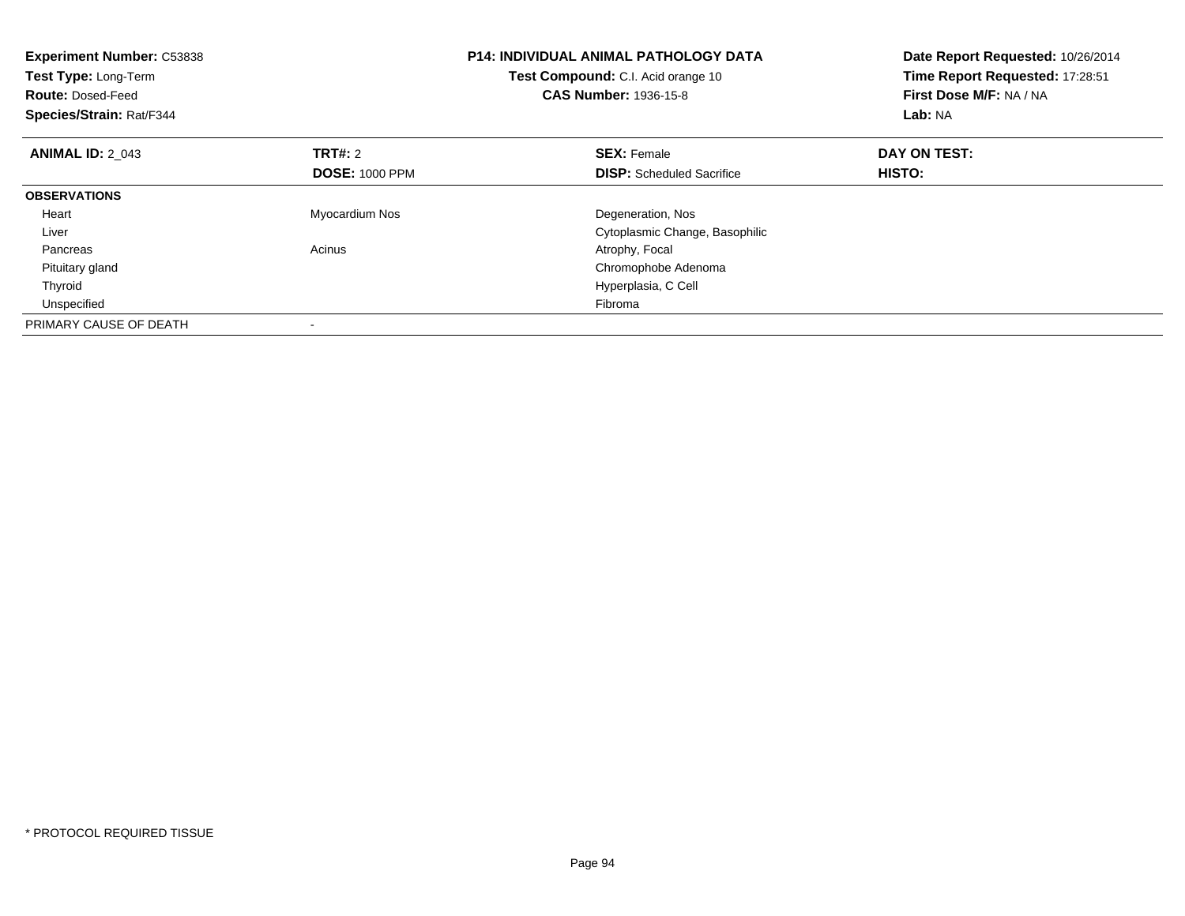**Experiment Number:** C53838
**Test Type:** Long-Term
**Route:** Dosed-Feed
**Species/Strain:** Rat/F344

**P14: INDIVIDUAL ANIMAL PATHOLOGY DATA**
**Test Compound:** C.I. Acid orange 10
**CAS Number:** 1936-15-8

**Date Report Requested:** 10/26/2014
**Time Report Requested:** 17:28:51
**First Dose M/F:** NA / NA
**Lab:** NA

| **ANIMAL ID:** 2_043 | **TRT#:** 2 | **SEX:** Female | **DAY ON TEST:** |
|---|---|---|---|
| | **DOSE:** 1000 PPM | **DISP:** Scheduled Sacrifice | **HISTO:** |
| **OBSERVATIONS** | | | |
| Heart | Myocardium Nos | Degeneration, Nos | |
| Liver | | Cytoplasmic Change, Basophilic | |
| Pancreas | Acinus | Atrophy, Focal | |
| Pituitary gland | | Chromophobe Adenoma | |
| Thyroid | | Hyperplasia, C Cell | |
| Unspecified | | Fibroma | |
| PRIMARY CAUSE OF DEATH | - | | |

* PROTOCOL REQUIRED TISSUE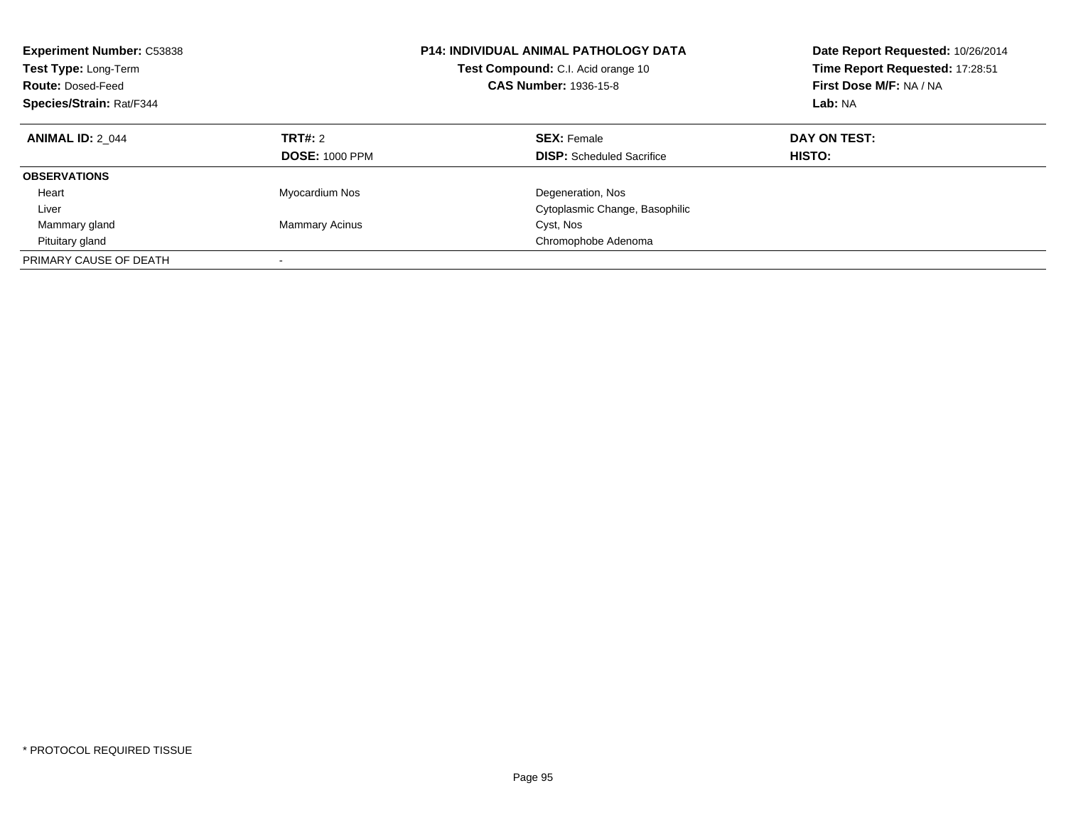**Experiment Number:** C53838
**Test Type:** Long-Term
**Route:** Dosed-Feed
**Species/Strain:** Rat/F344

**P14: INDIVIDUAL ANIMAL PATHOLOGY DATA**
**Test Compound:** C.I. Acid orange 10
**CAS Number:** 1936-15-8

**Date Report Requested:** 10/26/2014
**Time Report Requested:** 17:28:51
**First Dose M/F:** NA / NA
**Lab:** NA

| **ANIMAL ID:** 2_044 | **TRT#:** 2 | **SEX:** Female | **DAY ON TEST:** |
|---|---|---|---|
| | **DOSE:** 1000 PPM | **DISP:** Scheduled Sacrifice | **HISTO:** |
| **OBSERVATIONS** | | | |
| Heart | Myocardium Nos | Degeneration, Nos | |
| Liver | | Cytoplasmic Change, Basophilic | |
| Mammary gland | Mammary Acinus | Cyst, Nos | |
| Pituitary gland | | Chromophobe Adenoma | |
| PRIMARY CAUSE OF DEATH | - | | |

* PROTOCOL REQUIRED TISSUE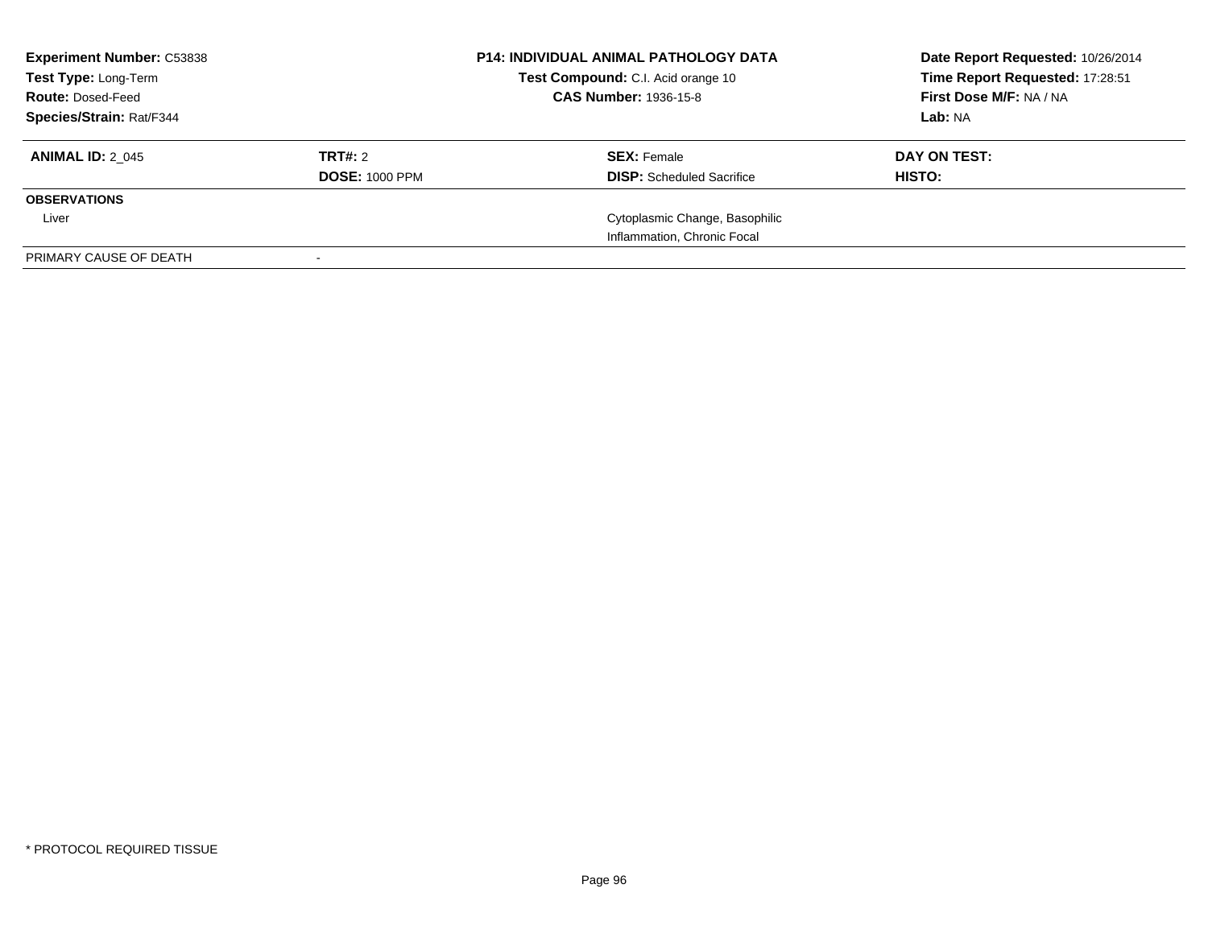**Experiment Number:** C53838
**Test Type:** Long-Term
**Route:** Dosed-Feed
**Species/Strain:** Rat/F344

**P14: INDIVIDUAL ANIMAL PATHOLOGY DATA**
**Test Compound:** C.I. Acid orange 10
**CAS Number:** 1936-15-8

**Date Report Requested:** 10/26/2014
**Time Report Requested:** 17:28:51
**First Dose M/F:** NA / NA
**Lab:** NA

| **ANIMAL ID:** 2_045 | **TRT#:** 2 | **SEX:** Female | **DAY ON TEST:** |
|---|---|---|---|
| | **DOSE:** 1000 PPM | **DISP:** Scheduled Sacrifice | **HISTO:** |
| **OBSERVATIONS** | | | |
| Liver | | Cytoplasmic Change, Basophilic | |
| | | Inflammation, Chronic Focal | |
| PRIMARY CAUSE OF DEATH | - | | |

* PROTOCOL REQUIRED TISSUE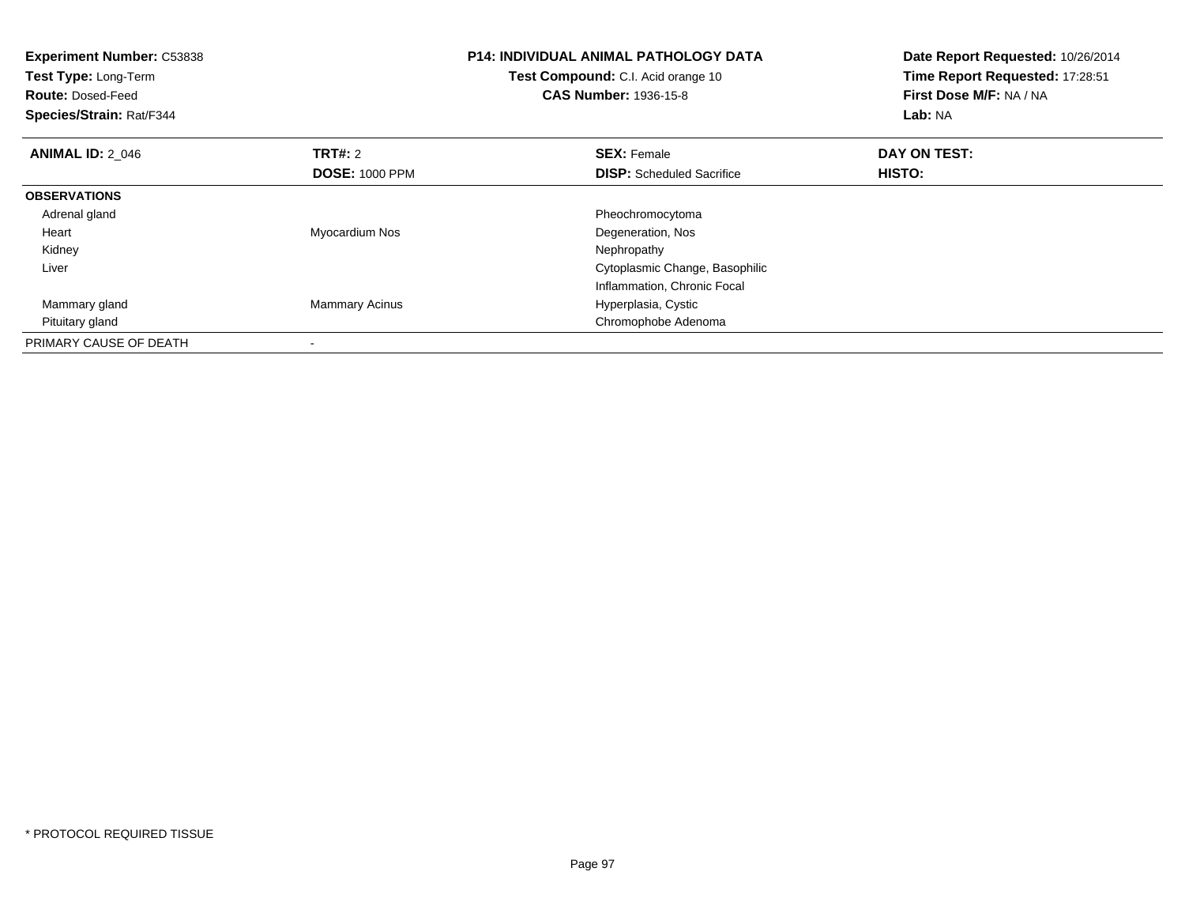**Experiment Number:** C53838
**Test Type:** Long-Term
**Route:** Dosed-Feed
**Species/Strain:** Rat/F344

**P14: INDIVIDUAL ANIMAL PATHOLOGY DATA**
**Test Compound:** C.I. Acid orange 10
**CAS Number:** 1936-15-8

**Date Report Requested:** 10/26/2014
**Time Report Requested:** 17:28:51
**First Dose M/F:** NA / NA
**Lab:** NA

| **ANIMAL ID:** 2_046 | **TRT#:** 2 | **SEX:** Female | **DAY ON TEST:** |
|---|---|---|---|
| | **DOSE:** 1000 PPM | **DISP:** Scheduled Sacrifice | **HISTO:** |
| **OBSERVATIONS** | | | |
| Adrenal gland | | Pheochromocytoma | |
| Heart | Myocardium Nos | Degeneration, Nos | |
| Kidney | | Nephropathy | |
| Liver | | Cytoplasmic Change, Basophilic | |
| | | Inflammation, Chronic Focal | |
| Mammary gland | Mammary Acinus | Hyperplasia, Cystic | |
| Pituitary gland | | Chromophobe Adenoma | |
| PRIMARY CAUSE OF DEATH | - | | |

* PROTOCOL REQUIRED TISSUE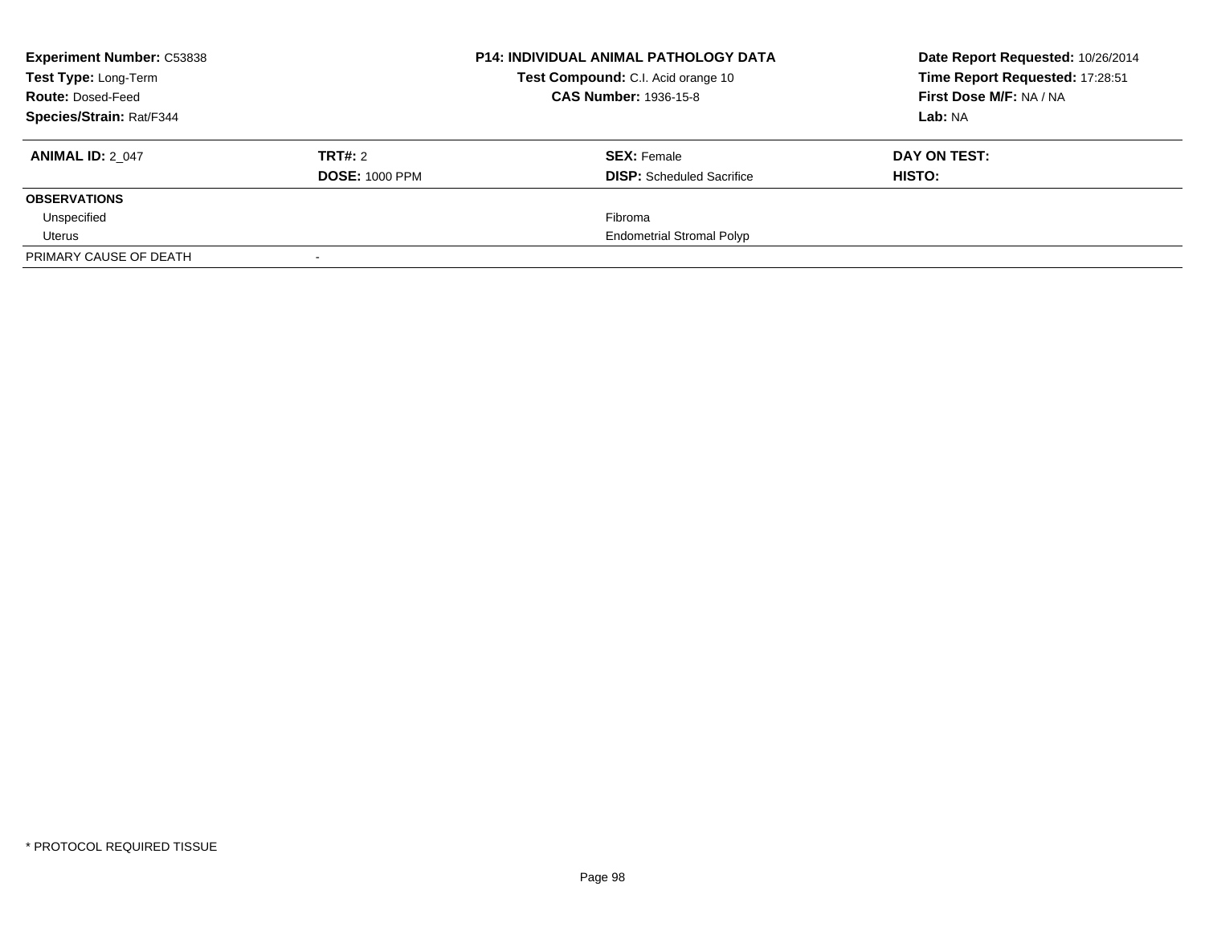**Experiment Number:** C53838
**Test Type:** Long-Term
**Route:** Dosed-Feed
**Species/Strain:** Rat/F344

**P14: INDIVIDUAL ANIMAL PATHOLOGY DATA**
**Test Compound:** C.I. Acid orange 10
**CAS Number:** 1936-15-8

**Date Report Requested:** 10/26/2014
**Time Report Requested:** 17:28:51
**First Dose M/F:** NA / NA
**Lab:** NA

| **ANIMAL ID:** 2_047 | **TRT#:** 2 | **SEX:** Female | **DAY ON TEST:** |
|---|---|---|---|
| | **DOSE:** 1000 PPM | **DISP:** Scheduled Sacrifice | **HISTO:** |
| **OBSERVATIONS** | | | |
| Unspecified | | Fibroma | |
| Uterus | | Endometrial Stromal Polyp | |
| PRIMARY CAUSE OF DEATH | - | | |

* PROTOCOL REQUIRED TISSUE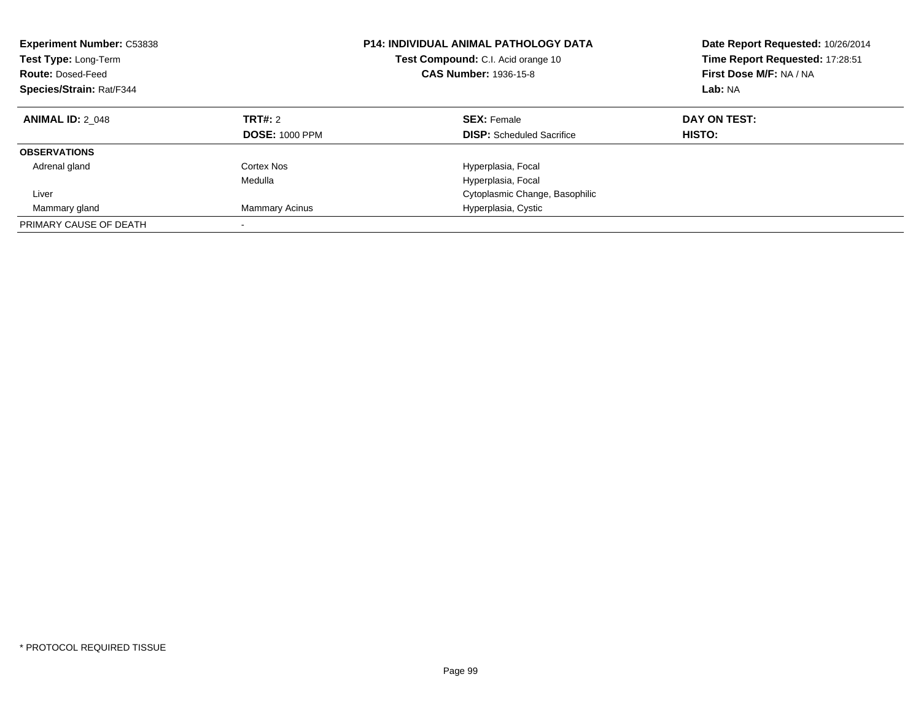**Experiment Number:** C53838
**Test Type:** Long-Term
**Route:** Dosed-Feed
**Species/Strain:** Rat/F344

**P14: INDIVIDUAL ANIMAL PATHOLOGY DATA**
**Test Compound:** C.I. Acid orange 10
**CAS Number:** 1936-15-8

**Date Report Requested:** 10/26/2014
**Time Report Requested:** 17:28:51
**First Dose M/F:** NA / NA
**Lab:** NA

| **ANIMAL ID:** 2_048 | **TRT#:** 2 | **SEX:** Female | **DAY ON TEST:** |
|---|---|---|---|
| | **DOSE:** 1000 PPM | **DISP:** Scheduled Sacrifice | **HISTO:** |
| **OBSERVATIONS** | | | |
| Adrenal gland | Cortex Nos | Hyperplasia, Focal | |
| | Medulla | Hyperplasia, Focal | |
| Liver | | Cytoplasmic Change, Basophilic | |
| Mammary gland | Mammary Acinus | Hyperplasia, Cystic | |
| PRIMARY CAUSE OF DEATH | - | | |

* PROTOCOL REQUIRED TISSUE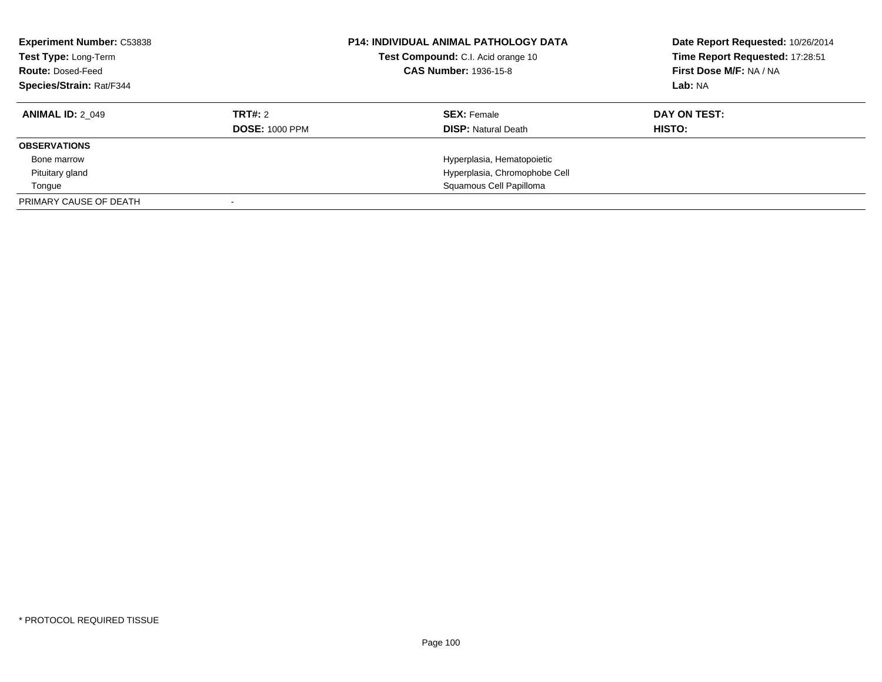| **Experiment Number:** C53838 | **P14: INDIVIDUAL ANIMAL PATHOLOGY DATA** | **Date Report Requested:** 10/26/2014 |
|---|---|---|
| **Test Type:** Long-Term | **Test Compound:** C.I. Acid orange 10 | **Time Report Requested:** 17:28:51 |
| **Route:** Dosed-Feed | **CAS Number:** 1936-15-8 | **First Dose M/F:** NA / NA |
| **Species/Strain:** Rat/F344 | | **Lab:** NA |

| **ANIMAL ID:** 2_049 | **TRT#:** 2 | **SEX:** Female | **DAY ON TEST:** |
|---|---|---|---|
| | **DOSE:** 1000 PPM | **DISP:** Natural Death | **HISTO:** |
| **OBSERVATIONS** | | | |
| Bone marrow | | Hyperplasia, Hematopoietic | |
| Pituitary gland | | Hyperplasia, Chromophobe Cell | |
| Tongue | | Squamous Cell Papilloma | |
| PRIMARY CAUSE OF DEATH | - | | |

* PROTOCOL REQUIRED TISSUE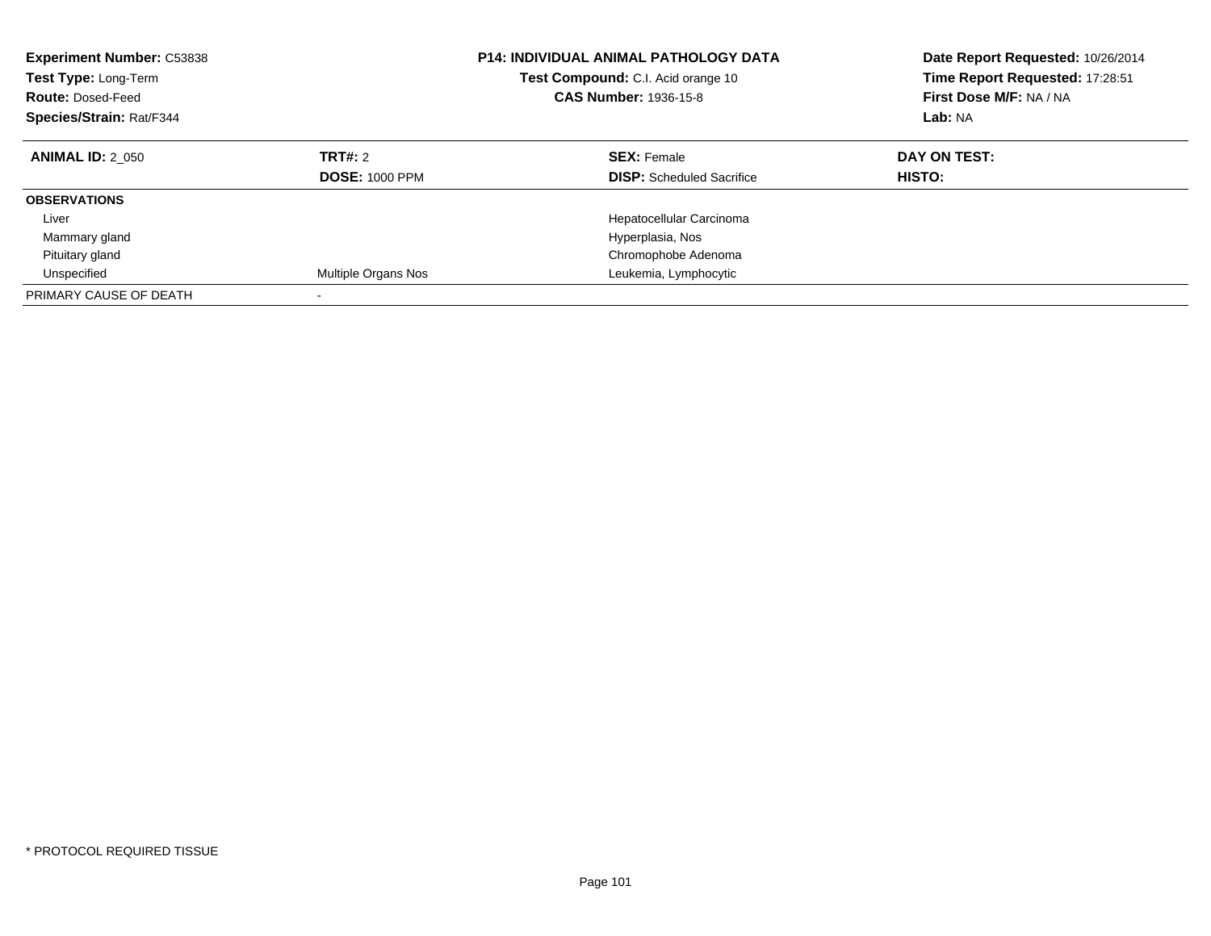**Experiment Number:** C53838
**Test Type:** Long-Term
**Route:** Dosed-Feed
**Species/Strain:** Rat/F344

**P14: INDIVIDUAL ANIMAL PATHOLOGY DATA**
**Test Compound:** C.I. Acid orange 10
**CAS Number:** 1936-15-8

**Date Report Requested:** 10/26/2014
**Time Report Requested:** 17:28:51
**First Dose M/F:** NA / NA
**Lab:** NA

| **ANIMAL ID:** 2_050 | **TRT#:** 2 | **SEX:** Female | **DAY ON TEST:** |
|---|---|---|---|
| | **DOSE:** 1000 PPM | **DISP:** Scheduled Sacrifice | **HISTO:** |
| **OBSERVATIONS** | | | |
| Liver | | Hepatocellular Carcinoma | |
| Mammary gland | | Hyperplasia, Nos | |
| Pituitary gland | | Chromophobe Adenoma | |
| Unspecified | Multiple Organs Nos | Leukemia, Lymphocytic | |
| PRIMARY CAUSE OF DEATH | - | | |

* PROTOCOL REQUIRED TISSUE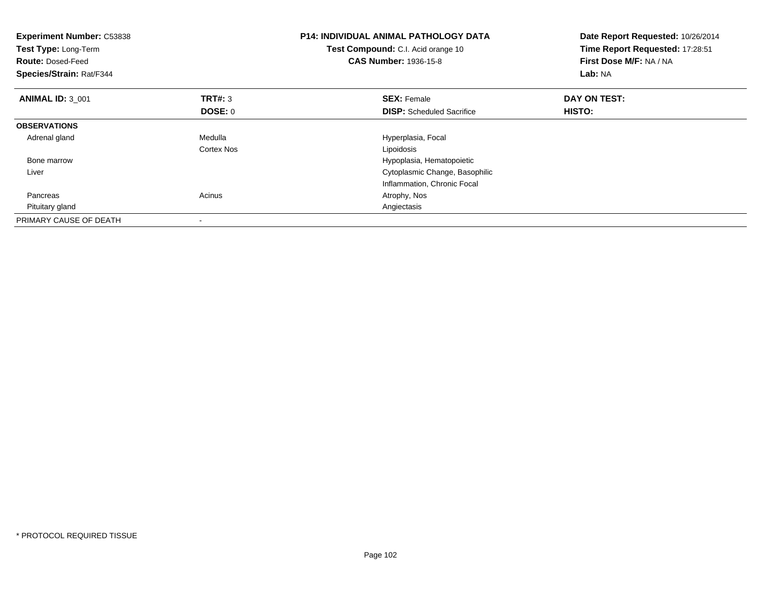**Experiment Number:** C53838
**Test Type:** Long-Term
**Route:** Dosed-Feed
**Species/Strain:** Rat/F344

**P14: INDIVIDUAL ANIMAL PATHOLOGY DATA**
**Test Compound:** C.I. Acid orange 10
**CAS Number:** 1936-15-8

**Date Report Requested:** 10/26/2014
**Time Report Requested:** 17:28:51
**First Dose M/F:** NA / NA
**Lab:** NA

| **ANIMAL ID:** 3_001 | **TRT#:** 3 | **SEX:** Female | **DAY ON TEST:** |
|---|---|---|---|
| | **DOSE:** 0 | **DISP:** Scheduled Sacrifice | **HISTO:** |
| **OBSERVATIONS** | | | |
| Adrenal gland | Medulla | Hyperplasia, Focal | |
| | Cortex Nos | Lipoidosis | |
| Bone marrow | | Hypoplasia, Hematopoietic | |
| Liver | | Cytoplasmic Change, Basophilic | |
| | | Inflammation, Chronic Focal | |
| Pancreas | Acinus | Atrophy, Nos | |
| Pituitary gland | | Angiectasis | |
| PRIMARY CAUSE OF DEATH | - | | |

* PROTOCOL REQUIRED TISSUE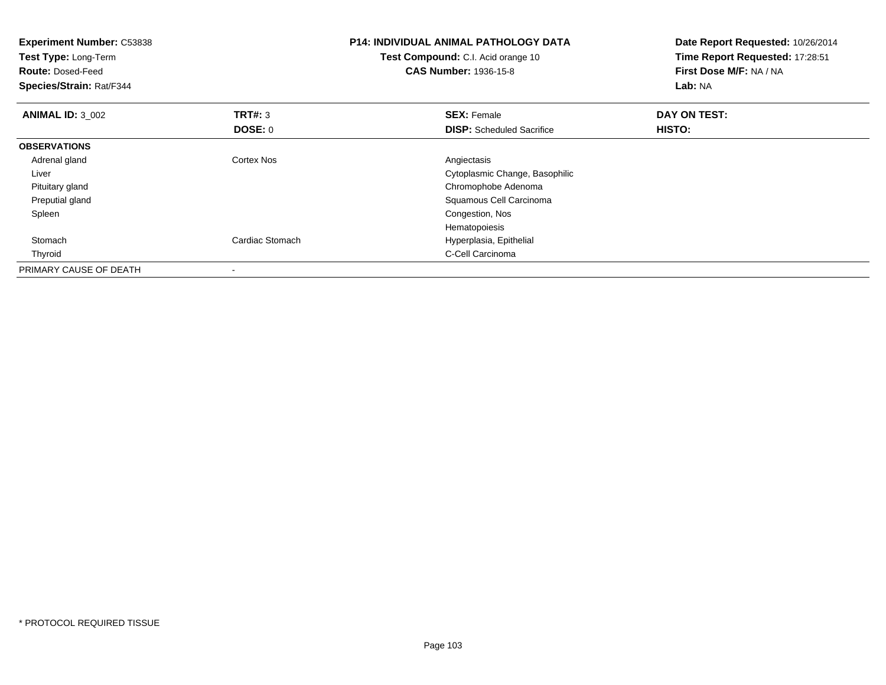**Experiment Number:** C53838
**Test Type:** Long-Term
**Route:** Dosed-Feed
**Species/Strain:** Rat/F344

**P14: INDIVIDUAL ANIMAL PATHOLOGY DATA**
**Test Compound:** C.I. Acid orange 10
**CAS Number:** 1936-15-8

**Date Report Requested:** 10/26/2014
**Time Report Requested:** 17:28:51
**First Dose M/F:** NA / NA
**Lab:** NA

| **ANIMAL ID:** 3_002 | **TRT#:** 3 | **SEX:** Female | **DAY ON TEST:** |
|---|---|---|---|
| | **DOSE:** 0 | **DISP:** Scheduled Sacrifice | **HISTO:** |
| **OBSERVATIONS** | | | |
| Adrenal gland | Cortex Nos | Angiectasis | |
| Liver | | Cytoplasmic Change, Basophilic | |
| Pituitary gland | | Chromophobe Adenoma | |
| Preputial gland | | Squamous Cell Carcinoma | |
| Spleen | | Congestion, Nos | |
| | | Hematopoiesis | |
| Stomach | Cardiac Stomach | Hyperplasia, Epithelial | |
| Thyroid | | C-Cell Carcinoma | |
| PRIMARY CAUSE OF DEATH | - | | |

* PROTOCOL REQUIRED TISSUE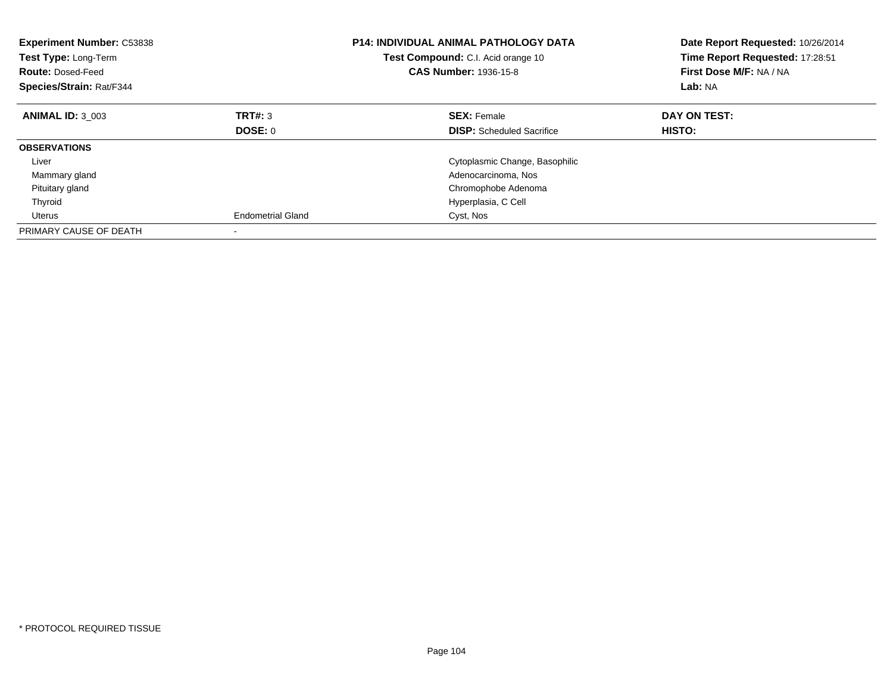**Experiment Number:** C53838
**Test Type:** Long-Term
**Route:** Dosed-Feed
**Species/Strain:** Rat/F344

**P14: INDIVIDUAL ANIMAL PATHOLOGY DATA**
**Test Compound:** C.I. Acid orange 10
**CAS Number:** 1936-15-8

**Date Report Requested:** 10/26/2014
**Time Report Requested:** 17:28:51
**First Dose M/F:** NA / NA
**Lab:** NA

| **ANIMAL ID:** 3_003 | **TRT#:** 3 | **SEX:** Female | **DAY ON TEST:** |
|---|---|---|---|
| | **DOSE:** 0 | **DISP:** Scheduled Sacrifice | **HISTO:** |
| **OBSERVATIONS** | | | |
| Liver | | Cytoplasmic Change, Basophilic | |
| Mammary gland | | Adenocarcinoma, Nos | |
| Pituitary gland | | Chromophobe Adenoma | |
| Thyroid | | Hyperplasia, C Cell | |
| Uterus | Endometrial Gland | Cyst, Nos | |
| PRIMARY CAUSE OF DEATH | - | | |

* PROTOCOL REQUIRED TISSUE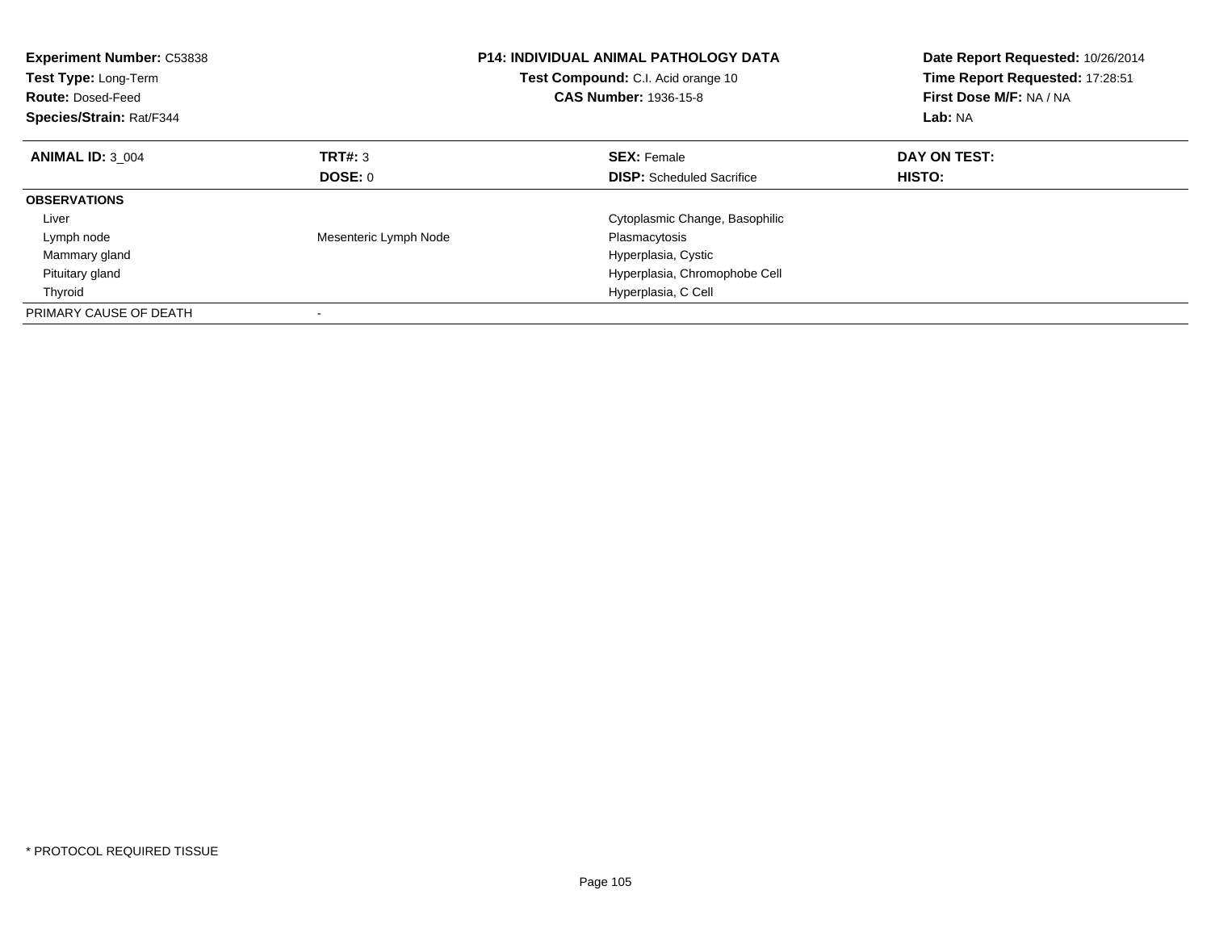**Experiment Number:** C53838
**Test Type:** Long-Term
**Route:** Dosed-Feed
**Species/Strain:** Rat/F344

**P14: INDIVIDUAL ANIMAL PATHOLOGY DATA**
**Test Compound:** C.I. Acid orange 10
**CAS Number:** 1936-15-8

**Date Report Requested:** 10/26/2014
**Time Report Requested:** 17:28:51
**First Dose M/F:** NA / NA
**Lab:** NA

| **ANIMAL ID:** 3_004 | **TRT#:** 3 | **SEX:** Female | **DAY ON TEST:** |
|---|---|---|---|
| | **DOSE:** 0 | **DISP:** Scheduled Sacrifice | **HISTO:** |
| **OBSERVATIONS** | | | |
| Liver | | Cytoplasmic Change, Basophilic | |
| Lymph node | Mesenteric Lymph Node | Plasmacytosis | |
| Mammary gland | | Hyperplasia, Cystic | |
| Pituitary gland | | Hyperplasia, Chromophobe Cell | |
| Thyroid | | Hyperplasia, C Cell | |
| PRIMARY CAUSE OF DEATH | - | | |

* PROTOCOL REQUIRED TISSUE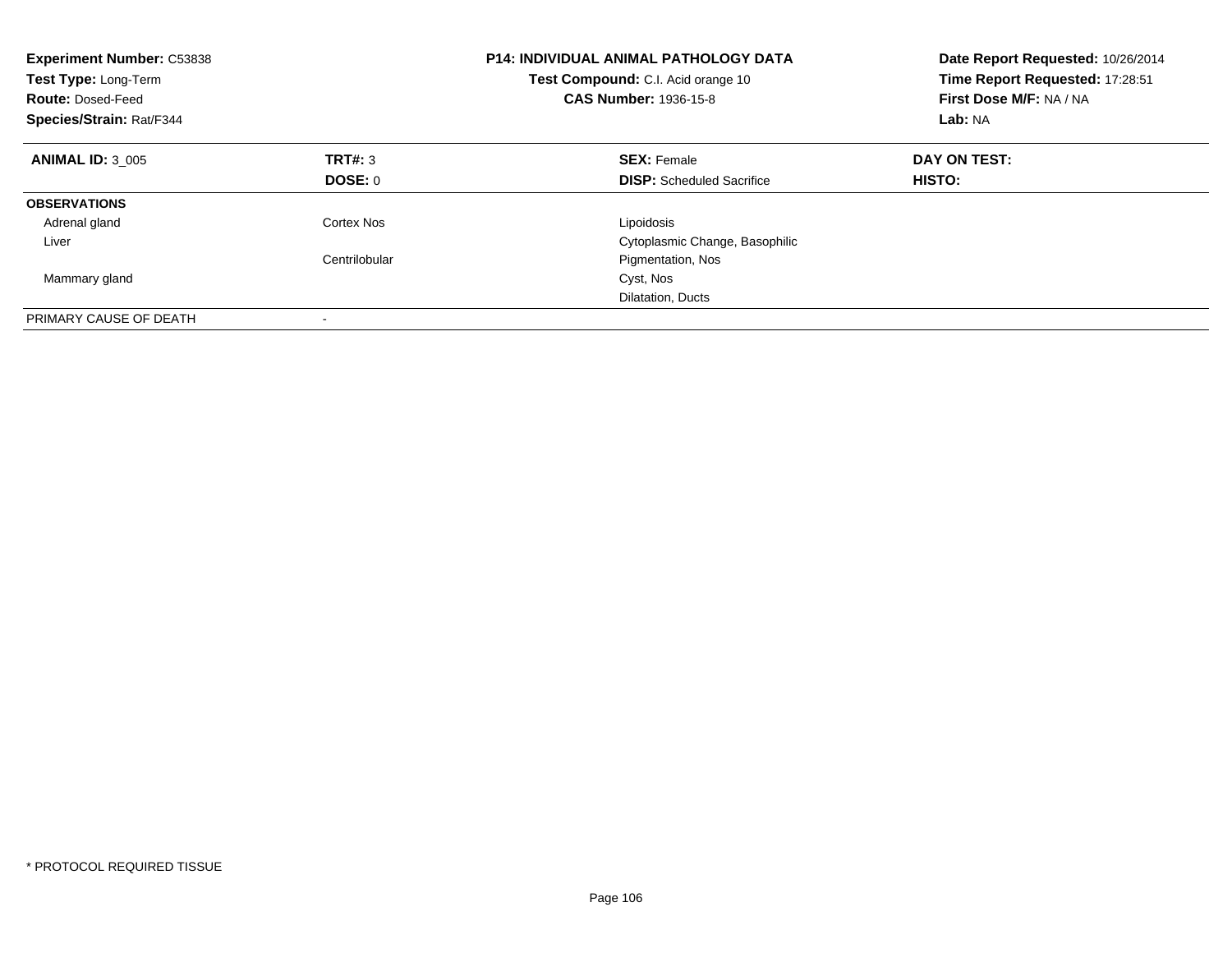**Experiment Number:** C53838
**Test Type:** Long-Term
**Route:** Dosed-Feed
**Species/Strain:** Rat/F344

**P14: INDIVIDUAL ANIMAL PATHOLOGY DATA**
**Test Compound:** C.I. Acid orange 10
**CAS Number:** 1936-15-8

**Date Report Requested:** 10/26/2014
**Time Report Requested:** 17:28:51
**First Dose M/F:** NA / NA
**Lab:** NA

| **ANIMAL ID:** 3_005 | **TRT#:** 3 | **SEX:** Female | **DAY ON TEST:** |
|---|---|---|---|
| | **DOSE:** 0 | **DISP:** Scheduled Sacrifice | **HISTO:** |
| **OBSERVATIONS** | | | |
| Adrenal gland | Cortex Nos | Lipoidosis | |
| Liver | | Cytoplasmic Change, Basophilic | |
| | Centrilobular | Pigmentation, Nos | |
| Mammary gland | | Cyst, Nos | |
| | | Dilatation, Ducts | |
| PRIMARY CAUSE OF DEATH | - | | |

* PROTOCOL REQUIRED TISSUE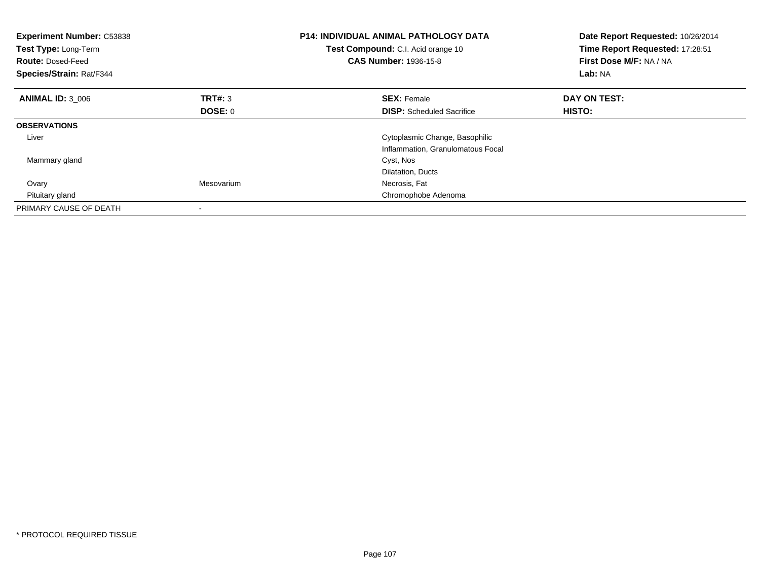**Experiment Number:** C53838
**Test Type:** Long-Term
**Route:** Dosed-Feed
**Species/Strain:** Rat/F344

**P14: INDIVIDUAL ANIMAL PATHOLOGY DATA**
**Test Compound:** C.I. Acid orange 10
**CAS Number:** 1936-15-8

**Date Report Requested:** 10/26/2014
**Time Report Requested:** 17:28:51
**First Dose M/F:** NA / NA
**Lab:** NA

| **ANIMAL ID:** 3_006 | **TRT#:** 3 | **SEX:** Female | **DAY ON TEST:** |
|---|---|---|---|
| | **DOSE:** 0 | **DISP:** Scheduled Sacrifice | **HISTO:** |
| **OBSERVATIONS** | | | |
| Liver | | Cytoplasmic Change, Basophilic | |
| | | Inflammation, Granulomatous Focal | |
| Mammary gland | | Cyst, Nos | |
| | | Dilatation, Ducts | |
| Ovary | Mesovarium | Necrosis, Fat | |
| Pituitary gland | | Chromophobe Adenoma | |
| PRIMARY CAUSE OF DEATH | - | | |

* PROTOCOL REQUIRED TISSUE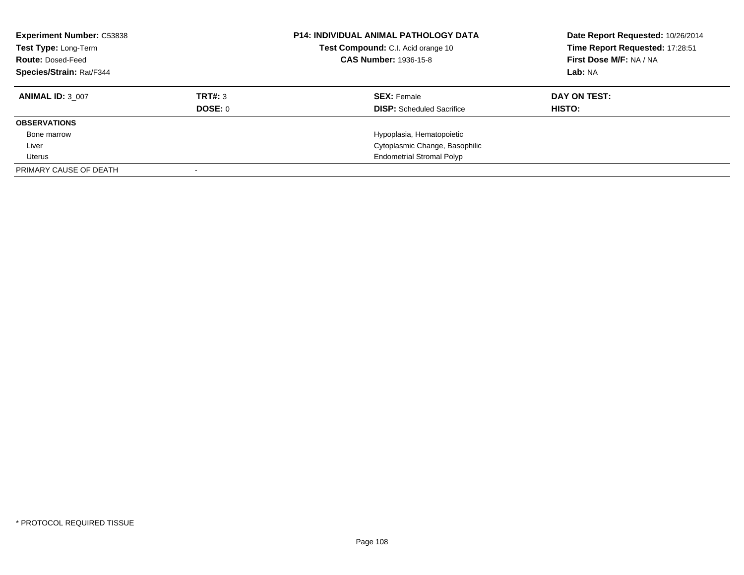**Experiment Number:** C53838
**Test Type:** Long-Term
**Route:** Dosed-Feed
**Species/Strain:** Rat/F344

**P14: INDIVIDUAL ANIMAL PATHOLOGY DATA**
**Test Compound:** C.I. Acid orange 10
**CAS Number:** 1936-15-8

**Date Report Requested:** 10/26/2014
**Time Report Requested:** 17:28:51
**First Dose M/F:** NA / NA
**Lab:** NA

| **ANIMAL ID:** 3_007 | **TRT#:** 3 | **SEX:** Female | **DAY ON TEST:** |
|---|---|---|---|
| | **DOSE:** 0 | **DISP:** Scheduled Sacrifice | **HISTO:** |
| **OBSERVATIONS** | | | |
| Bone marrow | | Hypoplasia, Hematopoietic | |
| Liver | | Cytoplasmic Change, Basophilic | |
| Uterus | | Endometrial Stromal Polyp | |
| PRIMARY CAUSE OF DEATH | - | | |

* PROTOCOL REQUIRED TISSUE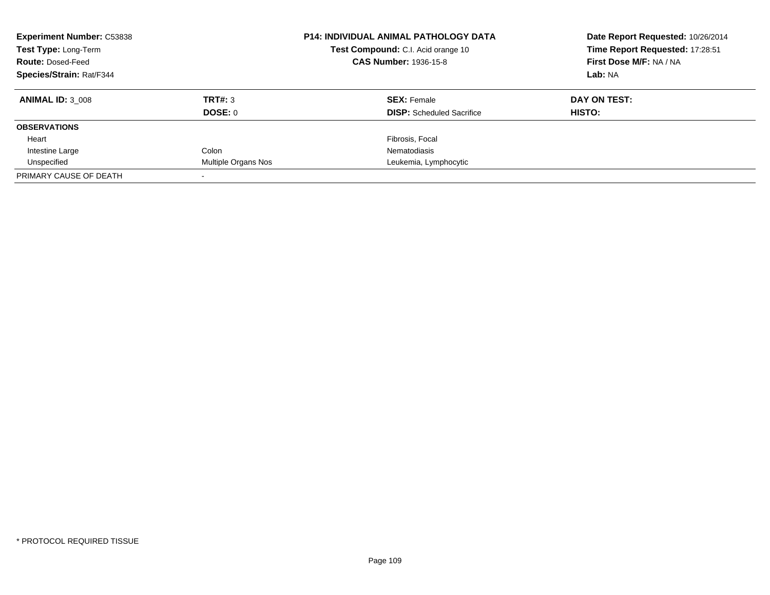**Experiment Number:** C53838
**Test Type:** Long-Term
**Route:** Dosed-Feed
**Species/Strain:** Rat/F344

**P14: INDIVIDUAL ANIMAL PATHOLOGY DATA**
**Test Compound:** C.I. Acid orange 10
**CAS Number:** 1936-15-8

**Date Report Requested:** 10/26/2014
**Time Report Requested:** 17:28:51
**First Dose M/F:** NA / NA
**Lab:** NA

| **ANIMAL ID:** 3_008 | **TRT#:** 3 | **SEX:** Female | **DAY ON TEST:** |
|---|---|---|---|
| | **DOSE:** 0 | **DISP:** Scheduled Sacrifice | **HISTO:** |
| **OBSERVATIONS** | | | |
| Heart | | Fibrosis, Focal | |
| Intestine Large | Colon | Nematodiasis | |
| Unspecified | Multiple Organs Nos | Leukemia, Lymphocytic | |
| PRIMARY CAUSE OF DEATH | - | | |

* PROTOCOL REQUIRED TISSUE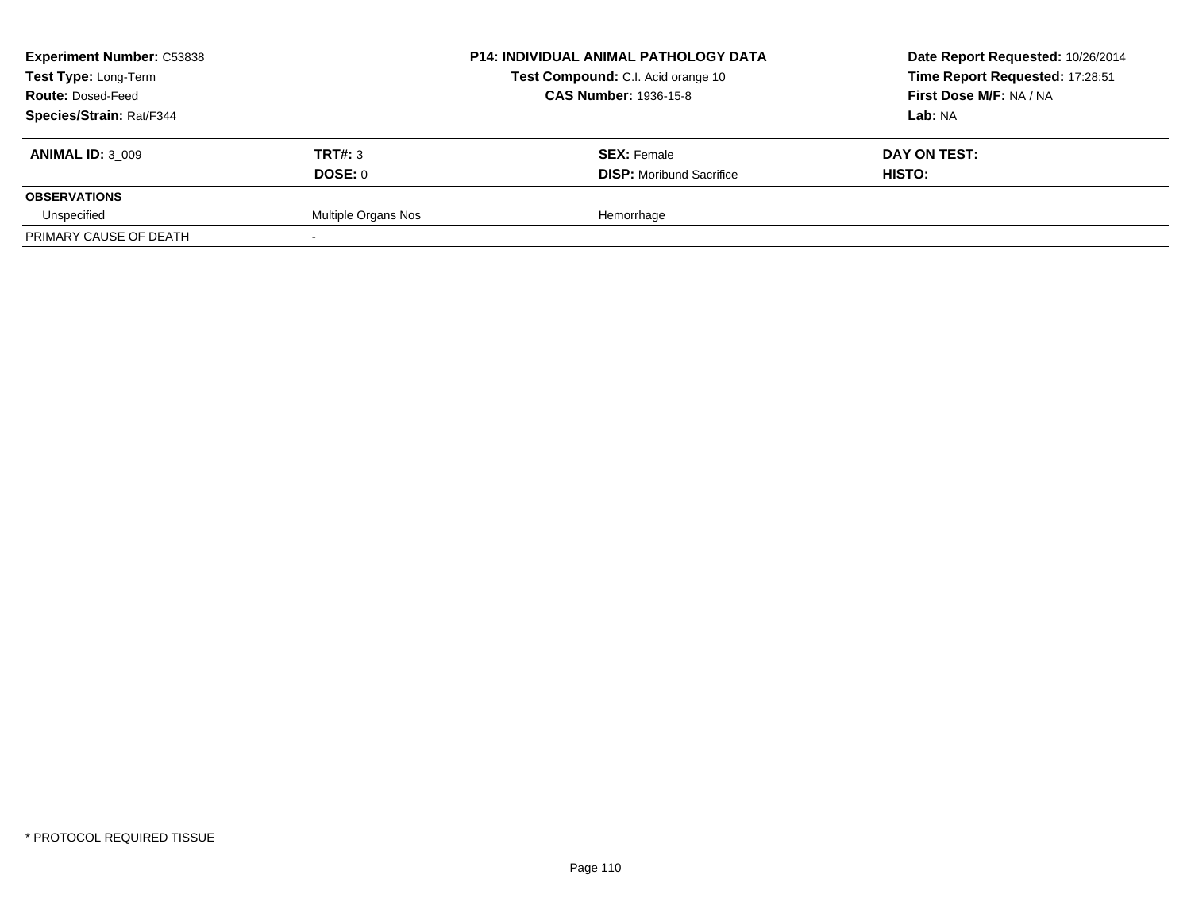| **Experiment Number:** C53838 | **P14: INDIVIDUAL ANIMAL PATHOLOGY DATA** | **Date Report Requested:** 10/26/2014 |
|---|---|---|
| **Test Type:** Long-Term | **Test Compound:** C.I. Acid orange 10 | **Time Report Requested:** 17:28:51 |
| **Route:** Dosed-Feed | **CAS Number:** 1936-15-8 | **First Dose M/F:** NA / NA |
| **Species/Strain:** Rat/F344 | | **Lab:** NA |

| **ANIMAL ID:** 3_009 | **TRT#:** 3 | **SEX:** Female | **DAY ON TEST:** |
|---|---|---|---|
| | **DOSE:** 0 | **DISP:** Moribund Sacrifice | **HISTO:** |
| **OBSERVATIONS** | | | |
| Unspecified | Multiple Organs Nos | Hemorrhage | |
| PRIMARY CAUSE OF DEATH | - | | |

\* PROTOCOL REQUIRED TISSUE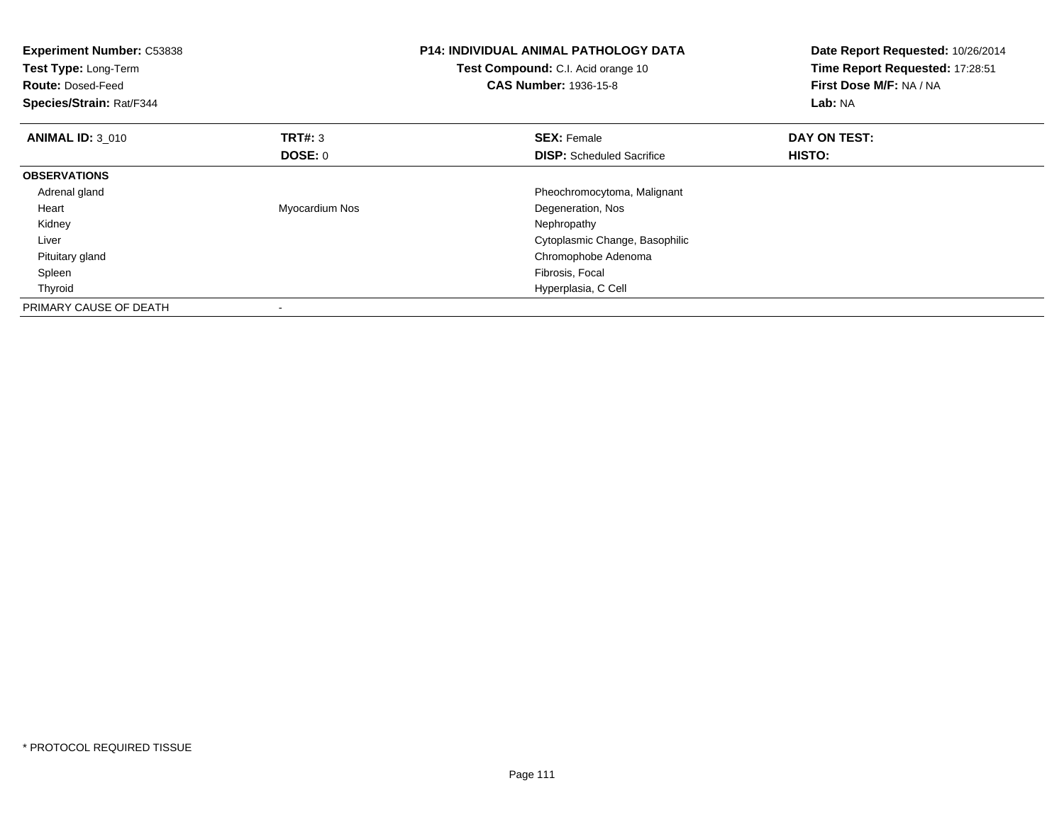**Experiment Number:** C53838
**Test Type:** Long-Term
**Route:** Dosed-Feed
**Species/Strain:** Rat/F344

**P14: INDIVIDUAL ANIMAL PATHOLOGY DATA**
**Test Compound:** C.I. Acid orange 10
**CAS Number:** 1936-15-8

**Date Report Requested:** 10/26/2014
**Time Report Requested:** 17:28:51
**First Dose M/F:** NA / NA
**Lab:** NA

| **ANIMAL ID:** 3_010 | **TRT#:** 3 | **SEX:** Female | **DAY ON TEST:** |
|---|---|---|---|
| | **DOSE:** 0 | **DISP:** Scheduled Sacrifice | **HISTO:** |
| **OBSERVATIONS** | | | |
| Adrenal gland | | Pheochromocytoma, Malignant | |
| Heart | Myocardium Nos | Degeneration, Nos | |
| Kidney | | Nephropathy | |
| Liver | | Cytoplasmic Change, Basophilic | |
| Pituitary gland | | Chromophobe Adenoma | |
| Spleen | | Fibrosis, Focal | |
| Thyroid | | Hyperplasia, C Cell | |
| PRIMARY CAUSE OF DEATH | - | | |

* PROTOCOL REQUIRED TISSUE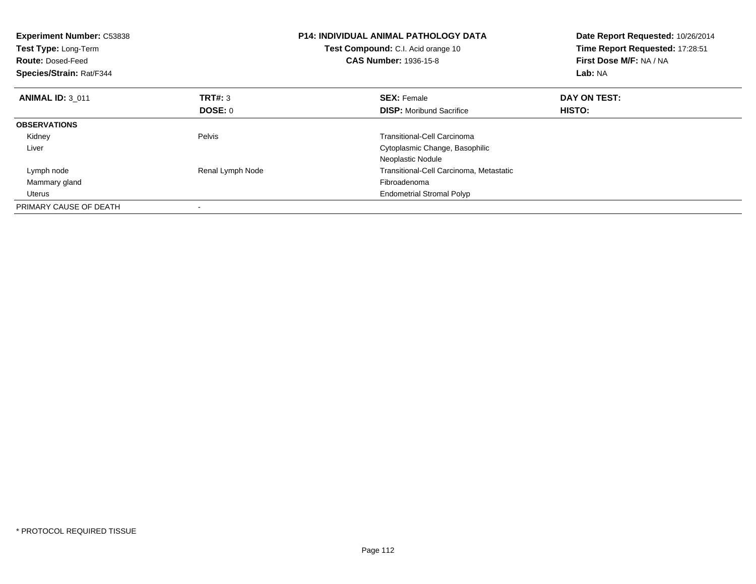**Experiment Number:** C53838
**Test Type:** Long-Term
**Route:** Dosed-Feed
**Species/Strain:** Rat/F344

**P14: INDIVIDUAL ANIMAL PATHOLOGY DATA**
**Test Compound:** C.I. Acid orange 10
**CAS Number:** 1936-15-8

**Date Report Requested:** 10/26/2014
**Time Report Requested:** 17:28:51
**First Dose M/F:** NA / NA
**Lab:** NA

| **ANIMAL ID:** 3_011 | **TRT#:** 3 | **SEX:** Female | **DAY ON TEST:** |
|---|---|---|---|
| | **DOSE:** 0 | **DISP:** Moribund Sacrifice | **HISTO:** |
| **OBSERVATIONS** | | | |
| Kidney | Pelvis | Transitional-Cell Carcinoma | |
| Liver | | Cytoplasmic Change, Basophilic | |
| | | Neoplastic Nodule | |
| Lymph node | Renal Lymph Node | Transitional-Cell Carcinoma, Metastatic | |
| Mammary gland | | Fibroadenoma | |
| Uterus | | Endometrial Stromal Polyp | |
| PRIMARY CAUSE OF DEATH | - | | |

* PROTOCOL REQUIRED TISSUE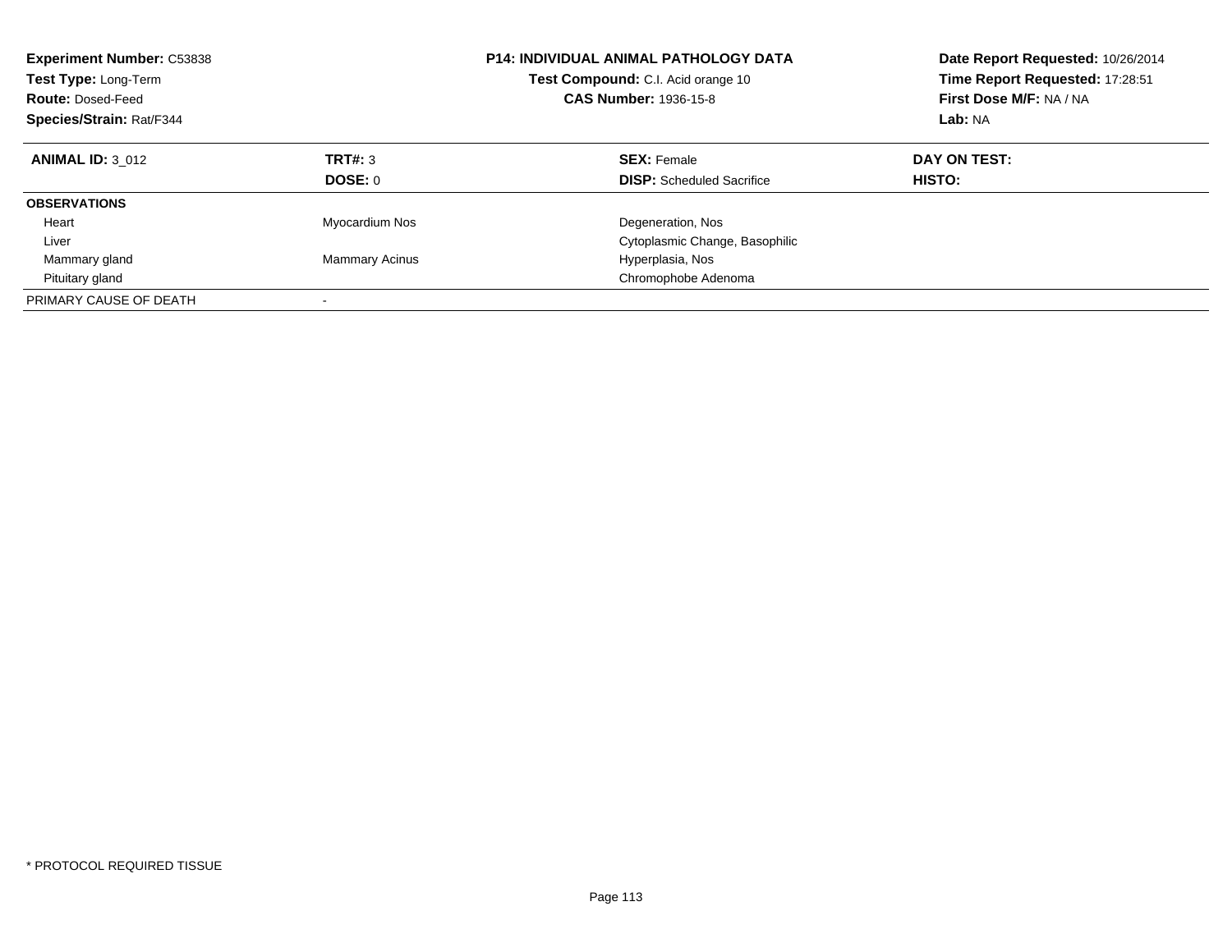**Experiment Number:** C53838
**Test Type:** Long-Term
**Route:** Dosed-Feed
**Species/Strain:** Rat/F344

**P14: INDIVIDUAL ANIMAL PATHOLOGY DATA**
**Test Compound:** C.I. Acid orange 10
**CAS Number:** 1936-15-8

**Date Report Requested:** 10/26/2014
**Time Report Requested:** 17:28:51
**First Dose M/F:** NA / NA
**Lab:** NA

| **ANIMAL ID:** 3_012 | **TRT#:** 3 | **SEX:** Female | **DAY ON TEST:** |
|---|---|---|---|
| | **DOSE:** 0 | **DISP:** Scheduled Sacrifice | **HISTO:** |
| **OBSERVATIONS** | | | |
| Heart | Myocardium Nos | Degeneration, Nos | |
| Liver | | Cytoplasmic Change, Basophilic | |
| Mammary gland | Mammary Acinus | Hyperplasia, Nos | |
| Pituitary gland | | Chromophobe Adenoma | |
| PRIMARY CAUSE OF DEATH | - | | |

* PROTOCOL REQUIRED TISSUE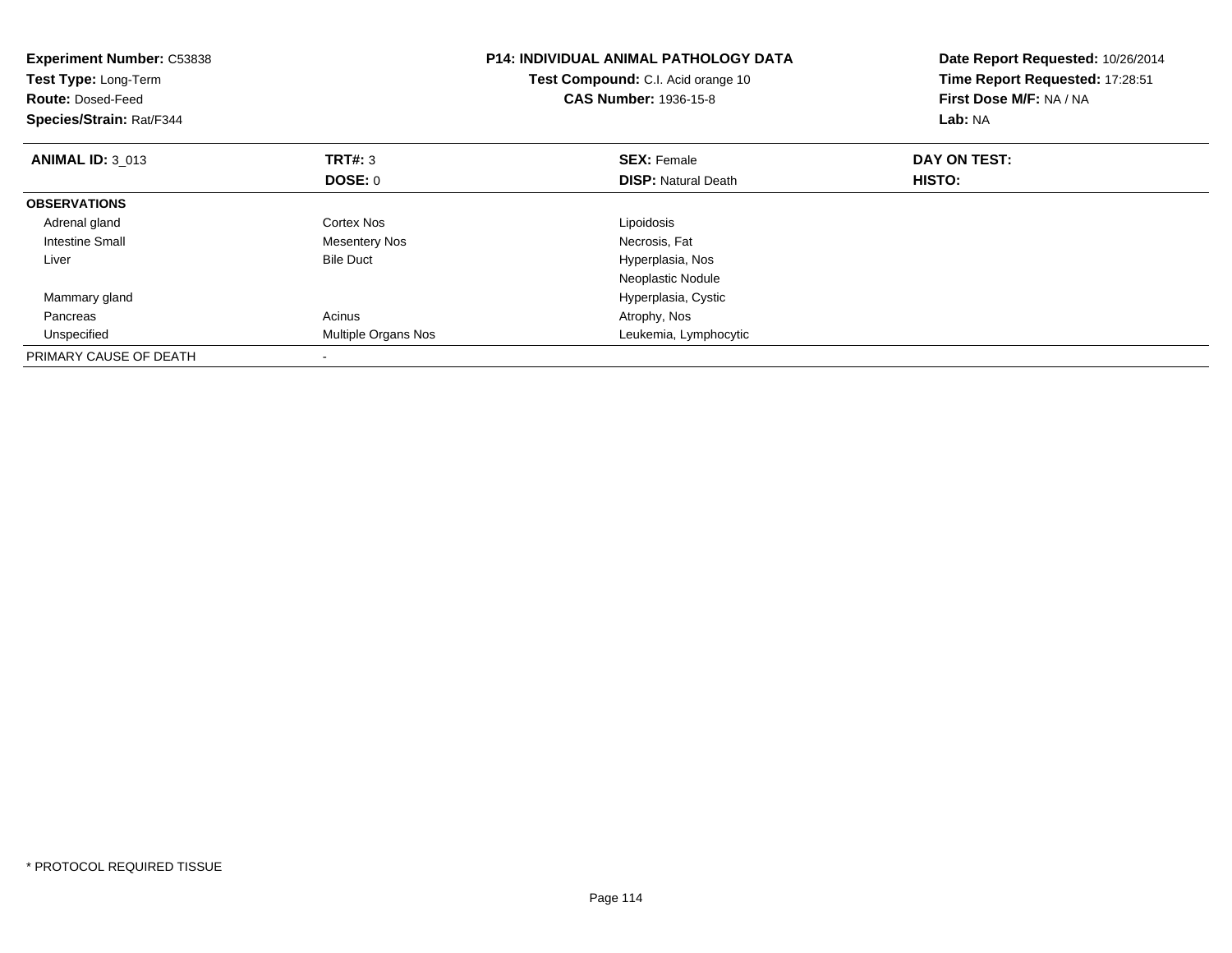**Experiment Number:** C53838
**Test Type:** Long-Term
**Route:** Dosed-Feed
**Species/Strain:** Rat/F344

**P14: INDIVIDUAL ANIMAL PATHOLOGY DATA**
**Test Compound:** C.I. Acid orange 10
**CAS Number:** 1936-15-8

**Date Report Requested:** 10/26/2014
**Time Report Requested:** 17:28:51
**First Dose M/F:** NA / NA
**Lab:** NA

| **ANIMAL ID:** 3_013 | **TRT#:** 3 | **SEX:** Female | **DAY ON TEST:** |
|---|---|---|---|
| | **DOSE:** 0 | **DISP:** Natural Death | **HISTO:** |
| **OBSERVATIONS** | | | |
| Adrenal gland | Cortex Nos | Lipoidosis | |
| Intestine Small | Mesentery Nos | Necrosis, Fat | |
| Liver | Bile Duct | Hyperplasia, Nos | |
| | | Neoplastic Nodule | |
| Mammary gland | | Hyperplasia, Cystic | |
| Pancreas | Acinus | Atrophy, Nos | |
| Unspecified | Multiple Organs Nos | Leukemia, Lymphocytic | |
| PRIMARY CAUSE OF DEATH | - | | |

* PROTOCOL REQUIRED TISSUE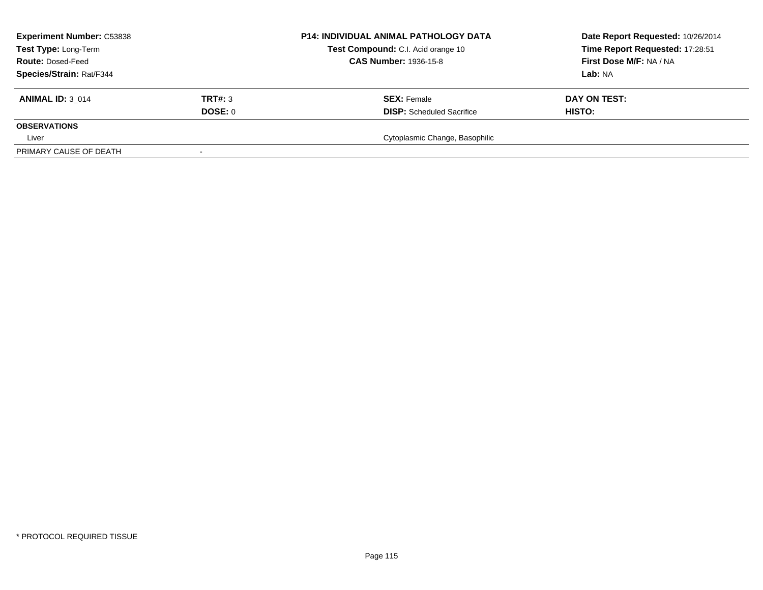| **Experiment Number:** C53838 | | **P14: INDIVIDUAL ANIMAL PATHOLOGY DATA** | **Date Report Requested:** 10/26/2014 |
|---|---|---|---|
| **Test Type:** Long-Term | | **Test Compound:** C.I. Acid orange 10 | **Time Report Requested:** 17:28:51 |
| **Route:** Dosed-Feed | | **CAS Number:** 1936-15-8 | **First Dose M/F:** NA / NA |
| **Species/Strain:** Rat/F344 | | | **Lab:** NA |

| **ANIMAL ID:** 3_014 | **TRT#:** 3 | **SEX:** Female | **DAY ON TEST:** |
|---|---|---|---|
| | **DOSE:** 0 | **DISP:** Scheduled Sacrifice | **HISTO:** |
| **OBSERVATIONS** | | | |
| Liver | | Cytoplasmic Change, Basophilic | |
| PRIMARY CAUSE OF DEATH | - | | |

\* PROTOCOL REQUIRED TISSUE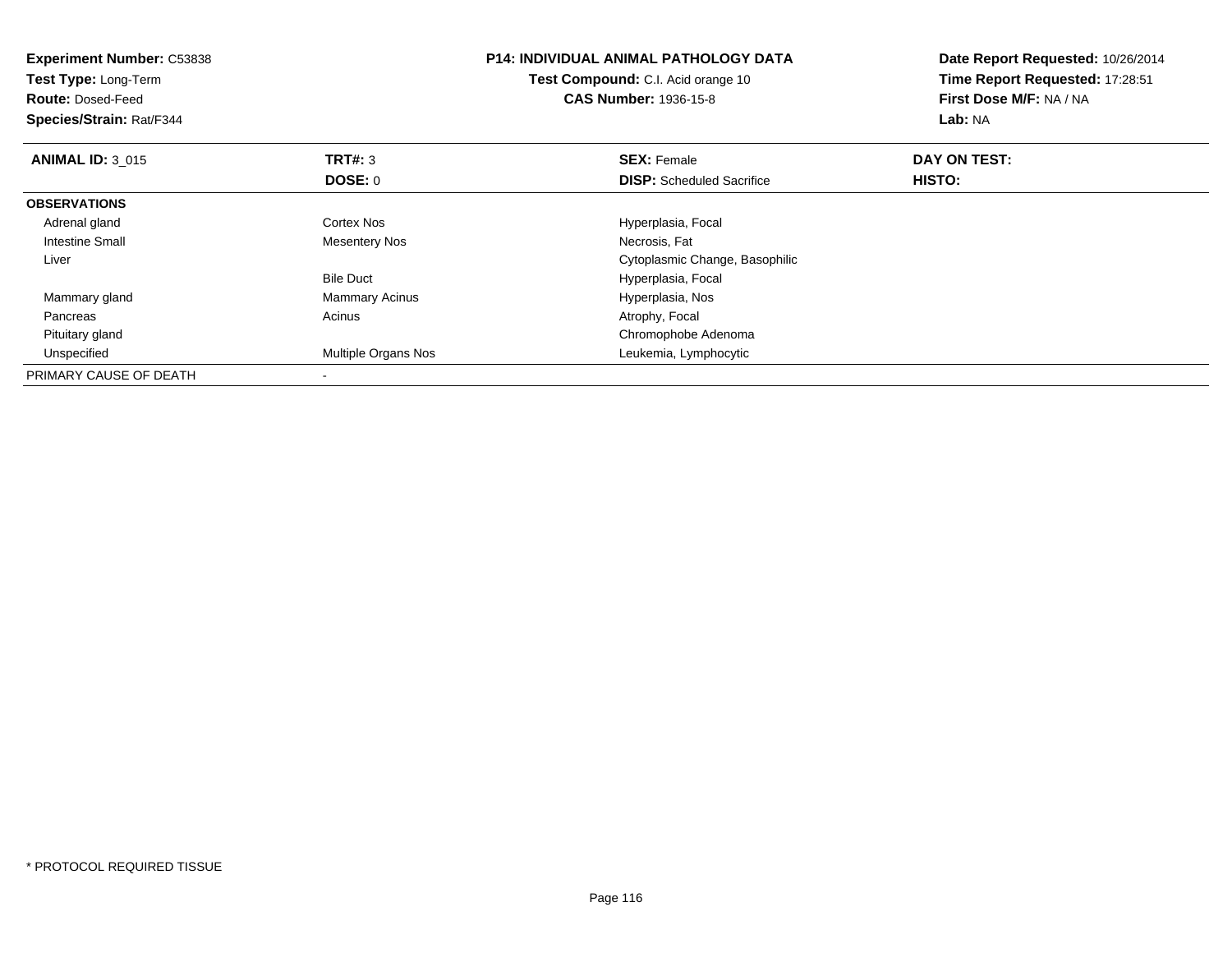**Experiment Number:** C53838
**Test Type:** Long-Term
**Route:** Dosed-Feed
**Species/Strain:** Rat/F344

**P14: INDIVIDUAL ANIMAL PATHOLOGY DATA**
**Test Compound:** C.I. Acid orange 10
**CAS Number:** 1936-15-8

**Date Report Requested:** 10/26/2014
**Time Report Requested:** 17:28:51
**First Dose M/F:** NA / NA
**Lab:** NA

| **ANIMAL ID:** 3_015 | **TRT#:** 3 | **SEX:** Female | **DAY ON TEST:** |
|---|---|---|---|
| | **DOSE:** 0 | **DISP:** Scheduled Sacrifice | **HISTO:** |
| **OBSERVATIONS** | | | |
| Adrenal gland | Cortex Nos | Hyperplasia, Focal | |
| Intestine Small | Mesentery Nos | Necrosis, Fat | |
| Liver | | Cytoplasmic Change, Basophilic | |
| | Bile Duct | Hyperplasia, Focal | |
| Mammary gland | Mammary Acinus | Hyperplasia, Nos | |
| Pancreas | Acinus | Atrophy, Focal | |
| Pituitary gland | | Chromophobe Adenoma | |
| Unspecified | Multiple Organs Nos | Leukemia, Lymphocytic | |
| PRIMARY CAUSE OF DEATH | - | | |

* PROTOCOL REQUIRED TISSUE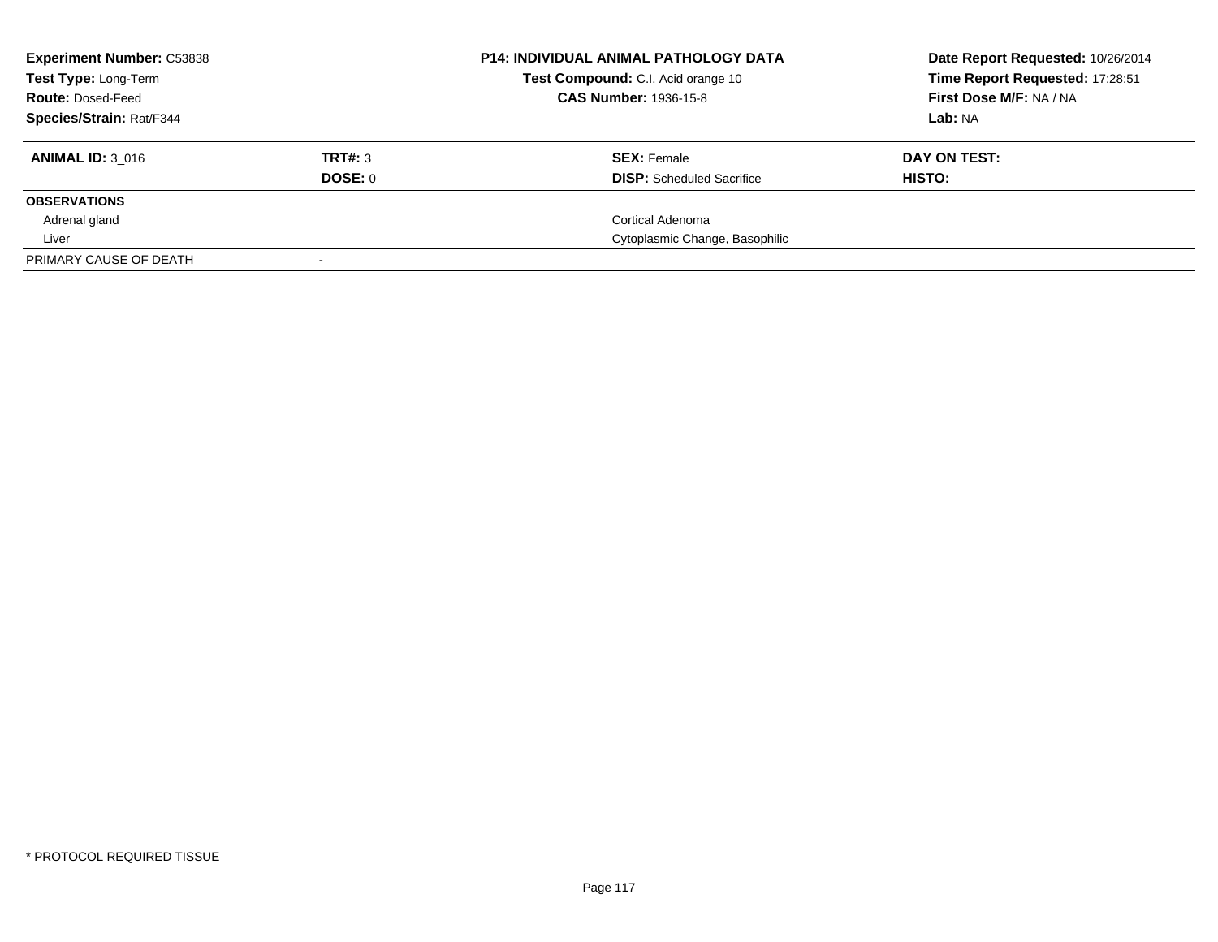**Experiment Number:** C53838
**Test Type:** Long-Term
**Route:** Dosed-Feed
**Species/Strain:** Rat/F344

**P14: INDIVIDUAL ANIMAL PATHOLOGY DATA**
**Test Compound:** C.I. Acid orange 10
**CAS Number:** 1936-15-8

**Date Report Requested:** 10/26/2014
**Time Report Requested:** 17:28:51
**First Dose M/F:** NA / NA
**Lab:** NA

| **ANIMAL ID:** 3_016 | **TRT#:** 3 | **SEX:** Female | **DAY ON TEST:** |
|---|---|---|---|
| | **DOSE:** 0 | **DISP:** Scheduled Sacrifice | **HISTO:** |
| **OBSERVATIONS** | | | |
| Adrenal gland | | Cortical Adenoma | |
| Liver | | Cytoplasmic Change, Basophilic | |
| PRIMARY CAUSE OF DEATH | - | | |

* PROTOCOL REQUIRED TISSUE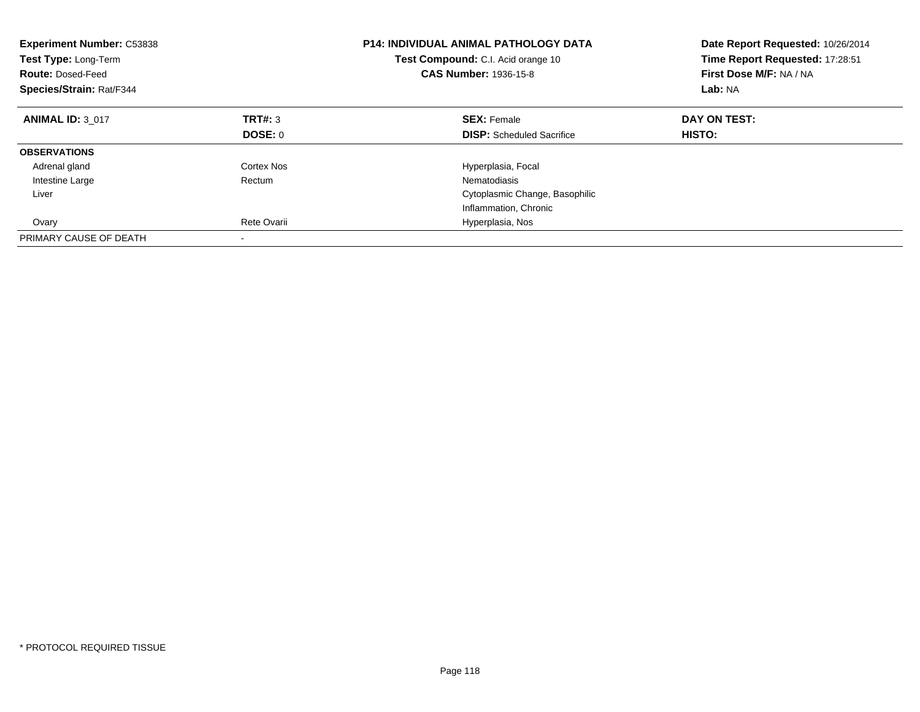**Experiment Number:** C53838
**Test Type:** Long-Term
**Route:** Dosed-Feed
**Species/Strain:** Rat/F344

**P14: INDIVIDUAL ANIMAL PATHOLOGY DATA**
**Test Compound:** C.I. Acid orange 10
**CAS Number:** 1936-15-8

**Date Report Requested:** 10/26/2014
**Time Report Requested:** 17:28:51
**First Dose M/F:** NA / NA
**Lab:** NA

| **ANIMAL ID:** 3_017 | **TRT#:** 3 | **SEX:** Female | **DAY ON TEST:** |
|---|---|---|---|
| | **DOSE:** 0 | **DISP:** Scheduled Sacrifice | **HISTO:** |
| **OBSERVATIONS** | | | |
| Adrenal gland | Cortex Nos | Hyperplasia, Focal | |
| Intestine Large | Rectum | Nematodiasis | |
| Liver | | Cytoplasmic Change, Basophilic | |
| | | Inflammation, Chronic | |
| Ovary | Rete Ovarii | Hyperplasia, Nos | |
| PRIMARY CAUSE OF DEATH | - | | |

* PROTOCOL REQUIRED TISSUE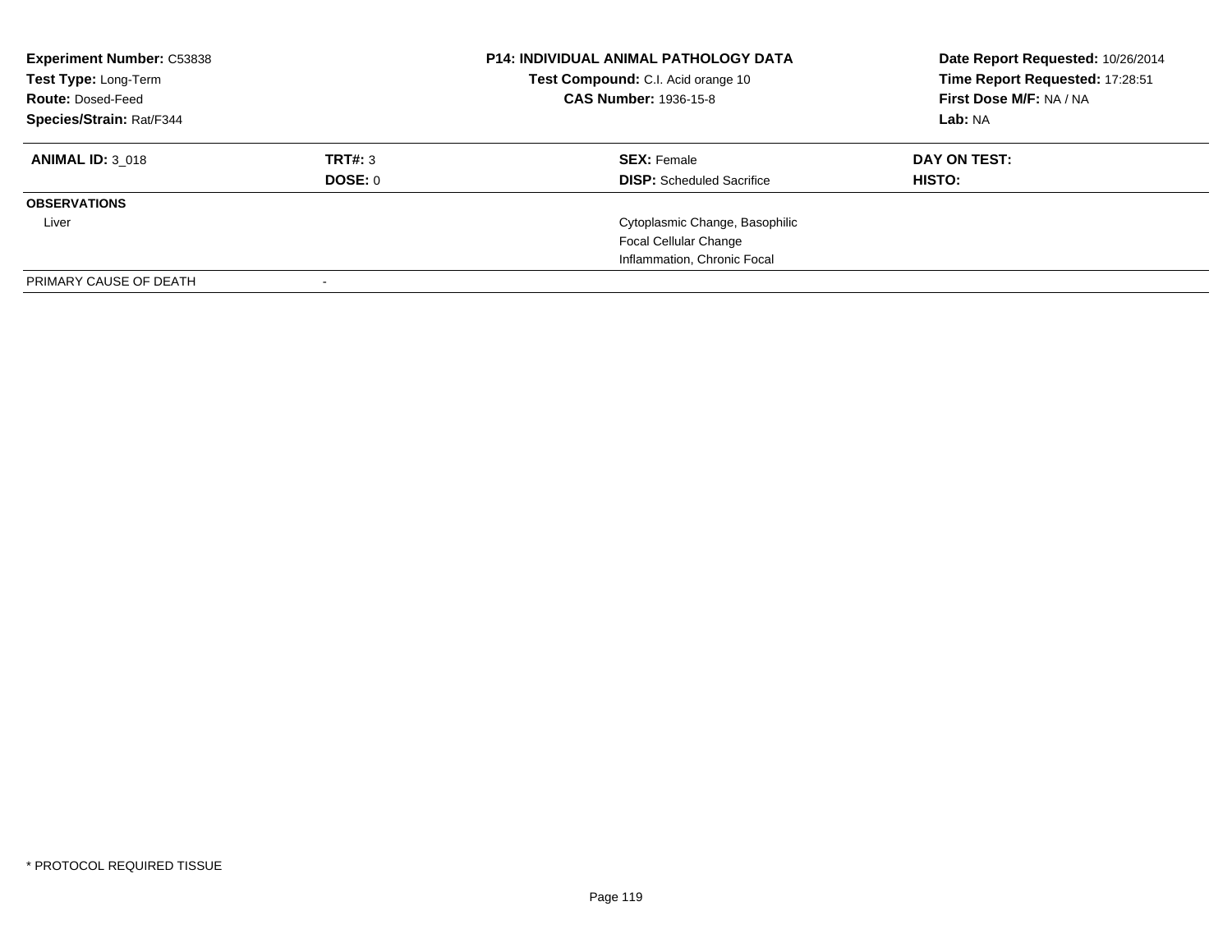**Experiment Number:** C53838
**Test Type:** Long-Term
**Route:** Dosed-Feed
**Species/Strain:** Rat/F344

**P14: INDIVIDUAL ANIMAL PATHOLOGY DATA**
**Test Compound:** C.I. Acid orange 10
**CAS Number:** 1936-15-8

**Date Report Requested:** 10/26/2014
**Time Report Requested:** 17:28:51
**First Dose M/F:** NA / NA
**Lab:** NA

| **ANIMAL ID:** 3_018 | **TRT#:** 3 | **SEX:** Female | **DAY ON TEST:** |
|---|---|---|---|
| | **DOSE:** 0 | **DISP:** Scheduled Sacrifice | **HISTO:** |
| **OBSERVATIONS** | | | |
| Liver | | Cytoplasmic Change, Basophilic | |
| | | Focal Cellular Change | |
| | | Inflammation, Chronic Focal | |
| PRIMARY CAUSE OF DEATH | - | | |

* PROTOCOL REQUIRED TISSUE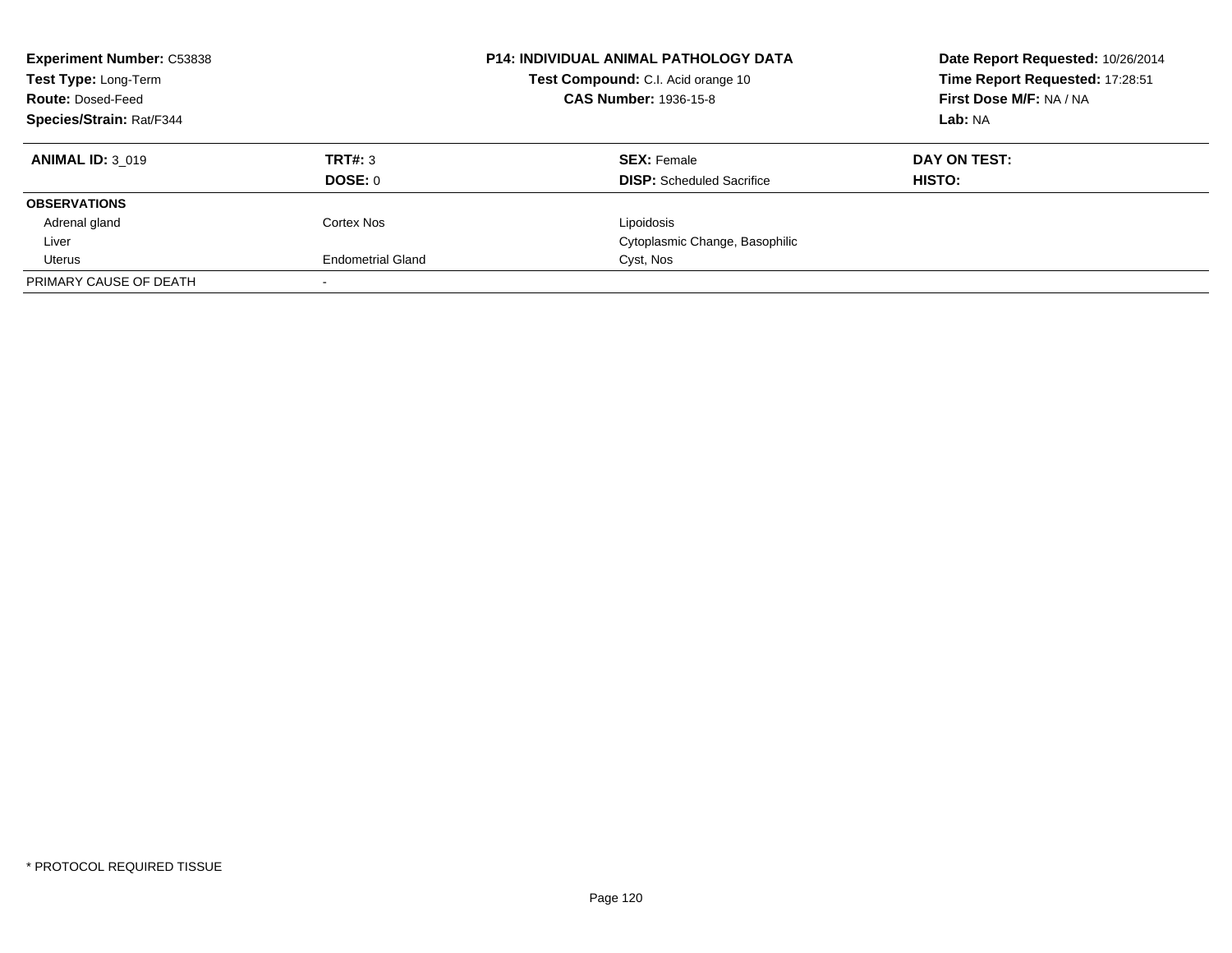**Experiment Number:** C53838
**Test Type:** Long-Term
**Route:** Dosed-Feed
**Species/Strain:** Rat/F344

**P14: INDIVIDUAL ANIMAL PATHOLOGY DATA**
**Test Compound:** C.I. Acid orange 10
**CAS Number:** 1936-15-8

**Date Report Requested:** 10/26/2014
**Time Report Requested:** 17:28:51
**First Dose M/F:** NA / NA
**Lab:** NA

| **ANIMAL ID:** 3_019 | **TRT#:** 3 | **SEX:** Female | **DAY ON TEST:** |
|---|---|---|---|
| | **DOSE:** 0 | **DISP:** Scheduled Sacrifice | **HISTO:** |
| **OBSERVATIONS** | | | |
| Adrenal gland | Cortex Nos | Lipoidosis | |
| Liver | | Cytoplasmic Change, Basophilic | |
| Uterus | Endometrial Gland | Cyst, Nos | |
| PRIMARY CAUSE OF DEATH | - | | |

* PROTOCOL REQUIRED TISSUE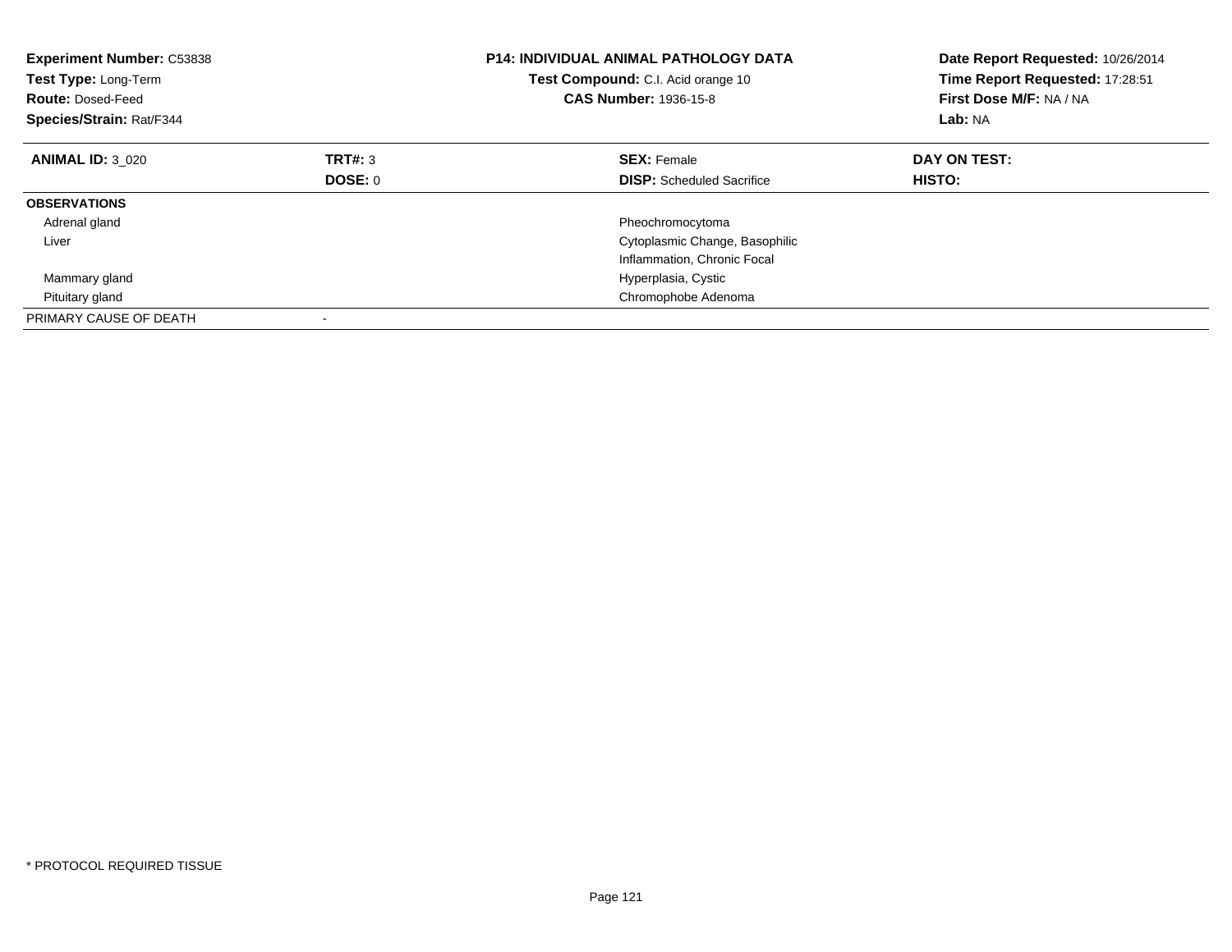**Experiment Number:** C53838
**Test Type:** Long-Term
**Route:** Dosed-Feed
**Species/Strain:** Rat/F344

**P14: INDIVIDUAL ANIMAL PATHOLOGY DATA**
**Test Compound:** C.I. Acid orange 10
**CAS Number:** 1936-15-8

**Date Report Requested:** 10/26/2014
**Time Report Requested:** 17:28:51
**First Dose M/F:** NA / NA
**Lab:** NA

| **ANIMAL ID:** 3_020 | **TRT#:** 3 | **SEX:** Female | **DAY ON TEST:** |
|---|---|---|---|
| | **DOSE:** 0 | **DISP:** Scheduled Sacrifice | **HISTO:** |
| **OBSERVATIONS** | | | |
| Adrenal gland | | Pheochromocytoma | |
| Liver | | Cytoplasmic Change, Basophilic | |
| | | Inflammation, Chronic Focal | |
| Mammary gland | | Hyperplasia, Cystic | |
| Pituitary gland | | Chromophobe Adenoma | |
| PRIMARY CAUSE OF DEATH | - | | |

* PROTOCOL REQUIRED TISSUE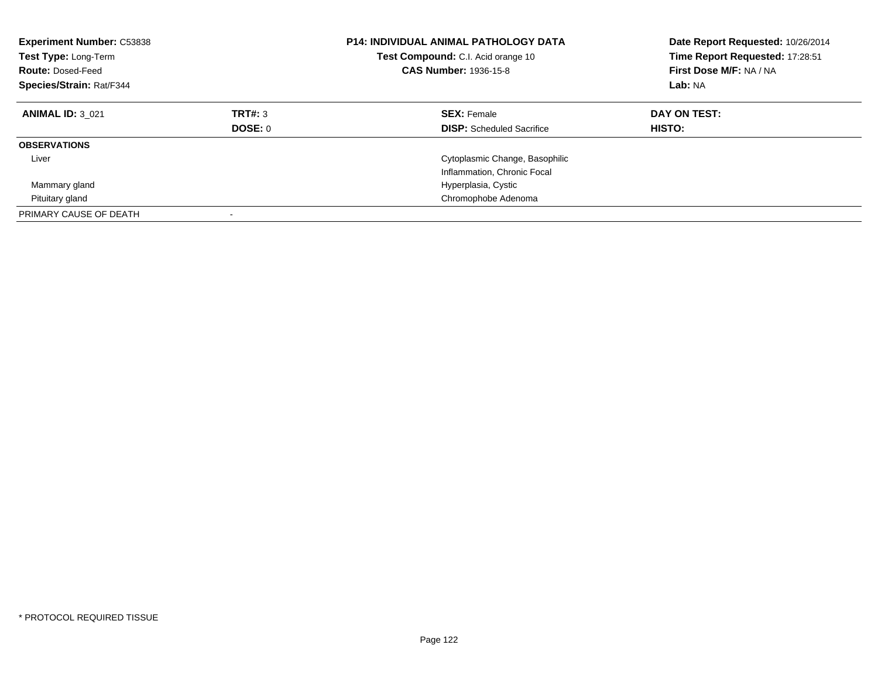**Experiment Number:** C53838
**Test Type:** Long-Term
**Route:** Dosed-Feed
**Species/Strain:** Rat/F344

**P14: INDIVIDUAL ANIMAL PATHOLOGY DATA**
**Test Compound:** C.I. Acid orange 10
**CAS Number:** 1936-15-8

**Date Report Requested:** 10/26/2014
**Time Report Requested:** 17:28:51
**First Dose M/F:** NA / NA
**Lab:** NA

| **ANIMAL ID:** 3_021 | **TRT#:** 3 | **SEX:** Female | **DAY ON TEST:** |
|---|---|---|---|
| | **DOSE:** 0 | **DISP:** Scheduled Sacrifice | **HISTO:** |
| **OBSERVATIONS** | | | |
| Liver | | Cytoplasmic Change, Basophilic | |
| | | Inflammation, Chronic Focal | |
| Mammary gland | | Hyperplasia, Cystic | |
| Pituitary gland | | Chromophobe Adenoma | |
| PRIMARY CAUSE OF DEATH | - | | |

* PROTOCOL REQUIRED TISSUE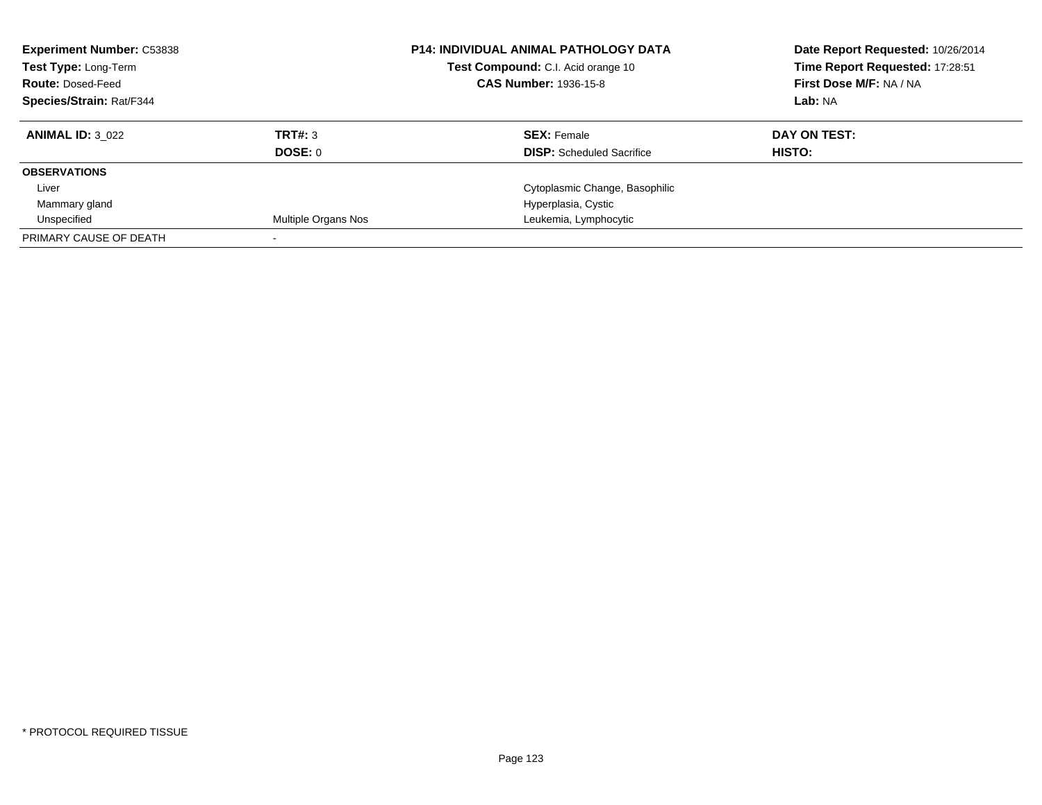**Experiment Number:** C53838
**Test Type:** Long-Term
**Route:** Dosed-Feed
**Species/Strain:** Rat/F344

**P14: INDIVIDUAL ANIMAL PATHOLOGY DATA**
**Test Compound:** C.I. Acid orange 10
**CAS Number:** 1936-15-8

**Date Report Requested:** 10/26/2014
**Time Report Requested:** 17:28:51
**First Dose M/F:** NA / NA
**Lab:** NA

| **ANIMAL ID:** 3_022 | **TRT#:** 3 | **SEX:** Female | **DAY ON TEST:** |
|---|---|---|---|
| | **DOSE:** 0 | **DISP:** Scheduled Sacrifice | **HISTO:** |
| **OBSERVATIONS** | | | |
| Liver | | Cytoplasmic Change, Basophilic | |
| Mammary gland | | Hyperplasia, Cystic | |
| Unspecified | Multiple Organs Nos | Leukemia, Lymphocytic | |
| PRIMARY CAUSE OF DEATH | - | | |

* PROTOCOL REQUIRED TISSUE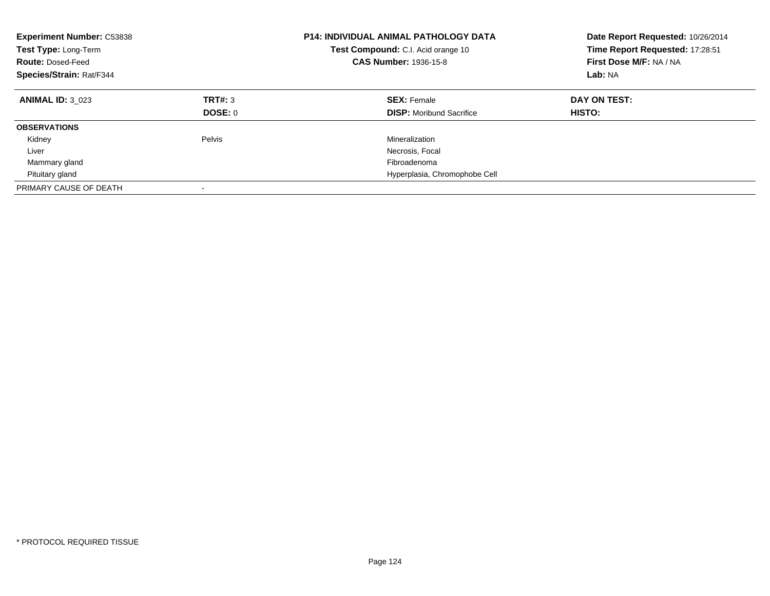**Experiment Number:** C53838
**Test Type:** Long-Term
**Route:** Dosed-Feed
**Species/Strain:** Rat/F344

**P14: INDIVIDUAL ANIMAL PATHOLOGY DATA**
**Test Compound:** C.I. Acid orange 10
**CAS Number:** 1936-15-8

**Date Report Requested:** 10/26/2014
**Time Report Requested:** 17:28:51
**First Dose M/F:** NA / NA
**Lab:** NA

| **ANIMAL ID:** 3_023 | **TRT#:** 3 | **SEX:** Female | **DAY ON TEST:** |
|---|---|---|---|
| | **DOSE:** 0 | **DISP:** Moribund Sacrifice | **HISTO:** |
| **OBSERVATIONS** | | | |
| Kidney | Pelvis | Mineralization | |
| Liver | | Necrosis, Focal | |
| Mammary gland | | Fibroadenoma | |
| Pituitary gland | | Hyperplasia, Chromophobe Cell | |
| PRIMARY CAUSE OF DEATH | - | | |

* PROTOCOL REQUIRED TISSUE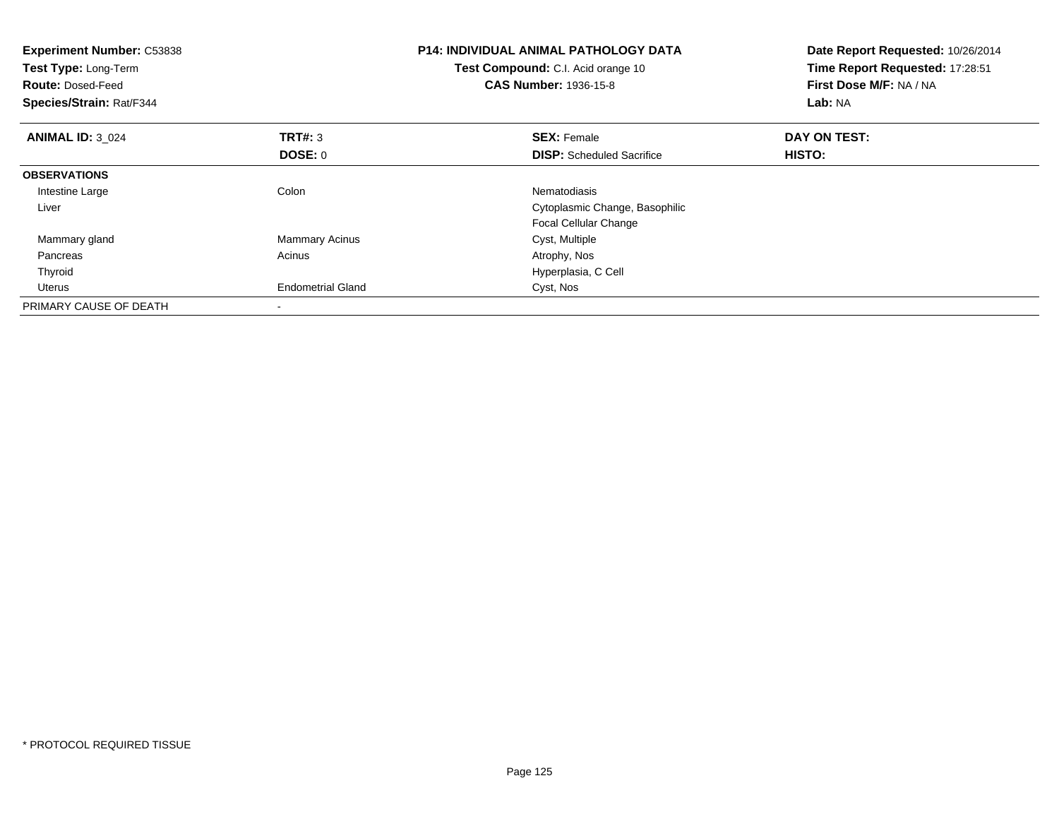**Experiment Number:** C53838
**Test Type:** Long-Term
**Route:** Dosed-Feed
**Species/Strain:** Rat/F344

**P14: INDIVIDUAL ANIMAL PATHOLOGY DATA**
**Test Compound:** C.I. Acid orange 10
**CAS Number:** 1936-15-8

**Date Report Requested:** 10/26/2014
**Time Report Requested:** 17:28:51
**First Dose M/F:** NA / NA
**Lab:** NA

| **ANIMAL ID:** 3_024 | **TRT#:** 3 | **SEX:** Female | **DAY ON TEST:** |
|---|---|---|---|
| | **DOSE:** 0 | **DISP:** Scheduled Sacrifice | **HISTO:** |
| **OBSERVATIONS** | | | |
| Intestine Large | Colon | Nematodiasis | |
| Liver | | Cytoplasmic Change, Basophilic | |
| | | Focal Cellular Change | |
| Mammary gland | Mammary Acinus | Cyst, Multiple | |
| Pancreas | Acinus | Atrophy, Nos | |
| Thyroid | | Hyperplasia, C Cell | |
| Uterus | Endometrial Gland | Cyst, Nos | |
| PRIMARY CAUSE OF DEATH | - | | |

* PROTOCOL REQUIRED TISSUE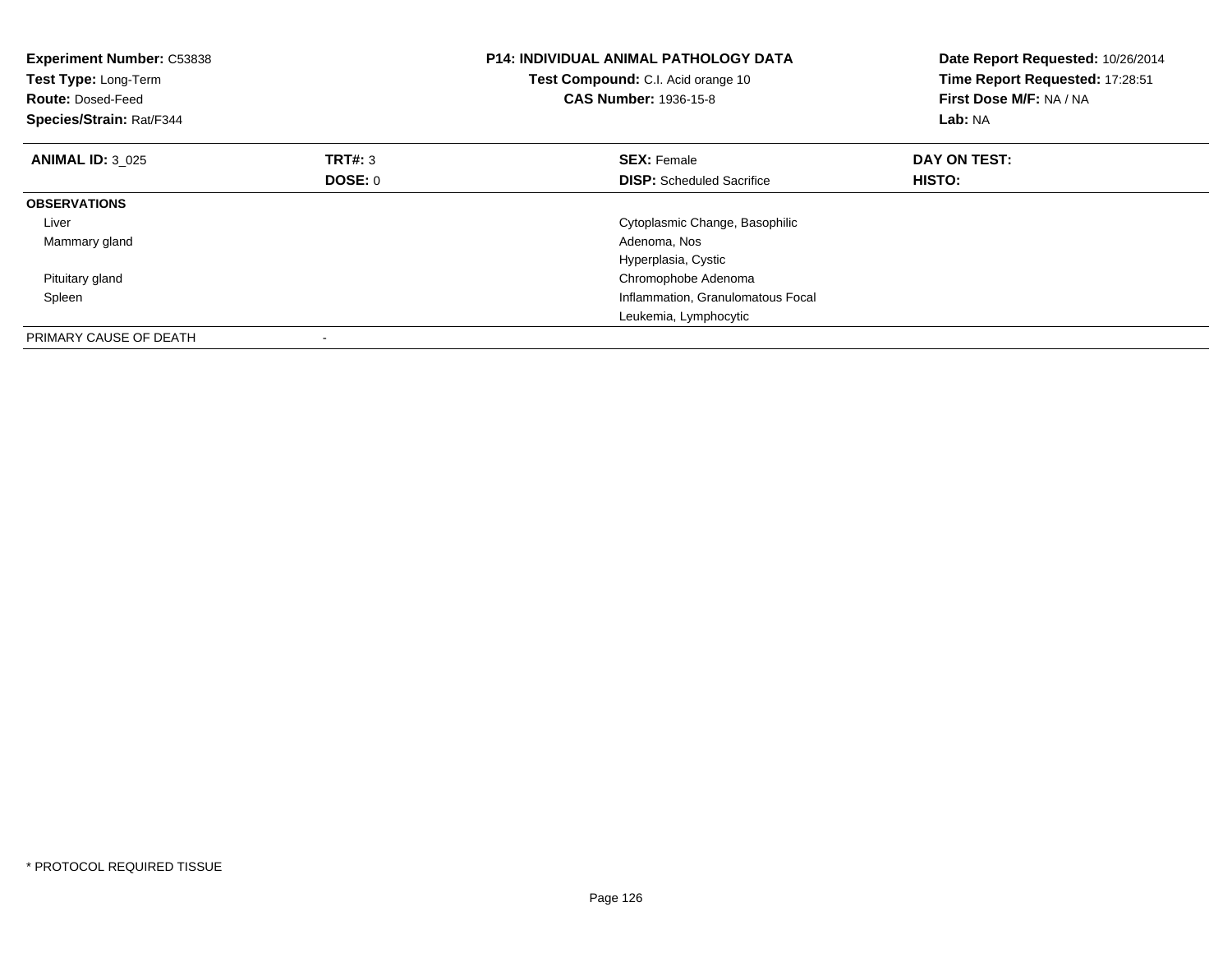**Experiment Number:** C53838
**Test Type:** Long-Term
**Route:** Dosed-Feed
**Species/Strain:** Rat/F344

**P14: INDIVIDUAL ANIMAL PATHOLOGY DATA**
**Test Compound:** C.I. Acid orange 10
**CAS Number:** 1936-15-8

**Date Report Requested:** 10/26/2014
**Time Report Requested:** 17:28:51
**First Dose M/F:** NA / NA
**Lab:** NA

| **ANIMAL ID:** 3_025 | **TRT#:** 3 | **SEX:** Female | **DAY ON TEST:** |
|---|---|---|---|
| | **DOSE:** 0 | **DISP:** Scheduled Sacrifice | **HISTO:** |
| **OBSERVATIONS** | | | |
| Liver | | Cytoplasmic Change, Basophilic | |
| Mammary gland | | Adenoma, Nos | |
| | | Hyperplasia, Cystic | |
| Pituitary gland | | Chromophobe Adenoma | |
| Spleen | | Inflammation, Granulomatous Focal | |
| | | Leukemia, Lymphocytic | |
| PRIMARY CAUSE OF DEATH | - | | |

* PROTOCOL REQUIRED TISSUE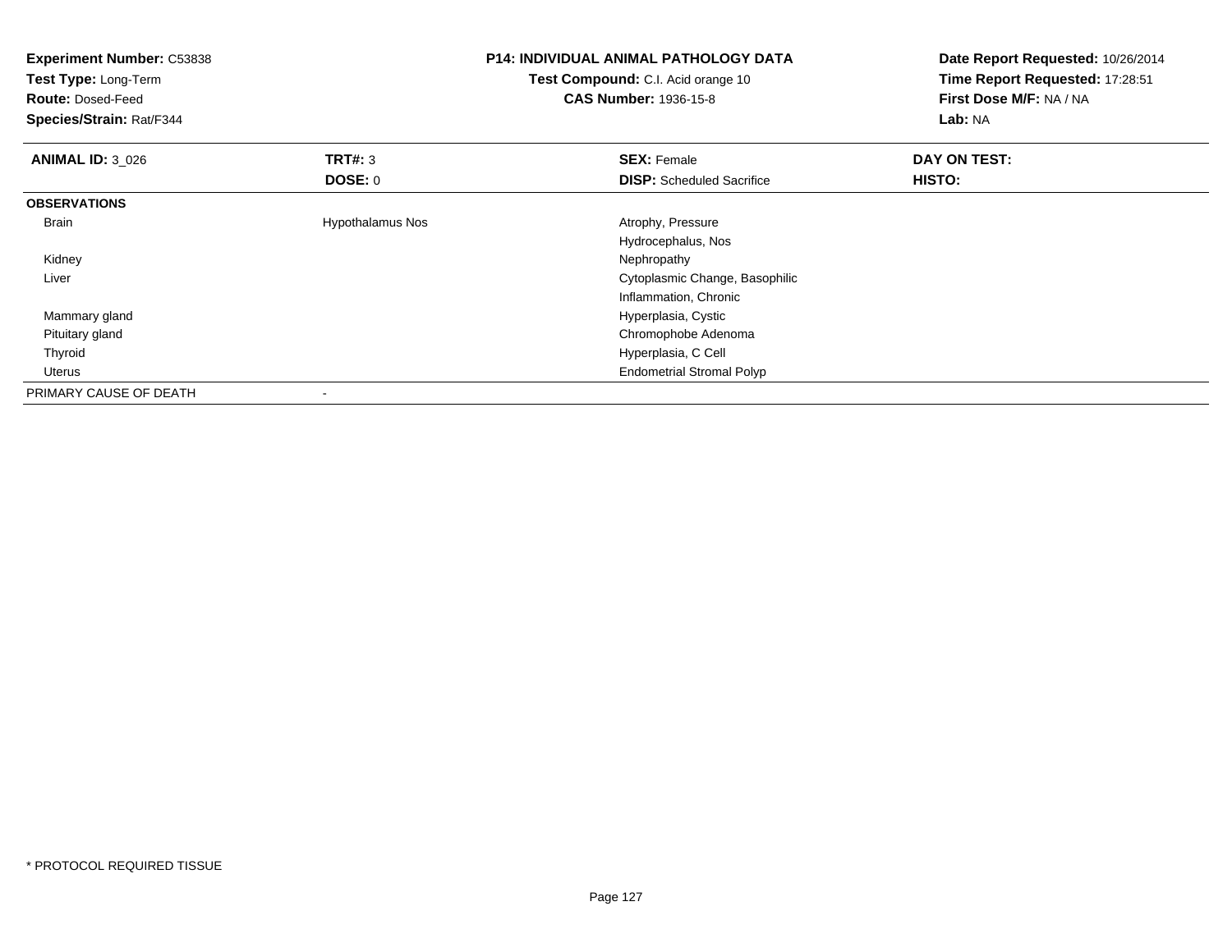**Experiment Number:** C53838
**Test Type:** Long-Term
**Route:** Dosed-Feed
**Species/Strain:** Rat/F344

**P14: INDIVIDUAL ANIMAL PATHOLOGY DATA**
**Test Compound:** C.I. Acid orange 10
**CAS Number:** 1936-15-8

**Date Report Requested:** 10/26/2014
**Time Report Requested:** 17:28:51
**First Dose M/F:** NA / NA
**Lab:** NA

| **ANIMAL ID:** 3_026 | **TRT#:** 3 | **SEX:** Female | **DAY ON TEST:** |
|---|---|---|---|
| | **DOSE:** 0 | **DISP:** Scheduled Sacrifice | **HISTO:** |
| **OBSERVATIONS** | | | |
| Brain | Hypothalamus Nos | Atrophy, Pressure | |
| | | Hydrocephalus, Nos | |
| Kidney | | Nephropathy | |
| Liver | | Cytoplasmic Change, Basophilic | |
| | | Inflammation, Chronic | |
| Mammary gland | | Hyperplasia, Cystic | |
| Pituitary gland | | Chromophobe Adenoma | |
| Thyroid | | Hyperplasia, C Cell | |
| Uterus | | Endometrial Stromal Polyp | |
| PRIMARY CAUSE OF DEATH | - | | |

* PROTOCOL REQUIRED TISSUE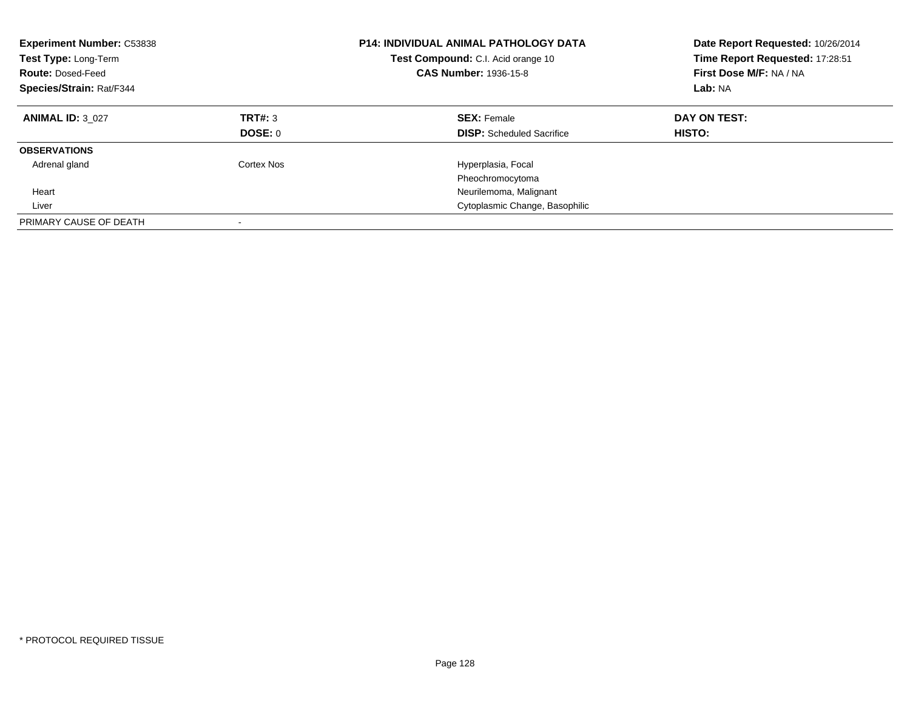**Experiment Number:** C53838
**Test Type:** Long-Term
**Route:** Dosed-Feed
**Species/Strain:** Rat/F344

**P14: INDIVIDUAL ANIMAL PATHOLOGY DATA**
**Test Compound:** C.I. Acid orange 10
**CAS Number:** 1936-15-8

**Date Report Requested:** 10/26/2014
**Time Report Requested:** 17:28:51
**First Dose M/F:** NA / NA
**Lab:** NA

| **ANIMAL ID:** 3_027 | **TRT#:** 3 | **SEX:** Female | **DAY ON TEST:** |
|---|---|---|---|
| | **DOSE:** 0 | **DISP:** Scheduled Sacrifice | **HISTO:** |
| **OBSERVATIONS** | | | |
| Adrenal gland | Cortex Nos | Hyperplasia, Focal | |
| | | Pheochromocytoma | |
| Heart | | Neurilemoma, Malignant | |
| Liver | | Cytoplasmic Change, Basophilic | |
| PRIMARY CAUSE OF DEATH | - | | |

* PROTOCOL REQUIRED TISSUE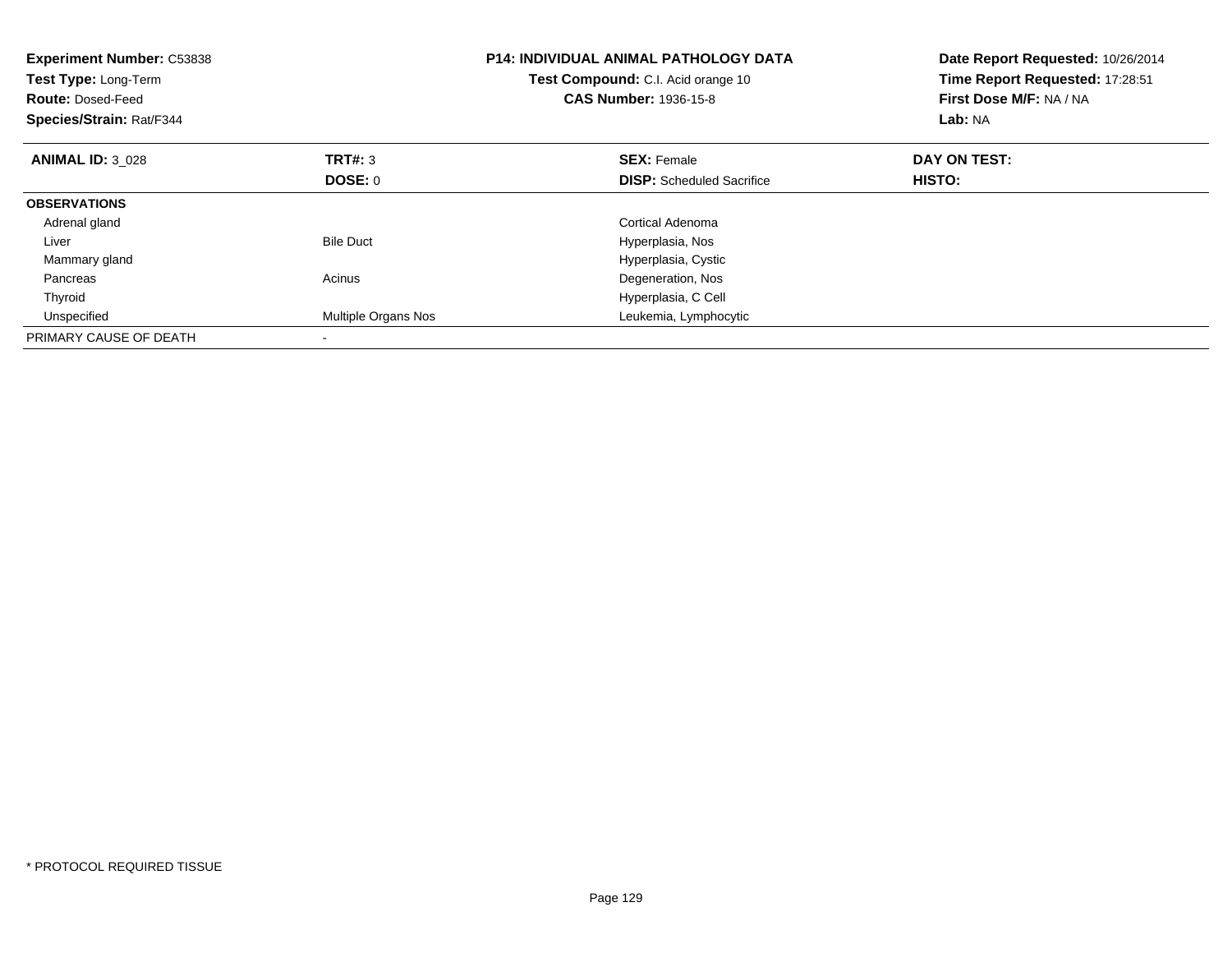**Experiment Number:** C53838
**Test Type:** Long-Term
**Route:** Dosed-Feed
**Species/Strain:** Rat/F344

**P14: INDIVIDUAL ANIMAL PATHOLOGY DATA**
**Test Compound:** C.I. Acid orange 10
**CAS Number:** 1936-15-8

**Date Report Requested:** 10/26/2014
**Time Report Requested:** 17:28:51
**First Dose M/F:** NA / NA
**Lab:** NA

| **ANIMAL ID:** 3_028 | **TRT#:** 3 | **SEX:** Female | **DAY ON TEST:** |
|---|---|---|---|
| | **DOSE:** 0 | **DISP:** Scheduled Sacrifice | **HISTO:** |
| **OBSERVATIONS** | | | |
| Adrenal gland | | Cortical Adenoma | |
| Liver | Bile Duct | Hyperplasia, Nos | |
| Mammary gland | | Hyperplasia, Cystic | |
| Pancreas | Acinus | Degeneration, Nos | |
| Thyroid | | Hyperplasia, C Cell | |
| Unspecified | Multiple Organs Nos | Leukemia, Lymphocytic | |
| PRIMARY CAUSE OF DEATH | - | | |

* PROTOCOL REQUIRED TISSUE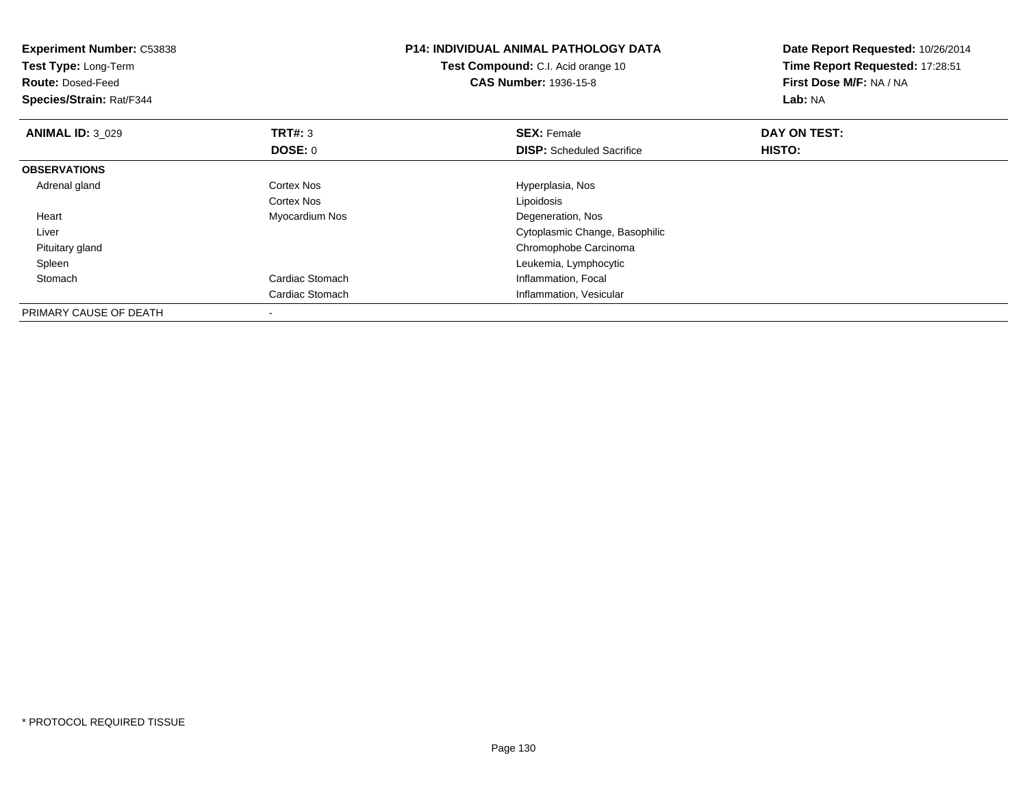**Experiment Number:** C53838
**Test Type:** Long-Term
**Route:** Dosed-Feed
**Species/Strain:** Rat/F344

**P14: INDIVIDUAL ANIMAL PATHOLOGY DATA**
**Test Compound:** C.I. Acid orange 10
**CAS Number:** 1936-15-8

**Date Report Requested:** 10/26/2014
**Time Report Requested:** 17:28:51
**First Dose M/F:** NA / NA
**Lab:** NA

| **ANIMAL ID:** 3_029 | **TRT#:** 3 | **SEX:** Female | **DAY ON TEST:** |
|---|---|---|---|
| | **DOSE:** 0 | **DISP:** Scheduled Sacrifice | **HISTO:** |
| **OBSERVATIONS** | | | |
| Adrenal gland | Cortex Nos | Hyperplasia, Nos | |
| | Cortex Nos | Lipoidosis | |
| Heart | Myocardium Nos | Degeneration, Nos | |
| Liver | | Cytoplasmic Change, Basophilic | |
| Pituitary gland | | Chromophobe Carcinoma | |
| Spleen | | Leukemia, Lymphocytic | |
| Stomach | Cardiac Stomach | Inflammation, Focal | |
| | Cardiac Stomach | Inflammation, Vesicular | |
| PRIMARY CAUSE OF DEATH | - | | |

* PROTOCOL REQUIRED TISSUE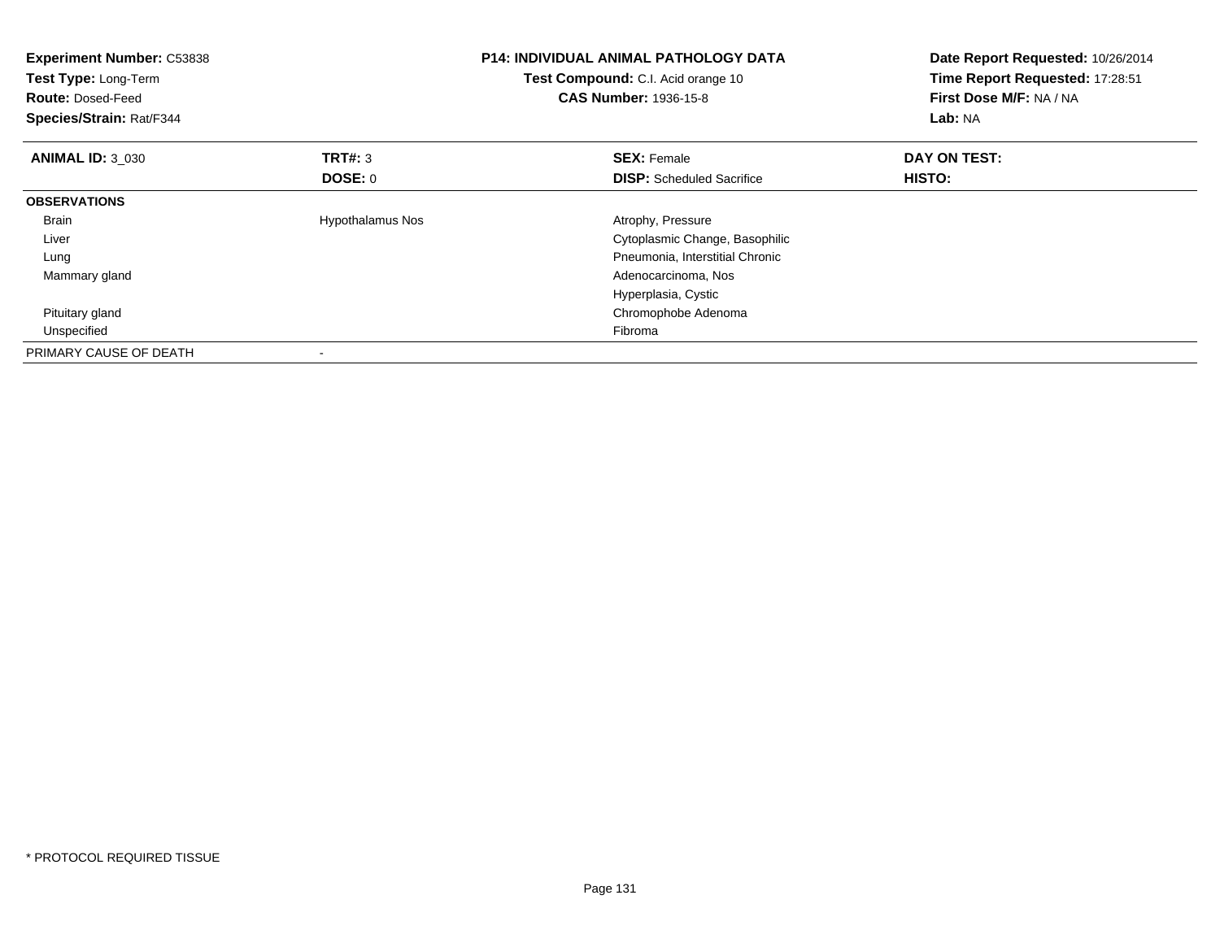**Experiment Number:** C53838
**Test Type:** Long-Term
**Route:** Dosed-Feed
**Species/Strain:** Rat/F344

**P14: INDIVIDUAL ANIMAL PATHOLOGY DATA**
**Test Compound:** C.I. Acid orange 10
**CAS Number:** 1936-15-8

**Date Report Requested:** 10/26/2014
**Time Report Requested:** 17:28:51
**First Dose M/F:** NA / NA
**Lab:** NA

| **ANIMAL ID:** 3_030 | **TRT#:** 3 | **SEX:** Female | **DAY ON TEST:** |
|---|---|---|---|
| | **DOSE:** 0 | **DISP:** Scheduled Sacrifice | **HISTO:** |
| **OBSERVATIONS** | | | |
| Brain | Hypothalamus Nos | Atrophy, Pressure | |
| Liver | | Cytoplasmic Change, Basophilic | |
| Lung | | Pneumonia, Interstitial Chronic | |
| Mammary gland | | Adenocarcinoma, Nos | |
| | | Hyperplasia, Cystic | |
| Pituitary gland | | Chromophobe Adenoma | |
| Unspecified | | Fibroma | |
| PRIMARY CAUSE OF DEATH | - | | |

* PROTOCOL REQUIRED TISSUE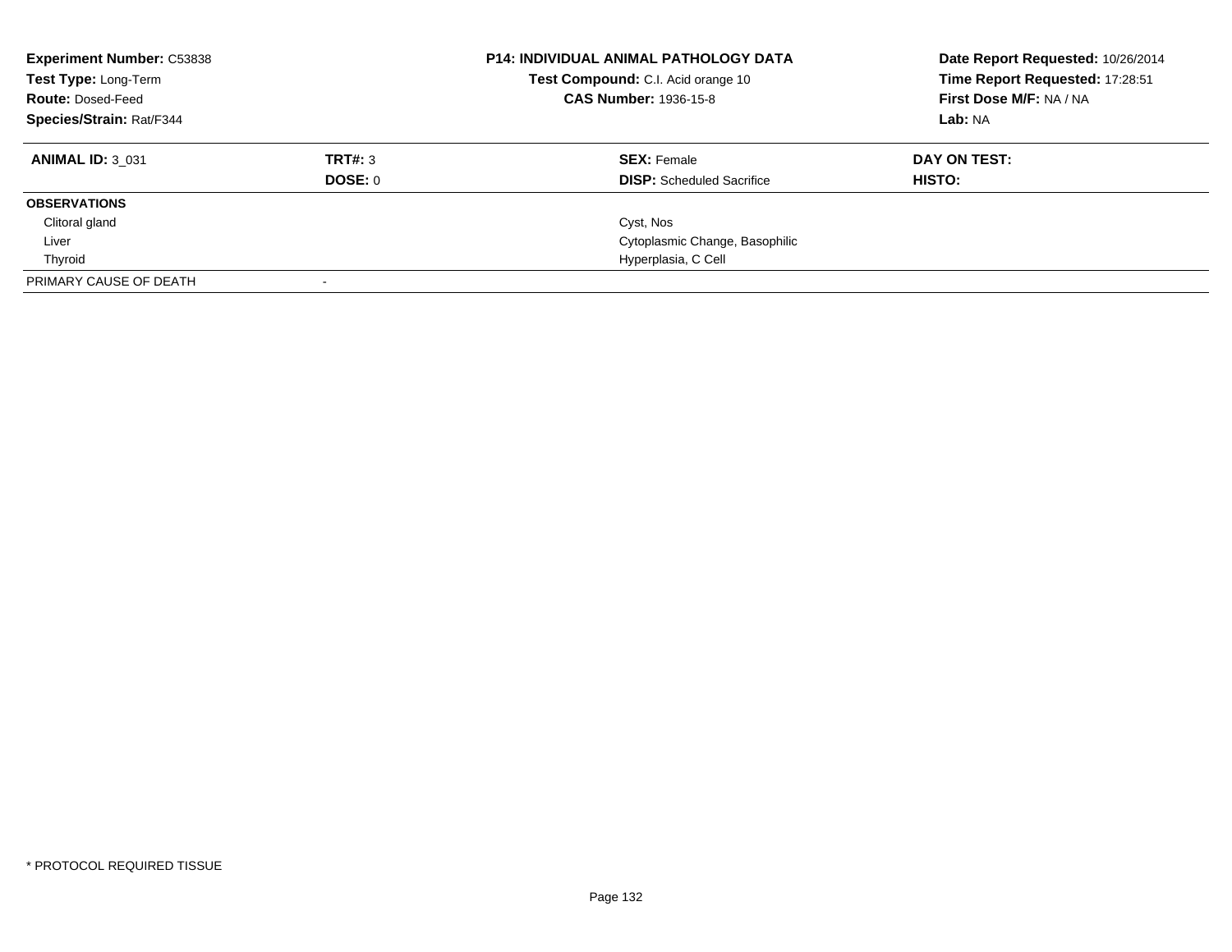**Experiment Number:** C53838
**Test Type:** Long-Term
**Route:** Dosed-Feed
**Species/Strain:** Rat/F344

**P14: INDIVIDUAL ANIMAL PATHOLOGY DATA**
**Test Compound:** C.I. Acid orange 10
**CAS Number:** 1936-15-8

**Date Report Requested:** 10/26/2014
**Time Report Requested:** 17:28:51
**First Dose M/F:** NA / NA
**Lab:** NA

| **ANIMAL ID:** 3_031 | **TRT#:** 3 | **SEX:** Female | **DAY ON TEST:** |
|---|---|---|---|
| | **DOSE:** 0 | **DISP:** Scheduled Sacrifice | **HISTO:** |
| **OBSERVATIONS** | | | |
| Clitoral gland | | Cyst, Nos | |
| Liver | | Cytoplasmic Change, Basophilic | |
| Thyroid | | Hyperplasia, C Cell | |
| PRIMARY CAUSE OF DEATH | - | | |

* PROTOCOL REQUIRED TISSUE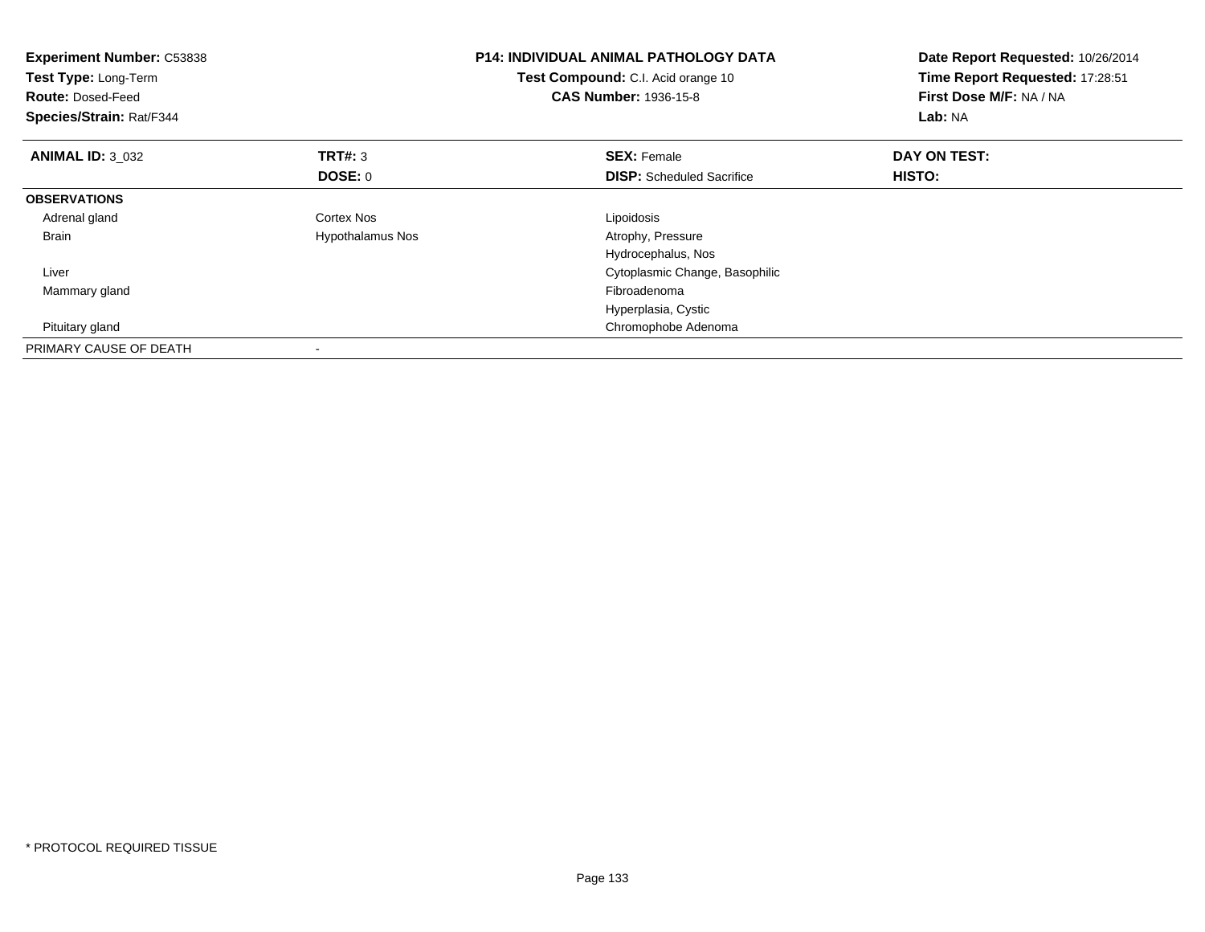**Experiment Number:** C53838
**Test Type:** Long-Term
**Route:** Dosed-Feed
**Species/Strain:** Rat/F344

**P14: INDIVIDUAL ANIMAL PATHOLOGY DATA**
**Test Compound:** C.I. Acid orange 10
**CAS Number:** 1936-15-8

**Date Report Requested:** 10/26/2014
**Time Report Requested:** 17:28:51
**First Dose M/F:** NA / NA
**Lab:** NA

| **ANIMAL ID:** 3_032 | **TRT#:** 3 | **SEX:** Female | **DAY ON TEST:** |
|---|---|---|---|
| | **DOSE:** 0 | **DISP:** Scheduled Sacrifice | **HISTO:** |
| **OBSERVATIONS** | | | |
| Adrenal gland | Cortex Nos | Lipoidosis | |
| Brain | Hypothalamus Nos | Atrophy, Pressure | |
| | | Hydrocephalus, Nos | |
| Liver | | Cytoplasmic Change, Basophilic | |
| Mammary gland | | Fibroadenoma | |
| | | Hyperplasia, Cystic | |
| Pituitary gland | | Chromophobe Adenoma | |
| PRIMARY CAUSE OF DEATH | - | | |

* PROTOCOL REQUIRED TISSUE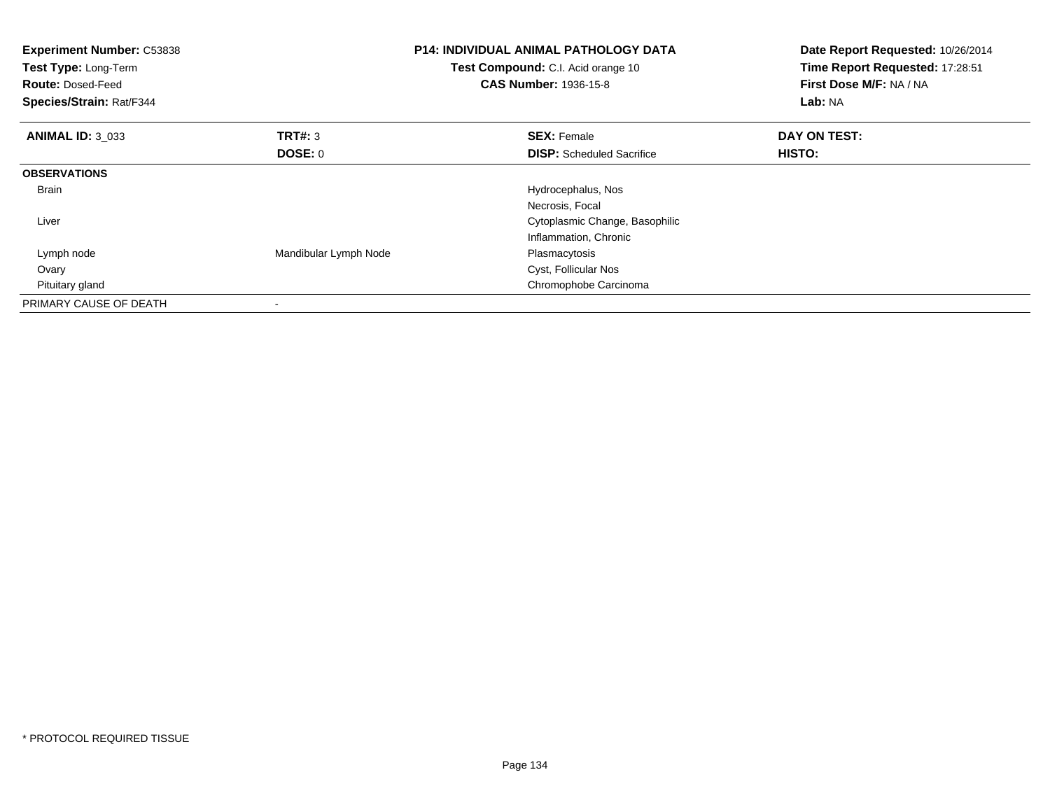**Experiment Number:** C53838
**Test Type:** Long-Term
**Route:** Dosed-Feed
**Species/Strain:** Rat/F344

**P14: INDIVIDUAL ANIMAL PATHOLOGY DATA**
**Test Compound:** C.I. Acid orange 10
**CAS Number:** 1936-15-8

**Date Report Requested:** 10/26/2014
**Time Report Requested:** 17:28:51
**First Dose M/F:** NA / NA
**Lab:** NA

| **ANIMAL ID:** 3_033 | **TRT#:** 3 | **SEX:** Female | **DAY ON TEST:** |
|---|---|---|---|
| | **DOSE:** 0 | **DISP:** Scheduled Sacrifice | **HISTO:** |
| **OBSERVATIONS** | | | |
| Brain | | Hydrocephalus, Nos | |
| | | Necrosis, Focal | |
| Liver | | Cytoplasmic Change, Basophilic | |
| | | Inflammation, Chronic | |
| Lymph node | Mandibular Lymph Node | Plasmacytosis | |
| Ovary | | Cyst, Follicular Nos | |
| Pituitary gland | | Chromophobe Carcinoma | |
| PRIMARY CAUSE OF DEATH | - | | |

* PROTOCOL REQUIRED TISSUE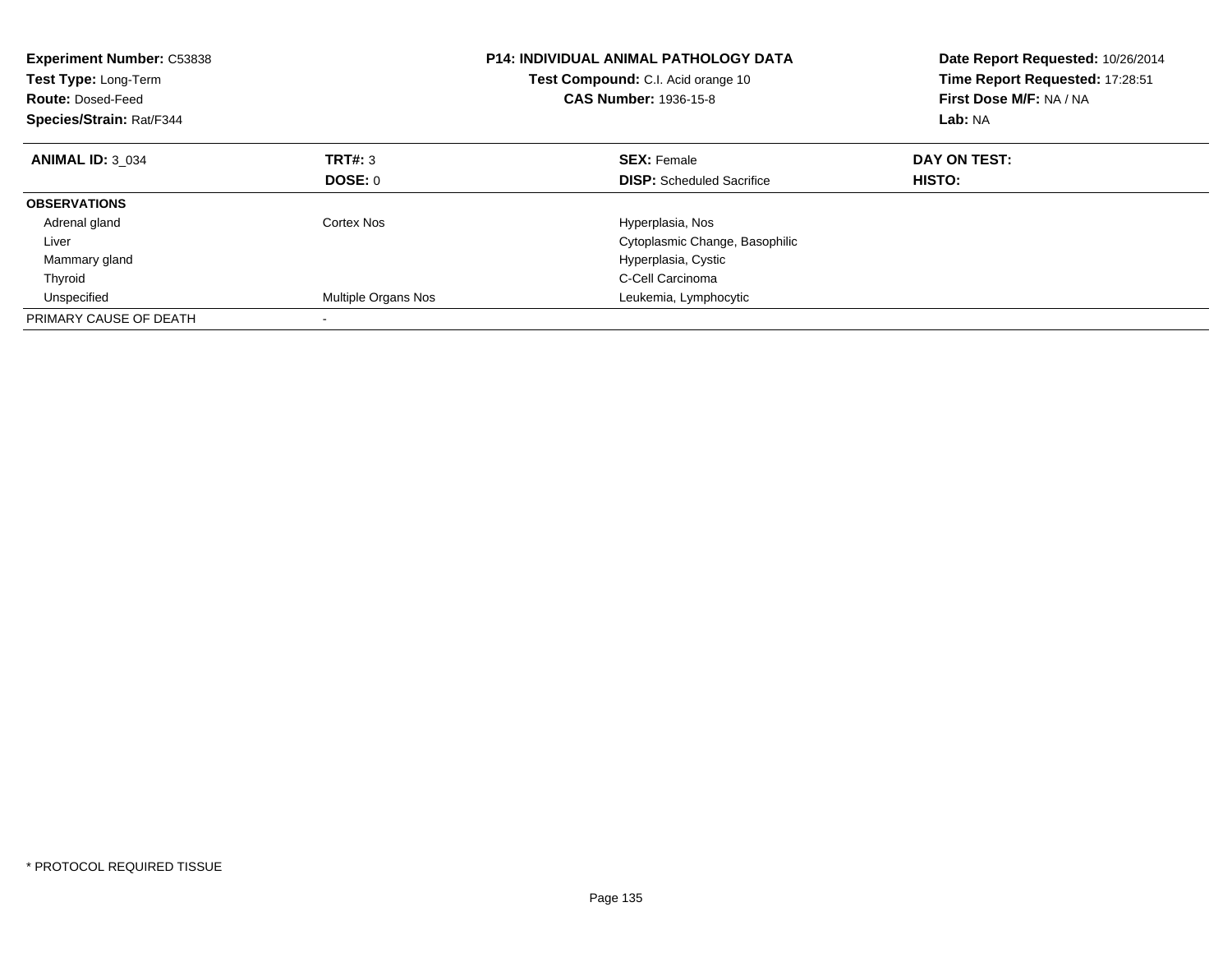**Experiment Number:** C53838
**Test Type:** Long-Term
**Route:** Dosed-Feed
**Species/Strain:** Rat/F344

**P14: INDIVIDUAL ANIMAL PATHOLOGY DATA**
**Test Compound:** C.I. Acid orange 10
**CAS Number:** 1936-15-8

**Date Report Requested:** 10/26/2014
**Time Report Requested:** 17:28:51
**First Dose M/F:** NA / NA
**Lab:** NA

| **ANIMAL ID:** 3_034 | **TRT#:** 3 | **SEX:** Female | **DAY ON TEST:** |
|---|---|---|---|
| | **DOSE:** 0 | **DISP:** Scheduled Sacrifice | **HISTO:** |
| **OBSERVATIONS** | | | |
| Adrenal gland | Cortex Nos | Hyperplasia, Nos | |
| Liver | | Cytoplasmic Change, Basophilic | |
| Mammary gland | | Hyperplasia, Cystic | |
| Thyroid | | C-Cell Carcinoma | |
| Unspecified | Multiple Organs Nos | Leukemia, Lymphocytic | |
| PRIMARY CAUSE OF DEATH | - | | |

* PROTOCOL REQUIRED TISSUE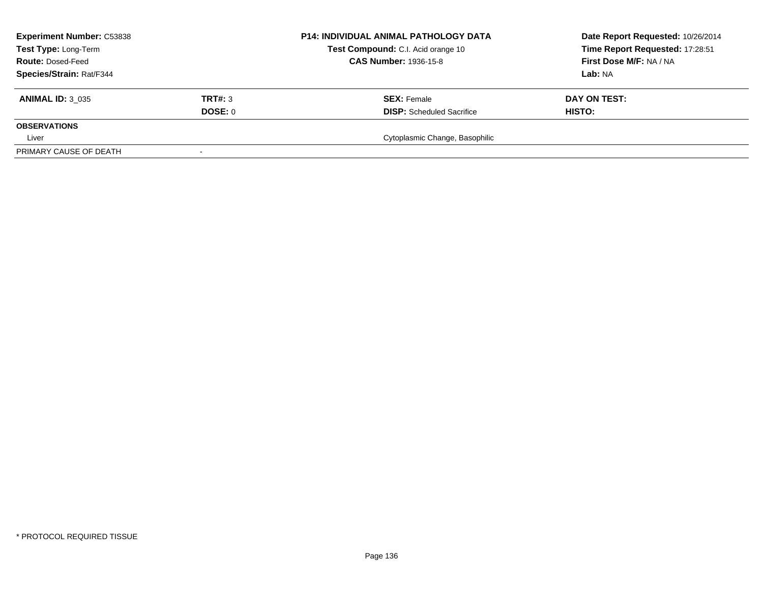| **Experiment Number:** C53838 | **P14: INDIVIDUAL ANIMAL PATHOLOGY DATA** | **Date Report Requested:** 10/26/2014 |
|---|---|---|
| **Test Type:** Long-Term | **Test Compound:** C.I. Acid orange 10 | **Time Report Requested:** 17:28:51 |
| **Route:** Dosed-Feed | **CAS Number:** 1936-15-8 | **First Dose M/F:** NA / NA |
| **Species/Strain:** Rat/F344 | | **Lab:** NA |

| **ANIMAL ID:** 3_035 | **TRT#:** 3 | **SEX:** Female | **DAY ON TEST:** |
|---|---|---|---|
| | **DOSE:** 0 | **DISP:** Scheduled Sacrifice | **HISTO:** |
| **OBSERVATIONS** | | | |
| Liver | | Cytoplasmic Change, Basophilic | |
| PRIMARY CAUSE OF DEATH | - | | |

\* PROTOCOL REQUIRED TISSUE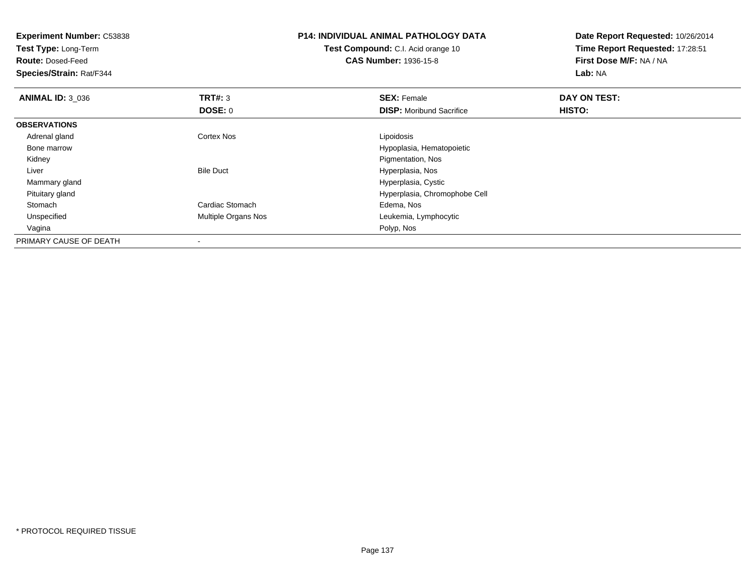**Experiment Number:** C53838
**Test Type:** Long-Term
**Route:** Dosed-Feed
**Species/Strain:** Rat/F344

**P14: INDIVIDUAL ANIMAL PATHOLOGY DATA**
**Test Compound:** C.I. Acid orange 10
**CAS Number:** 1936-15-8

**Date Report Requested:** 10/26/2014
**Time Report Requested:** 17:28:51
**First Dose M/F:** NA / NA
**Lab:** NA

| **ANIMAL ID:** 3_036 | **TRT#:** 3 | **SEX:** Female | **DAY ON TEST:** |
|---|---|---|---|
| | **DOSE:** 0 | **DISP:** Moribund Sacrifice | **HISTO:** |
| **OBSERVATIONS** | | | |
| Adrenal gland | Cortex Nos | Lipoidosis | |
| Bone marrow | | Hypoplasia, Hematopoietic | |
| Kidney | | Pigmentation, Nos | |
| Liver | Bile Duct | Hyperplasia, Nos | |
| Mammary gland | | Hyperplasia, Cystic | |
| Pituitary gland | | Hyperplasia, Chromophobe Cell | |
| Stomach | Cardiac Stomach | Edema, Nos | |
| Unspecified | Multiple Organs Nos | Leukemia, Lymphocytic | |
| Vagina | | Polyp, Nos | |
| PRIMARY CAUSE OF DEATH | - | | |

* PROTOCOL REQUIRED TISSUE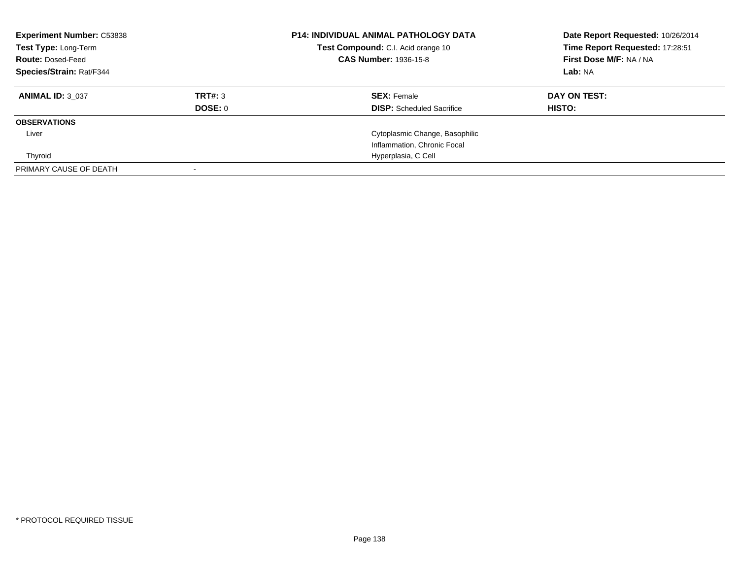**Experiment Number:** C53838
**Test Type:** Long-Term
**Route:** Dosed-Feed
**Species/Strain:** Rat/F344

**P14: INDIVIDUAL ANIMAL PATHOLOGY DATA**
**Test Compound:** C.I. Acid orange 10
**CAS Number:** 1936-15-8

**Date Report Requested:** 10/26/2014
**Time Report Requested:** 17:28:51
**First Dose M/F:** NA / NA
**Lab:** NA

| **ANIMAL ID:** 3_037 | **TRT#:** 3 | **SEX:** Female | **DAY ON TEST:** |
|---|---|---|---|
| | **DOSE:** 0 | **DISP:** Scheduled Sacrifice | **HISTO:** |
| **OBSERVATIONS** | | | |
| Liver | | Cytoplasmic Change, Basophilic | |
| | | Inflammation, Chronic Focal | |
| Thyroid | | Hyperplasia, C Cell | |
| PRIMARY CAUSE OF DEATH | - | | |

* PROTOCOL REQUIRED TISSUE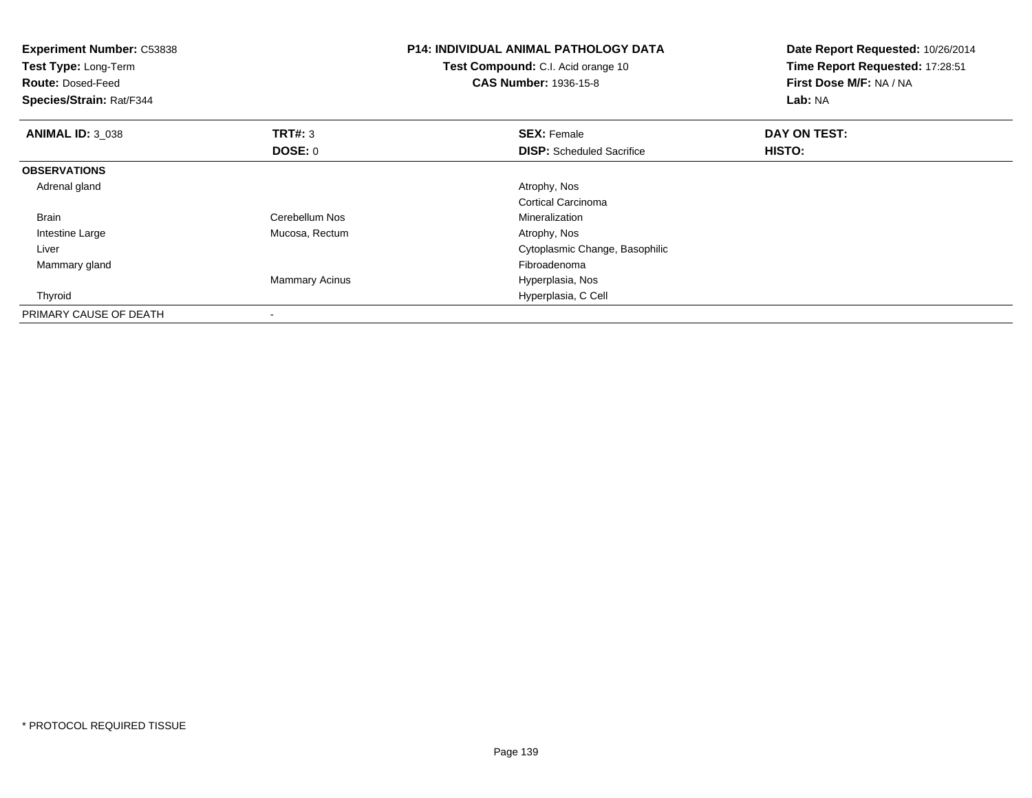**Experiment Number:** C53838
**Test Type:** Long-Term
**Route:** Dosed-Feed
**Species/Strain:** Rat/F344

**P14: INDIVIDUAL ANIMAL PATHOLOGY DATA**
**Test Compound:** C.I. Acid orange 10
**CAS Number:** 1936-15-8

**Date Report Requested:** 10/26/2014
**Time Report Requested:** 17:28:51
**First Dose M/F:** NA / NA
**Lab:** NA

| **ANIMAL ID:** 3_038 | **TRT#:** 3 | **SEX:** Female | **DAY ON TEST:** |
|---|---|---|---|
| | **DOSE:** 0 | **DISP:** Scheduled Sacrifice | **HISTO:** |
| **OBSERVATIONS** | | | |
| Adrenal gland | | Atrophy, Nos | |
| | | Cortical Carcinoma | |
| Brain | Cerebellum Nos | Mineralization | |
| Intestine Large | Mucosa, Rectum | Atrophy, Nos | |
| Liver | | Cytoplasmic Change, Basophilic | |
| Mammary gland | | Fibroadenoma | |
| | Mammary Acinus | Hyperplasia, Nos | |
| Thyroid | | Hyperplasia, C Cell | |
| PRIMARY CAUSE OF DEATH | - | | |

* PROTOCOL REQUIRED TISSUE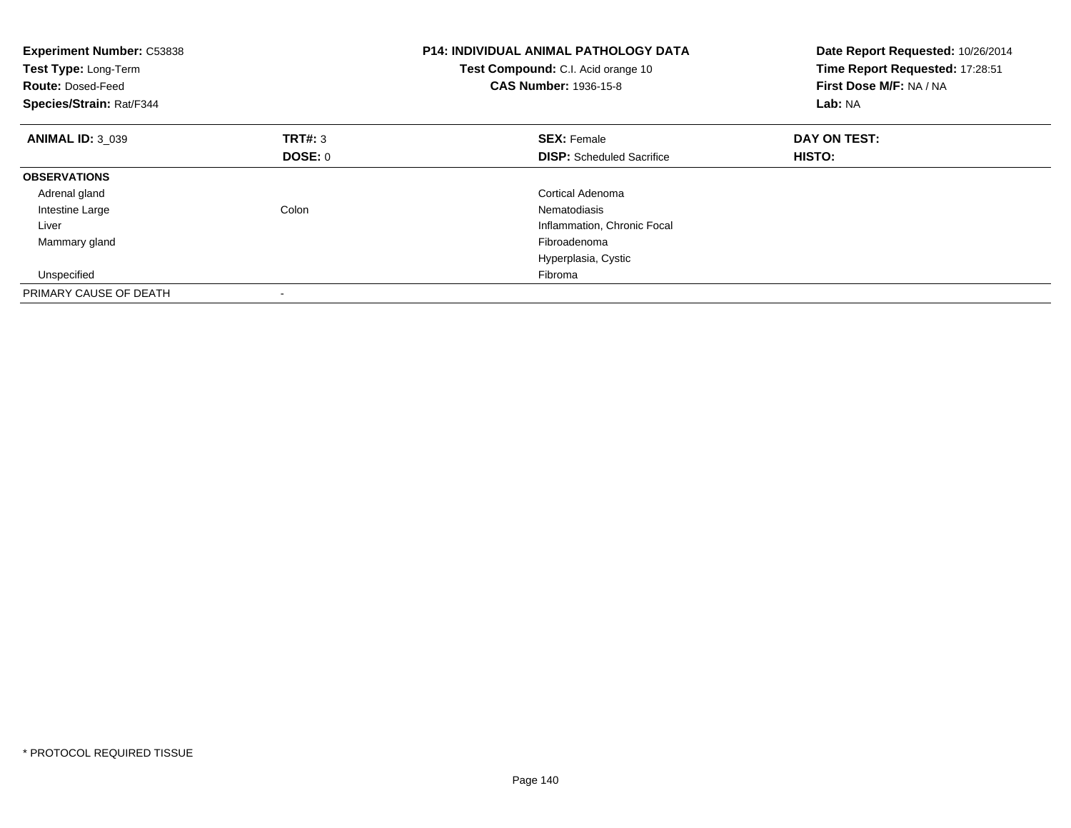**Experiment Number:** C53838
**Test Type:** Long-Term
**Route:** Dosed-Feed
**Species/Strain:** Rat/F344

**P14: INDIVIDUAL ANIMAL PATHOLOGY DATA**
**Test Compound:** C.I. Acid orange 10
**CAS Number:** 1936-15-8

**Date Report Requested:** 10/26/2014
**Time Report Requested:** 17:28:51
**First Dose M/F:** NA / NA
**Lab:** NA

| **ANIMAL ID:** 3_039 | **TRT#:** 3 | **SEX:** Female | **DAY ON TEST:** |
|---|---|---|---|
| | **DOSE:** 0 | **DISP:** Scheduled Sacrifice | **HISTO:** |
| **OBSERVATIONS** | | | |
| Adrenal gland | | Cortical Adenoma | |
| Intestine Large | Colon | Nematodiasis | |
| Liver | | Inflammation, Chronic Focal | |
| Mammary gland | | Fibroadenoma | |
| | | Hyperplasia, Cystic | |
| Unspecified | | Fibroma | |
| PRIMARY CAUSE OF DEATH | - | | |

* PROTOCOL REQUIRED TISSUE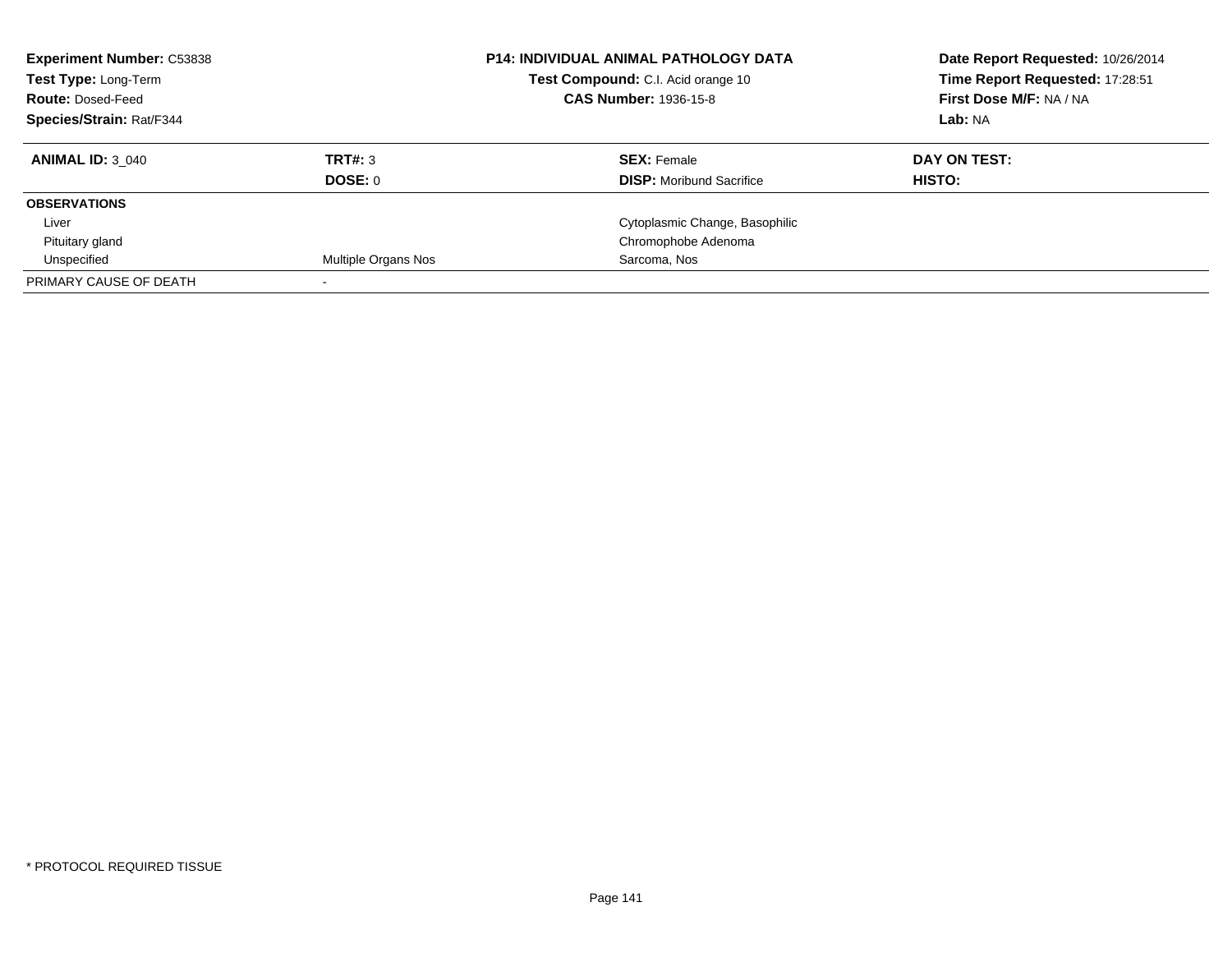**Experiment Number:** C53838
**Test Type:** Long-Term
**Route:** Dosed-Feed
**Species/Strain:** Rat/F344

**P14: INDIVIDUAL ANIMAL PATHOLOGY DATA**
**Test Compound:** C.I. Acid orange 10
**CAS Number:** 1936-15-8

**Date Report Requested:** 10/26/2014
**Time Report Requested:** 17:28:51
**First Dose M/F:** NA / NA
**Lab:** NA

| **ANIMAL ID:** 3_040 | **TRT#:** 3 | **SEX:** Female | **DAY ON TEST:** |
|---|---|---|---|
| | **DOSE:** 0 | **DISP:** Moribund Sacrifice | **HISTO:** |
| **OBSERVATIONS** | | | |
| Liver | | Cytoplasmic Change, Basophilic | |
| Pituitary gland | | Chromophobe Adenoma | |
| Unspecified | Multiple Organs Nos | Sarcoma, Nos | |
| PRIMARY CAUSE OF DEATH | - | | |

\* PROTOCOL REQUIRED TISSUE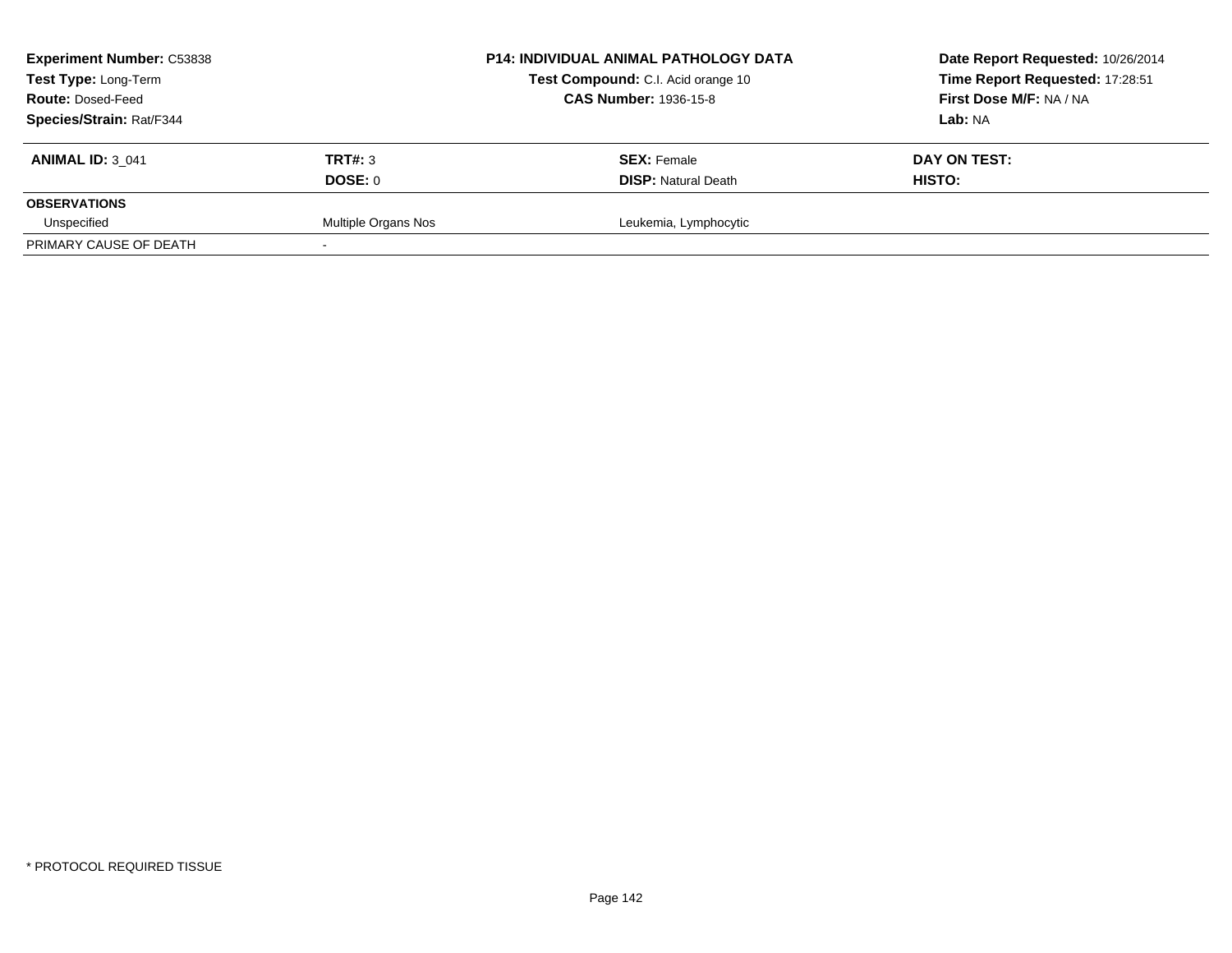| **Experiment Number:** C53838 | **P14: INDIVIDUAL ANIMAL PATHOLOGY DATA** | **Date Report Requested:** 10/26/2014 |
|---|---|---|
| **Test Type:** Long-Term | **Test Compound:** C.I. Acid orange 10 | **Time Report Requested:** 17:28:51 |
| **Route:** Dosed-Feed | **CAS Number:** 1936-15-8 | **First Dose M/F:** NA / NA |
| **Species/Strain:** Rat/F344 | | **Lab:** NA |

| **ANIMAL ID:** 3_041 | **TRT#:** 3 | **SEX:** Female | **DAY ON TEST:** |
|---|---|---|---|
| | **DOSE:** 0 | **DISP:** Natural Death | **HISTO:** |
| **OBSERVATIONS** | | | |
| Unspecified | Multiple Organs Nos | Leukemia, Lymphocytic | |
| PRIMARY CAUSE OF DEATH | - | | |

\* PROTOCOL REQUIRED TISSUE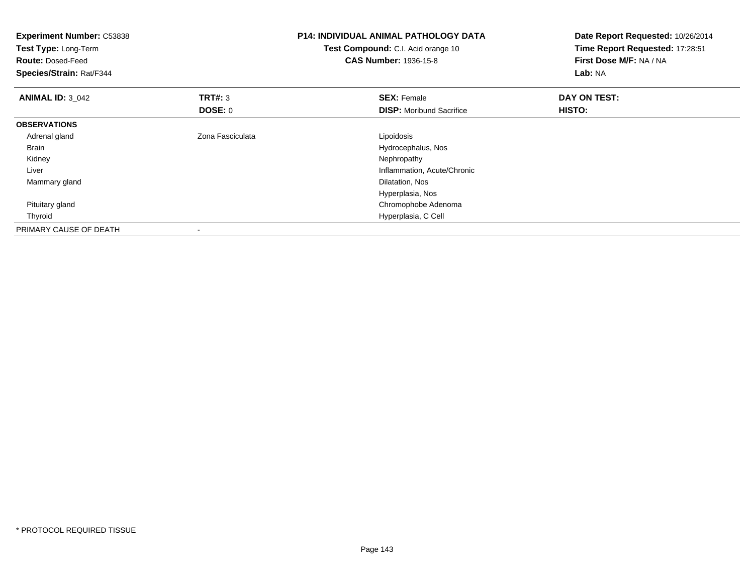**Experiment Number:** C53838
**Test Type:** Long-Term
**Route:** Dosed-Feed
**Species/Strain:** Rat/F344

**P14: INDIVIDUAL ANIMAL PATHOLOGY DATA**
**Test Compound:** C.I. Acid orange 10
**CAS Number:** 1936-15-8

**Date Report Requested:** 10/26/2014
**Time Report Requested:** 17:28:51
**First Dose M/F:** NA / NA
**Lab:** NA

| **ANIMAL ID:** 3_042 | **TRT#:** 3 | **SEX:** Female | **DAY ON TEST:** |
|---|---|---|---|
| | **DOSE:** 0 | **DISP:** Moribund Sacrifice | **HISTO:** |
| **OBSERVATIONS** | | | |
| Adrenal gland | Zona Fasciculata | Lipoidosis | |
| Brain | | Hydrocephalus, Nos | |
| Kidney | | Nephropathy | |
| Liver | | Inflammation, Acute/Chronic | |
| Mammary gland | | Dilatation, Nos | |
| | | Hyperplasia, Nos | |
| Pituitary gland | | Chromophobe Adenoma | |
| Thyroid | | Hyperplasia, C Cell | |
| PRIMARY CAUSE OF DEATH | - | | |

* PROTOCOL REQUIRED TISSUE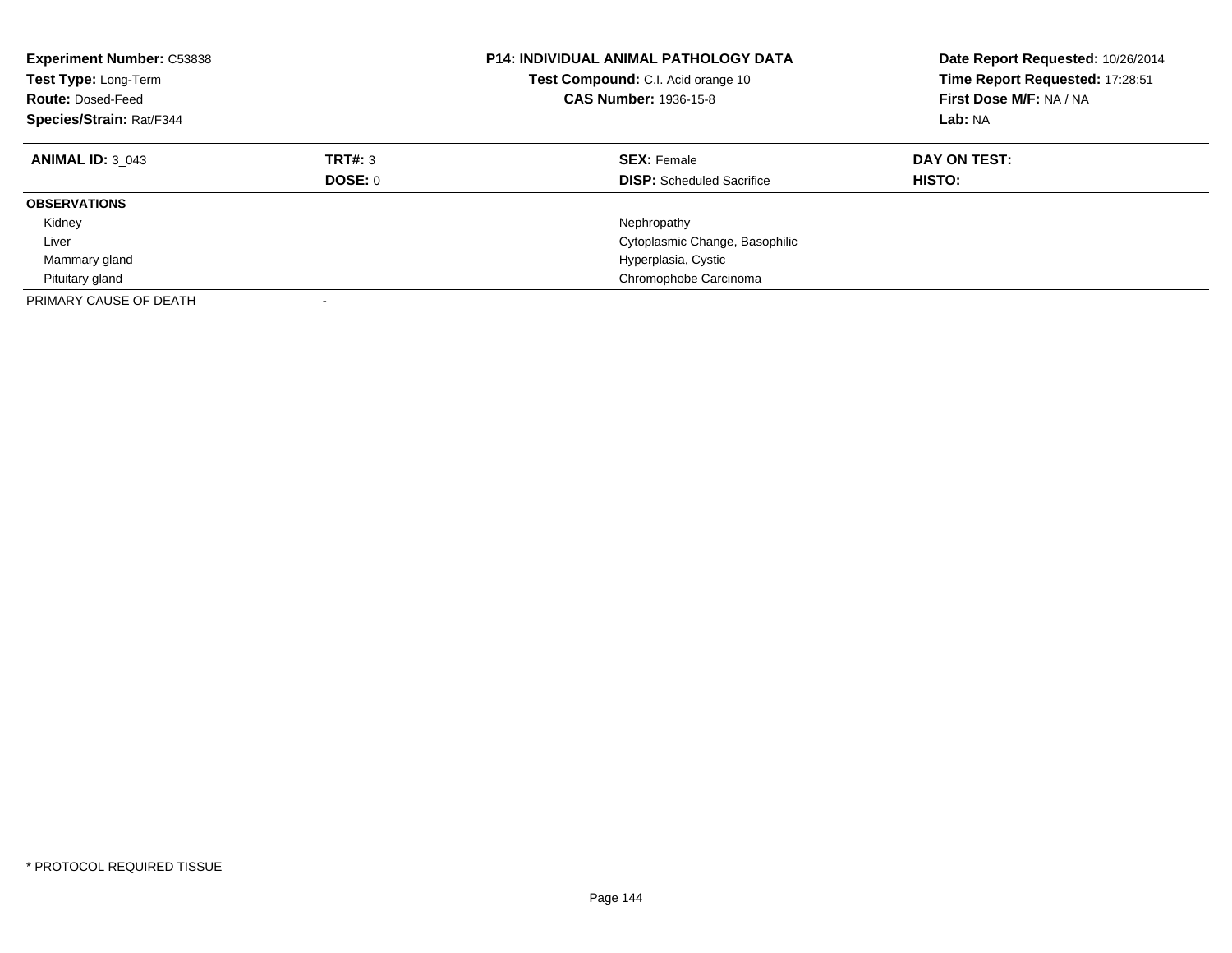**Experiment Number:** C53838
**Test Type:** Long-Term
**Route:** Dosed-Feed
**Species/Strain:** Rat/F344

**P14: INDIVIDUAL ANIMAL PATHOLOGY DATA**
**Test Compound:** C.I. Acid orange 10
**CAS Number:** 1936-15-8

**Date Report Requested:** 10/26/2014
**Time Report Requested:** 17:28:51
**First Dose M/F:** NA / NA
**Lab:** NA

| **ANIMAL ID:** 3_043 | **TRT#:** 3 | **SEX:** Female | **DAY ON TEST:** |
|---|---|---|---|
| | **DOSE:** 0 | **DISP:** Scheduled Sacrifice | **HISTO:** |
| **OBSERVATIONS** | | | |
| Kidney | | Nephropathy | |
| Liver | | Cytoplasmic Change, Basophilic | |
| Mammary gland | | Hyperplasia, Cystic | |
| Pituitary gland | | Chromophobe Carcinoma | |
| PRIMARY CAUSE OF DEATH | - | | |

* PROTOCOL REQUIRED TISSUE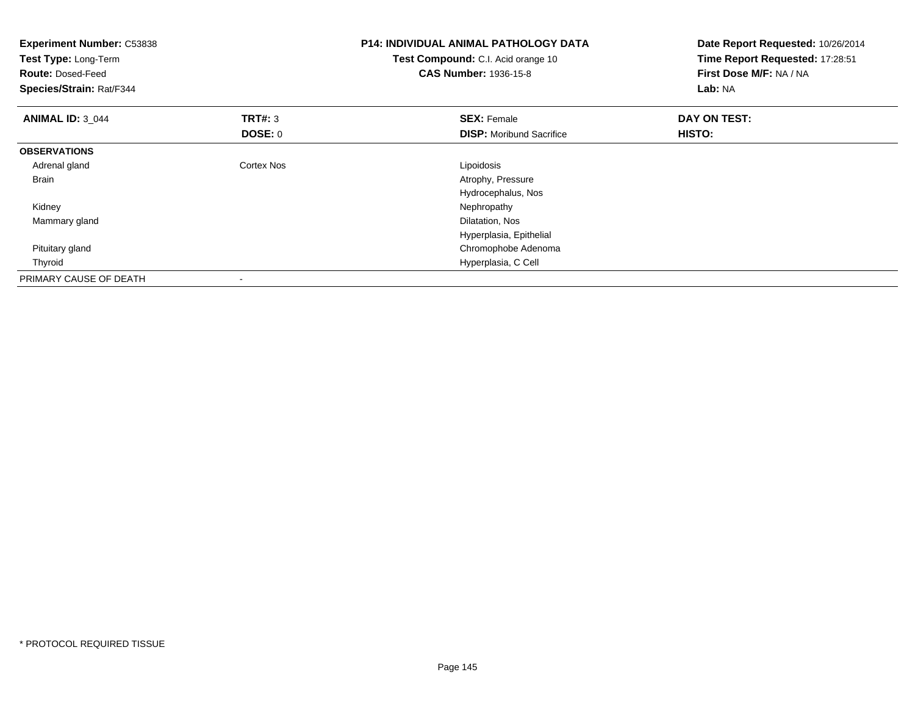**Experiment Number:** C53838
**Test Type:** Long-Term
**Route:** Dosed-Feed
**Species/Strain:** Rat/F344

**P14: INDIVIDUAL ANIMAL PATHOLOGY DATA**
**Test Compound:** C.I. Acid orange 10
**CAS Number:** 1936-15-8

**Date Report Requested:** 10/26/2014
**Time Report Requested:** 17:28:51
**First Dose M/F:** NA / NA
**Lab:** NA

| **ANIMAL ID:** 3_044 | **TRT#:** 3 | **SEX:** Female | **DAY ON TEST:** |
|---|---|---|---|
| | **DOSE:** 0 | **DISP:** Moribund Sacrifice | **HISTO:** |
| **OBSERVATIONS** | | | |
| Adrenal gland | Cortex Nos | Lipoidosis | |
| Brain | | Atrophy, Pressure | |
| | | Hydrocephalus, Nos | |
| Kidney | | Nephropathy | |
| Mammary gland | | Dilatation, Nos | |
| | | Hyperplasia, Epithelial | |
| Pituitary gland | | Chromophobe Adenoma | |
| Thyroid | | Hyperplasia, C Cell | |
| PRIMARY CAUSE OF DEATH | - | | |

* PROTOCOL REQUIRED TISSUE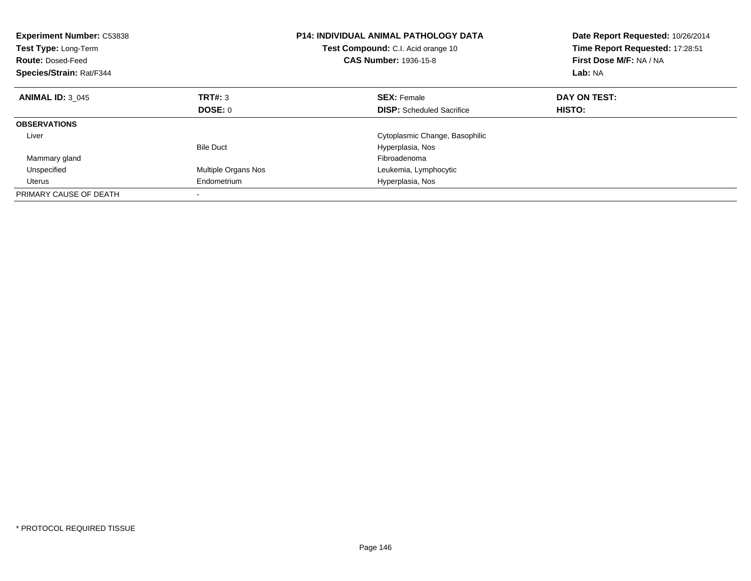**Experiment Number:** C53838
**Test Type:** Long-Term
**Route:** Dosed-Feed
**Species/Strain:** Rat/F344

**P14: INDIVIDUAL ANIMAL PATHOLOGY DATA**
**Test Compound:** C.I. Acid orange 10
**CAS Number:** 1936-15-8

**Date Report Requested:** 10/26/2014
**Time Report Requested:** 17:28:51
**First Dose M/F:** NA / NA
**Lab:** NA

| **ANIMAL ID:** 3_045 | **TRT#:** 3 | **SEX:** Female | **DAY ON TEST:** |
|---|---|---|---|
| | **DOSE:** 0 | **DISP:** Scheduled Sacrifice | **HISTO:** |
| **OBSERVATIONS** | | | |
| Liver | | Cytoplasmic Change, Basophilic | |
| | Bile Duct | Hyperplasia, Nos | |
| Mammary gland | | Fibroadenoma | |
| Unspecified | Multiple Organs Nos | Leukemia, Lymphocytic | |
| Uterus | Endometrium | Hyperplasia, Nos | |
| PRIMARY CAUSE OF DEATH | - | | |

* PROTOCOL REQUIRED TISSUE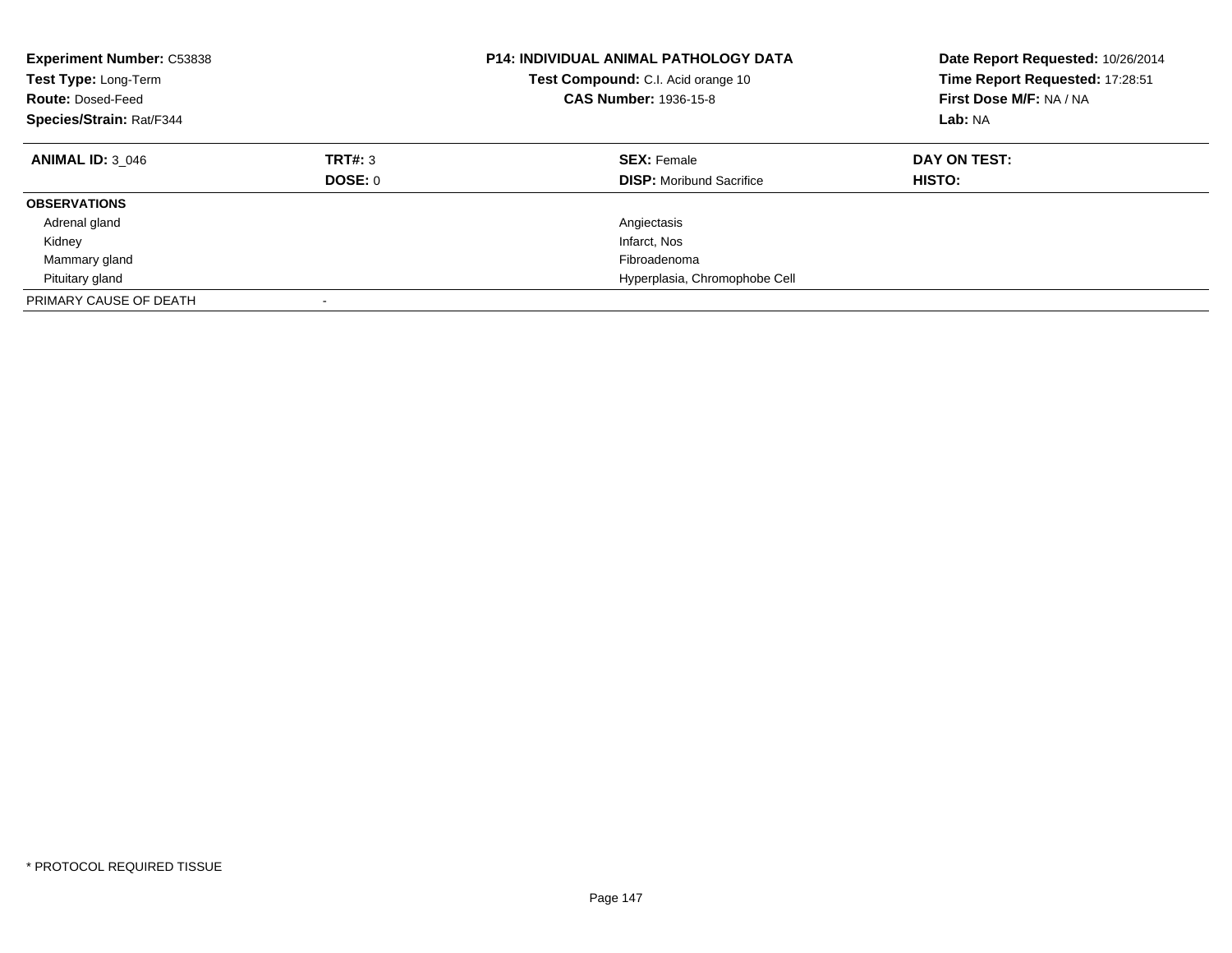**Experiment Number:** C53838
**Test Type:** Long-Term
**Route:** Dosed-Feed
**Species/Strain:** Rat/F344

**P14: INDIVIDUAL ANIMAL PATHOLOGY DATA**
**Test Compound:** C.I. Acid orange 10
**CAS Number:** 1936-15-8

**Date Report Requested:** 10/26/2014
**Time Report Requested:** 17:28:51
**First Dose M/F:** NA / NA
**Lab:** NA

| **ANIMAL ID:** 3_046 | **TRT#:** 3 | **SEX:** Female | **DAY ON TEST:** |
|---|---|---|---|
| | **DOSE:** 0 | **DISP:** Moribund Sacrifice | **HISTO:** |
| **OBSERVATIONS** | | | |
| Adrenal gland | | Angiectasis | |
| Kidney | | Infarct, Nos | |
| Mammary gland | | Fibroadenoma | |
| Pituitary gland | | Hyperplasia, Chromophobe Cell | |
| PRIMARY CAUSE OF DEATH | - | | |

* PROTOCOL REQUIRED TISSUE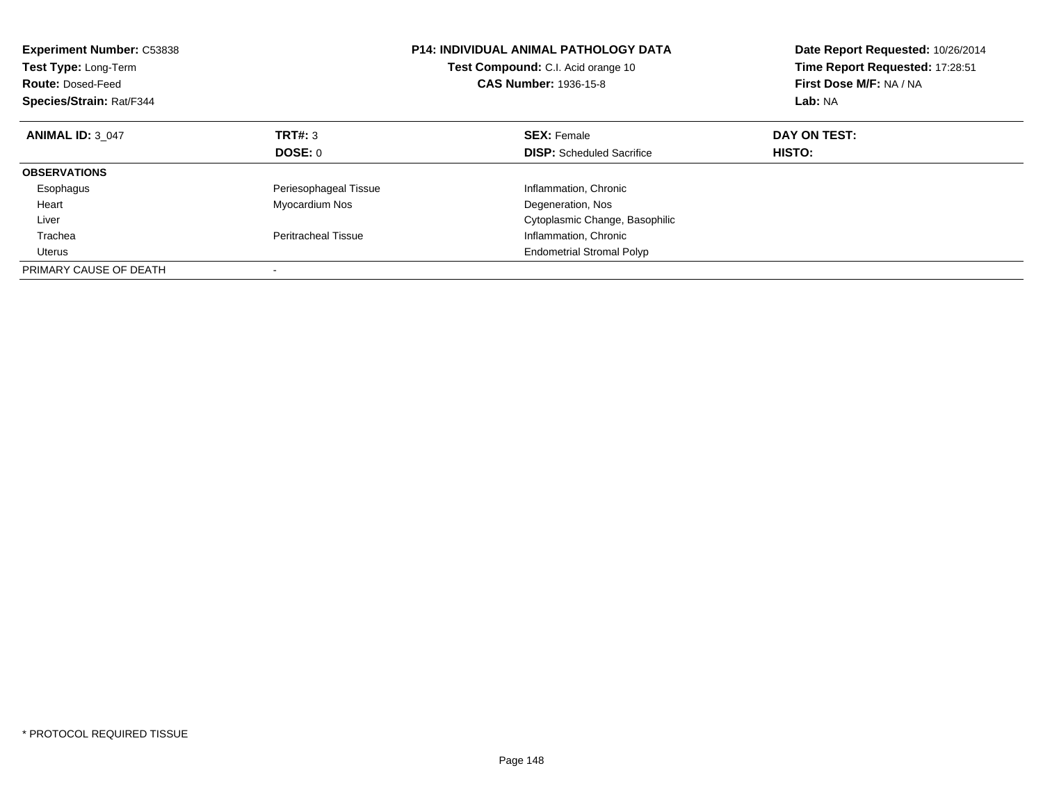**Experiment Number:** C53838
**Test Type:** Long-Term
**Route:** Dosed-Feed
**Species/Strain:** Rat/F344

**P14: INDIVIDUAL ANIMAL PATHOLOGY DATA**
**Test Compound:** C.I. Acid orange 10
**CAS Number:** 1936-15-8

**Date Report Requested:** 10/26/2014
**Time Report Requested:** 17:28:51
**First Dose M/F:** NA / NA
**Lab:** NA

| **ANIMAL ID:** 3_047 | **TRT#:** 3 | **SEX:** Female | **DAY ON TEST:** |
|---|---|---|---|
| | **DOSE:** 0 | **DISP:** Scheduled Sacrifice | **HISTO:** |
| **OBSERVATIONS** | | | |
| Esophagus | Periesophageal Tissue | Inflammation, Chronic | |
| Heart | Myocardium Nos | Degeneration, Nos | |
| Liver | | Cytoplasmic Change, Basophilic | |
| Trachea | Peritracheal Tissue | Inflammation, Chronic | |
| Uterus | | Endometrial Stromal Polyp | |
| PRIMARY CAUSE OF DEATH | - | | |

* PROTOCOL REQUIRED TISSUE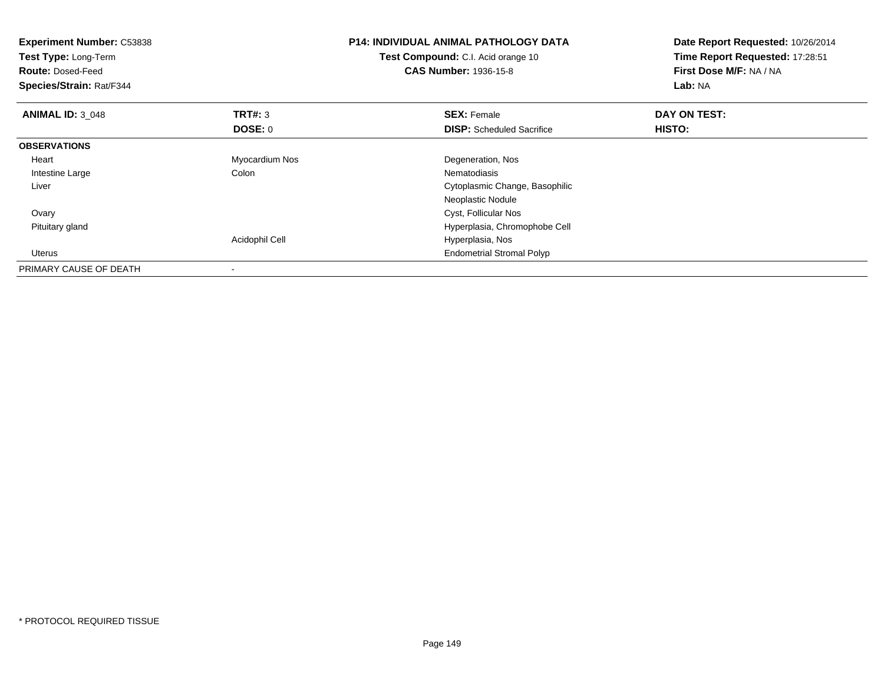**Experiment Number:** C53838
**Test Type:** Long-Term
**Route:** Dosed-Feed
**Species/Strain:** Rat/F344

**P14: INDIVIDUAL ANIMAL PATHOLOGY DATA**
**Test Compound:** C.I. Acid orange 10
**CAS Number:** 1936-15-8

**Date Report Requested:** 10/26/2014
**Time Report Requested:** 17:28:51
**First Dose M/F:** NA / NA
**Lab:** NA

| **ANIMAL ID:** 3_048 | **TRT#:** 3 | **SEX:** Female | **DAY ON TEST:** |
|---|---|---|---|
| | **DOSE:** 0 | **DISP:** Scheduled Sacrifice | **HISTO:** |
| **OBSERVATIONS** | | | |
| Heart | Myocardium Nos | Degeneration, Nos | |
| Intestine Large | Colon | Nematodiasis | |
| Liver | | Cytoplasmic Change, Basophilic | |
| | | Neoplastic Nodule | |
| Ovary | | Cyst, Follicular Nos | |
| Pituitary gland | | Hyperplasia, Chromophobe Cell | |
| | Acidophil Cell | Hyperplasia, Nos | |
| Uterus | | Endometrial Stromal Polyp | |
| PRIMARY CAUSE OF DEATH | - | | |

* PROTOCOL REQUIRED TISSUE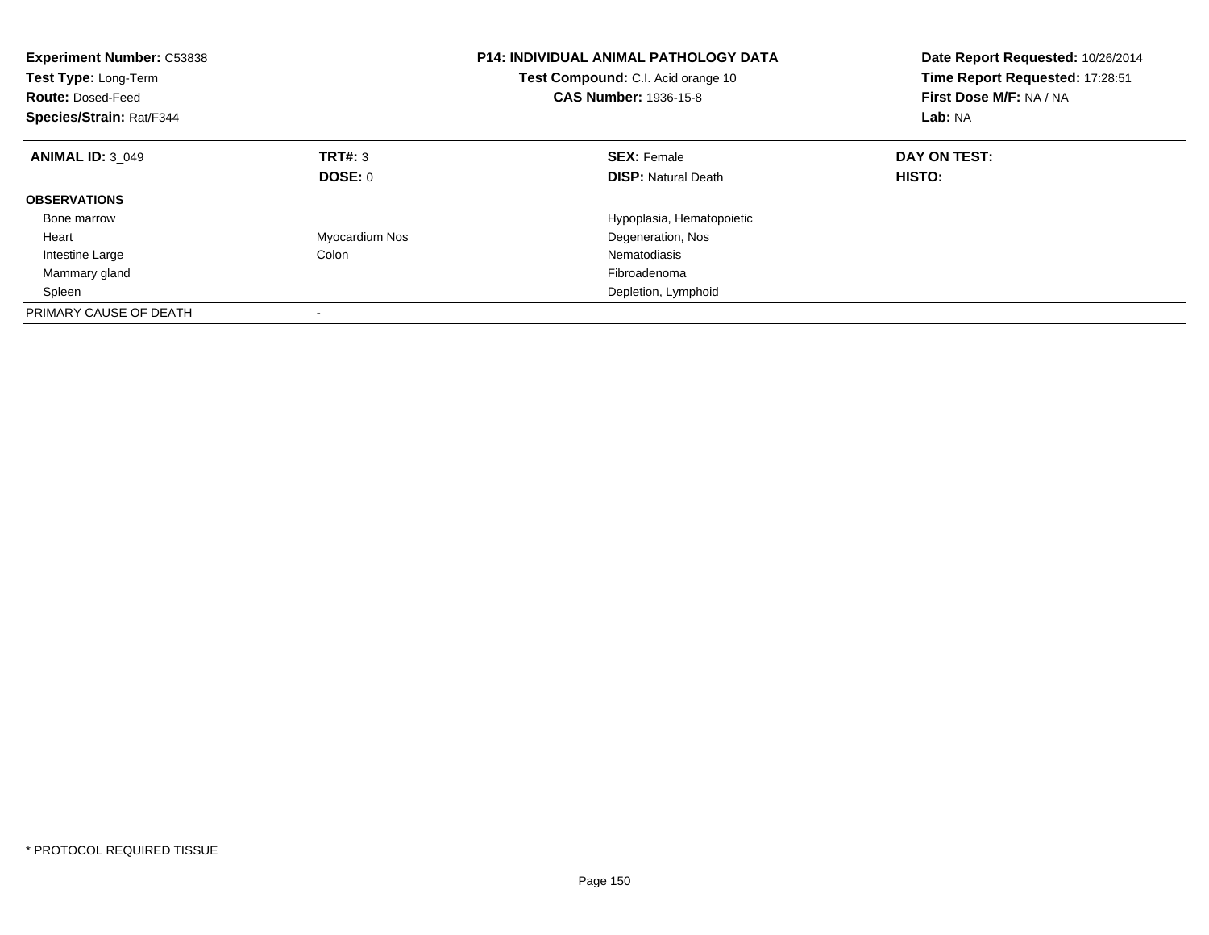**Experiment Number:** C53838
**Test Type:** Long-Term
**Route:** Dosed-Feed
**Species/Strain:** Rat/F344

**P14: INDIVIDUAL ANIMAL PATHOLOGY DATA**
**Test Compound:** C.I. Acid orange 10
**CAS Number:** 1936-15-8

**Date Report Requested:** 10/26/2014
**Time Report Requested:** 17:28:51
**First Dose M/F:** NA / NA
**Lab:** NA

| **ANIMAL ID:** 3_049 | **TRT#:** 3 | **SEX:** Female | **DAY ON TEST:** |
|---|---|---|---|
| | **DOSE:** 0 | **DISP:** Natural Death | **HISTO:** |
| **OBSERVATIONS** | | | |
| Bone marrow | | Hypoplasia, Hematopoietic | |
| Heart | Myocardium Nos | Degeneration, Nos | |
| Intestine Large | Colon | Nematodiasis | |
| Mammary gland | | Fibroadenoma | |
| Spleen | | Depletion, Lymphoid | |
| PRIMARY CAUSE OF DEATH | - | | |

* PROTOCOL REQUIRED TISSUE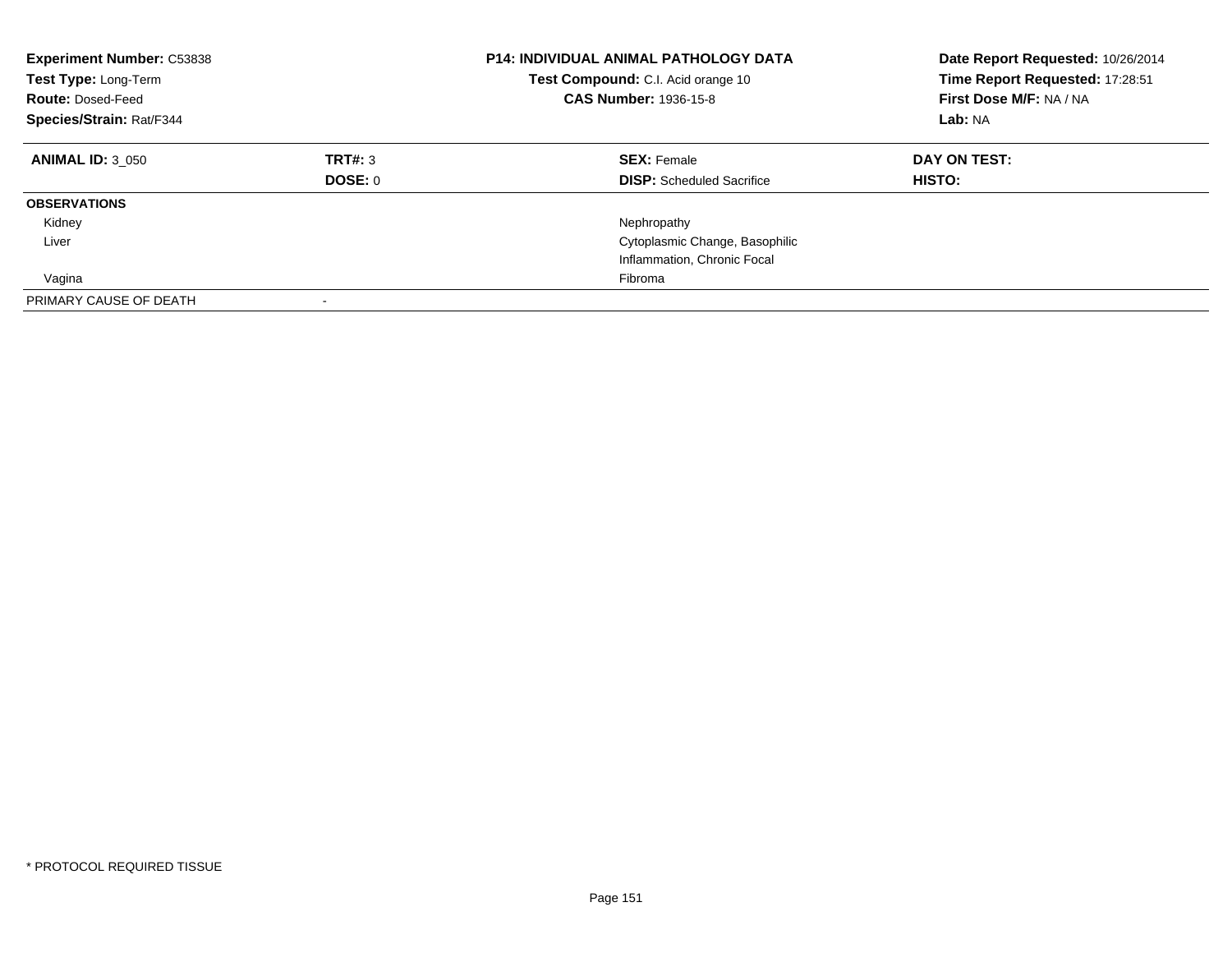**Experiment Number:** C53838
**Test Type:** Long-Term
**Route:** Dosed-Feed
**Species/Strain:** Rat/F344

**P14: INDIVIDUAL ANIMAL PATHOLOGY DATA**
**Test Compound:** C.I. Acid orange 10
**CAS Number:** 1936-15-8

**Date Report Requested:** 10/26/2014
**Time Report Requested:** 17:28:51
**First Dose M/F:** NA / NA
**Lab:** NA

| **ANIMAL ID:** 3_050 | **TRT#:** 3 | **SEX:** Female | **DAY ON TEST:** |
|---|---|---|---|
| | **DOSE:** 0 | **DISP:** Scheduled Sacrifice | **HISTO:** |
| **OBSERVATIONS** | | | |
| Kidney | | Nephropathy | |
| Liver | | Cytoplasmic Change, Basophilic | |
| | | Inflammation, Chronic Focal | |
| Vagina | | Fibroma | |
| PRIMARY CAUSE OF DEATH | - | | |

* PROTOCOL REQUIRED TISSUE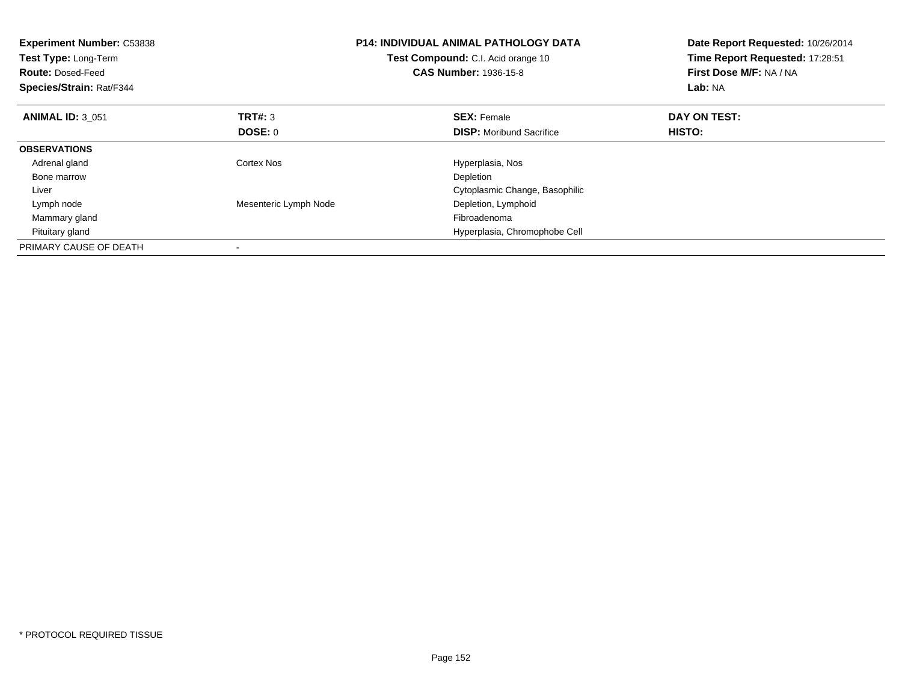**Experiment Number:** C53838
**Test Type:** Long-Term
**Route:** Dosed-Feed
**Species/Strain:** Rat/F344

**P14: INDIVIDUAL ANIMAL PATHOLOGY DATA**
**Test Compound:** C.I. Acid orange 10
**CAS Number:** 1936-15-8

**Date Report Requested:** 10/26/2014
**Time Report Requested:** 17:28:51
**First Dose M/F:** NA / NA
**Lab:** NA

| **ANIMAL ID:** 3_051 | **TRT#:** 3 | **SEX:** Female | **DAY ON TEST:** |
|---|---|---|---|
| | **DOSE:** 0 | **DISP:** Moribund Sacrifice | **HISTO:** |
| **OBSERVATIONS** | | | |
| Adrenal gland | Cortex Nos | Hyperplasia, Nos | |
| Bone marrow | | Depletion | |
| Liver | | Cytoplasmic Change, Basophilic | |
| Lymph node | Mesenteric Lymph Node | Depletion, Lymphoid | |
| Mammary gland | | Fibroadenoma | |
| Pituitary gland | | Hyperplasia, Chromophobe Cell | |
| PRIMARY CAUSE OF DEATH | - | | |

* PROTOCOL REQUIRED TISSUE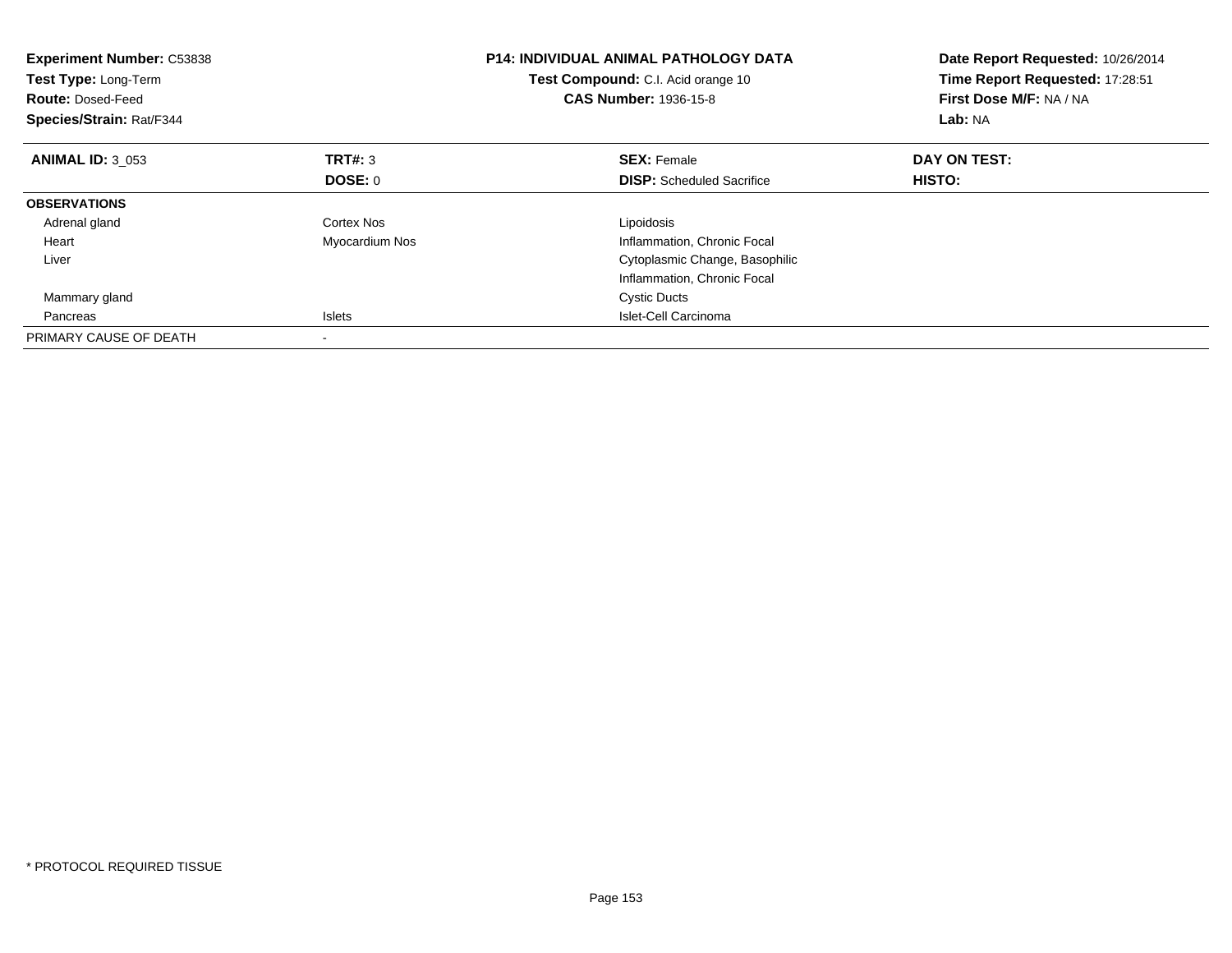**Experiment Number:** C53838
**Test Type:** Long-Term
**Route:** Dosed-Feed
**Species/Strain:** Rat/F344

**P14: INDIVIDUAL ANIMAL PATHOLOGY DATA**
**Test Compound:** C.I. Acid orange 10
**CAS Number:** 1936-15-8

**Date Report Requested:** 10/26/2014
**Time Report Requested:** 17:28:51
**First Dose M/F:** NA / NA
**Lab:** NA

| **ANIMAL ID:** 3_053 | **TRT#:** 3 | **SEX:** Female | **DAY ON TEST:** |
|---|---|---|---|
| | **DOSE:** 0 | **DISP:** Scheduled Sacrifice | **HISTO:** |
| **OBSERVATIONS** | | | |
| Adrenal gland | Cortex Nos | Lipoidosis | |
| Heart | Myocardium Nos | Inflammation, Chronic Focal | |
| Liver | | Cytoplasmic Change, Basophilic | |
| | | Inflammation, Chronic Focal | |
| Mammary gland | | Cystic Ducts | |
| Pancreas | Islets | Islet-Cell Carcinoma | |
| PRIMARY CAUSE OF DEATH | - | | |

\* PROTOCOL REQUIRED TISSUE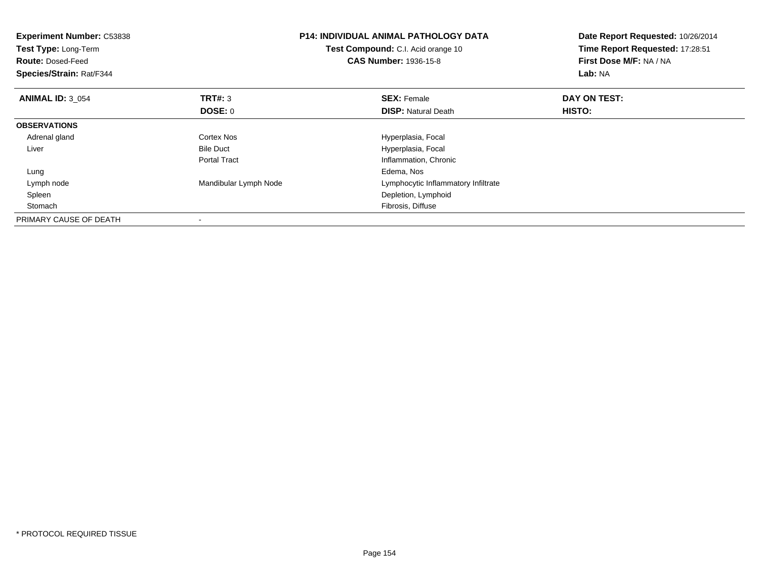**Experiment Number:** C53838
**Test Type:** Long-Term
**Route:** Dosed-Feed
**Species/Strain:** Rat/F344

**P14: INDIVIDUAL ANIMAL PATHOLOGY DATA**
**Test Compound:** C.I. Acid orange 10
**CAS Number:** 1936-15-8

**Date Report Requested:** 10/26/2014
**Time Report Requested:** 17:28:51
**First Dose M/F:** NA / NA
**Lab:** NA

| **ANIMAL ID:** 3_054 | **TRT#:** 3 | **SEX:** Female | **DAY ON TEST:** |
|---|---|---|---|
| | **DOSE:** 0 | **DISP:** Natural Death | **HISTO:** |
| **OBSERVATIONS** | | | |
| Adrenal gland | Cortex Nos | Hyperplasia, Focal | |
| Liver | Bile Duct | Hyperplasia, Focal | |
| | Portal Tract | Inflammation, Chronic | |
| Lung | | Edema, Nos | |
| Lymph node | Mandibular Lymph Node | Lymphocytic Inflammatory Infiltrate | |
| Spleen | | Depletion, Lymphoid | |
| Stomach | | Fibrosis, Diffuse | |
| PRIMARY CAUSE OF DEATH | - | | |

* PROTOCOL REQUIRED TISSUE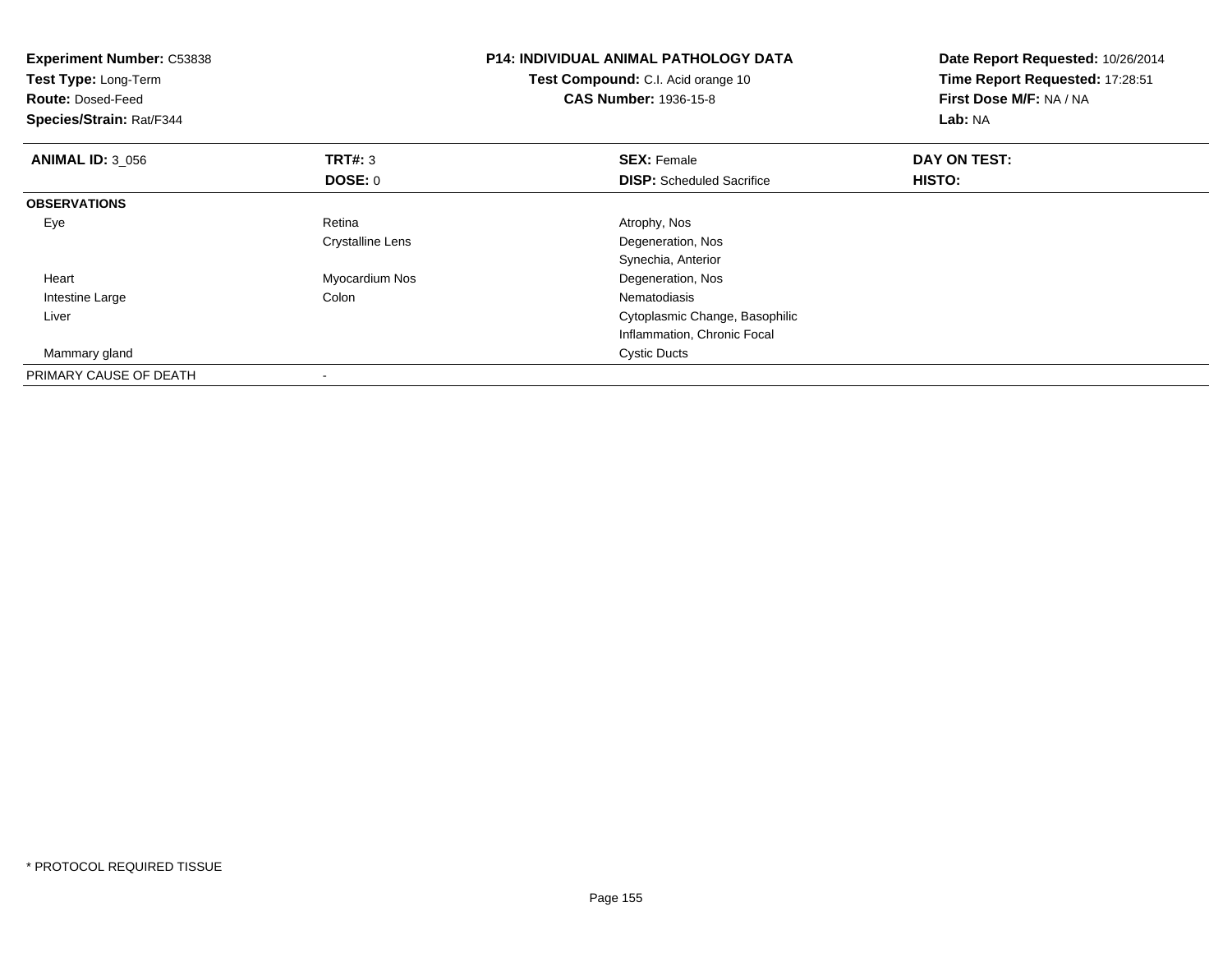**Experiment Number:** C53838
**Test Type:** Long-Term
**Route:** Dosed-Feed
**Species/Strain:** Rat/F344

**P14: INDIVIDUAL ANIMAL PATHOLOGY DATA**
**Test Compound:** C.I. Acid orange 10
**CAS Number:** 1936-15-8

**Date Report Requested:** 10/26/2014
**Time Report Requested:** 17:28:51
**First Dose M/F:** NA / NA
**Lab:** NA

| **ANIMAL ID:** 3_056 | **TRT#:** 3 | **SEX:** Female | **DAY ON TEST:** |
|---|---|---|---|
| | **DOSE:** 0 | **DISP:** Scheduled Sacrifice | **HISTO:** |
| **OBSERVATIONS** | | | |
| Eye | Retina | Atrophy, Nos | |
| | Crystalline Lens | Degeneration, Nos | |
| | | Synechia, Anterior | |
| Heart | Myocardium Nos | Degeneration, Nos | |
| Intestine Large | Colon | Nematodiasis | |
| Liver | | Cytoplasmic Change, Basophilic | |
| | | Inflammation, Chronic Focal | |
| Mammary gland | | Cystic Ducts | |
| PRIMARY CAUSE OF DEATH | - | | |

* PROTOCOL REQUIRED TISSUE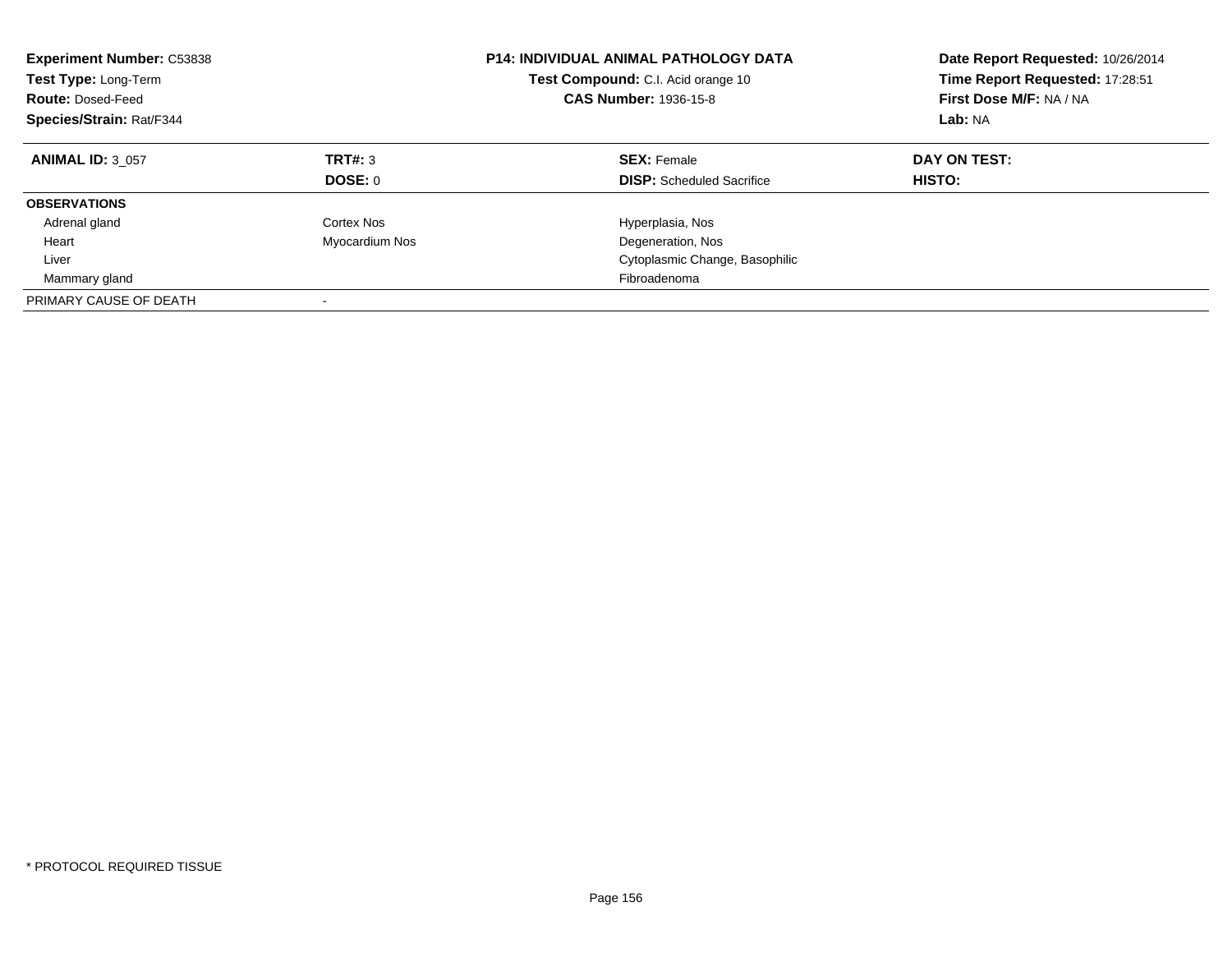**Experiment Number:** C53838
**Test Type:** Long-Term
**Route:** Dosed-Feed
**Species/Strain:** Rat/F344

**P14: INDIVIDUAL ANIMAL PATHOLOGY DATA**
**Test Compound:** C.I. Acid orange 10
**CAS Number:** 1936-15-8

**Date Report Requested:** 10/26/2014
**Time Report Requested:** 17:28:51
**First Dose M/F:** NA / NA
**Lab:** NA

| **ANIMAL ID:** 3_057 | **TRT#:** 3 | **SEX:** Female | **DAY ON TEST:** |
|---|---|---|---|
| | **DOSE:** 0 | **DISP:** Scheduled Sacrifice | **HISTO:** |
| **OBSERVATIONS** | | | |
| Adrenal gland | Cortex Nos | Hyperplasia, Nos | |
| Heart | Myocardium Nos | Degeneration, Nos | |
| Liver | | Cytoplasmic Change, Basophilic | |
| Mammary gland | | Fibroadenoma | |
| PRIMARY CAUSE OF DEATH | - | | |

* PROTOCOL REQUIRED TISSUE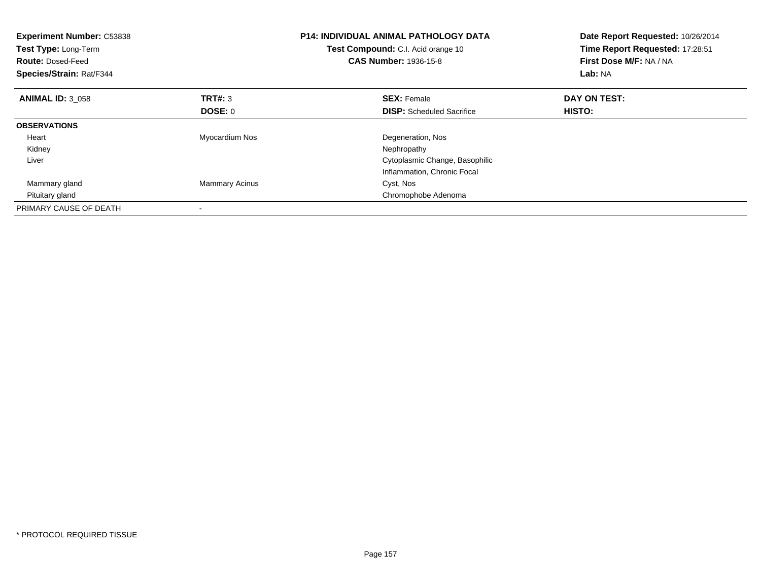**Experiment Number:** C53838
**Test Type:** Long-Term
**Route:** Dosed-Feed
**Species/Strain:** Rat/F344

**P14: INDIVIDUAL ANIMAL PATHOLOGY DATA**
**Test Compound:** C.I. Acid orange 10
**CAS Number:** 1936-15-8

**Date Report Requested:** 10/26/2014
**Time Report Requested:** 17:28:51
**First Dose M/F:** NA / NA
**Lab:** NA

| **ANIMAL ID:** 3_058 | **TRT#:** 3 | **SEX:** Female | **DAY ON TEST:** |
|---|---|---|---|
| | **DOSE:** 0 | **DISP:** Scheduled Sacrifice | **HISTO:** |
| **OBSERVATIONS** | | | |
| Heart | Myocardium Nos | Degeneration, Nos | |
| Kidney | | Nephropathy | |
| Liver | | Cytoplasmic Change, Basophilic | |
| | | Inflammation, Chronic Focal | |
| Mammary gland | Mammary Acinus | Cyst, Nos | |
| Pituitary gland | | Chromophobe Adenoma | |
| PRIMARY CAUSE OF DEATH | - | | |

* PROTOCOL REQUIRED TISSUE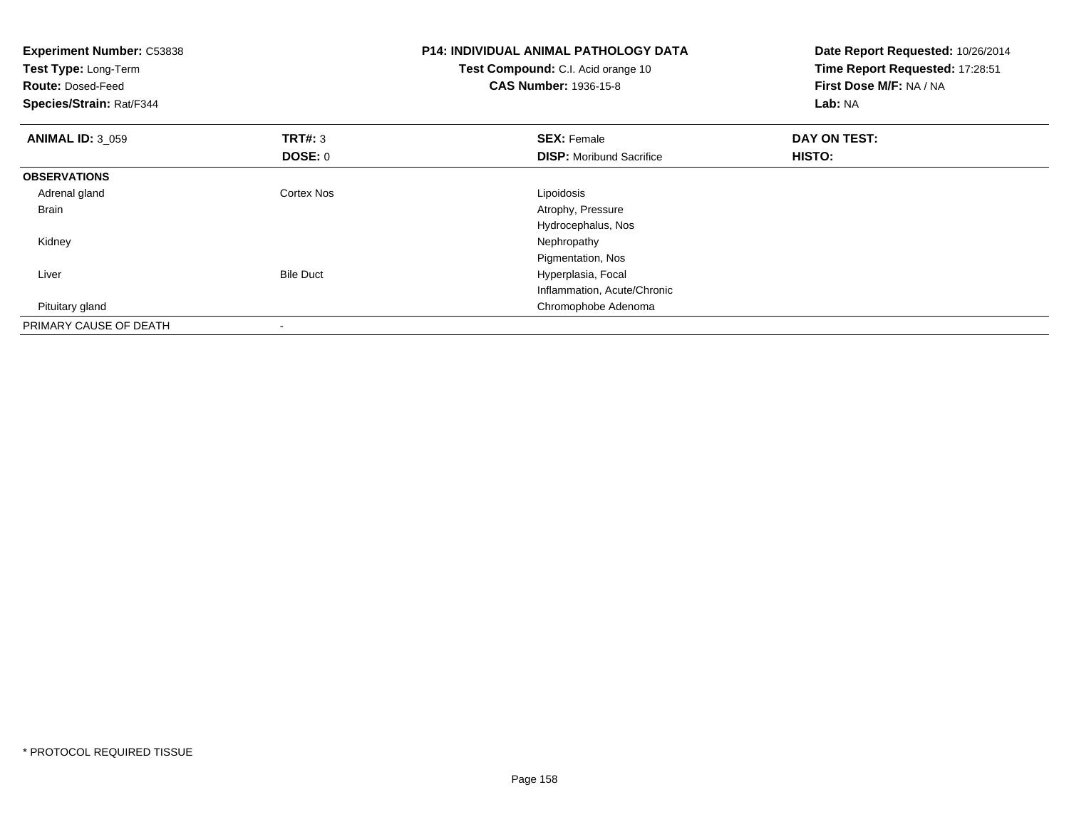**Experiment Number:** C53838
**Test Type:** Long-Term
**Route:** Dosed-Feed
**Species/Strain:** Rat/F344

**P14: INDIVIDUAL ANIMAL PATHOLOGY DATA**
**Test Compound:** C.I. Acid orange 10
**CAS Number:** 1936-15-8

**Date Report Requested:** 10/26/2014
**Time Report Requested:** 17:28:51
**First Dose M/F:** NA / NA
**Lab:** NA

| **ANIMAL ID:** 3_059 | **TRT#:** 3 | **SEX:** Female | **DAY ON TEST:** |
|---|---|---|---|
| | **DOSE:** 0 | **DISP:** Moribund Sacrifice | **HISTO:** |
| **OBSERVATIONS** | | | |
| Adrenal gland | Cortex Nos | Lipoidosis | |
| Brain | | Atrophy, Pressure | |
| | | Hydrocephalus, Nos | |
| Kidney | | Nephropathy | |
| | | Pigmentation, Nos | |
| Liver | Bile Duct | Hyperplasia, Focal | |
| | | Inflammation, Acute/Chronic | |
| Pituitary gland | | Chromophobe Adenoma | |
| PRIMARY CAUSE OF DEATH | - | | |

* PROTOCOL REQUIRED TISSUE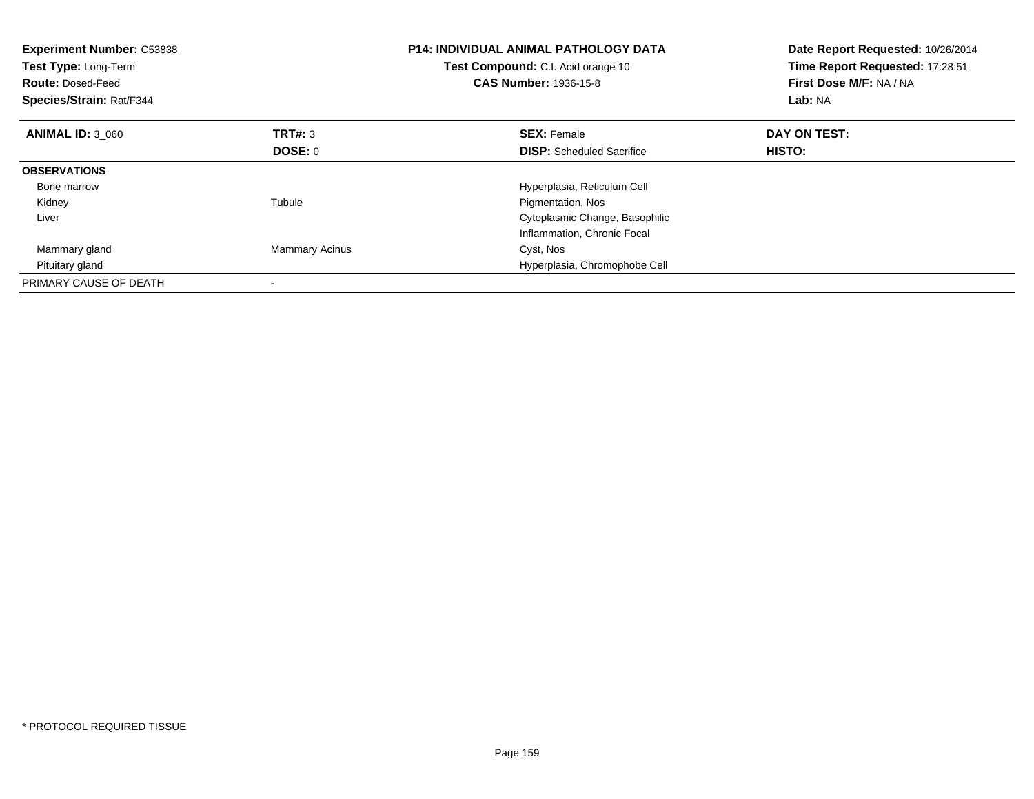**Experiment Number:** C53838
**Test Type:** Long-Term
**Route:** Dosed-Feed
**Species/Strain:** Rat/F344

**P14: INDIVIDUAL ANIMAL PATHOLOGY DATA**
**Test Compound:** C.I. Acid orange 10
**CAS Number:** 1936-15-8

**Date Report Requested:** 10/26/2014
**Time Report Requested:** 17:28:51
**First Dose M/F:** NA / NA
**Lab:** NA

| **ANIMAL ID:** 3_060 | **TRT#:** 3 | **SEX:** Female | **DAY ON TEST:** |
|---|---|---|---|
| | **DOSE:** 0 | **DISP:** Scheduled Sacrifice | **HISTO:** |
| **OBSERVATIONS** | | | |
| Bone marrow | | Hyperplasia, Reticulum Cell | |
| Kidney | Tubule | Pigmentation, Nos | |
| Liver | | Cytoplasmic Change, Basophilic | |
| | | Inflammation, Chronic Focal | |
| Mammary gland | Mammary Acinus | Cyst, Nos | |
| Pituitary gland | | Hyperplasia, Chromophobe Cell | |
| PRIMARY CAUSE OF DEATH | - | | |

\* PROTOCOL REQUIRED TISSUE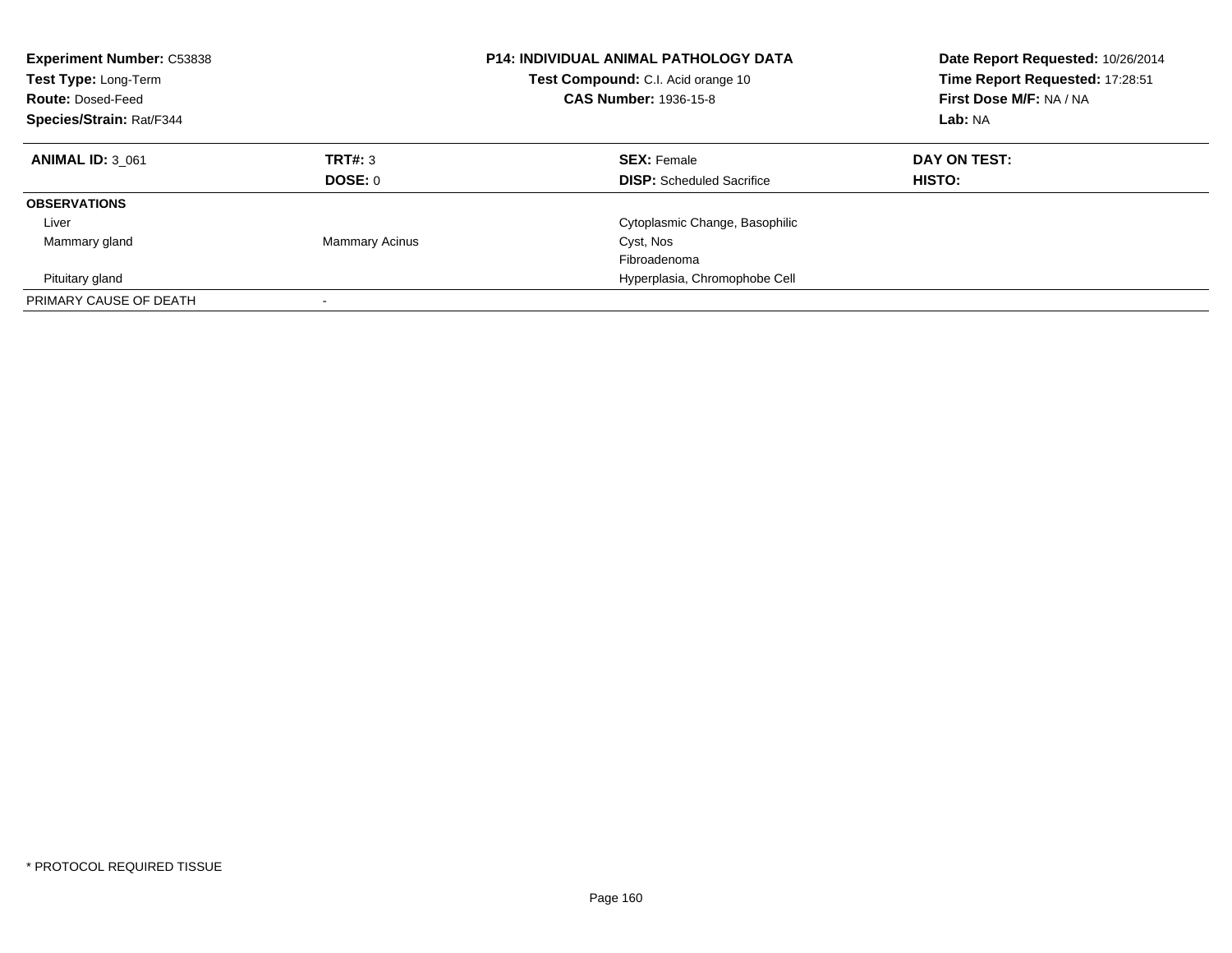| **Experiment Number:** C53838 | **P14: INDIVIDUAL ANIMAL PATHOLOGY DATA** | **Date Report Requested:** 10/26/2014 |
|---|---|---|
| **Test Type:** Long-Term | **Test Compound:** C.I. Acid orange 10 | **Time Report Requested:** 17:28:51 |
| **Route:** Dosed-Feed | **CAS Number:** 1936-15-8 | **First Dose M/F:** NA / NA |
| **Species/Strain:** Rat/F344 | | **Lab:** NA |

| **ANIMAL ID:** 3_061 | **TRT#:** 3 | **SEX:** Female | **DAY ON TEST:** |
|---|---|---|---|
| | **DOSE:** 0 | **DISP:** Scheduled Sacrifice | **HISTO:** |
| **OBSERVATIONS** | | | |
| Liver | | Cytoplasmic Change, Basophilic | |
| Mammary gland | Mammary Acinus | Cyst, Nos | |
| | | Fibroadenoma | |
| Pituitary gland | | Hyperplasia, Chromophobe Cell | |
| PRIMARY CAUSE OF DEATH | - | | |

* PROTOCOL REQUIRED TISSUE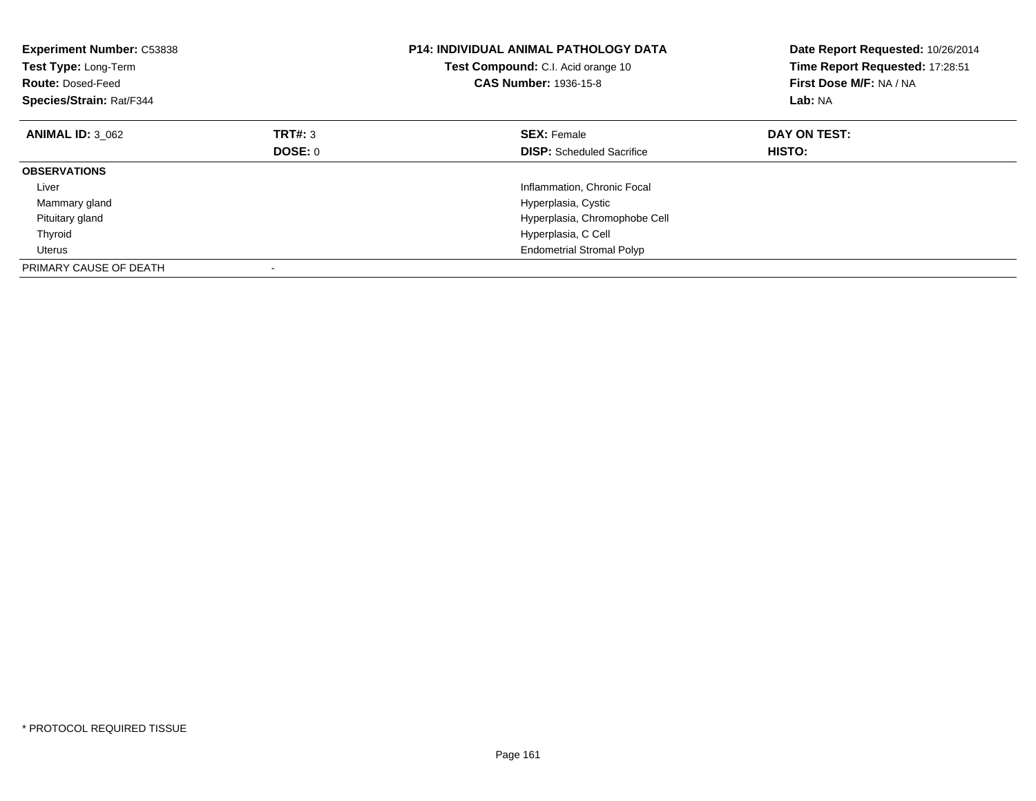**Experiment Number:** C53838
**Test Type:** Long-Term
**Route:** Dosed-Feed
**Species/Strain:** Rat/F344

**P14: INDIVIDUAL ANIMAL PATHOLOGY DATA**
**Test Compound:** C.I. Acid orange 10
**CAS Number:** 1936-15-8

**Date Report Requested:** 10/26/2014
**Time Report Requested:** 17:28:51
**First Dose M/F:** NA / NA
**Lab:** NA

| **ANIMAL ID:** 3_062 | **TRT#:** 3 | **SEX:** Female | **DAY ON TEST:** |
|---|---|---|---|
| | **DOSE:** 0 | **DISP:** Scheduled Sacrifice | **HISTO:** |
| **OBSERVATIONS** | | | |
| Liver | | Inflammation, Chronic Focal | |
| Mammary gland | | Hyperplasia, Cystic | |
| Pituitary gland | | Hyperplasia, Chromophobe Cell | |
| Thyroid | | Hyperplasia, C Cell | |
| Uterus | | Endometrial Stromal Polyp | |
| PRIMARY CAUSE OF DEATH | - | | |

* PROTOCOL REQUIRED TISSUE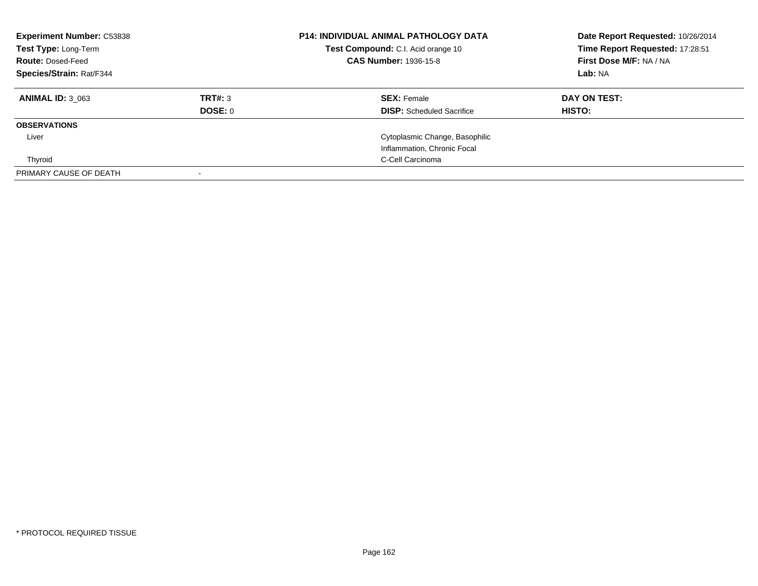**Experiment Number:** C53838
**Test Type:** Long-Term
**Route:** Dosed-Feed
**Species/Strain:** Rat/F344

**P14: INDIVIDUAL ANIMAL PATHOLOGY DATA**
**Test Compound:** C.I. Acid orange 10
**CAS Number:** 1936-15-8

**Date Report Requested:** 10/26/2014
**Time Report Requested:** 17:28:51
**First Dose M/F:** NA / NA
**Lab:** NA

| **ANIMAL ID:** 3_063 | **TRT#:** 3 | **SEX:** Female | **DAY ON TEST:** |
|---|---|---|---|
| | **DOSE:** 0 | **DISP:** Scheduled Sacrifice | **HISTO:** |
| **OBSERVATIONS** | | | |
| Liver | | Cytoplasmic Change, Basophilic | |
| | | Inflammation, Chronic Focal | |
| Thyroid | | C-Cell Carcinoma | |
| PRIMARY CAUSE OF DEATH | - | | |

* PROTOCOL REQUIRED TISSUE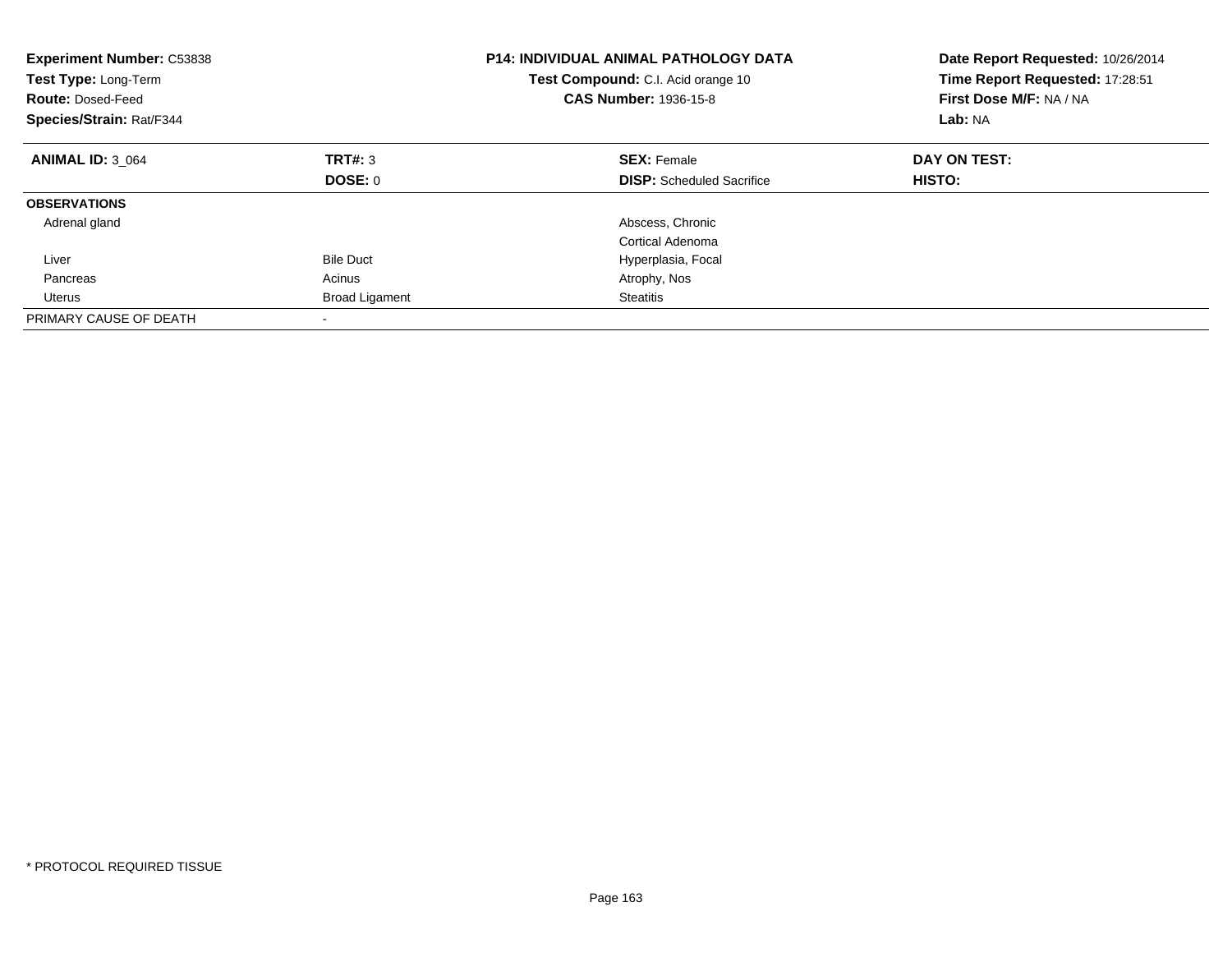**Experiment Number:** C53838
**Test Type:** Long-Term
**Route:** Dosed-Feed
**Species/Strain:** Rat/F344

**P14: INDIVIDUAL ANIMAL PATHOLOGY DATA**
**Test Compound:** C.I. Acid orange 10
**CAS Number:** 1936-15-8

**Date Report Requested:** 10/26/2014
**Time Report Requested:** 17:28:51
**First Dose M/F:** NA / NA
**Lab:** NA

| **ANIMAL ID:** 3_064 | **TRT#:** 3 | **SEX:** Female | **DAY ON TEST:** |
|---|---|---|---|
| | **DOSE:** 0 | **DISP:** Scheduled Sacrifice | **HISTO:** |
| **OBSERVATIONS** | | | |
| Adrenal gland | | Abscess, Chronic | |
| | | Cortical Adenoma | |
| Liver | Bile Duct | Hyperplasia, Focal | |
| Pancreas | Acinus | Atrophy, Nos | |
| Uterus | Broad Ligament | Steatitis | |
| PRIMARY CAUSE OF DEATH | - | | |

\* PROTOCOL REQUIRED TISSUE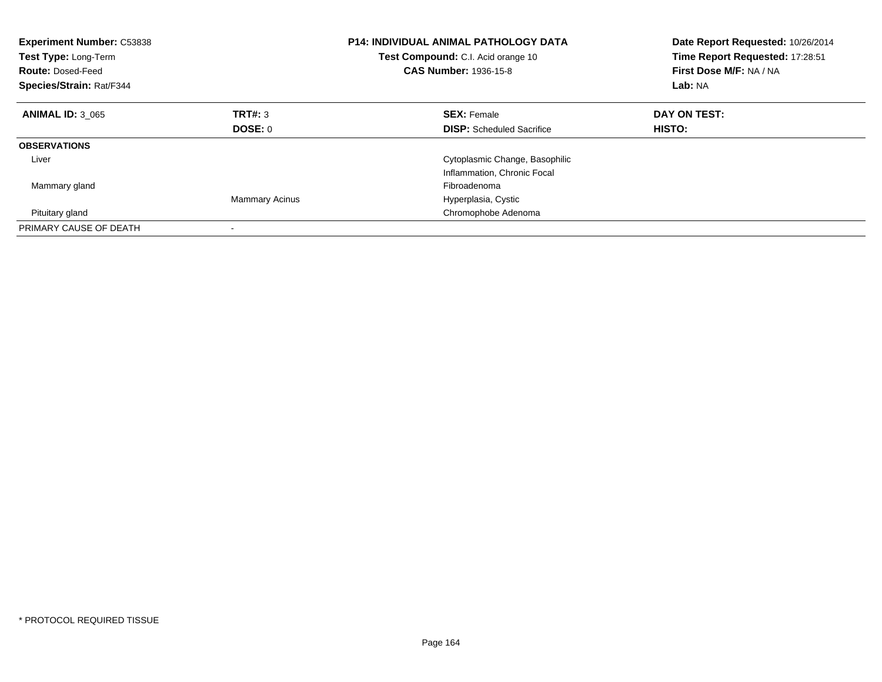**Experiment Number:** C53838
**Test Type:** Long-Term
**Route:** Dosed-Feed
**Species/Strain:** Rat/F344

**P14: INDIVIDUAL ANIMAL PATHOLOGY DATA**
**Test Compound:** C.I. Acid orange 10
**CAS Number:** 1936-15-8

**Date Report Requested:** 10/26/2014
**Time Report Requested:** 17:28:51
**First Dose M/F:** NA / NA
**Lab:** NA

| **ANIMAL ID:** 3_065 | **TRT#:** 3 | **SEX:** Female | **DAY ON TEST:** |
|---|---|---|---|
| | **DOSE:** 0 | **DISP:** Scheduled Sacrifice | **HISTO:** |
| **OBSERVATIONS** | | | |
| Liver | | Cytoplasmic Change, Basophilic | |
| | | Inflammation, Chronic Focal | |
| Mammary gland | | Fibroadenoma | |
| | Mammary Acinus | Hyperplasia, Cystic | |
| Pituitary gland | | Chromophobe Adenoma | |
| PRIMARY CAUSE OF DEATH | - | | |

* PROTOCOL REQUIRED TISSUE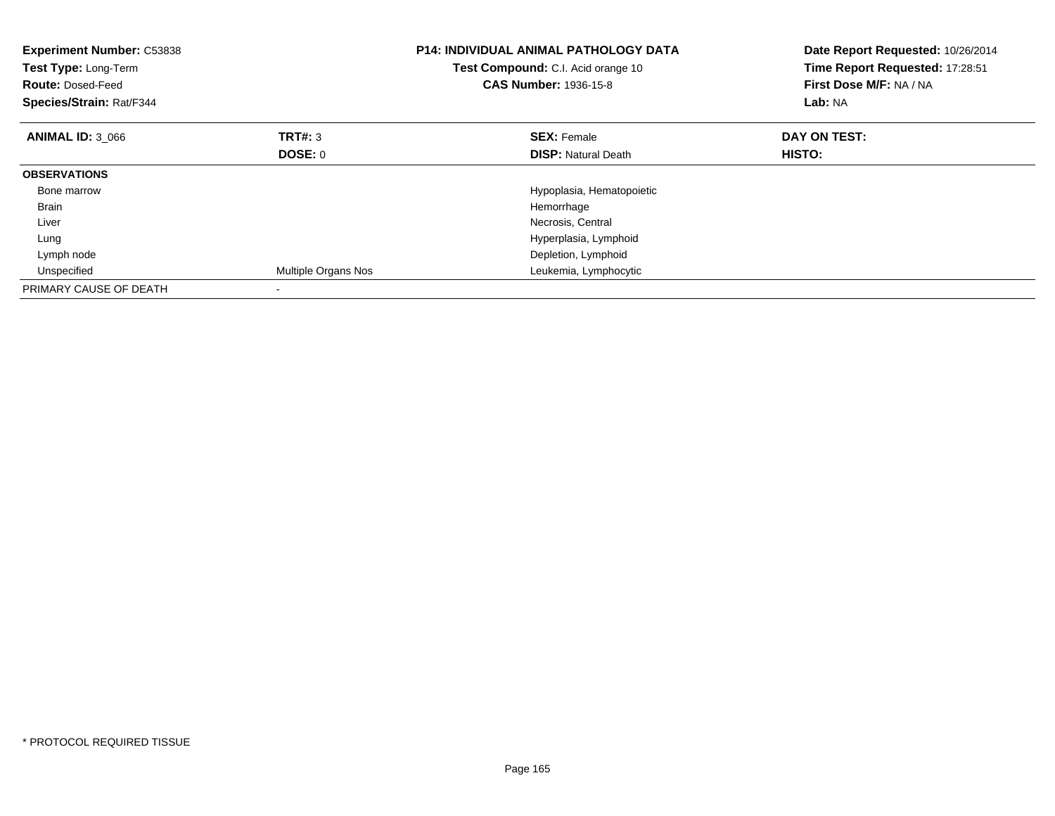**Experiment Number:** C53838
**Test Type:** Long-Term
**Route:** Dosed-Feed
**Species/Strain:** Rat/F344

**P14: INDIVIDUAL ANIMAL PATHOLOGY DATA**
**Test Compound:** C.I. Acid orange 10
**CAS Number:** 1936-15-8

**Date Report Requested:** 10/26/2014
**Time Report Requested:** 17:28:51
**First Dose M/F:** NA / NA
**Lab:** NA

| **ANIMAL ID:** 3_066 | **TRT#:** 3 | **SEX:** Female | **DAY ON TEST:** |
|---|---|---|---|
| | **DOSE:** 0 | **DISP:** Natural Death | **HISTO:** |
| **OBSERVATIONS** | | | |
| Bone marrow | | Hypoplasia, Hematopoietic | |
| Brain | | Hemorrhage | |
| Liver | | Necrosis, Central | |
| Lung | | Hyperplasia, Lymphoid | |
| Lymph node | | Depletion, Lymphoid | |
| Unspecified | Multiple Organs Nos | Leukemia, Lymphocytic | |
| PRIMARY CAUSE OF DEATH | - | | |

* PROTOCOL REQUIRED TISSUE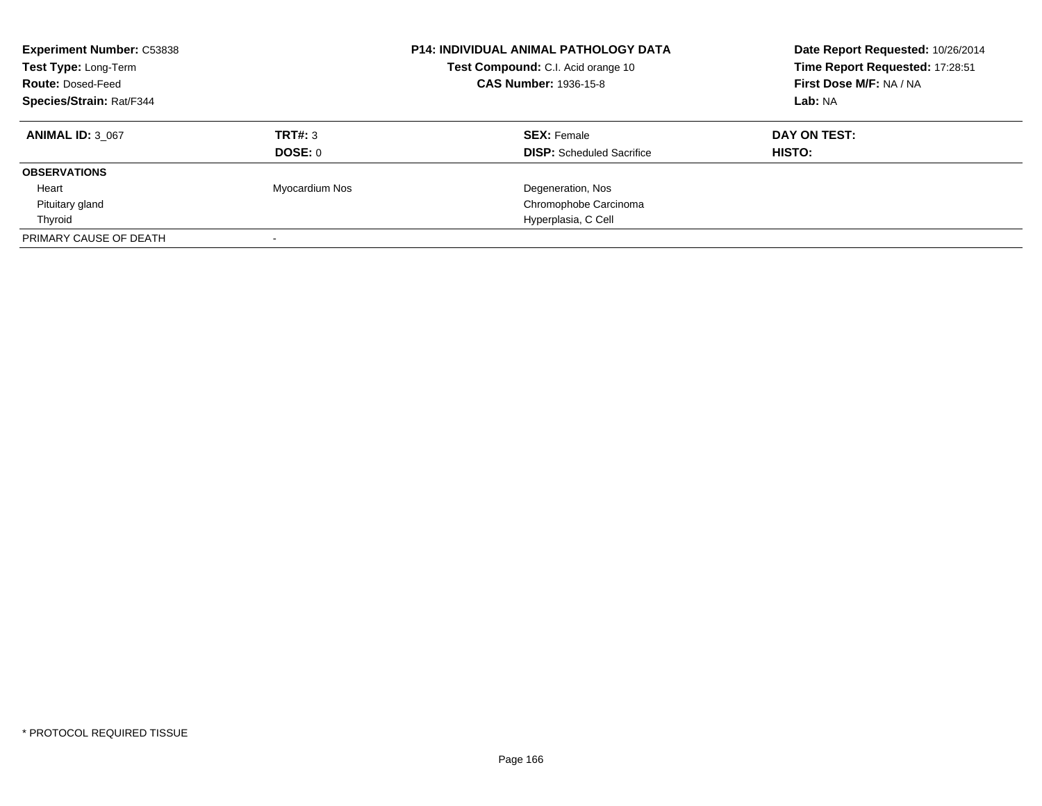**Experiment Number:** C53838
**Test Type:** Long-Term
**Route:** Dosed-Feed
**Species/Strain:** Rat/F344

**P14: INDIVIDUAL ANIMAL PATHOLOGY DATA**
**Test Compound:** C.I. Acid orange 10
**CAS Number:** 1936-15-8

**Date Report Requested:** 10/26/2014
**Time Report Requested:** 17:28:51
**First Dose M/F:** NA / NA
**Lab:** NA

| **ANIMAL ID:** 3_067 | **TRT#:** 3 | **SEX:** Female | **DAY ON TEST:** |
|---|---|---|---|
| | **DOSE:** 0 | **DISP:** Scheduled Sacrifice | **HISTO:** |
| **OBSERVATIONS** | | | |
| Heart | Myocardium Nos | Degeneration, Nos | |
| Pituitary gland | | Chromophobe Carcinoma | |
| Thyroid | | Hyperplasia, C Cell | |
| PRIMARY CAUSE OF DEATH | - | | |

* PROTOCOL REQUIRED TISSUE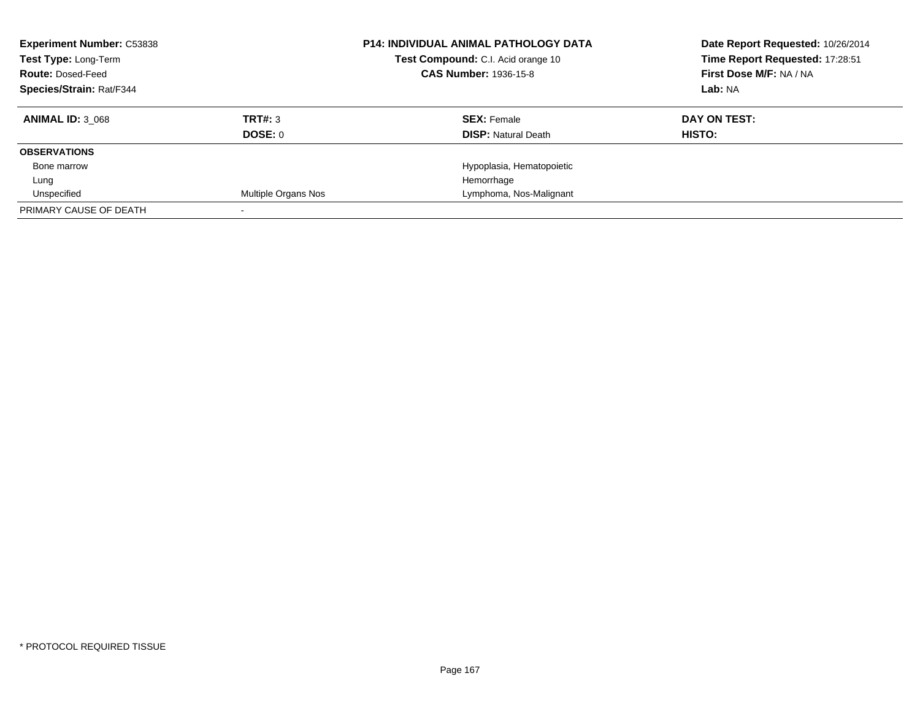**Experiment Number:** C53838
**Test Type:** Long-Term
**Route:** Dosed-Feed
**Species/Strain:** Rat/F344

**P14: INDIVIDUAL ANIMAL PATHOLOGY DATA**
**Test Compound:** C.I. Acid orange 10
**CAS Number:** 1936-15-8

**Date Report Requested:** 10/26/2014
**Time Report Requested:** 17:28:51
**First Dose M/F:** NA / NA
**Lab:** NA

| **ANIMAL ID:** 3_068 | **TRT#:** 3 | **SEX:** Female | **DAY ON TEST:** |
|---|---|---|---|
| | **DOSE:** 0 | **DISP:** Natural Death | **HISTO:** |
| **OBSERVATIONS** | | | |
| Bone marrow | | Hypoplasia, Hematopoietic | |
| Lung | | Hemorrhage | |
| Unspecified | Multiple Organs Nos | Lymphoma, Nos-Malignant | |
| PRIMARY CAUSE OF DEATH | - | | |

* PROTOCOL REQUIRED TISSUE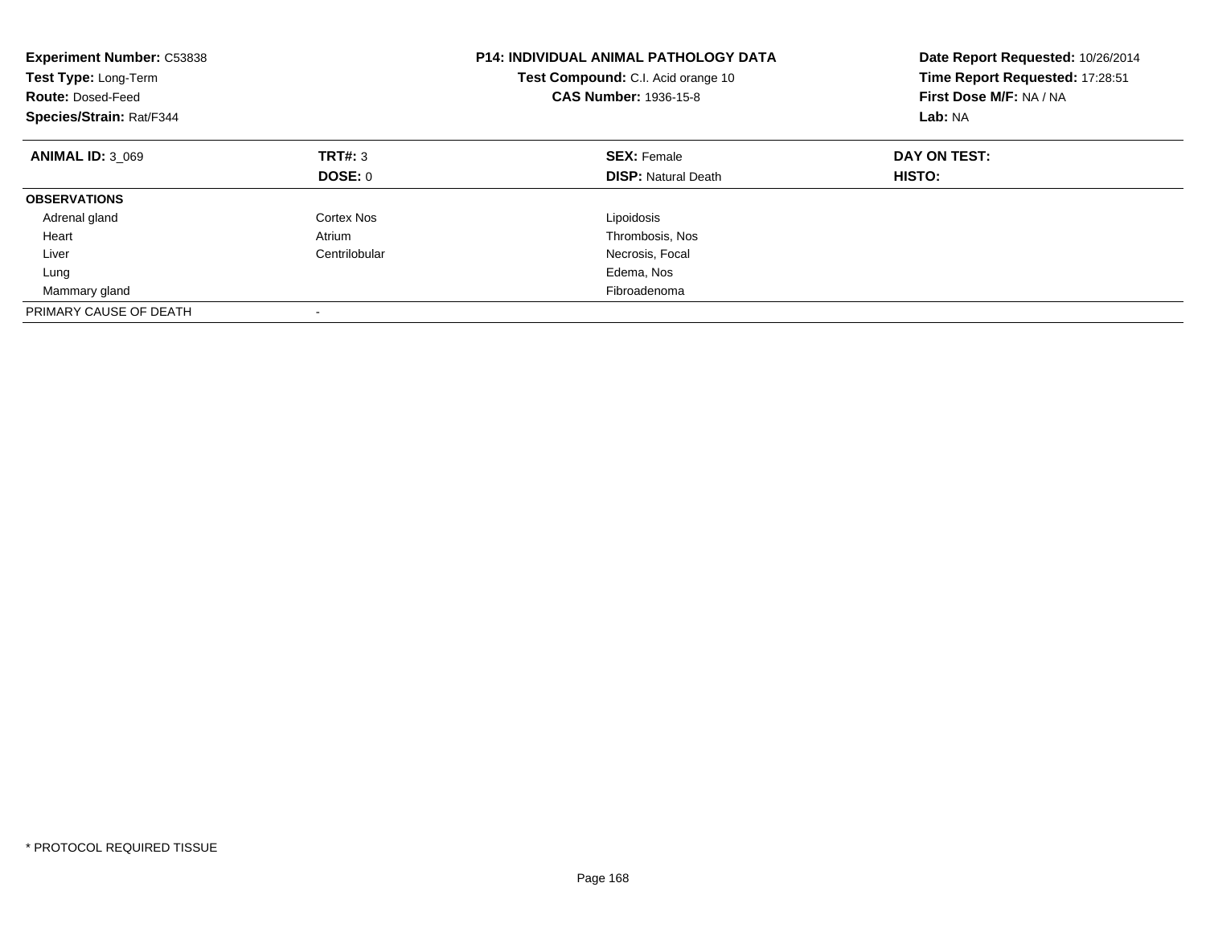**Experiment Number:** C53838
**Test Type:** Long-Term
**Route:** Dosed-Feed
**Species/Strain:** Rat/F344

**P14: INDIVIDUAL ANIMAL PATHOLOGY DATA**
**Test Compound:** C.I. Acid orange 10
**CAS Number:** 1936-15-8

**Date Report Requested:** 10/26/2014
**Time Report Requested:** 17:28:51
**First Dose M/F:** NA / NA
**Lab:** NA

| **ANIMAL ID:** 3_069 | **TRT#:** 3 | **SEX:** Female | **DAY ON TEST:** |
|---|---|---|---|
| | **DOSE:** 0 | **DISP:** Natural Death | **HISTO:** |
| **OBSERVATIONS** | | | |
| Adrenal gland | Cortex Nos | Lipoidosis | |
| Heart | Atrium | Thrombosis, Nos | |
| Liver | Centrilobular | Necrosis, Focal | |
| Lung | | Edema, Nos | |
| Mammary gland | | Fibroadenoma | |
| PRIMARY CAUSE OF DEATH | - | | |

* PROTOCOL REQUIRED TISSUE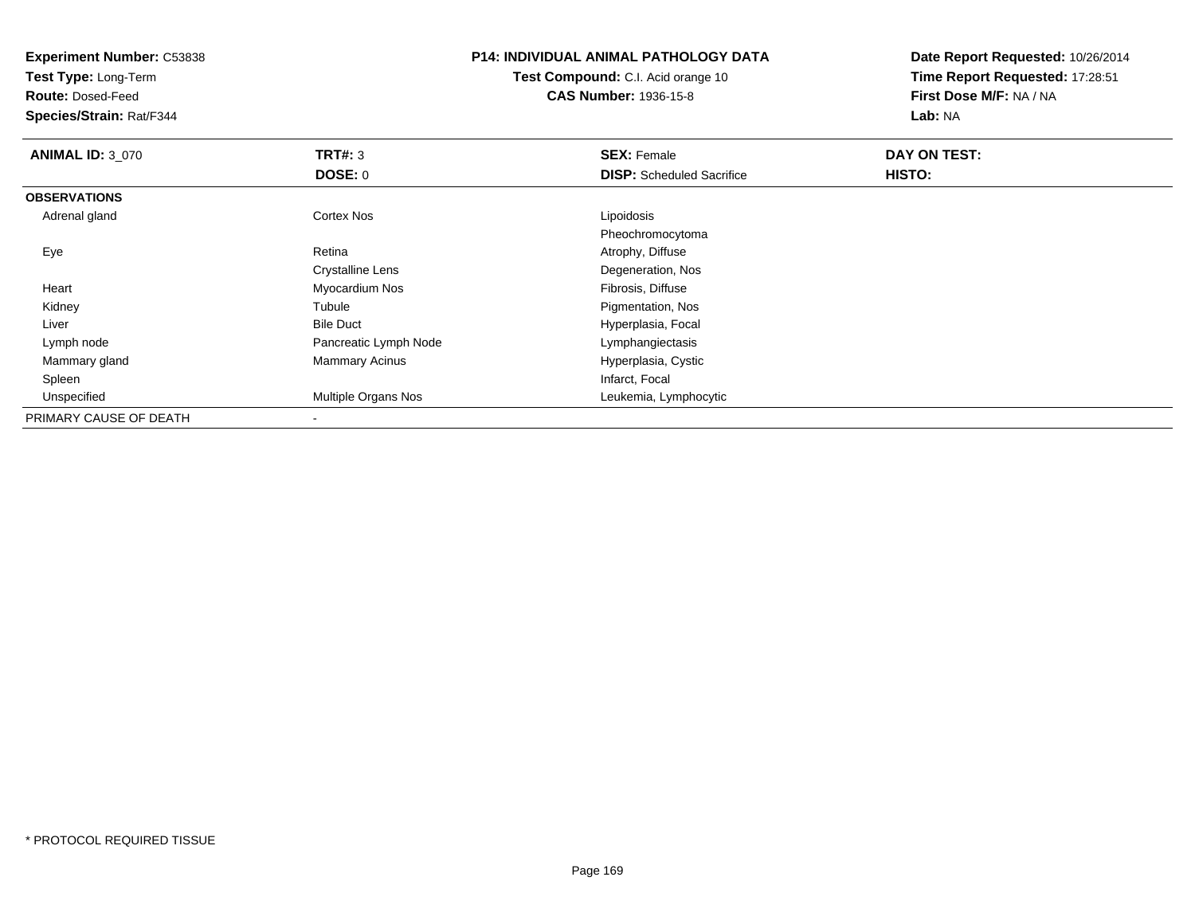**Experiment Number:** C53838
**Test Type:** Long-Term
**Route:** Dosed-Feed
**Species/Strain:** Rat/F344

**P14: INDIVIDUAL ANIMAL PATHOLOGY DATA**
**Test Compound:** C.I. Acid orange 10
**CAS Number:** 1936-15-8

**Date Report Requested:** 10/26/2014
**Time Report Requested:** 17:28:51
**First Dose M/F:** NA / NA
**Lab:** NA

| **ANIMAL ID:** 3_070 | **TRT#:** 3 | **SEX:** Female | **DAY ON TEST:** |
|---|---|---|---|
| | **DOSE:** 0 | **DISP:** Scheduled Sacrifice | **HISTO:** |
| **OBSERVATIONS** | | | |
| Adrenal gland | Cortex Nos | Lipoidosis | |
| | | Pheochromocytoma | |
| Eye | Retina | Atrophy, Diffuse | |
| | Crystalline Lens | Degeneration, Nos | |
| Heart | Myocardium Nos | Fibrosis, Diffuse | |
| Kidney | Tubule | Pigmentation, Nos | |
| Liver | Bile Duct | Hyperplasia, Focal | |
| Lymph node | Pancreatic Lymph Node | Lymphangiectasis | |
| Mammary gland | Mammary Acinus | Hyperplasia, Cystic | |
| Spleen | | Infarct, Focal | |
| Unspecified | Multiple Organs Nos | Leukemia, Lymphocytic | |
| PRIMARY CAUSE OF DEATH | - | | |

* PROTOCOL REQUIRED TISSUE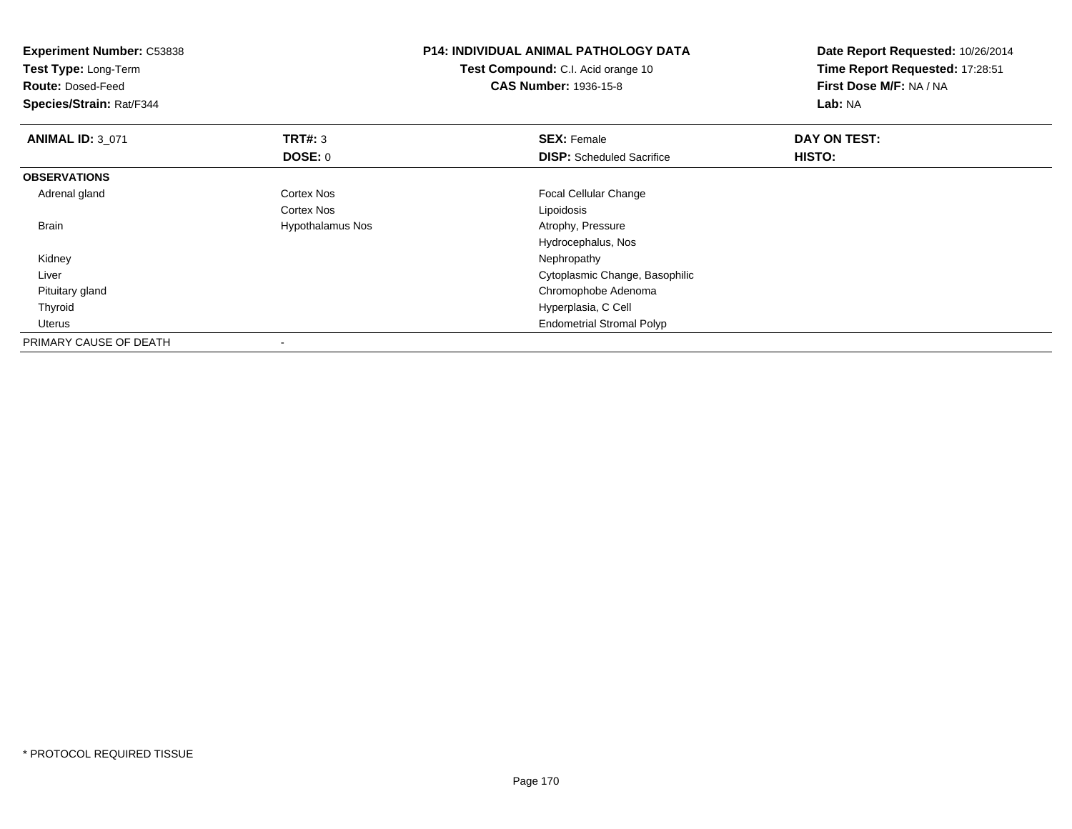**Experiment Number:** C53838
**Test Type:** Long-Term
**Route:** Dosed-Feed
**Species/Strain:** Rat/F344

**P14: INDIVIDUAL ANIMAL PATHOLOGY DATA**
**Test Compound:** C.I. Acid orange 10
**CAS Number:** 1936-15-8

**Date Report Requested:** 10/26/2014
**Time Report Requested:** 17:28:51
**First Dose M/F:** NA / NA
**Lab:** NA

| **ANIMAL ID:** 3_071 | **TRT#:** 3 | **SEX:** Female | **DAY ON TEST:** |
|---|---|---|---|
| | **DOSE:** 0 | **DISP:** Scheduled Sacrifice | **HISTO:** |
| **OBSERVATIONS** | | | |
| Adrenal gland | Cortex Nos | Focal Cellular Change | |
| | Cortex Nos | Lipoidosis | |
| Brain | Hypothalamus Nos | Atrophy, Pressure | |
| | | Hydrocephalus, Nos | |
| Kidney | | Nephropathy | |
| Liver | | Cytoplasmic Change, Basophilic | |
| Pituitary gland | | Chromophobe Adenoma | |
| Thyroid | | Hyperplasia, C Cell | |
| Uterus | | Endometrial Stromal Polyp | |
| PRIMARY CAUSE OF DEATH | - | | |

* PROTOCOL REQUIRED TISSUE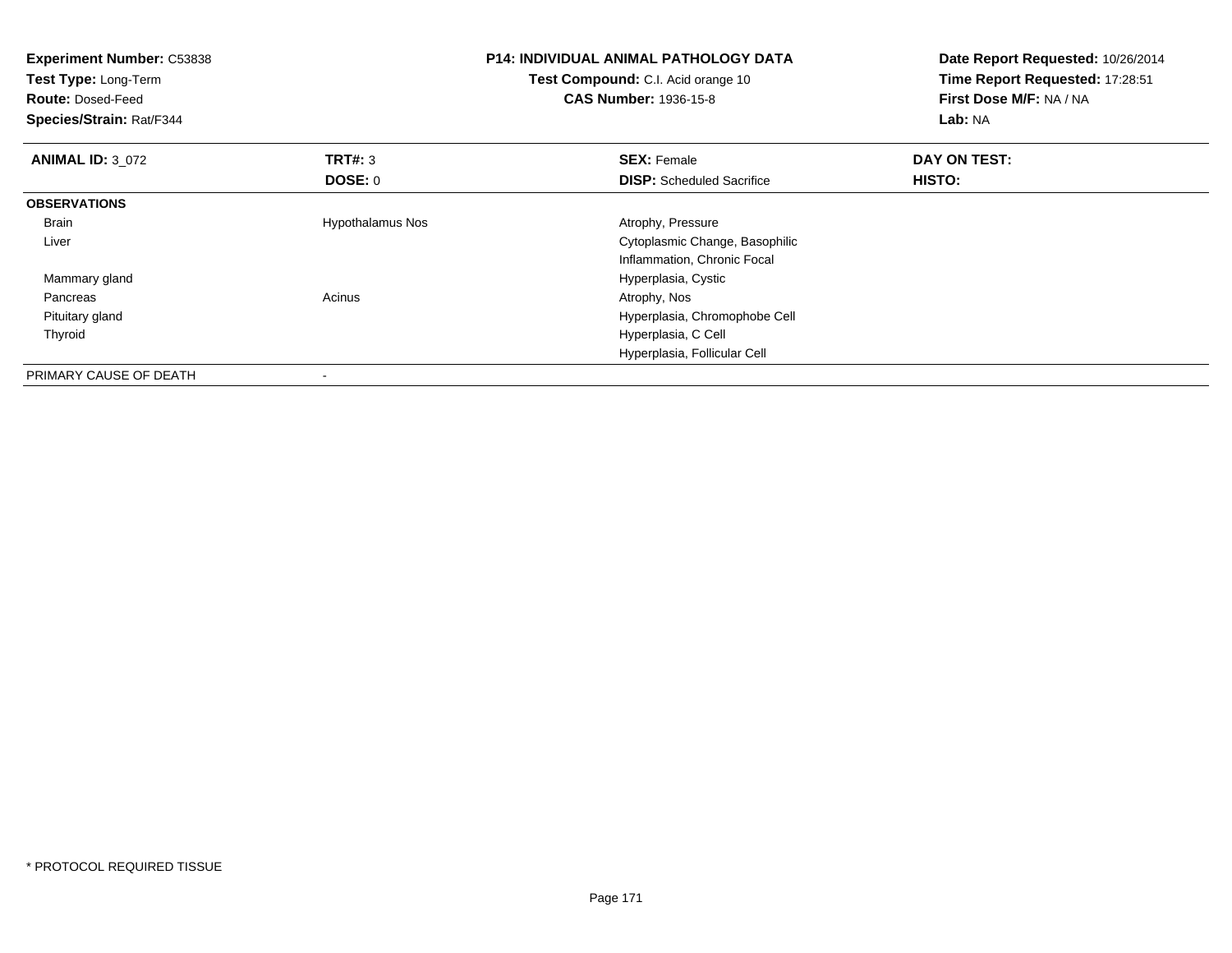**Experiment Number:** C53838
**Test Type:** Long-Term
**Route:** Dosed-Feed
**Species/Strain:** Rat/F344

**P14: INDIVIDUAL ANIMAL PATHOLOGY DATA**
**Test Compound:** C.I. Acid orange 10
**CAS Number:** 1936-15-8

**Date Report Requested:** 10/26/2014
**Time Report Requested:** 17:28:51
**First Dose M/F:** NA / NA
**Lab:** NA

| **ANIMAL ID:** 3_072 | **TRT#:** 3 | **SEX:** Female | **DAY ON TEST:** |
|---|---|---|---|
| | **DOSE:** 0 | **DISP:** Scheduled Sacrifice | **HISTO:** |
| **OBSERVATIONS** | | | |
| Brain | Hypothalamus Nos | Atrophy, Pressure | |
| Liver | | Cytoplasmic Change, Basophilic | |
| | | Inflammation, Chronic Focal | |
| Mammary gland | | Hyperplasia, Cystic | |
| Pancreas | Acinus | Atrophy, Nos | |
| Pituitary gland | | Hyperplasia, Chromophobe Cell | |
| Thyroid | | Hyperplasia, C Cell | |
| | | Hyperplasia, Follicular Cell | |
| PRIMARY CAUSE OF DEATH | - | | |

* PROTOCOL REQUIRED TISSUE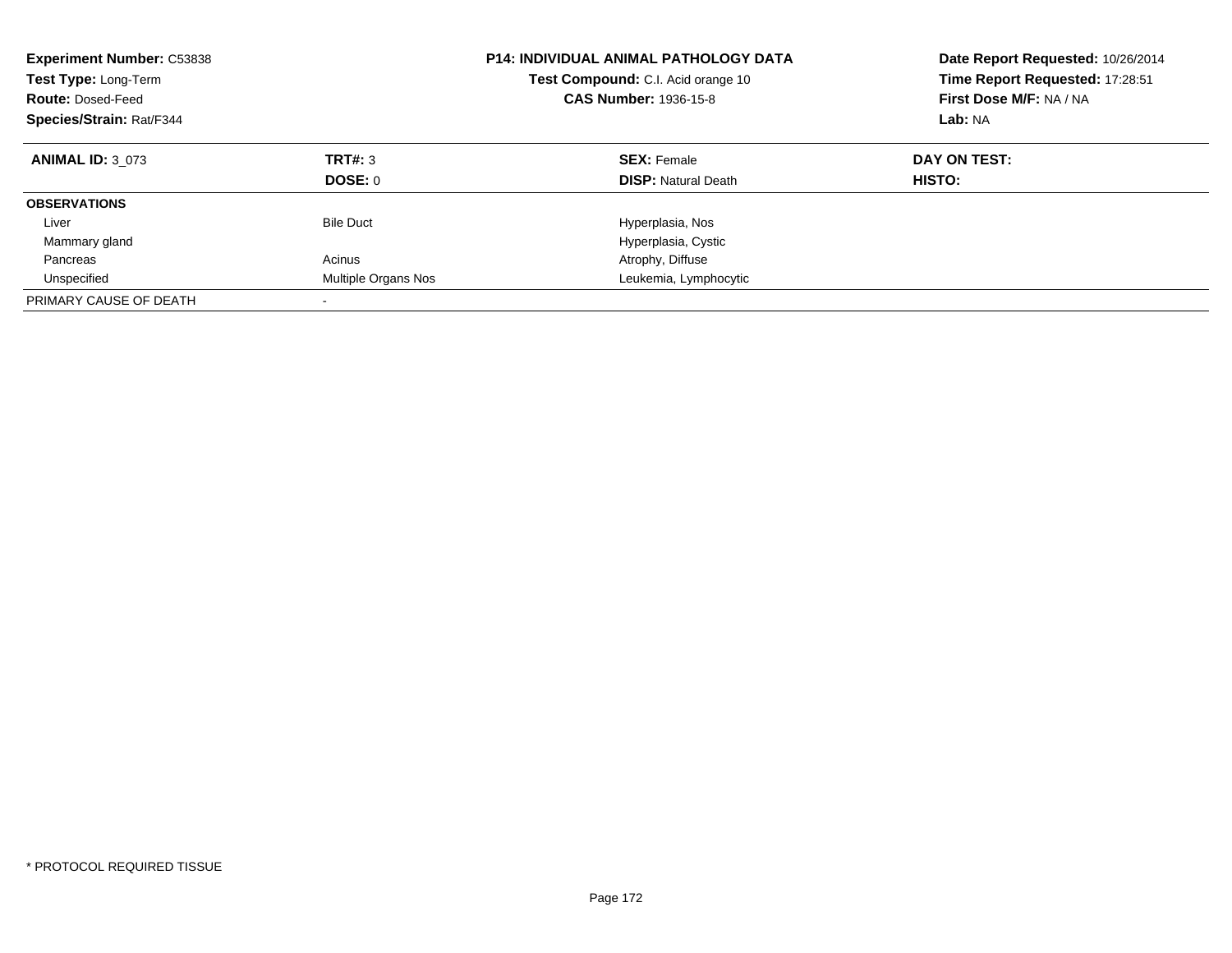**Experiment Number:** C53838
**Test Type:** Long-Term
**Route:** Dosed-Feed
**Species/Strain:** Rat/F344

**P14: INDIVIDUAL ANIMAL PATHOLOGY DATA**
**Test Compound:** C.I. Acid orange 10
**CAS Number:** 1936-15-8

**Date Report Requested:** 10/26/2014
**Time Report Requested:** 17:28:51
**First Dose M/F:** NA / NA
**Lab:** NA

| **ANIMAL ID:** 3_073 | **TRT#:** 3 | **SEX:** Female | **DAY ON TEST:** |
|---|---|---|---|
| | **DOSE:** 0 | **DISP:** Natural Death | **HISTO:** |
| **OBSERVATIONS** | | | |
| Liver | Bile Duct | Hyperplasia, Nos | |
| Mammary gland | | Hyperplasia, Cystic | |
| Pancreas | Acinus | Atrophy, Diffuse | |
| Unspecified | Multiple Organs Nos | Leukemia, Lymphocytic | |
| PRIMARY CAUSE OF DEATH | - | | |

* PROTOCOL REQUIRED TISSUE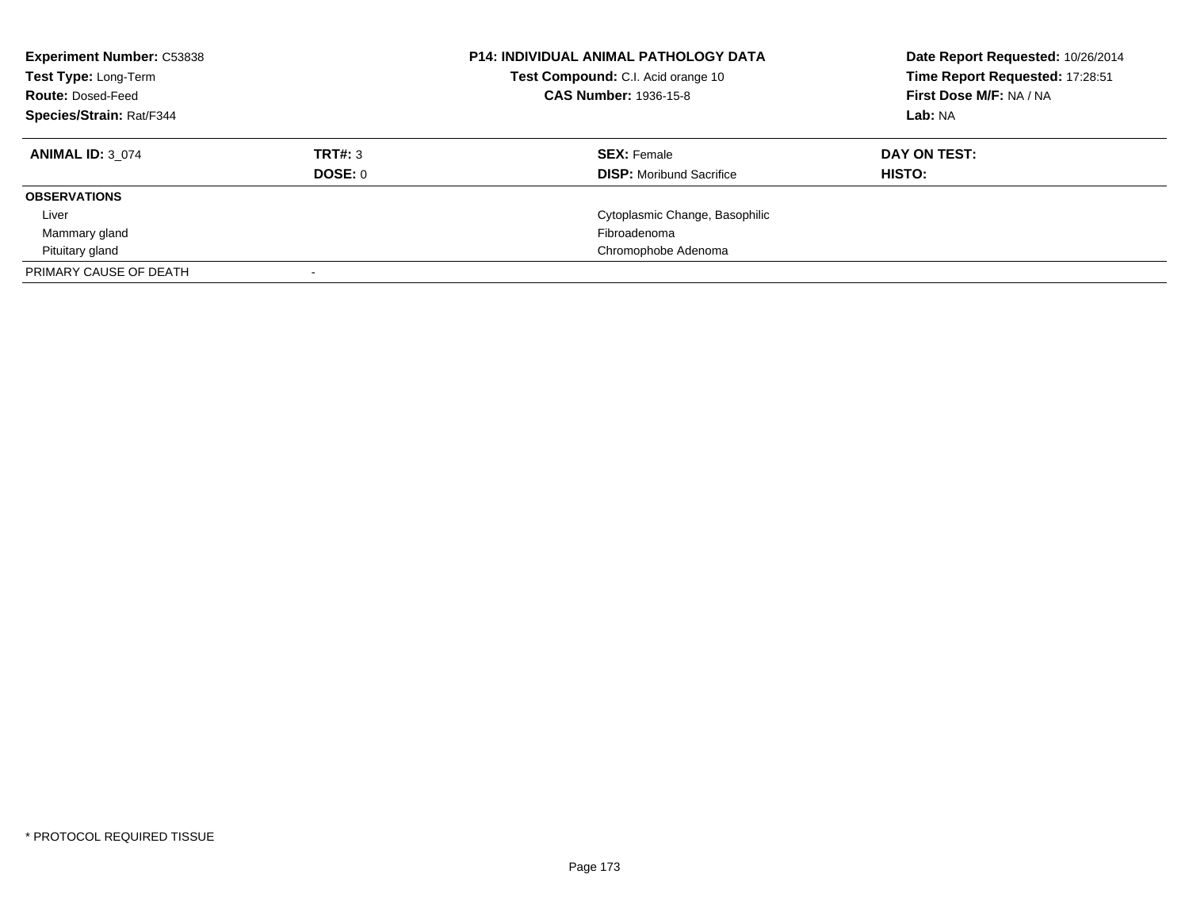**Experiment Number:** C53838
**Test Type:** Long-Term
**Route:** Dosed-Feed
**Species/Strain:** Rat/F344

**P14: INDIVIDUAL ANIMAL PATHOLOGY DATA**
**Test Compound:** C.I. Acid orange 10
**CAS Number:** 1936-15-8

**Date Report Requested:** 10/26/2014
**Time Report Requested:** 17:28:51
**First Dose M/F:** NA / NA
**Lab:** NA

| **ANIMAL ID:** 3_074 | **TRT#:** 3 | **SEX:** Female | **DAY ON TEST:** |
|---|---|---|---|
| | **DOSE:** 0 | **DISP:** Moribund Sacrifice | **HISTO:** |
| **OBSERVATIONS** | | | |
| Liver | | Cytoplasmic Change, Basophilic | |
| Mammary gland | | Fibroadenoma | |
| Pituitary gland | | Chromophobe Adenoma | |
| PRIMARY CAUSE OF DEATH | - | | |

* PROTOCOL REQUIRED TISSUE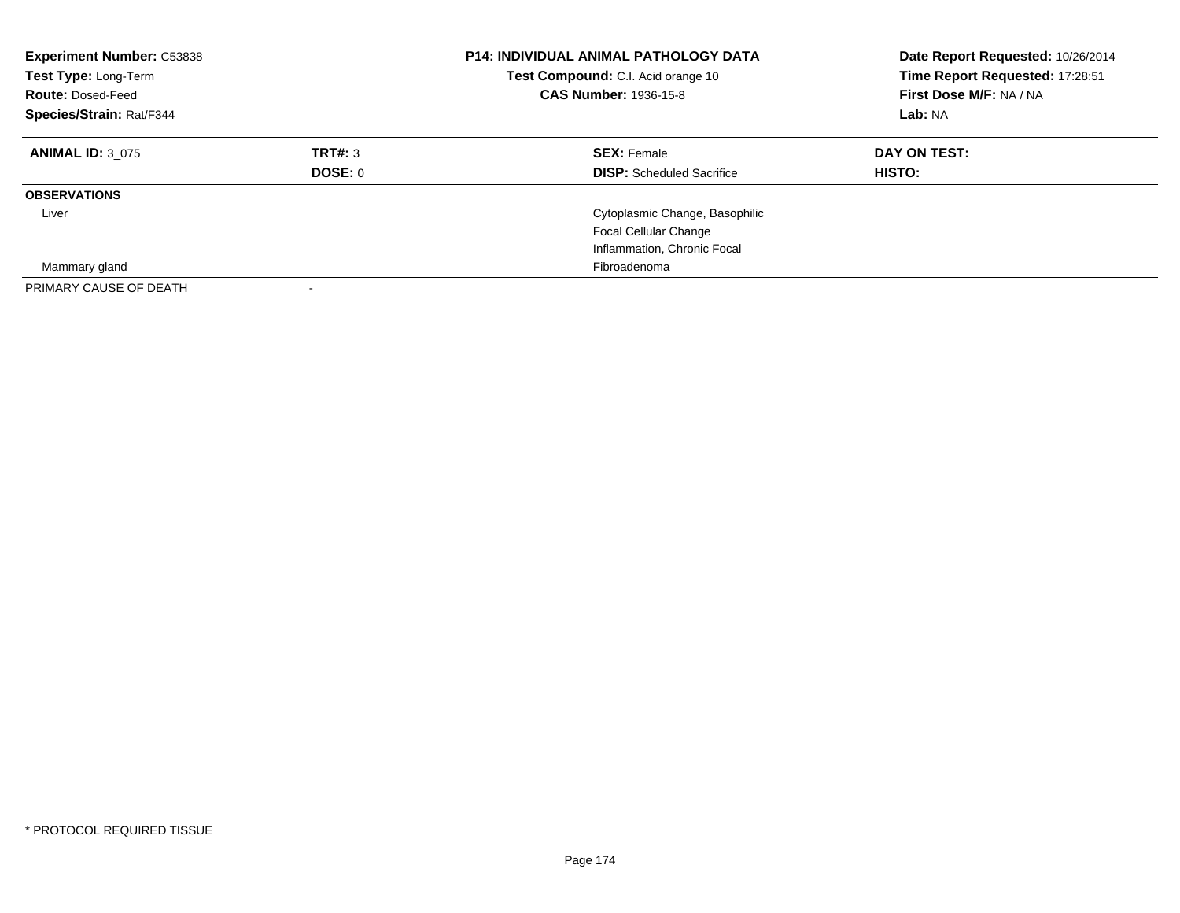**Experiment Number:** C53838
**Test Type:** Long-Term
**Route:** Dosed-Feed
**Species/Strain:** Rat/F344

**P14: INDIVIDUAL ANIMAL PATHOLOGY DATA**
**Test Compound:** C.I. Acid orange 10
**CAS Number:** 1936-15-8

**Date Report Requested:** 10/26/2014
**Time Report Requested:** 17:28:51
**First Dose M/F:** NA / NA
**Lab:** NA

| **ANIMAL ID:** 3_075 | **TRT#:** 3 | **SEX:** Female | **DAY ON TEST:** |
|---|---|---|---|
| | **DOSE:** 0 | **DISP:** Scheduled Sacrifice | **HISTO:** |
| **OBSERVATIONS** | | | |
| Liver | | Cytoplasmic Change, Basophilic | |
| | | Focal Cellular Change | |
| | | Inflammation, Chronic Focal | |
| Mammary gland | | Fibroadenoma | |
| PRIMARY CAUSE OF DEATH | - | | |

* PROTOCOL REQUIRED TISSUE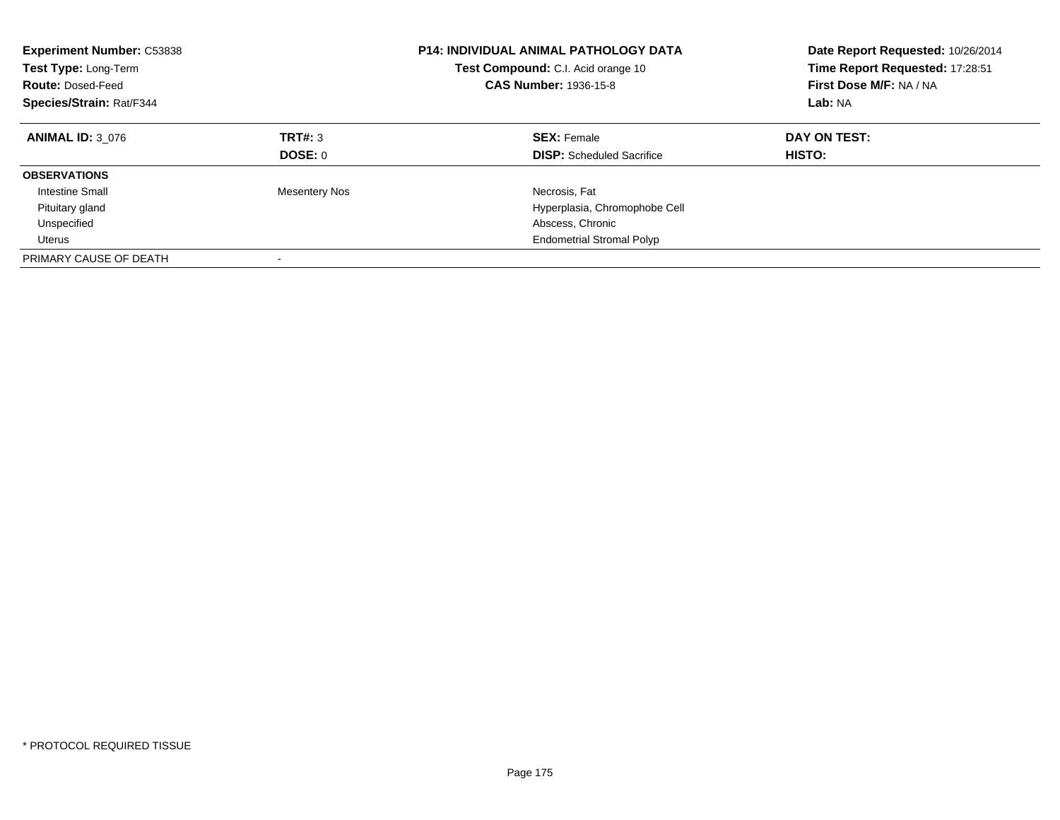**Experiment Number:** C53838
**Test Type:** Long-Term
**Route:** Dosed-Feed
**Species/Strain:** Rat/F344

**P14: INDIVIDUAL ANIMAL PATHOLOGY DATA**
**Test Compound:** C.I. Acid orange 10
**CAS Number:** 1936-15-8

**Date Report Requested:** 10/26/2014
**Time Report Requested:** 17:28:51
**First Dose M/F:** NA / NA
**Lab:** NA

| **ANIMAL ID:** 3_076 | **TRT#:** 3 | **SEX:** Female | **DAY ON TEST:** |
|---|---|---|---|
| | **DOSE:** 0 | **DISP:** Scheduled Sacrifice | **HISTO:** |
| **OBSERVATIONS** | | | |
| Intestine Small | Mesentery Nos | Necrosis, Fat | |
| Pituitary gland | | Hyperplasia, Chromophobe Cell | |
| Unspecified | | Abscess, Chronic | |
| Uterus | | Endometrial Stromal Polyp | |
| PRIMARY CAUSE OF DEATH | - | | |

* PROTOCOL REQUIRED TISSUE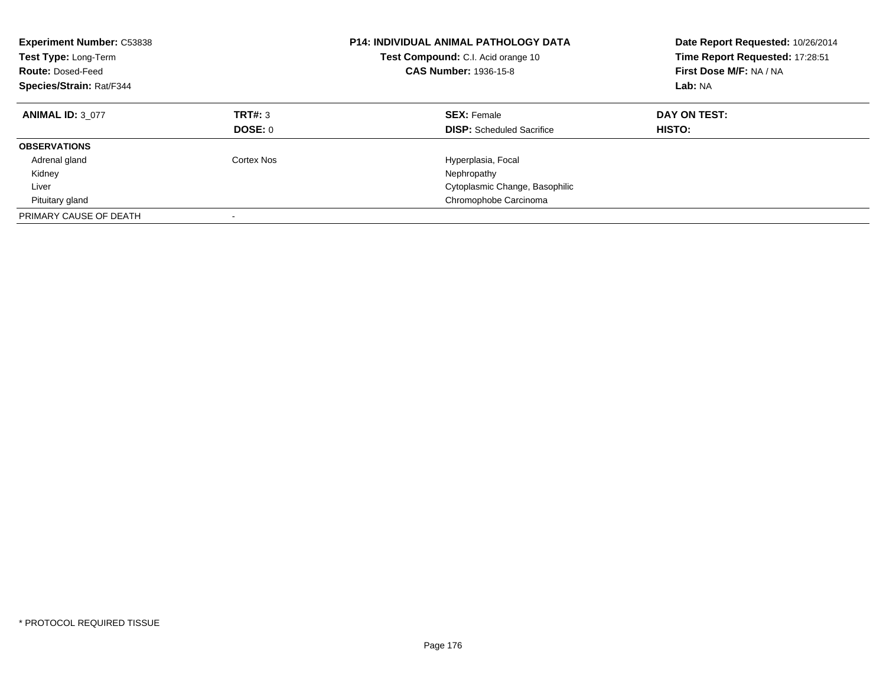**Experiment Number:** C53838
**Test Type:** Long-Term
**Route:** Dosed-Feed
**Species/Strain:** Rat/F344

**P14: INDIVIDUAL ANIMAL PATHOLOGY DATA**
**Test Compound:** C.I. Acid orange 10
**CAS Number:** 1936-15-8

**Date Report Requested:** 10/26/2014
**Time Report Requested:** 17:28:51
**First Dose M/F:** NA / NA
**Lab:** NA

| **ANIMAL ID:** 3_077 | **TRT#:** 3 | **SEX:** Female | **DAY ON TEST:** |
|---|---|---|---|
| | **DOSE:** 0 | **DISP:** Scheduled Sacrifice | **HISTO:** |
| **OBSERVATIONS** | | | |
| Adrenal gland | Cortex Nos | Hyperplasia, Focal | |
| Kidney | | Nephropathy | |
| Liver | | Cytoplasmic Change, Basophilic | |
| Pituitary gland | | Chromophobe Carcinoma | |
| PRIMARY CAUSE OF DEATH | - | | |

* PROTOCOL REQUIRED TISSUE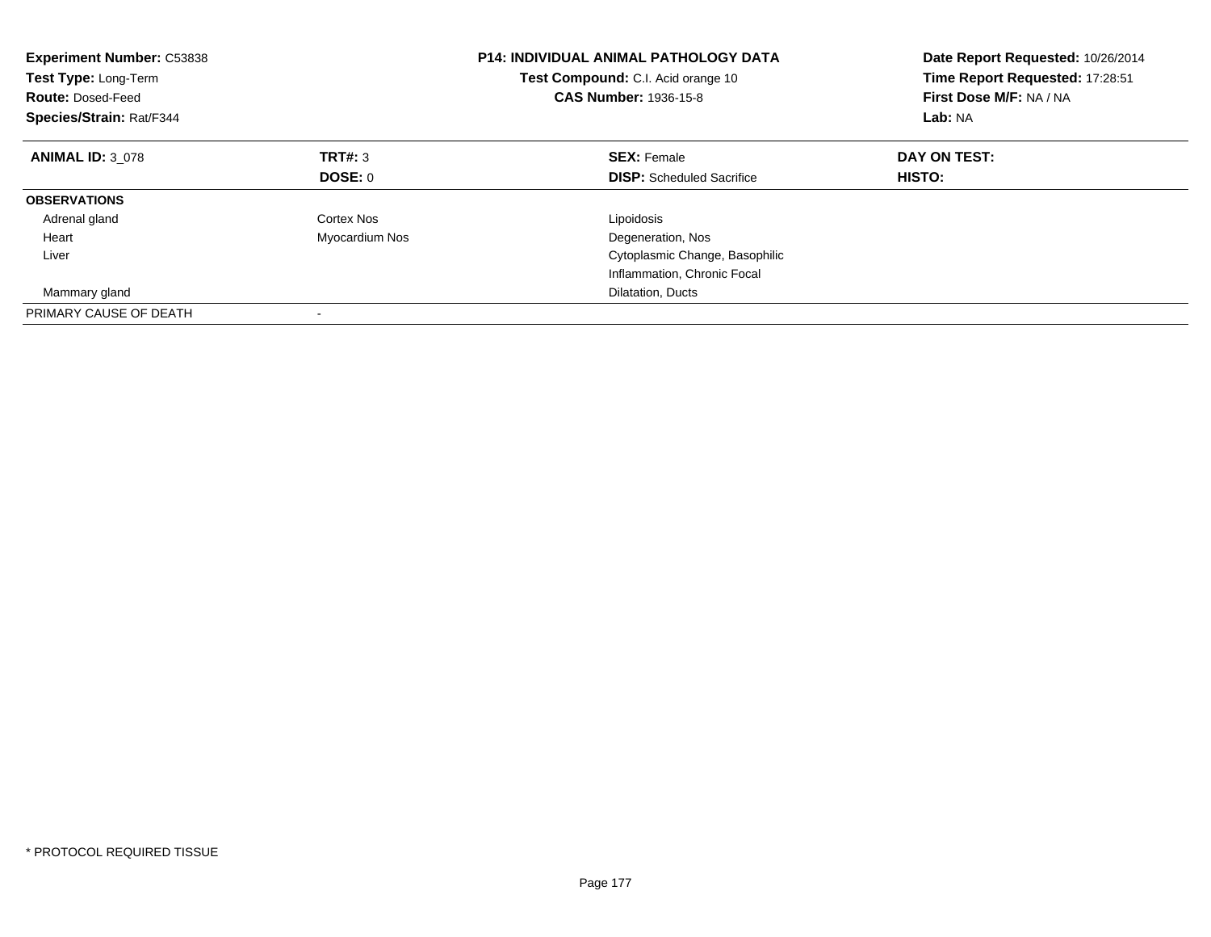**Experiment Number:** C53838
**Test Type:** Long-Term
**Route:** Dosed-Feed
**Species/Strain:** Rat/F344

**P14: INDIVIDUAL ANIMAL PATHOLOGY DATA**
**Test Compound:** C.I. Acid orange 10
**CAS Number:** 1936-15-8

**Date Report Requested:** 10/26/2014
**Time Report Requested:** 17:28:51
**First Dose M/F:** NA / NA
**Lab:** NA

| **ANIMAL ID:** 3_078 | **TRT#:** 3<br>**DOSE:** 0 | **SEX:** Female<br>**DISP:** Scheduled Sacrifice | **DAY ON TEST:**<br>**HISTO:** |
|---|---|---|---|
| **OBSERVATIONS** | | | |
| Adrenal gland | Cortex Nos | Lipoidosis | |
| Heart | Myocardium Nos | Degeneration, Nos | |
| Liver | | Cytoplasmic Change, Basophilic | |
| | | Inflammation, Chronic Focal | |
| Mammary gland | | Dilatation, Ducts | |
| PRIMARY CAUSE OF DEATH | - | | |

\* PROTOCOL REQUIRED TISSUE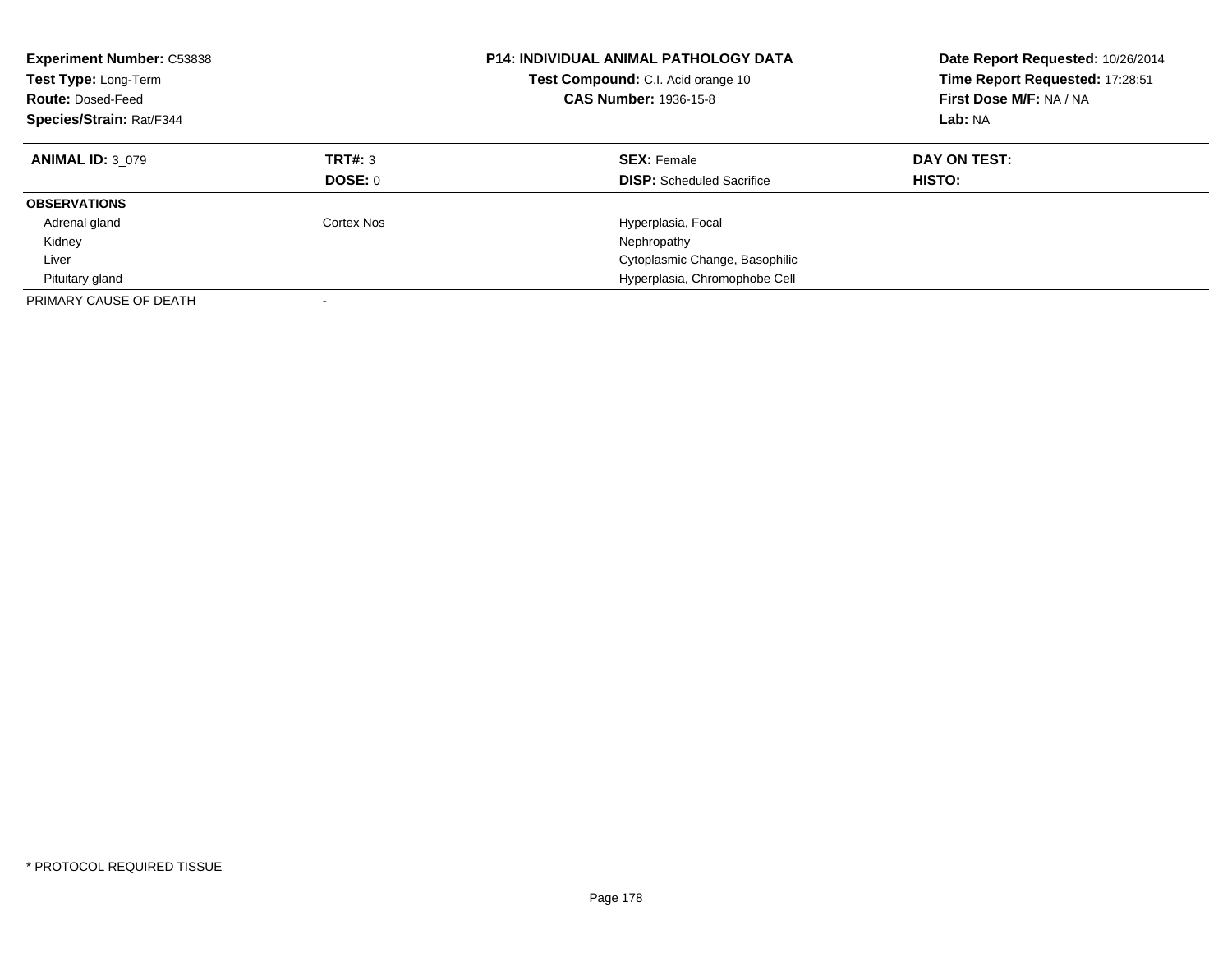**Experiment Number:** C53838
**Test Type:** Long-Term
**Route:** Dosed-Feed
**Species/Strain:** Rat/F344

**P14: INDIVIDUAL ANIMAL PATHOLOGY DATA**
**Test Compound:** C.I. Acid orange 10
**CAS Number:** 1936-15-8

**Date Report Requested:** 10/26/2014
**Time Report Requested:** 17:28:51
**First Dose M/F:** NA / NA
**Lab:** NA

| **ANIMAL ID:** 3_079 | **TRT#:** 3 | **SEX:** Female | **DAY ON TEST:** |
|---|---|---|---|
| | **DOSE:** 0 | **DISP:** Scheduled Sacrifice | **HISTO:** |
| **OBSERVATIONS** | | | |
| Adrenal gland | Cortex Nos | Hyperplasia, Focal | |
| Kidney | | Nephropathy | |
| Liver | | Cytoplasmic Change, Basophilic | |
| Pituitary gland | | Hyperplasia, Chromophobe Cell | |
| PRIMARY CAUSE OF DEATH | - | | |

* PROTOCOL REQUIRED TISSUE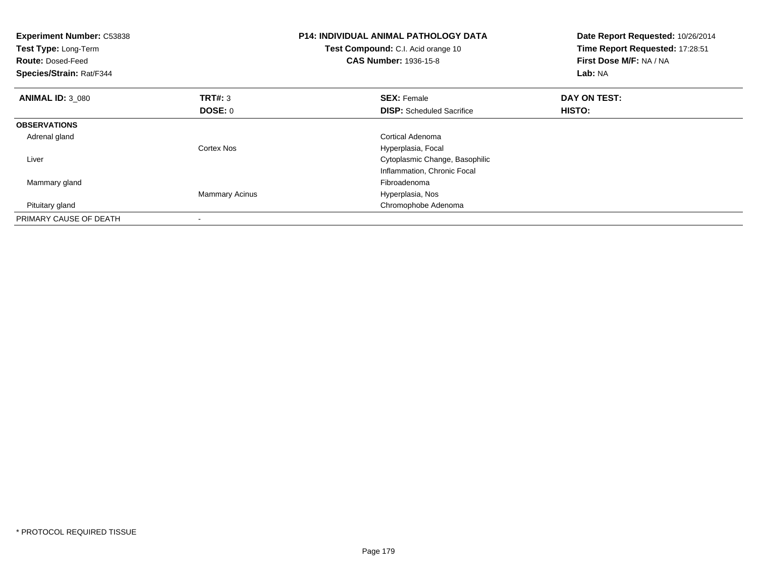**Experiment Number:** C53838
**Test Type:** Long-Term
**Route:** Dosed-Feed
**Species/Strain:** Rat/F344

**P14: INDIVIDUAL ANIMAL PATHOLOGY DATA**
**Test Compound:** C.I. Acid orange 10
**CAS Number:** 1936-15-8

**Date Report Requested:** 10/26/2014
**Time Report Requested:** 17:28:51
**First Dose M/F:** NA / NA
**Lab:** NA

| **ANIMAL ID:** 3_080 | **TRT#:** 3 | **SEX:** Female | **DAY ON TEST:** |
|---|---|---|---|
| | **DOSE:** 0 | **DISP:** Scheduled Sacrifice | **HISTO:** |
| **OBSERVATIONS** | | | |
| Adrenal gland | | Cortical Adenoma | |
| | Cortex Nos | Hyperplasia, Focal | |
| Liver | | Cytoplasmic Change, Basophilic | |
| | | Inflammation, Chronic Focal | |
| Mammary gland | | Fibroadenoma | |
| | Mammary Acinus | Hyperplasia, Nos | |
| Pituitary gland | | Chromophobe Adenoma | |
| PRIMARY CAUSE OF DEATH | - | | |

* PROTOCOL REQUIRED TISSUE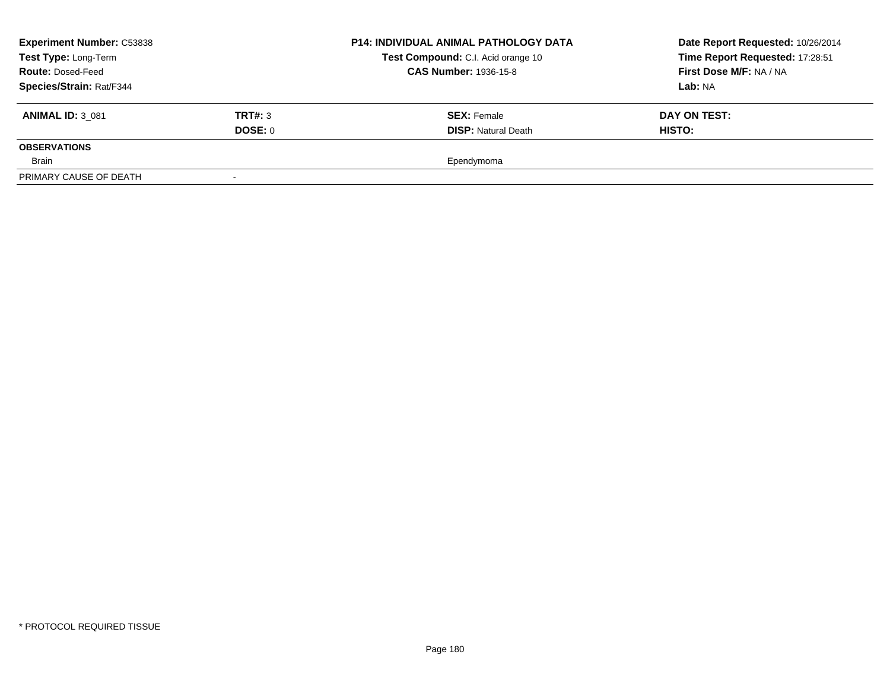| **Experiment Number:** C53838 | | **P14: INDIVIDUAL ANIMAL PATHOLOGY DATA** | **Date Report Requested:** 10/26/2014 |
|---|---|---|---|
| **Test Type:** Long-Term | | **Test Compound:** C.I. Acid orange 10 | **Time Report Requested:** 17:28:51 |
| **Route:** Dosed-Feed | | **CAS Number:** 1936-15-8 | **First Dose M/F:** NA / NA |
| **Species/Strain:** Rat/F344 | | | **Lab:** NA |

| **ANIMAL ID:** 3_081 | **TRT#:** 3 | **SEX:** Female | **DAY ON TEST:** |
|---|---|---|---|
| | **DOSE:** 0 | **DISP:** Natural Death | **HISTO:** |
| **OBSERVATIONS** | | | |
| Brain | | Ependymoma | |
| PRIMARY CAUSE OF DEATH | - | | |

\* PROTOCOL REQUIRED TISSUE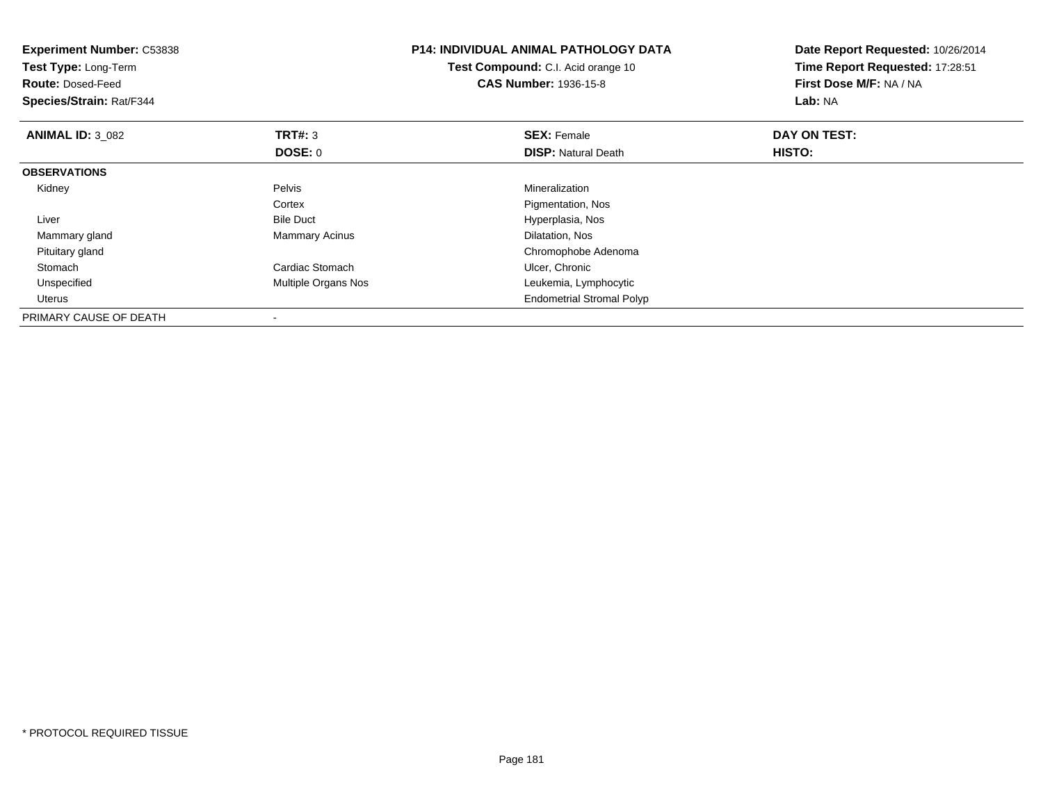**Experiment Number:** C53838
**Test Type:** Long-Term
**Route:** Dosed-Feed
**Species/Strain:** Rat/F344

**P14: INDIVIDUAL ANIMAL PATHOLOGY DATA**
**Test Compound:** C.I. Acid orange 10
**CAS Number:** 1936-15-8

**Date Report Requested:** 10/26/2014
**Time Report Requested:** 17:28:51
**First Dose M/F:** NA / NA
**Lab:** NA

| **ANIMAL ID:** 3_082 | **TRT#:** 3 | **SEX:** Female | **DAY ON TEST:** |
|---|---|---|---|
| | **DOSE:** 0 | **DISP:** Natural Death | **HISTO:** |
| **OBSERVATIONS** | | | |
| Kidney | Pelvis | Mineralization | |
| | Cortex | Pigmentation, Nos | |
| Liver | Bile Duct | Hyperplasia, Nos | |
| Mammary gland | Mammary Acinus | Dilatation, Nos | |
| Pituitary gland | | Chromophobe Adenoma | |
| Stomach | Cardiac Stomach | Ulcer, Chronic | |
| Unspecified | Multiple Organs Nos | Leukemia, Lymphocytic | |
| Uterus | | Endometrial Stromal Polyp | |
| PRIMARY CAUSE OF DEATH | - | | |

* PROTOCOL REQUIRED TISSUE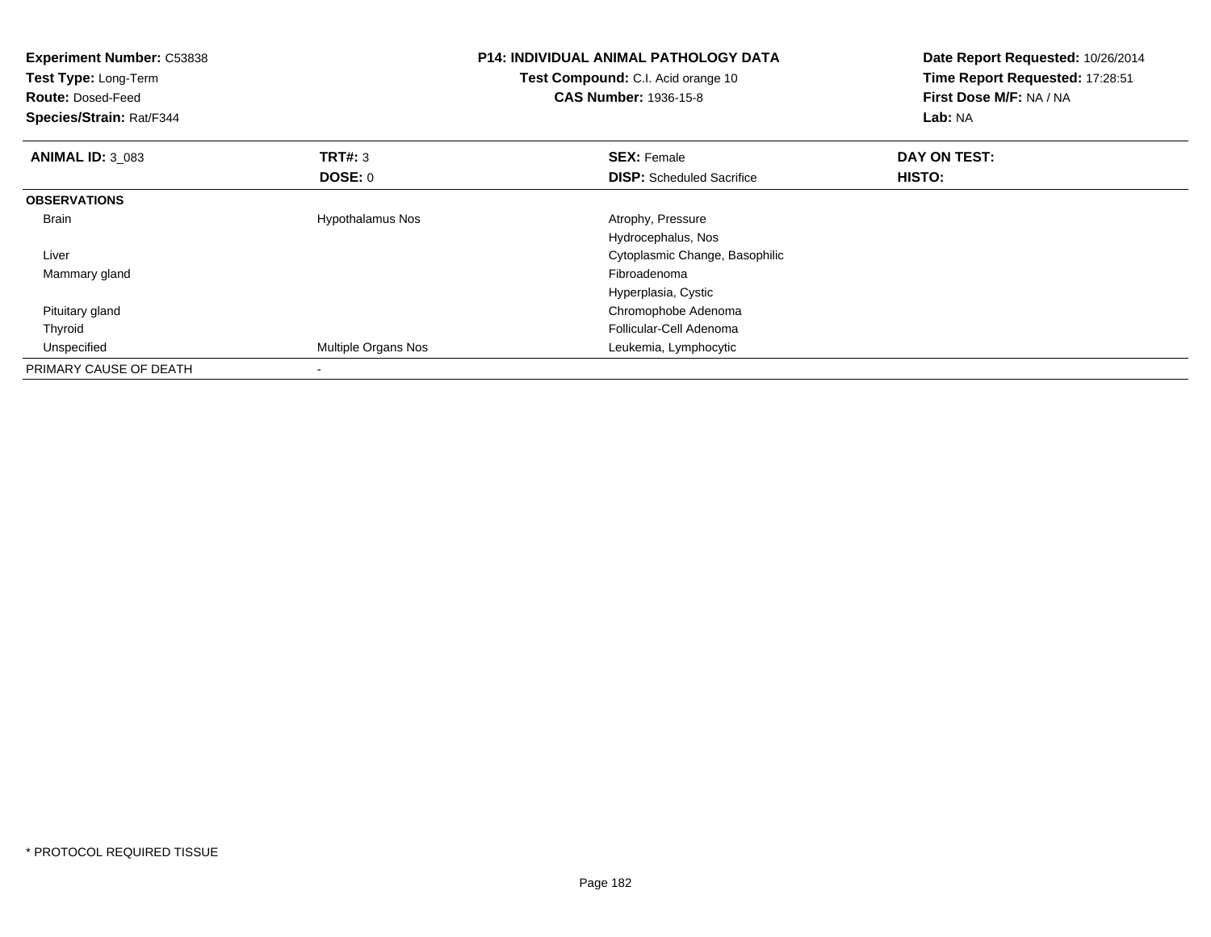**Experiment Number:** C53838
**Test Type:** Long-Term
**Route:** Dosed-Feed
**Species/Strain:** Rat/F344

**P14: INDIVIDUAL ANIMAL PATHOLOGY DATA**
**Test Compound:** C.I. Acid orange 10
**CAS Number:** 1936-15-8

**Date Report Requested:** 10/26/2014
**Time Report Requested:** 17:28:51
**First Dose M/F:** NA / NA
**Lab:** NA

| **ANIMAL ID:** 3_083 | **TRT#:** 3 | **SEX:** Female | **DAY ON TEST:** |
|---|---|---|---|
| | **DOSE:** 0 | **DISP:** Scheduled Sacrifice | **HISTO:** |
| **OBSERVATIONS** | | | |
| Brain | Hypothalamus Nos | Atrophy, Pressure | |
| | | Hydrocephalus, Nos | |
| Liver | | Cytoplasmic Change, Basophilic | |
| Mammary gland | | Fibroadenoma | |
| | | Hyperplasia, Cystic | |
| Pituitary gland | | Chromophobe Adenoma | |
| Thyroid | | Follicular-Cell Adenoma | |
| Unspecified | Multiple Organs Nos | Leukemia, Lymphocytic | |
| PRIMARY CAUSE OF DEATH | - | | |

* PROTOCOL REQUIRED TISSUE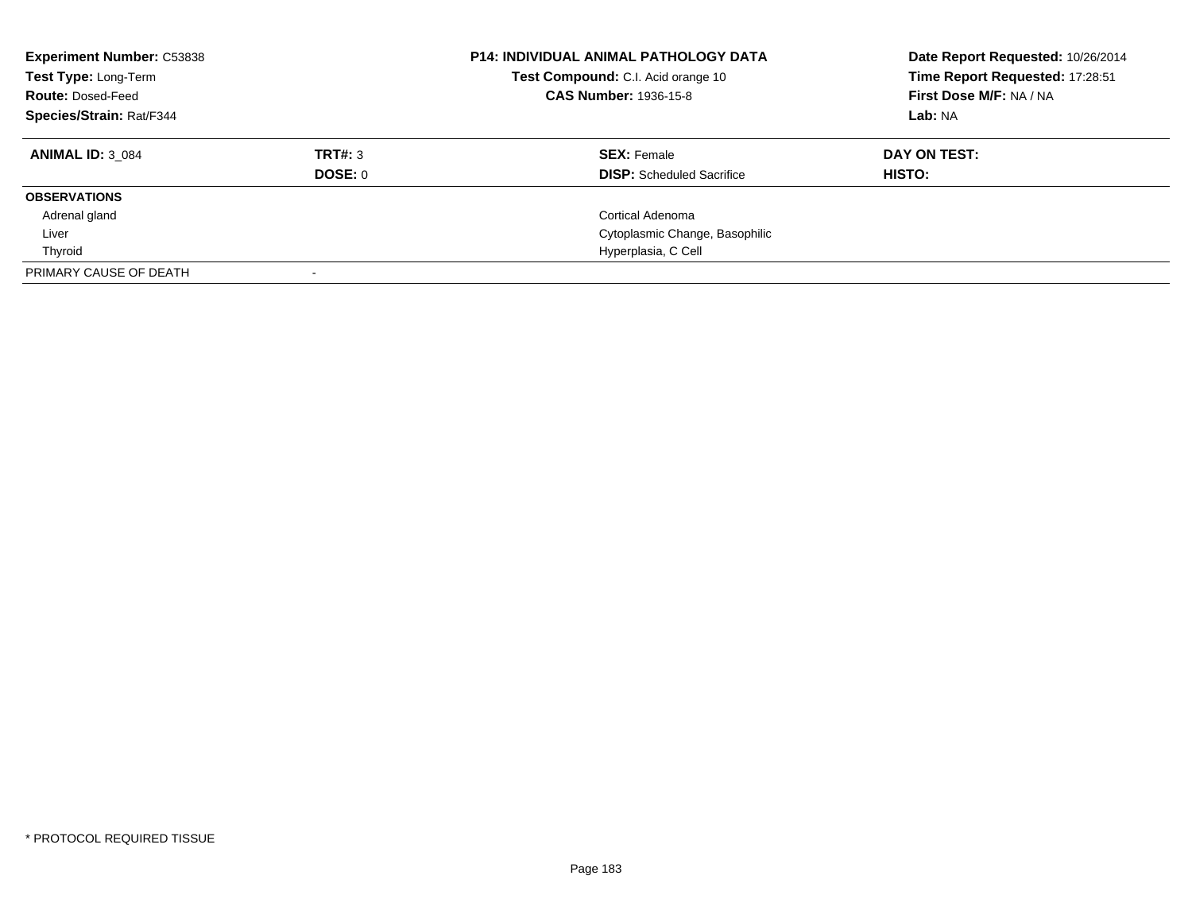**Experiment Number:** C53838
**Test Type:** Long-Term
**Route:** Dosed-Feed
**Species/Strain:** Rat/F344

**P14: INDIVIDUAL ANIMAL PATHOLOGY DATA**
**Test Compound:** C.I. Acid orange 10
**CAS Number:** 1936-15-8

**Date Report Requested:** 10/26/2014
**Time Report Requested:** 17:28:51
**First Dose M/F:** NA / NA
**Lab:** NA

| **ANIMAL ID:** 3_084 | **TRT#:** 3 | **SEX:** Female | **DAY ON TEST:** |
|---|---|---|---|
| | **DOSE:** 0 | **DISP:** Scheduled Sacrifice | **HISTO:** |
| **OBSERVATIONS** | | | |
| Adrenal gland | | Cortical Adenoma | |
| Liver | | Cytoplasmic Change, Basophilic | |
| Thyroid | | Hyperplasia, C Cell | |
| PRIMARY CAUSE OF DEATH | - | | |

\* PROTOCOL REQUIRED TISSUE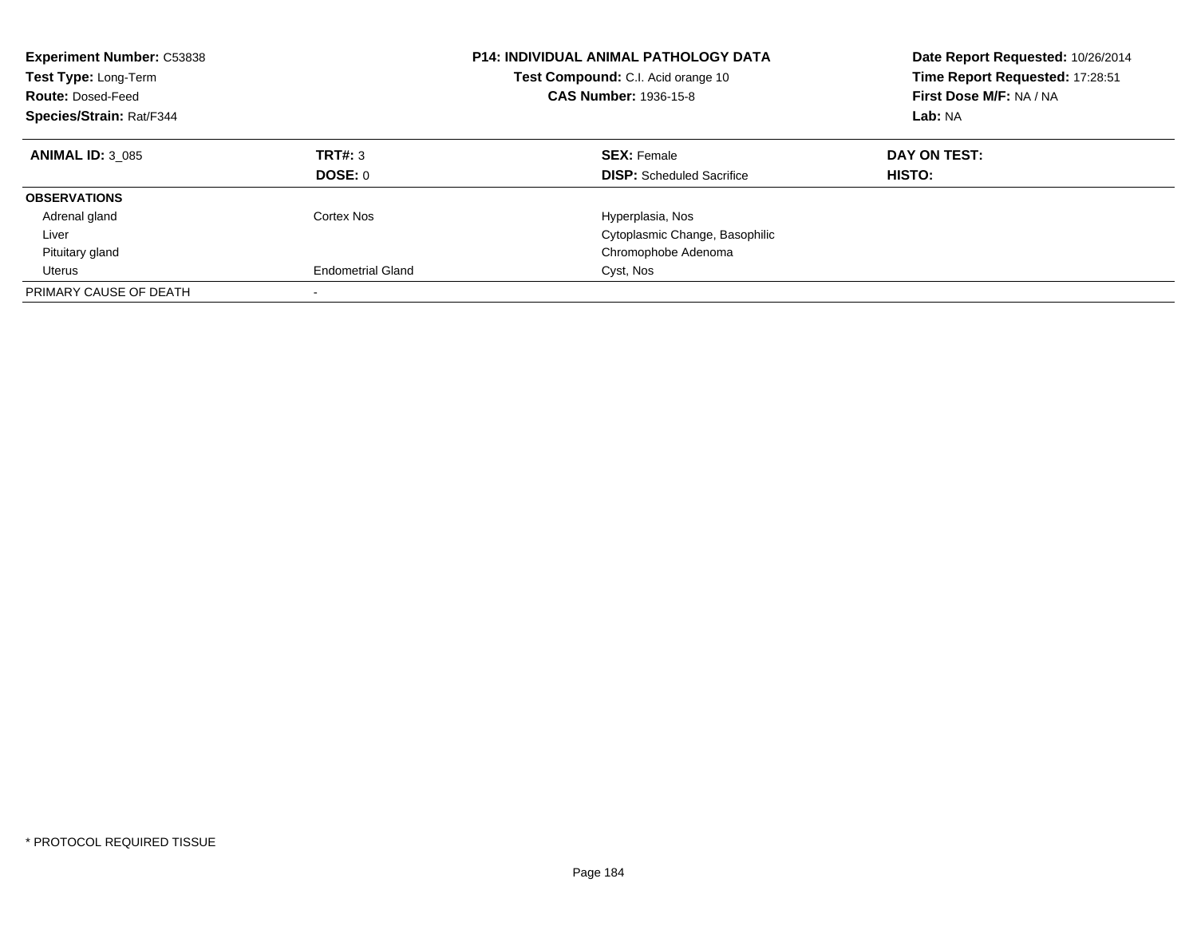**Experiment Number:** C53838
**Test Type:** Long-Term
**Route:** Dosed-Feed
**Species/Strain:** Rat/F344

**P14: INDIVIDUAL ANIMAL PATHOLOGY DATA**
**Test Compound:** C.I. Acid orange 10
**CAS Number:** 1936-15-8

**Date Report Requested:** 10/26/2014
**Time Report Requested:** 17:28:51
**First Dose M/F:** NA / NA
**Lab:** NA

| **ANIMAL ID:** 3_085 | **TRT#:** 3 | **SEX:** Female | **DAY ON TEST:** |
|---|---|---|---|
| | **DOSE:** 0 | **DISP:** Scheduled Sacrifice | **HISTO:** |
| **OBSERVATIONS** | | | |
| Adrenal gland | Cortex Nos | Hyperplasia, Nos | |
| Liver | | Cytoplasmic Change, Basophilic | |
| Pituitary gland | | Chromophobe Adenoma | |
| Uterus | Endometrial Gland | Cyst, Nos | |
| PRIMARY CAUSE OF DEATH | - | | |

* PROTOCOL REQUIRED TISSUE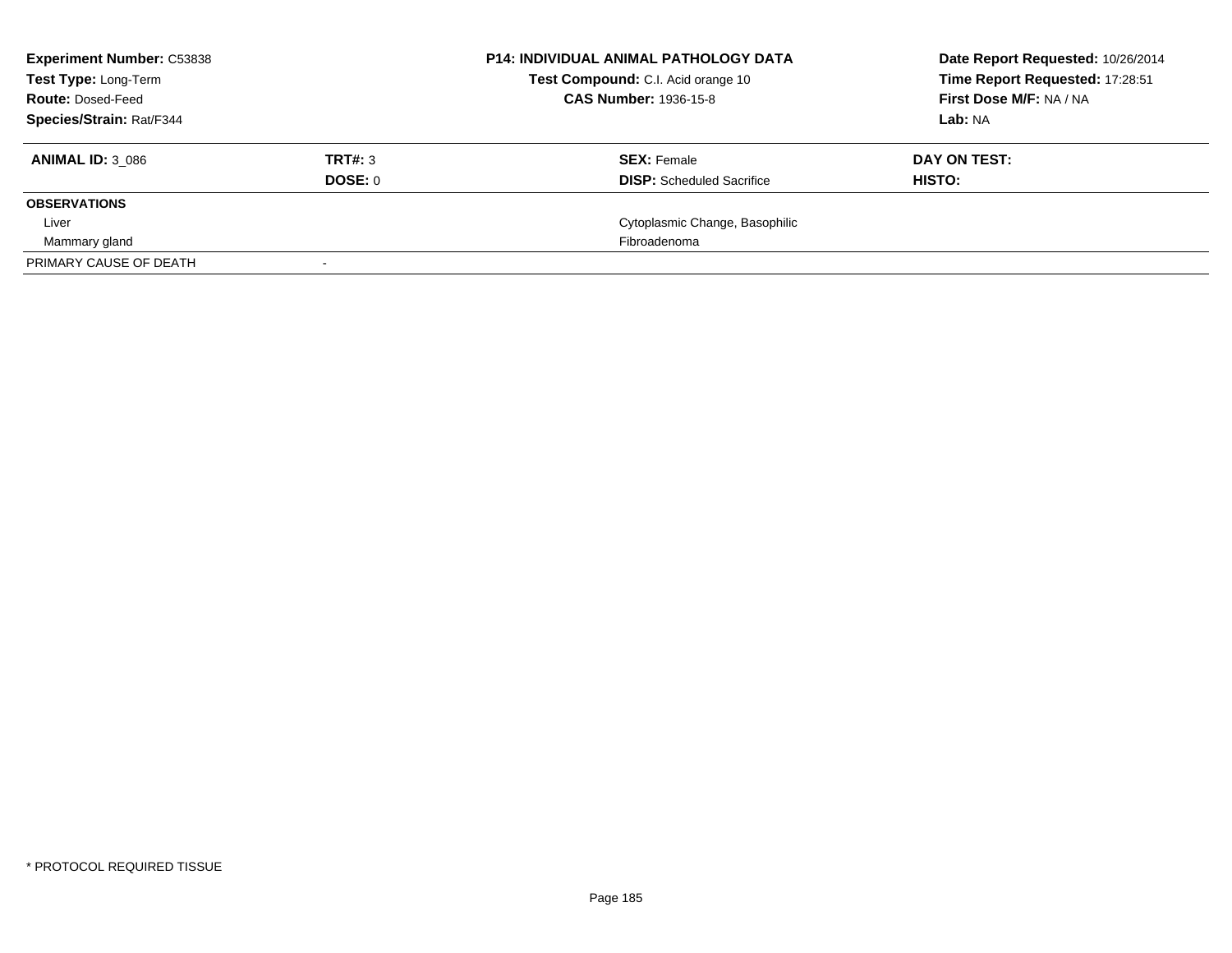| **Experiment Number:** C53838 | **P14: INDIVIDUAL ANIMAL PATHOLOGY DATA** | **Date Report Requested:** 10/26/2014 |
|---|---|---|
| **Test Type:** Long-Term | **Test Compound:** C.I. Acid orange 10 | **Time Report Requested:** 17:28:51 |
| **Route:** Dosed-Feed | **CAS Number:** 1936-15-8 | **First Dose M/F:** NA / NA |
| **Species/Strain:** Rat/F344 | | **Lab:** NA |

| **ANIMAL ID:** 3_086 | **TRT#:** 3 | **SEX:** Female | **DAY ON TEST:** |
|---|---|---|---|
| | **DOSE:** 0 | **DISP:** Scheduled Sacrifice | **HISTO:** |
| **OBSERVATIONS** | | | |
| Liver | | Cytoplasmic Change, Basophilic | |
| Mammary gland | | Fibroadenoma | |
| PRIMARY CAUSE OF DEATH | - | | |

* PROTOCOL REQUIRED TISSUE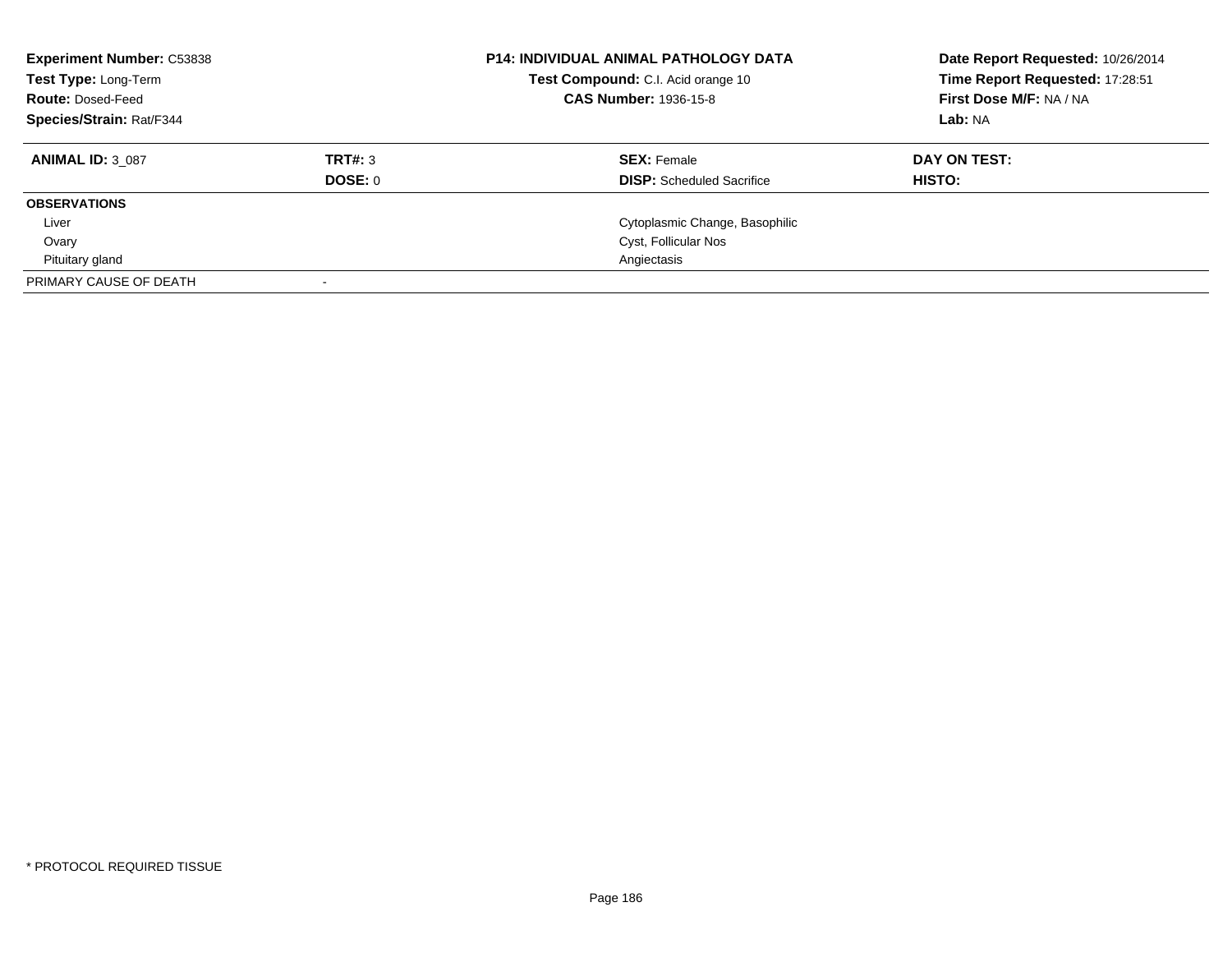**Experiment Number:** C53838
**Test Type:** Long-Term
**Route:** Dosed-Feed
**Species/Strain:** Rat/F344

**P14: INDIVIDUAL ANIMAL PATHOLOGY DATA**
**Test Compound:** C.I. Acid orange 10
**CAS Number:** 1936-15-8

**Date Report Requested:** 10/26/2014
**Time Report Requested:** 17:28:51
**First Dose M/F:** NA / NA
**Lab:** NA

| **ANIMAL ID:** 3_087 | **TRT#:** 3 | **SEX:** Female | **DAY ON TEST:** |
|---|---|---|---|
| | **DOSE:** 0 | **DISP:** Scheduled Sacrifice | **HISTO:** |
| **OBSERVATIONS** | | | |
| Liver | | Cytoplasmic Change, Basophilic | |
| Ovary | | Cyst, Follicular Nos | |
| Pituitary gland | | Angiectasis | |
| PRIMARY CAUSE OF DEATH | - | | |

* PROTOCOL REQUIRED TISSUE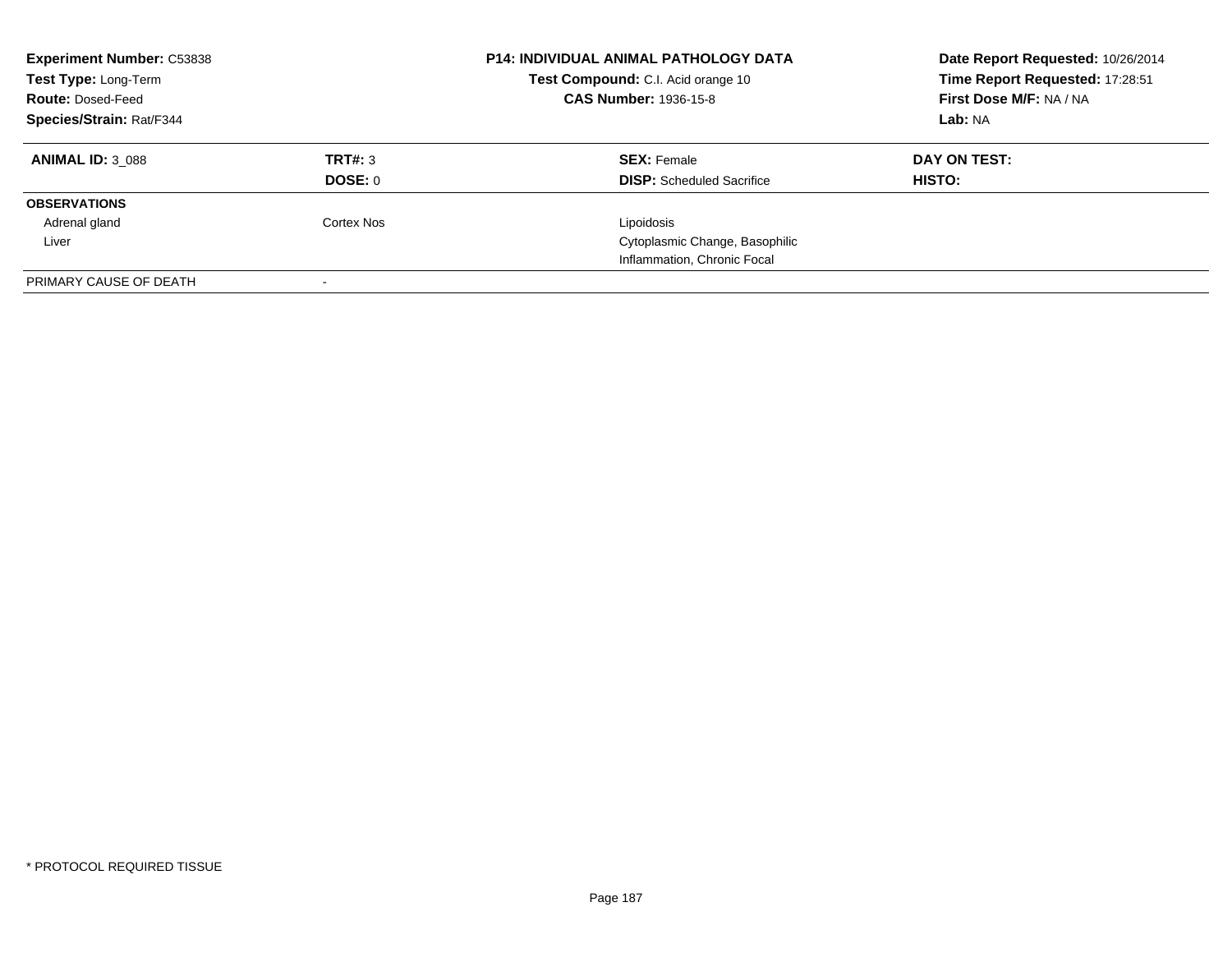**Experiment Number:** C53838
**Test Type:** Long-Term
**Route:** Dosed-Feed
**Species/Strain:** Rat/F344

**P14: INDIVIDUAL ANIMAL PATHOLOGY DATA**
**Test Compound:** C.I. Acid orange 10
**CAS Number:** 1936-15-8

**Date Report Requested:** 10/26/2014
**Time Report Requested:** 17:28:51
**First Dose M/F:** NA / NA
**Lab:** NA

| **ANIMAL ID:** 3_088 | **TRT#:** 3 | **SEX:** Female | **DAY ON TEST:** |
|---|---|---|---|
| | **DOSE:** 0 | **DISP:** Scheduled Sacrifice | **HISTO:** |
| **OBSERVATIONS** | | | |
| Adrenal gland | Cortex Nos | Lipoidosis | |
| Liver | | Cytoplasmic Change, Basophilic | |
| | | Inflammation, Chronic Focal | |
| PRIMARY CAUSE OF DEATH | - | | |

\* PROTOCOL REQUIRED TISSUE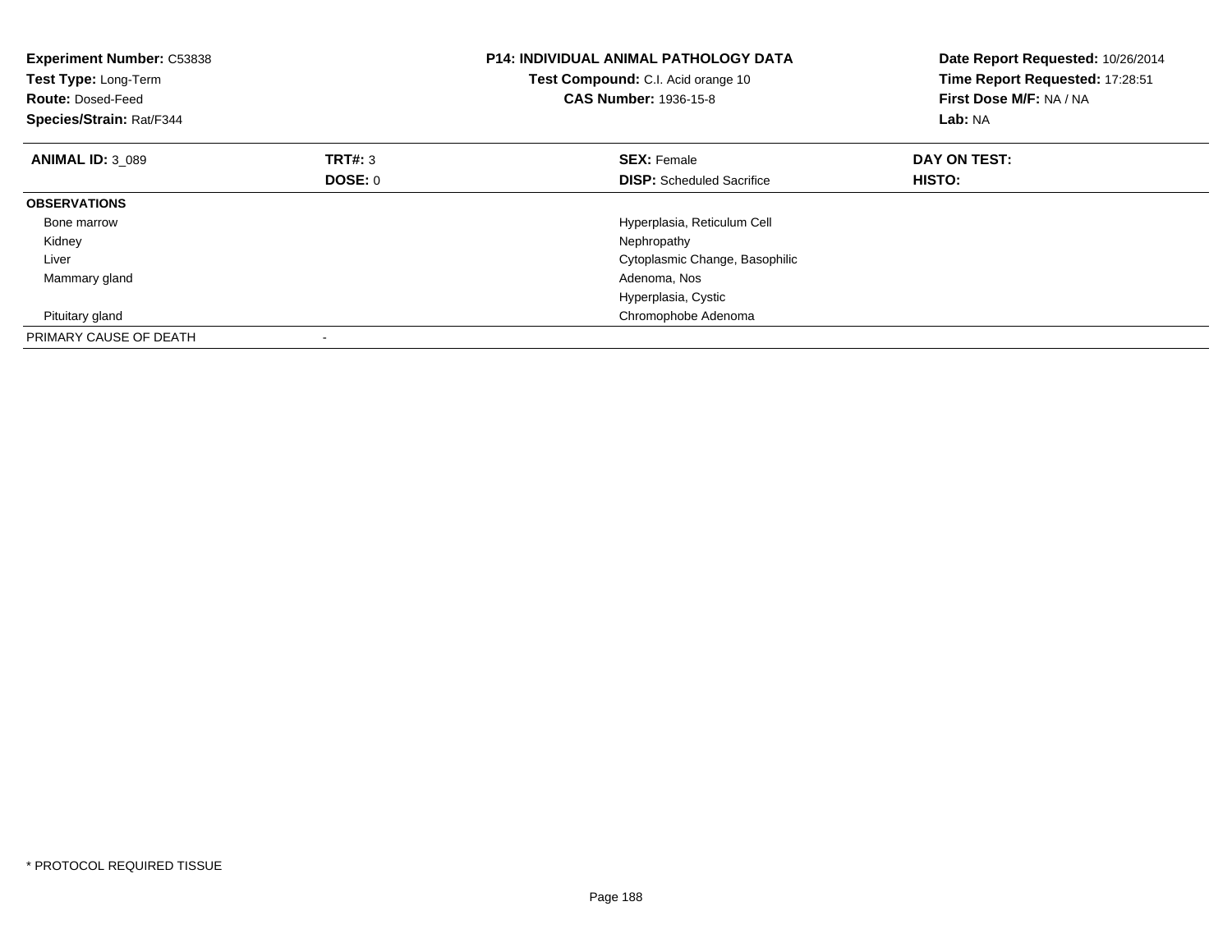**Experiment Number:** C53838
**Test Type:** Long-Term
**Route:** Dosed-Feed
**Species/Strain:** Rat/F344

**P14: INDIVIDUAL ANIMAL PATHOLOGY DATA**
**Test Compound:** C.I. Acid orange 10
**CAS Number:** 1936-15-8

**Date Report Requested:** 10/26/2014
**Time Report Requested:** 17:28:51
**First Dose M/F:** NA / NA
**Lab:** NA

| **ANIMAL ID:** 3_089 | **TRT#:** 3 | **SEX:** Female | **DAY ON TEST:** |
|---|---|---|---|
| | **DOSE:** 0 | **DISP:** Scheduled Sacrifice | **HISTO:** |
| **OBSERVATIONS** | | | |
| Bone marrow | | Hyperplasia, Reticulum Cell | |
| Kidney | | Nephropathy | |
| Liver | | Cytoplasmic Change, Basophilic | |
| Mammary gland | | Adenoma, Nos | |
| | | Hyperplasia, Cystic | |
| Pituitary gland | | Chromophobe Adenoma | |
| PRIMARY CAUSE OF DEATH | - | | |

* PROTOCOL REQUIRED TISSUE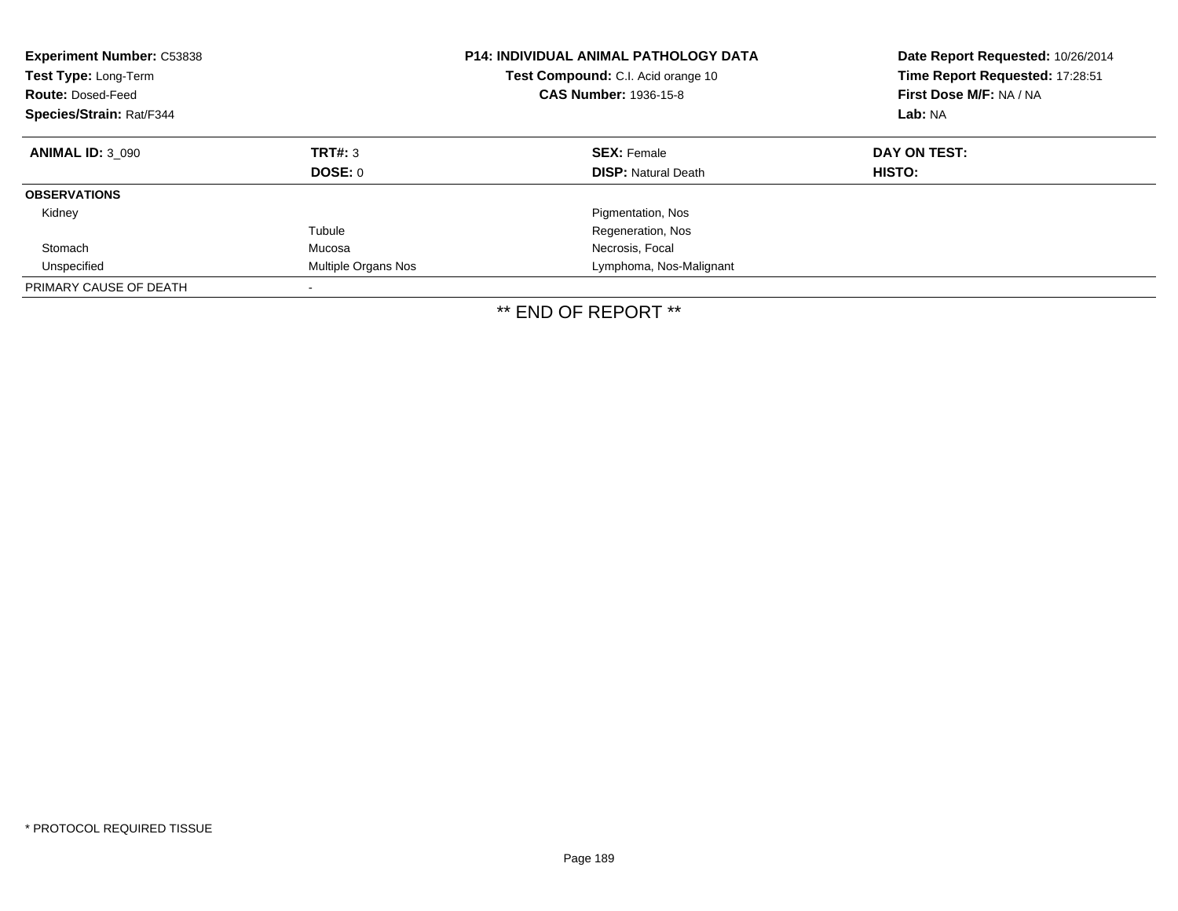**Experiment Number:** C53838
**Test Type:** Long-Term
**Route:** Dosed-Feed
**Species/Strain:** Rat/F344

**P14: INDIVIDUAL ANIMAL PATHOLOGY DATA**
**Test Compound:** C.I. Acid orange 10
**CAS Number:** 1936-15-8

**Date Report Requested:** 10/26/2014
**Time Report Requested:** 17:28:51
**First Dose M/F:** NA / NA
**Lab:** NA

| **ANIMAL ID:** 3_090 | **TRT#:** 3 | **SEX:** Female | **DAY ON TEST:** |
|---|---|---|---|
| | **DOSE:** 0 | **DISP:** Natural Death | **HISTO:** |
| **OBSERVATIONS** | | | |
| Kidney | | Pigmentation, Nos | |
| | Tubule | Regeneration, Nos | |
| Stomach | Mucosa | Necrosis, Focal | |
| Unspecified | Multiple Organs Nos | Lymphoma, Nos-Malignant | |
| PRIMARY CAUSE OF DEATH | - | | |

** END OF REPORT **

* PROTOCOL REQUIRED TISSUE